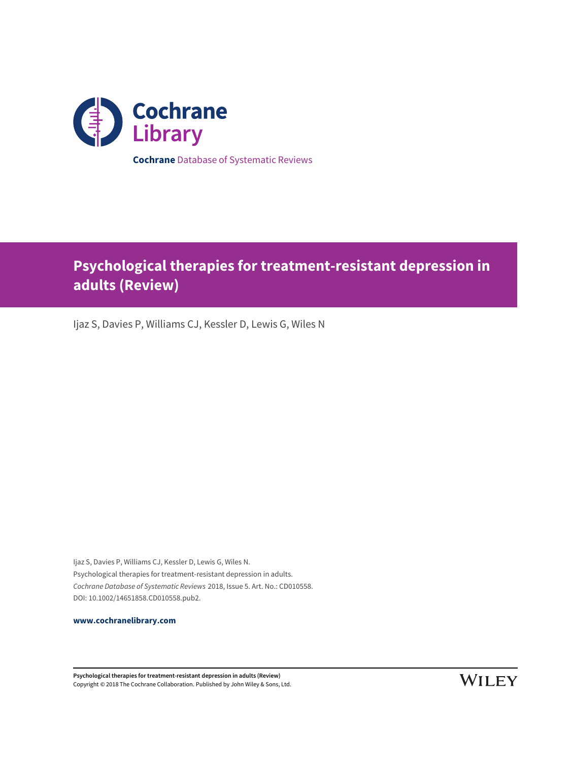**Cochrane** Database of Systematic Reviews

# Psychological therapies for treatment-resistant depression in adults (Review)

Ijaz S, Davies P, Williams CJ, Kessler D, Lewis G, Wiles N

Ijaz S, Davies P, Williams CJ, Kessler D, Lewis G, Wiles N.
Psychological therapies for treatment-resistant depression in adults.
*Cochrane Database of Systematic Reviews* 2018, Issue 5. Art. No.: CD010558.
DOI: 10.1002/14651858.CD010558.pub2.

**www.cochranelibrary.com**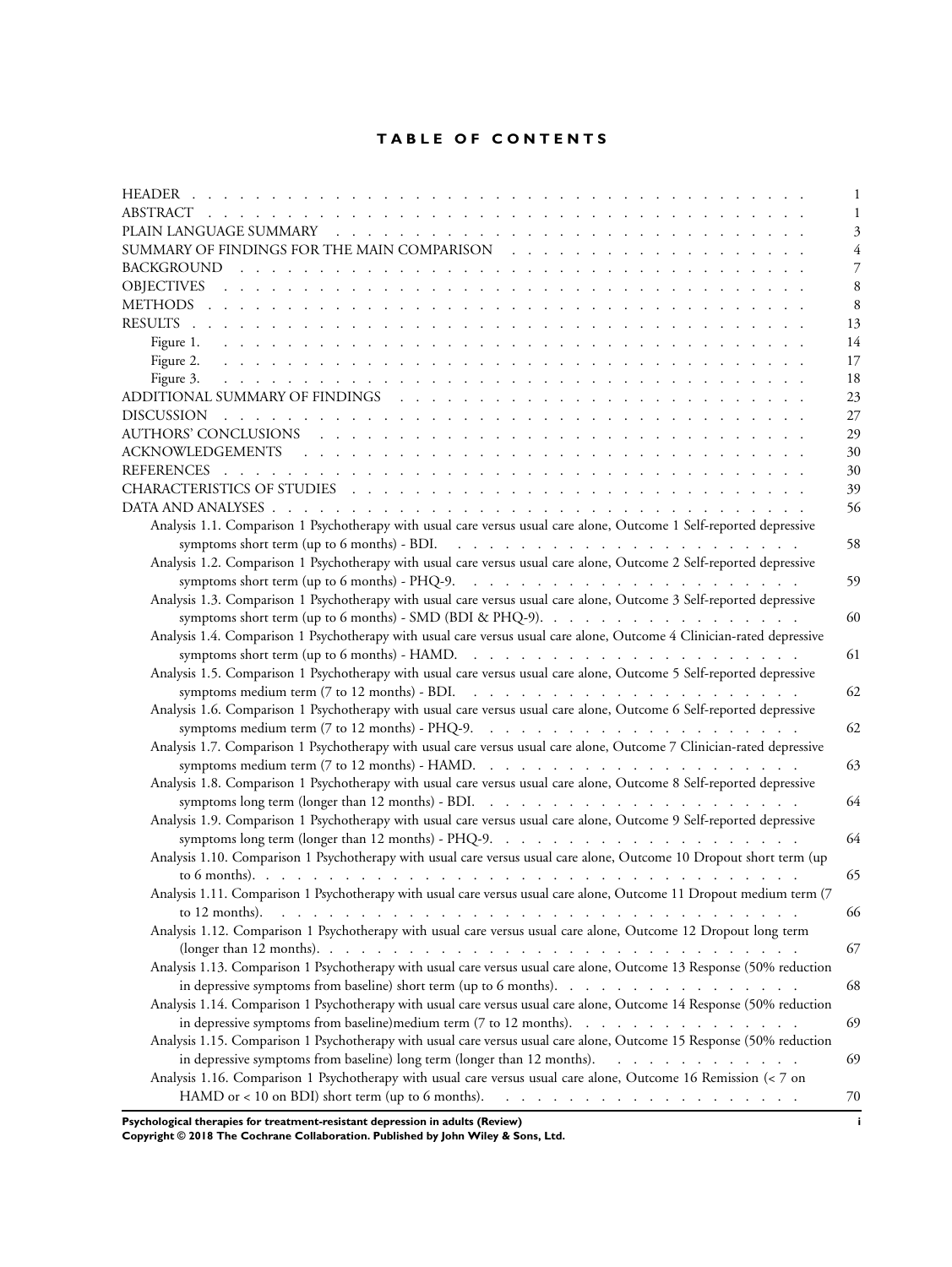# TABLE OF CONTENTS

| | |
|---|---|
| HEADER | 1 |
| ABSTRACT | 1 |
| PLAIN LANGUAGE SUMMARY | 3 |
| SUMMARY OF FINDINGS FOR THE MAIN COMPARISON | 4 |
| BACKGROUND | 7 |
| OBJECTIVES | 8 |
| METHODS | 8 |
| RESULTS | 13 |
| Figure 1. | 14 |
| Figure 2. | 17 |
| Figure 3. | 18 |
| ADDITIONAL SUMMARY OF FINDINGS | 23 |
| DISCUSSION | 27 |
| AUTHORS' CONCLUSIONS | 29 |
| ACKNOWLEDGEMENTS | 30 |
| REFERENCES | 30 |
| CHARACTERISTICS OF STUDIES | 39 |
| DATA AND ANALYSES | 56 |
| Analysis 1.1. Comparison 1 Psychotherapy with usual care versus usual care alone, Outcome 1 Self-reported depressive symptoms short term (up to 6 months) - BDI. | 58 |
| Analysis 1.2. Comparison 1 Psychotherapy with usual care versus usual care alone, Outcome 2 Self-reported depressive symptoms short term (up to 6 months) - PHQ-9. | 59 |
| Analysis 1.3. Comparison 1 Psychotherapy with usual care versus usual care alone, Outcome 3 Self-reported depressive symptoms short term (up to 6 months) - SMD (BDI & PHQ-9). | 60 |
| Analysis 1.4. Comparison 1 Psychotherapy with usual care versus usual care alone, Outcome 4 Clinician-rated depressive symptoms short term (up to 6 months) - HAMD. | 61 |
| Analysis 1.5. Comparison 1 Psychotherapy with usual care versus usual care alone, Outcome 5 Self-reported depressive symptoms medium term (7 to 12 months) - BDI. | 62 |
| Analysis 1.6. Comparison 1 Psychotherapy with usual care versus usual care alone, Outcome 6 Self-reported depressive symptoms medium term (7 to 12 months) - PHQ-9. | 62 |
| Analysis 1.7. Comparison 1 Psychotherapy with usual care versus usual care alone, Outcome 7 Clinician-rated depressive symptoms medium term (7 to 12 months) - HAMD. | 63 |
| Analysis 1.8. Comparison 1 Psychotherapy with usual care versus usual care alone, Outcome 8 Self-reported depressive symptoms long term (longer than 12 months) - BDI. | 64 |
| Analysis 1.9. Comparison 1 Psychotherapy with usual care versus usual care alone, Outcome 9 Self-reported depressive symptoms long term (longer than 12 months) - PHQ-9. | 64 |
| Analysis 1.10. Comparison 1 Psychotherapy with usual care versus usual care alone, Outcome 10 Dropout short term (up to 6 months). | 65 |
| Analysis 1.11. Comparison 1 Psychotherapy with usual care versus usual care alone, Outcome 11 Dropout medium term (7 to 12 months). | 66 |
| Analysis 1.12. Comparison 1 Psychotherapy with usual care versus usual care alone, Outcome 12 Dropout long term (longer than 12 months). | 67 |
| Analysis 1.13. Comparison 1 Psychotherapy with usual care versus usual care alone, Outcome 13 Response (50% reduction in depressive symptoms from baseline) short term (up to 6 months). | 68 |
| Analysis 1.14. Comparison 1 Psychotherapy with usual care versus usual care alone, Outcome 14 Response (50% reduction in depressive symptoms from baseline)medium term (7 to 12 months). | 69 |
| Analysis 1.15. Comparison 1 Psychotherapy with usual care versus usual care alone, Outcome 15 Response (50% reduction in depressive symptoms from baseline) long term (longer than 12 months). | 69 |
| Analysis 1.16. Comparison 1 Psychotherapy with usual care versus usual care alone, Outcome 16 Remission (< 7 on HAMD or < 10 on BDI) short term (up to 6 months). | 70 |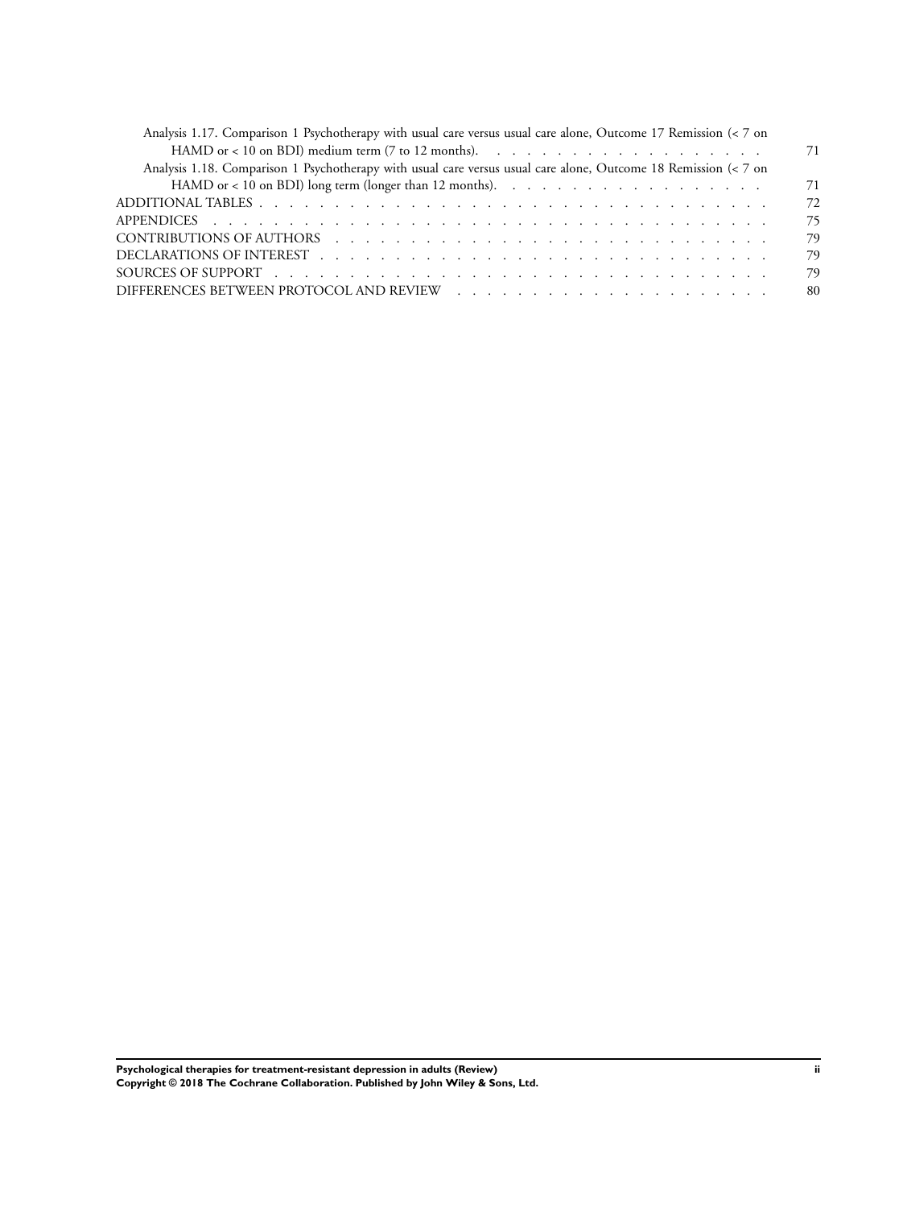Analysis 1.17. Comparison 1 Psychotherapy with usual care versus usual care alone, Outcome 17 Remission (< 7 on HAMD or < 10 on BDI) medium term (7 to 12 months). . . . . . . . . . . . . . . . . . . 71

Analysis 1.18. Comparison 1 Psychotherapy with usual care versus usual care alone, Outcome 18 Remission (< 7 on HAMD or < 10 on BDI) long term (longer than 12 months). . . . . . . . . . . . . . . . . . 71

ADDITIONAL TABLES . . . . . . . . . . . . . . . . . . . . . . . . . . . . . . . . 72

APPENDICES . . . . . . . . . . . . . . . . . . . . . . . . . . . . . . . . . . . 75

CONTRIBUTIONS OF AUTHORS . . . . . . . . . . . . . . . . . . . . . . . . . . . . 79

DECLARATIONS OF INTEREST . . . . . . . . . . . . . . . . . . . . . . . . . . . . 79

SOURCES OF SUPPORT . . . . . . . . . . . . . . . . . . . . . . . . . . . . . . . 79

DIFFERENCES BETWEEN PROTOCOL AND REVIEW . . . . . . . . . . . . . . . . . . . . . 80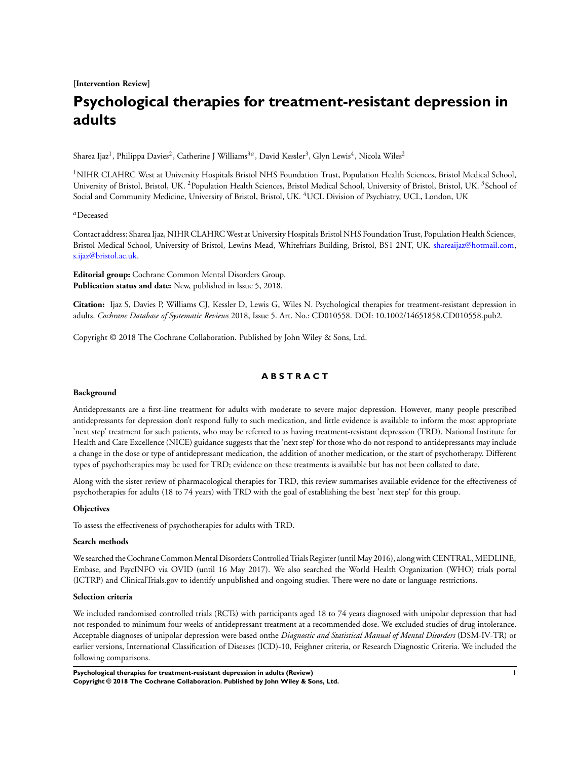**[Intervention Review]**

# Psychological therapies for treatment-resistant depression in adults

Sharea Ijaz[1], Philippa Davies[2], Catherine J Williams[3a], David Kessler[3], Glyn Lewis[4], Nicola Wiles[2]

[1]NIHR CLAHRC West at University Hospitals Bristol NHS Foundation Trust, Population Health Sciences, Bristol Medical School, University of Bristol, Bristol, UK. [2]Population Health Sciences, Bristol Medical School, University of Bristol, Bristol, UK. [3]School of Social and Community Medicine, University of Bristol, Bristol, UK. [4]UCL Division of Psychiatry, UCL, London, UK

[a]Deceased

Contact address: Sharea Ijaz, NIHR CLAHRC West at University Hospitals Bristol NHS Foundation Trust, Population Health Sciences, Bristol Medical School, University of Bristol, Lewins Mead, Whitefriars Building, Bristol, BS1 2NT, UK. shareaijaz@hotmail.com, s.ijaz@bristol.ac.uk.

**Editorial group:** Cochrane Common Mental Disorders Group.
**Publication status and date:** New, published in Issue 5, 2018.

**Citation:** Ijaz S, Davies P, Williams CJ, Kessler D, Lewis G, Wiles N. Psychological therapies for treatment-resistant depression in adults. *Cochrane Database of Systematic Reviews* 2018, Issue 5. Art. No.: CD010558. DOI: 10.1002/14651858.CD010558.pub2.

Copyright © 2018 The Cochrane Collaboration. Published by John Wiley & Sons, Ltd.

## ABSTRACT

### Background

Antidepressants are a first-line treatment for adults with moderate to severe major depression. However, many people prescribed antidepressants for depression don't respond fully to such medication, and little evidence is available to inform the most appropriate 'next step' treatment for such patients, who may be referred to as having treatment-resistant depression (TRD). National Institute for Health and Care Excellence (NICE) guidance suggests that the 'next step' for those who do not respond to antidepressants may include a change in the dose or type of antidepressant medication, the addition of another medication, or the start of psychotherapy. Different types of psychotherapies may be used for TRD; evidence on these treatments is available but has not been collated to date.

Along with the sister review of pharmacological therapies for TRD, this review summarises available evidence for the effectiveness of psychotherapies for adults (18 to 74 years) with TRD with the goal of establishing the best 'next step' for this group.

### Objectives

To assess the effectiveness of psychotherapies for adults with TRD.

### Search methods

We searched the Cochrane Common Mental Disorders Controlled Trials Register (until May 2016), along with CENTRAL, MEDLINE, Embase, and PsycINFO via OVID (until 16 May 2017). We also searched the World Health Organization (WHO) trials portal (ICTRP) and ClinicalTrials.gov to identify unpublished and ongoing studies. There were no date or language restrictions.

### Selection criteria

We included randomised controlled trials (RCTs) with participants aged 18 to 74 years diagnosed with unipolar depression that had not responded to minimum four weeks of antidepressant treatment at a recommended dose. We excluded studies of drug intolerance. Acceptable diagnoses of unipolar depression were based onthe *Diagnostic and Statistical Manual of Mental Disorders* (DSM-IV-TR) or earlier versions, International Classification of Diseases (ICD)-10, Feighner criteria, or Research Diagnostic Criteria. We included the following comparisons.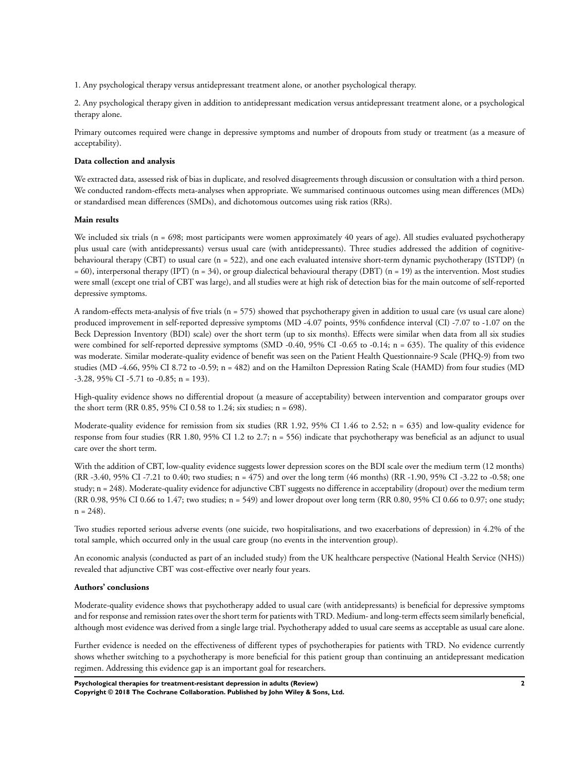1. Any psychological therapy versus antidepressant treatment alone, or another psychological therapy.

2. Any psychological therapy given in addition to antidepressant medication versus antidepressant treatment alone, or a psychological therapy alone.

Primary outcomes required were change in depressive symptoms and number of dropouts from study or treatment (as a measure of acceptability).

**Data collection and analysis**

We extracted data, assessed risk of bias in duplicate, and resolved disagreements through discussion or consultation with a third person. We conducted random-effects meta-analyses when appropriate. We summarised continuous outcomes using mean differences (MDs) or standardised mean differences (SMDs), and dichotomous outcomes using risk ratios (RRs).

**Main results**

We included six trials (n = 698; most participants were women approximately 40 years of age). All studies evaluated psychotherapy plus usual care (with antidepressants) versus usual care (with antidepressants). Three studies addressed the addition of cognitive-behavioural therapy (CBT) to usual care (n = 522), and one each evaluated intensive short-term dynamic psychotherapy (ISTDP) (n = 60), interpersonal therapy (IPT) (n = 34), or group dialectical behavioural therapy (DBT) (n = 19) as the intervention. Most studies were small (except one trial of CBT was large), and all studies were at high risk of detection bias for the main outcome of self-reported depressive symptoms.

A random-effects meta-analysis of five trials (n = 575) showed that psychotherapy given in addition to usual care (vs usual care alone) produced improvement in self-reported depressive symptoms (MD -4.07 points, 95% confidence interval (CI) -7.07 to -1.07 on the Beck Depression Inventory (BDI) scale) over the short term (up to six months). Effects were similar when data from all six studies were combined for self-reported depressive symptoms (SMD -0.40, 95% CI -0.65 to -0.14; n = 635). The quality of this evidence was moderate. Similar moderate-quality evidence of benefit was seen on the Patient Health Questionnaire-9 Scale (PHQ-9) from two studies (MD -4.66, 95% CI 8.72 to -0.59; n = 482) and on the Hamilton Depression Rating Scale (HAMD) from four studies (MD -3.28, 95% CI -5.71 to -0.85; n = 193).

High-quality evidence shows no differential dropout (a measure of acceptability) between intervention and comparator groups over the short term (RR 0.85, 95% CI 0.58 to 1.24; six studies; n = 698).

Moderate-quality evidence for remission from six studies (RR 1.92, 95% CI 1.46 to 2.52; n = 635) and low-quality evidence for response from four studies (RR 1.80, 95% CI 1.2 to 2.7; n = 556) indicate that psychotherapy was beneficial as an adjunct to usual care over the short term.

With the addition of CBT, low-quality evidence suggests lower depression scores on the BDI scale over the medium term (12 months) (RR -3.40, 95% CI -7.21 to 0.40; two studies; n = 475) and over the long term (46 months) (RR -1.90, 95% CI -3.22 to -0.58; one study; n = 248). Moderate-quality evidence for adjunctive CBT suggests no difference in acceptability (dropout) over the medium term (RR 0.98, 95% CI 0.66 to 1.47; two studies; n = 549) and lower dropout over long term (RR 0.80, 95% CI 0.66 to 0.97; one study; n = 248).

Two studies reported serious adverse events (one suicide, two hospitalisations, and two exacerbations of depression) in 4.2% of the total sample, which occurred only in the usual care group (no events in the intervention group).

An economic analysis (conducted as part of an included study) from the UK healthcare perspective (National Health Service (NHS)) revealed that adjunctive CBT was cost-effective over nearly four years.

**Authors' conclusions**

Moderate-quality evidence shows that psychotherapy added to usual care (with antidepressants) is beneficial for depressive symptoms and for response and remission rates over the short term for patients with TRD. Medium- and long-term effects seem similarly beneficial, although most evidence was derived from a single large trial. Psychotherapy added to usual care seems as acceptable as usual care alone.

Further evidence is needed on the effectiveness of different types of psychotherapies for patients with TRD. No evidence currently shows whether switching to a psychotherapy is more beneficial for this patient group than continuing an antidepressant medication regimen. Addressing this evidence gap is an important goal for researchers.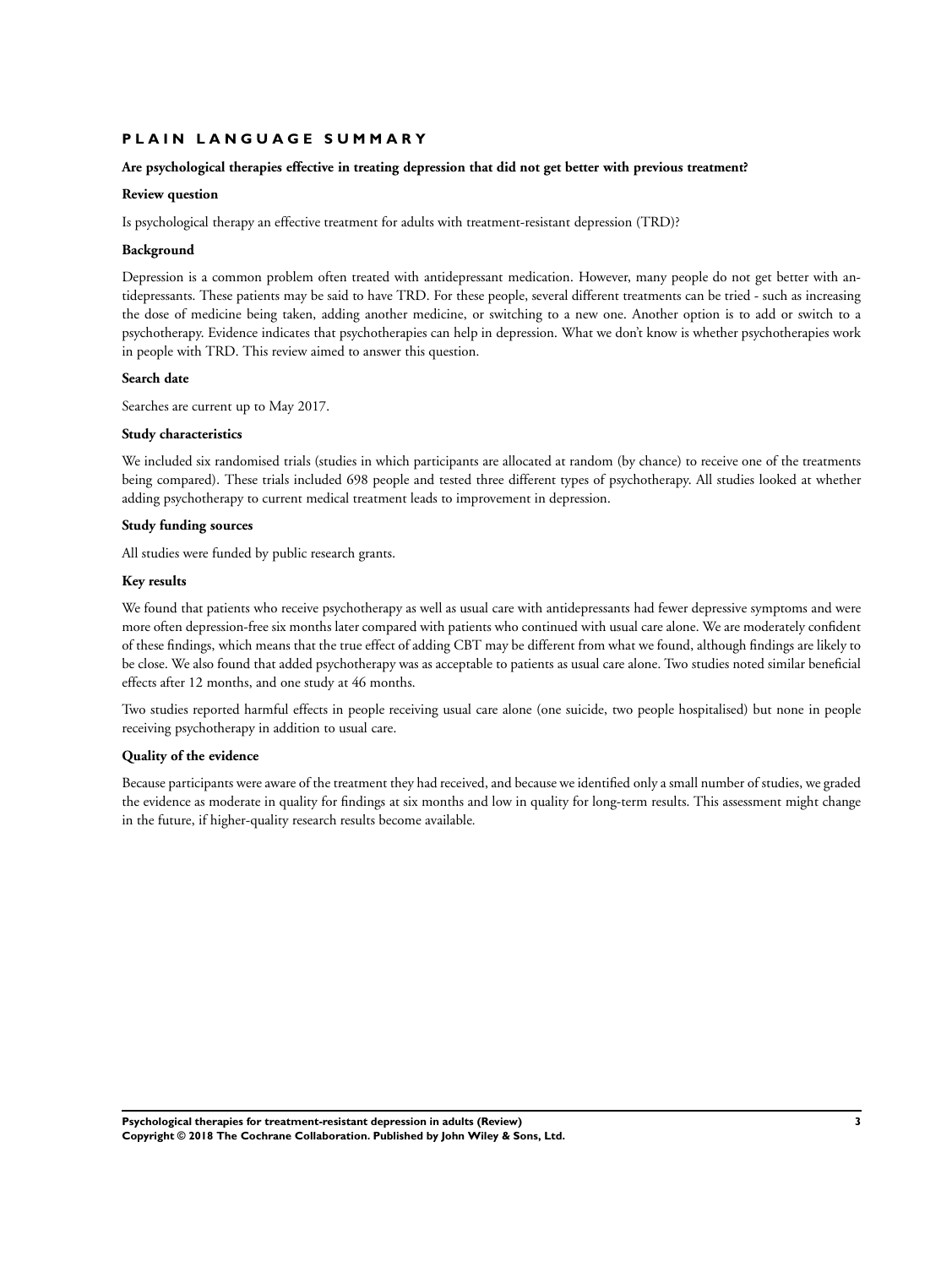## PLAIN LANGUAGE SUMMARY

**Are psychological therapies effective in treating depression that did not get better with previous treatment?**

**Review question**

Is psychological therapy an effective treatment for adults with treatment-resistant depression (TRD)?

**Background**

Depression is a common problem often treated with antidepressant medication. However, many people do not get better with antidepressants. These patients may be said to have TRD. For these people, several different treatments can be tried - such as increasing the dose of medicine being taken, adding another medicine, or switching to a new one. Another option is to add or switch to a psychotherapy. Evidence indicates that psychotherapies can help in depression. What we don't know is whether psychotherapies work in people with TRD. This review aimed to answer this question.

**Search date**

Searches are current up to May 2017.

**Study characteristics**

We included six randomised trials (studies in which participants are allocated at random (by chance) to receive one of the treatments being compared). These trials included 698 people and tested three different types of psychotherapy. All studies looked at whether adding psychotherapy to current medical treatment leads to improvement in depression.

**Study funding sources**

All studies were funded by public research grants.

**Key results**

We found that patients who receive psychotherapy as well as usual care with antidepressants had fewer depressive symptoms and were more often depression-free six months later compared with patients who continued with usual care alone. We are moderately confident of these findings, which means that the true effect of adding CBT may be different from what we found, although findings are likely to be close. We also found that added psychotherapy was as acceptable to patients as usual care alone. Two studies noted similar beneficial effects after 12 months, and one study at 46 months.

Two studies reported harmful effects in people receiving usual care alone (one suicide, two people hospitalised) but none in people receiving psychotherapy in addition to usual care.

**Quality of the evidence**

Because participants were aware of the treatment they had received, and because we identified only a small number of studies, we graded the evidence as moderate in quality for findings at six months and low in quality for long-term results. This assessment might change in the future, if higher-quality research results become available.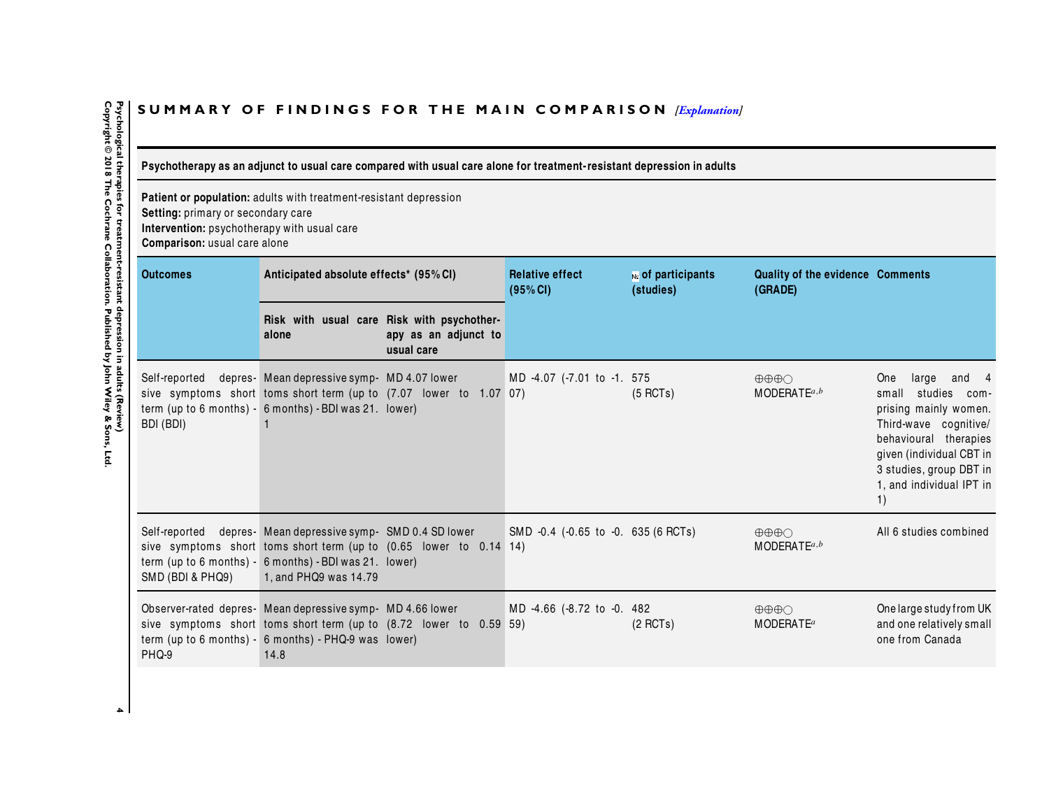## SUMMARY OF FINDINGS FOR THE MAIN COMPARISON *[Explanation]*

**Psychotherapy as an adjunct to usual care compared with usual care alone for treatment-resistant depression in adults**

**Patient or population:** adults with treatment-resistant depression
**Setting:** primary or secondary care
**Intervention:** psychotherapy with usual care
**Comparison:** usual care alone

| Outcomes | Anticipated absolute effects* (95% CI) | | Relative effect (95% CI) | № of participants (studies) | Quality of the evidence (GRADE) | Comments |
|---|---|---|---|---|---|---|
| | Risk with usual care alone | Risk with psychotherapy as an adjunct to usual care | | | | |
| Self-reported depressive symptoms short term (up to 6 months) - BDI (BDI) | Mean depressive symptoms short term (up to 6 months) - BDI was 21.1 | MD 4.07 lower (7.07 lower to 1.07 lower) | MD -4.07 (-7.01 to -1.07) | 575 (5 RCTs) | ⊕⊕⊕◯ MODERATE[a,b] | One large and 4 small studies comprising mainly women. Third-wave cognitive/behavioural therapies given (individual CBT in 3 studies, group DBT in 1, and individual IPT in 1) |
| Self-reported depressive symptoms short term (up to 6 months) - SMD (BDI & PHQ9) | Mean depressive symptoms short term (up to 6 months) - BDI was 21.1, and PHQ9 was 14.79 | SMD 0.4 SD lower (0.65 lower to 0.14 lower) | SMD -0.4 (-0.65 to -0.14) | 635 (6 RCTs) | ⊕⊕⊕◯ MODERATE[a,b] | All 6 studies combined |
| Observer-rated depressive symptoms short term (up to 6 months) - PHQ-9 | Mean depressive symptoms short term (up to 6 months) - PHQ-9 was 14.8 | MD 4.66 lower (8.72 lower to 0.59 lower) | MD -4.66 (-8.72 to -0.59) | 482 (2 RCTs) | ⊕⊕⊕◯ MODERATE[a] | One large study from UK and one relatively small one from Canada |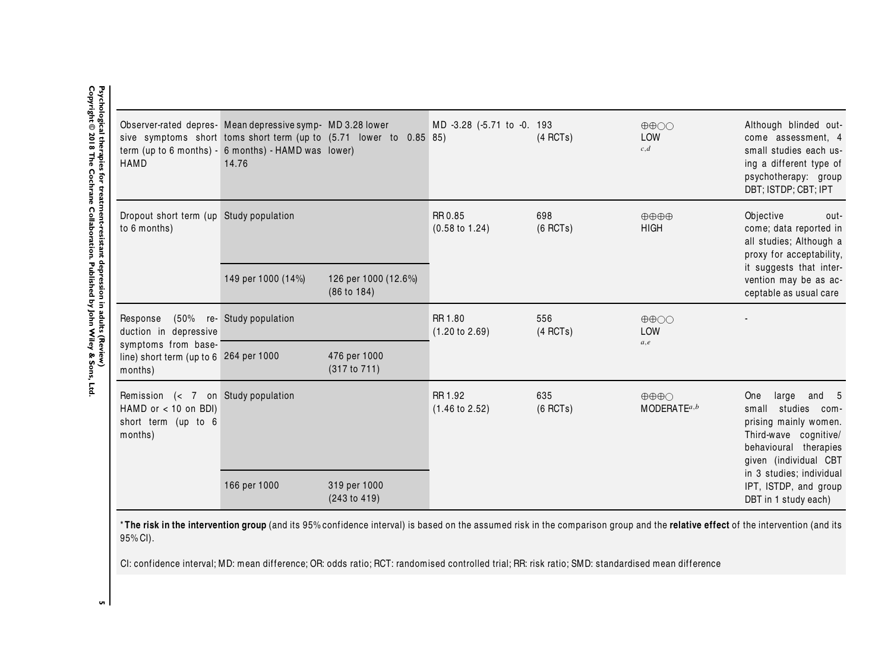| | | | | | | |
|---|---|---|---|---|---|---|
| Observer-rated depressive symptoms short term (up to 6 months) - HAMD | Mean depressive symptoms short term (up to 6 months) - HAMD was 14.76 | MD 3.28 lower (5.71 lower to 0.85 lower) | MD -3.28 (-5.71 to -0.85) | 193 (4 RCTs) | ⊕⊕◯◯ LOW [c,d] | Although blinded outcome assessment, 4 small studies each using a different type of psychotherapy: group DBT; ISTDP; CBT; IPT |
| Dropout short term (up to 6 months) | Study population | | RR 0.85 (0.58 to 1.24) | 698 (6 RCTs) | ⊕⊕⊕⊕ HIGH | Objective outcome; data reported in all studies; Although a proxy for acceptability, it suggests that intervention may be as acceptable as usual care |
| | 149 per 1000 (14%) | 126 per 1000 (12.6%) (86 to 184) | | | | |
| Response (50% reduction in depressive symptoms from baseline) short term (up to 6 months) | Study population | | RR 1.80 (1.20 to 2.69) | 556 (4 RCTs) | ⊕⊕◯◯ LOW [a,e] | - |
| | 264 per 1000 | 476 per 1000 (317 to 711) | | | | |
| Remission (< 7 on HAMD or < 10 on BDI) short term (up to 6 months) | Study population | | RR 1.92 (1.46 to 2.52) | 635 (6 RCTs) | ⊕⊕⊕◯ MODERATE[a,b] | One large and 5 small studies comprising mainly women. Third-wave cognitive/behavioural therapies given (individual CBT in 3 studies; individual IPT, ISTDP, and group DBT in 1 study each) |
| | 166 per 1000 | 319 per 1000 (243 to 419) | | | | |

***The risk in the intervention group** (and its 95% confidence interval) is based on the assumed risk in the comparison group and the **relative effect** of the intervention (and its 95% CI).

CI: confidence interval; MD: mean difference; OR: odds ratio; RCT: randomised controlled trial; RR: risk ratio; SMD: standardised mean difference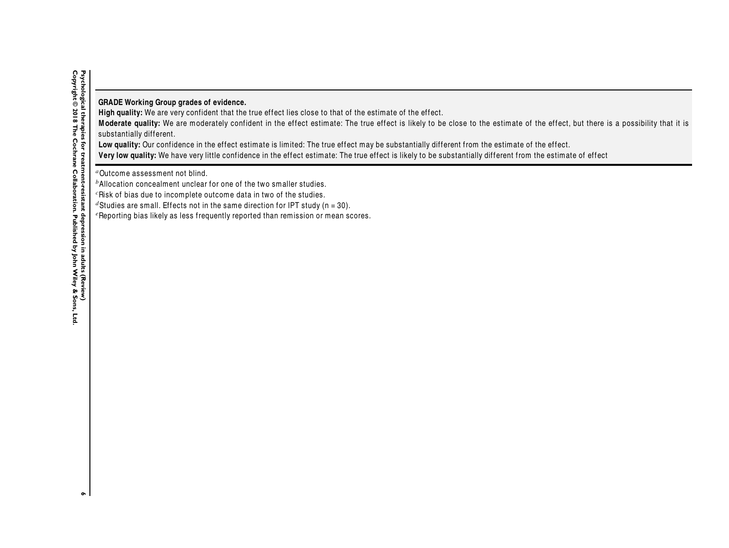**GRADE Working Group grades of evidence.**
**High quality:** We are very confident that the true effect lies close to that of the estimate of the effect.
**Moderate quality:** We are moderately confident in the effect estimate: The true effect is likely to be close to the estimate of the effect, but there is a possibility that it is substantially different.
**Low quality:** Our confidence in the effect estimate is limited: The true effect may be substantially different from the estimate of the effect.
**Very low quality:** We have very little confidence in the effect estimate: The true effect is likely to be substantially different from the estimate of effect

[a]Outcome assessment not blind.
[b]Allocation concealment unclear for one of the two smaller studies.
[c]Risk of bias due to incomplete outcome data in two of the studies.
[d]Studies are small. Effects not in the same direction for IPT study (n = 30).
[e]Reporting bias likely as less frequently reported than remission or mean scores.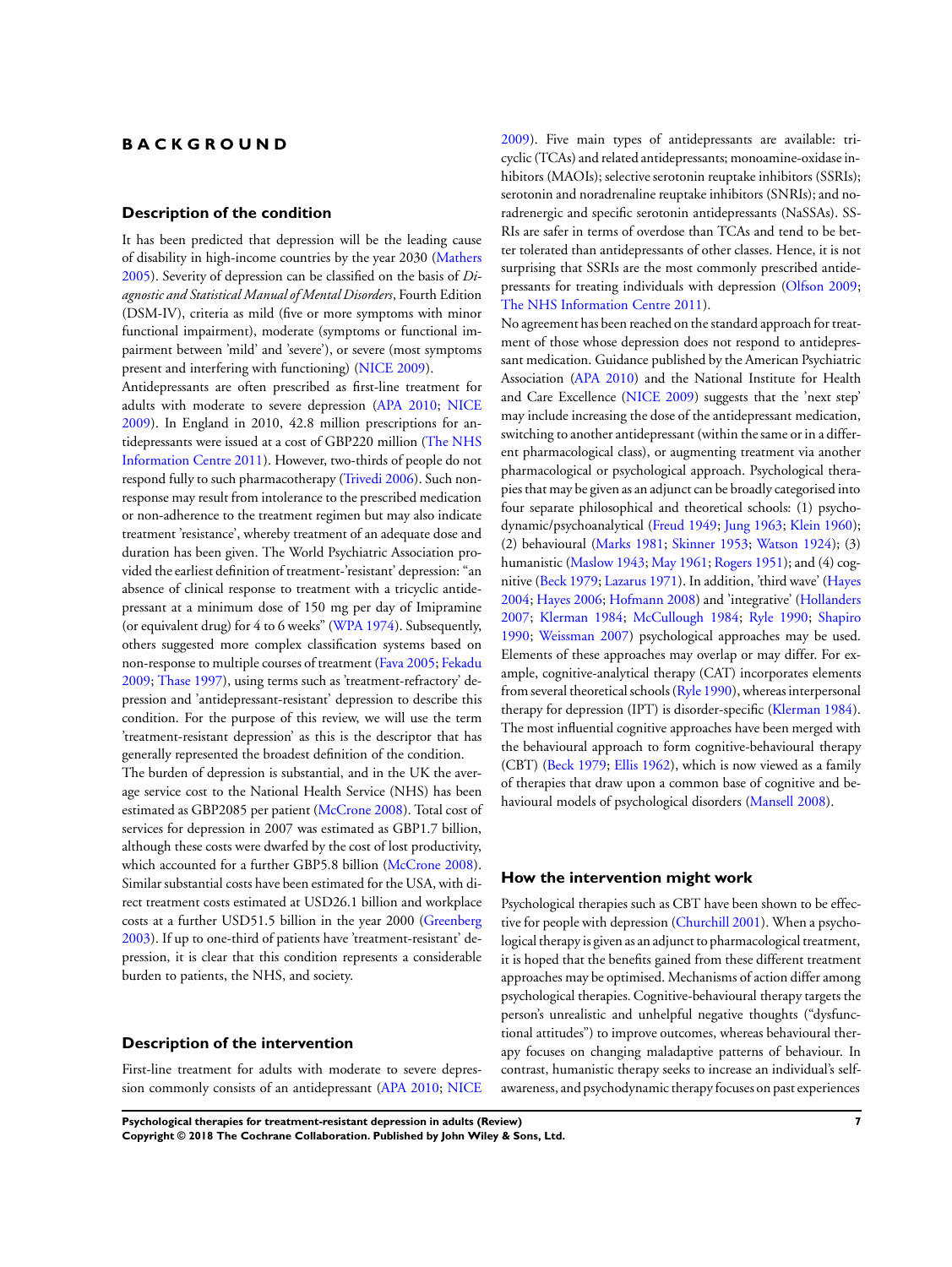# BACKGROUND

## Description of the condition

It has been predicted that depression will be the leading cause of disability in high-income countries by the year 2030 (Mathers 2005). Severity of depression can be classified on the basis of *Diagnostic and Statistical Manual of Mental Disorders*, Fourth Edition (DSM-IV), criteria as mild (five or more symptoms with minor functional impairment), moderate (symptoms or functional impairment between 'mild' and 'severe'), or severe (most symptoms present and interfering with functioning) (NICE 2009).

Antidepressants are often prescribed as first-line treatment for adults with moderate to severe depression (APA 2010; NICE 2009). In England in 2010, 42.8 million prescriptions for antidepressants were issued at a cost of GBP220 million (The NHS Information Centre 2011). However, two-thirds of people do not respond fully to such pharmacotherapy (Trivedi 2006). Such non-response may result from intolerance to the prescribed medication or non-adherence to the treatment regimen but may also indicate treatment 'resistance', whereby treatment of an adequate dose and duration has been given. The World Psychiatric Association provided the earliest definition of treatment-'resistant' depression: "an absence of clinical response to treatment with a tricyclic antidepressant at a minimum dose of 150 mg per day of Imipramine (or equivalent drug) for 4 to 6 weeks" (WPA 1974). Subsequently, others suggested more complex classification systems based on non-response to multiple courses of treatment (Fava 2005; Fekadu 2009; Thase 1997), using terms such as 'treatment-refractory' depression and 'antidepressant-resistant' depression to describe this condition. For the purpose of this review, we will use the term 'treatment-resistant depression' as this is the descriptor that has generally represented the broadest definition of the condition.

The burden of depression is substantial, and in the UK the average service cost to the National Health Service (NHS) has been estimated as GBP2085 per patient (McCrone 2008). Total cost of services for depression in 2007 was estimated as GBP1.7 billion, although these costs were dwarfed by the cost of lost productivity, which accounted for a further GBP5.8 billion (McCrone 2008). Similar substantial costs have been estimated for the USA, with direct treatment costs estimated at USD26.1 billion and workplace costs at a further USD51.5 billion in the year 2000 (Greenberg 2003). If up to one-third of patients have 'treatment-resistant' depression, it is clear that this condition represents a considerable burden to patients, the NHS, and society.

## Description of the intervention

First-line treatment for adults with moderate to severe depression commonly consists of an antidepressant (APA 2010; NICE 2009). Five main types of antidepressants are available: tricyclic (TCAs) and related antidepressants; monoamine-oxidase inhibitors (MAOIs); selective serotonin reuptake inhibitors (SSRIs); serotonin and noradrenaline reuptake inhibitors (SNRIs); and noradrenergic and specific serotonin antidepressants (NaSSAs). SSRIs are safer in terms of overdose than TCAs and tend to be better tolerated than antidepressants of other classes. Hence, it is not surprising that SSRIs are the most commonly prescribed antidepressants for treating individuals with depression (Olfson 2009; The NHS Information Centre 2011).

No agreement has been reached on the standard approach for treatment of those whose depression does not respond to antidepressant medication. Guidance published by the American Psychiatric Association (APA 2010) and the National Institute for Health and Care Excellence (NICE 2009) suggests that the 'next step' may include increasing the dose of the antidepressant medication, switching to another antidepressant (within the same or in a different pharmacological class), or augmenting treatment via another pharmacological or psychological approach. Psychological therapies that may be given as an adjunct can be broadly categorised into four separate philosophical and theoretical schools: (1) psychodynamic/psychoanalytical (Freud 1949; Jung 1963; Klein 1960); (2) behavioural (Marks 1981; Skinner 1953; Watson 1924); (3) humanistic (Maslow 1943; May 1961; Rogers 1951); and (4) cognitive (Beck 1979; Lazarus 1971). In addition, 'third wave' (Hayes 2004; Hayes 2006; Hofmann 2008) and 'integrative' (Hollanders 2007; Klerman 1984; McCullough 1984; Ryle 1990; Shapiro 1990; Weissman 2007) psychological approaches may be used. Elements of these approaches may overlap or may differ. For example, cognitive-analytical therapy (CAT) incorporates elements from several theoretical schools (Ryle 1990), whereas interpersonal therapy for depression (IPT) is disorder-specific (Klerman 1984). The most influential cognitive approaches have been merged with the behavioural approach to form cognitive-behavioural therapy (CBT) (Beck 1979; Ellis 1962), which is now viewed as a family of therapies that draw upon a common base of cognitive and behavioural models of psychological disorders (Mansell 2008).

## How the intervention might work

Psychological therapies such as CBT have been shown to be effective for people with depression (Churchill 2001). When a psychological therapy is given as an adjunct to pharmacological treatment, it is hoped that the benefits gained from these different treatment approaches may be optimised. Mechanisms of action differ among psychological therapies. Cognitive-behavioural therapy targets the person's unrealistic and unhelpful negative thoughts ("dysfunctional attitudes") to improve outcomes, whereas behavioural therapy focuses on changing maladaptive patterns of behaviour. In contrast, humanistic therapy seeks to increase an individual's self-awareness, and psychodynamic therapy focuses on past experiences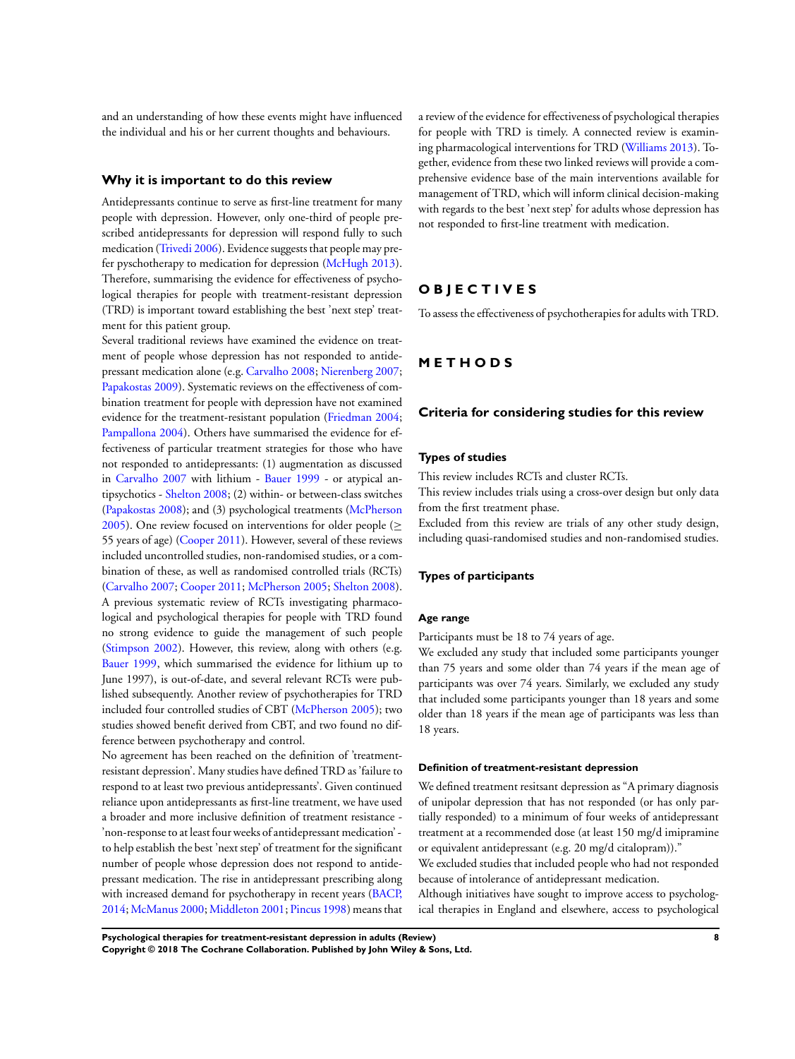and an understanding of how these events might have influenced the individual and his or her current thoughts and behaviours.

## Why it is important to do this review

Antidepressants continue to serve as first-line treatment for many people with depression. However, only one-third of people prescribed antidepressants for depression will respond fully to such medication (Trivedi 2006). Evidence suggests that people may prefer pyschotherapy to medication for depression (McHugh 2013). Therefore, summarising the evidence for effectiveness of psychological therapies for people with treatment-resistant depression (TRD) is important toward establishing the best 'next step' treatment for this patient group.

Several traditional reviews have examined the evidence on treatment of people whose depression has not responded to antidepressant medication alone (e.g. Carvalho 2008; Nierenberg 2007; Papakostas 2009). Systematic reviews on the effectiveness of combination treatment for people with depression have not examined evidence for the treatment-resistant population (Friedman 2004; Pampallona 2004). Others have summarised the evidence for effectiveness of particular treatment strategies for those who have not responded to antidepressants: (1) augmentation as discussed in Carvalho 2007 with lithium - Bauer 1999 - or atypical antipsychotics - Shelton 2008; (2) within- or between-class switches (Papakostas 2008); and (3) psychological treatments (McPherson 2005). One review focused on interventions for older people (≥ 55 years of age) (Cooper 2011). However, several of these reviews included uncontrolled studies, non-randomised studies, or a combination of these, as well as randomised controlled trials (RCTs) (Carvalho 2007; Cooper 2011; McPherson 2005; Shelton 2008). A previous systematic review of RCTs investigating pharmacological and psychological therapies for people with TRD found no strong evidence to guide the management of such people (Stimpson 2002). However, this review, along with others (e.g. Bauer 1999, which summarised the evidence for lithium up to June 1997), is out-of-date, and several relevant RCTs were published subsequently. Another review of psychotherapies for TRD included four controlled studies of CBT (McPherson 2005); two studies showed benefit derived from CBT, and two found no difference between psychotherapy and control.

No agreement has been reached on the definition of 'treatment-resistant depression'. Many studies have defined TRD as 'failure to respond to at least two previous antidepressants'. Given continued reliance upon antidepressants as first-line treatment, we have used a broader and more inclusive definition of treatment resistance - 'non-response to at least four weeks of antidepressant medication' - to help establish the best 'next step' of treatment for the significant number of people whose depression does not respond to antidepressant medication. The rise in antidepressant prescribing along with increased demand for psychotherapy in recent years (BACP, 2014; McManus 2000; Middleton 2001; Pincus 1998) means that a review of the evidence for effectiveness of psychological therapies for people with TRD is timely. A connected review is examining pharmacological interventions for TRD (Williams 2013). Together, evidence from these two linked reviews will provide a comprehensive evidence base of the main interventions available for management of TRD, which will inform clinical decision-making with regards to the best 'next step' for adults whose depression has not responded to first-line treatment with medication.

# OBJECTIVES

To assess the effectiveness of psychotherapies for adults with TRD.

# METHODS

## Criteria for considering studies for this review

### Types of studies

This review includes RCTs and cluster RCTs.

This review includes trials using a cross-over design but only data from the first treatment phase.

Excluded from this review are trials of any other study design, including quasi-randomised studies and non-randomised studies.

### Types of participants

#### Age range

Participants must be 18 to 74 years of age.

We excluded any study that included some participants younger than 75 years and some older than 74 years if the mean age of participants was over 74 years. Similarly, we excluded any study that included some participants younger than 18 years and some older than 18 years if the mean age of participants was less than 18 years.

#### Definition of treatment-resistant depression

We defined treatment resitsant depression as "A primary diagnosis of unipolar depression that has not responded (or has only partially responded) to a minimum of four weeks of antidepressant treatment at a recommended dose (at least 150 mg/d imipramine or equivalent antidepressant (e.g. 20 mg/d citalopram))."

We excluded studies that included people who had not responded because of intolerance of antidepressant medication.

Although initiatives have sought to improve access to psychological therapies in England and elsewhere, access to psychological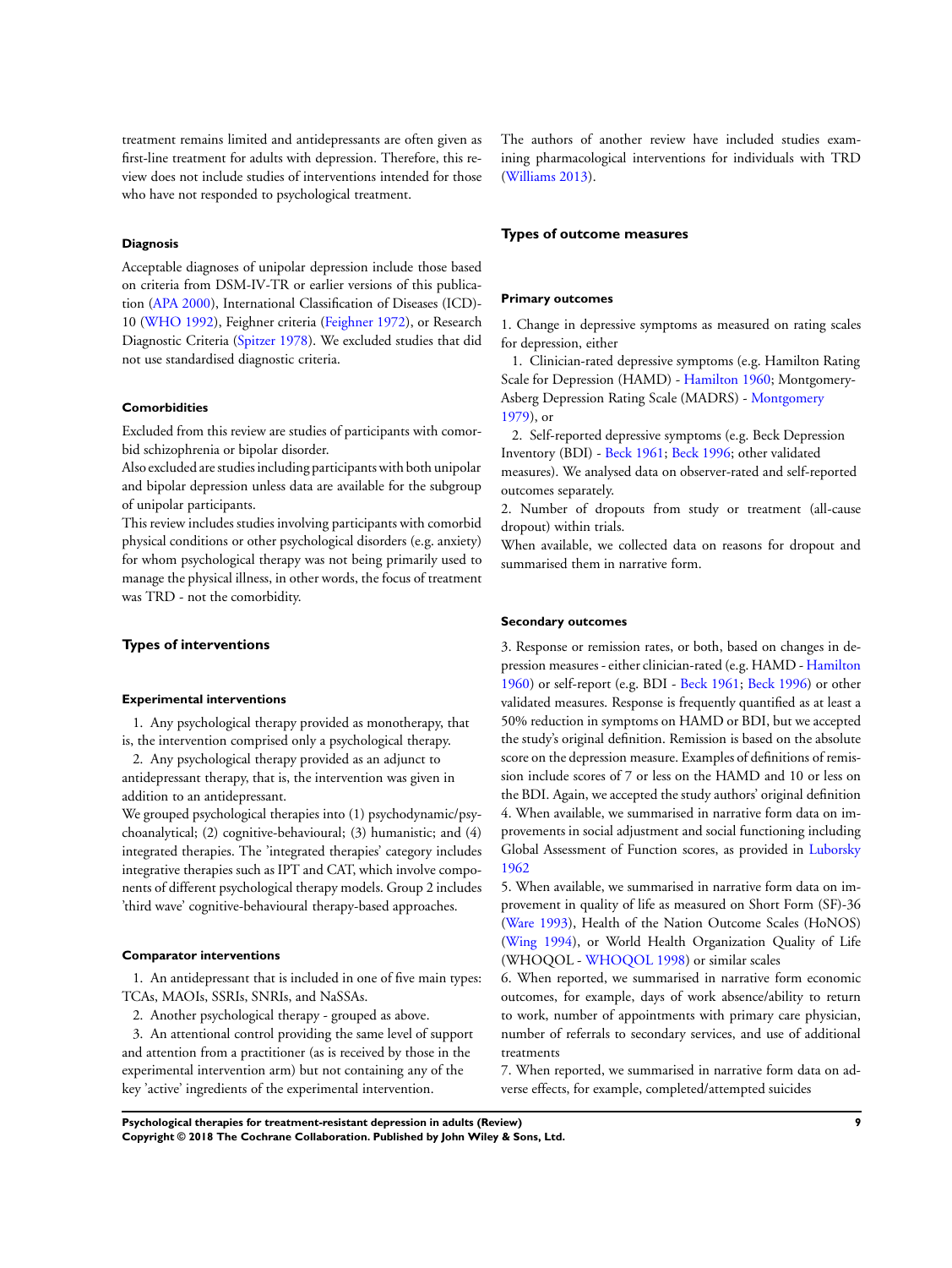treatment remains limited and antidepressants are often given as first-line treatment for adults with depression. Therefore, this review does not include studies of interventions intended for those who have not responded to psychological treatment.

#### Diagnosis

Acceptable diagnoses of unipolar depression include those based on criteria from DSM-IV-TR or earlier versions of this publication (APA 2000), International Classification of Diseases (ICD)-10 (WHO 1992), Feighner criteria (Feighner 1972), or Research Diagnostic Criteria (Spitzer 1978). We excluded studies that did not use standardised diagnostic criteria.

#### Comorbidities

Excluded from this review are studies of participants with comorbid schizophrenia or bipolar disorder.

Also excluded are studies including participants with both unipolar and bipolar depression unless data are available for the subgroup of unipolar participants.

This review includes studies involving participants with comorbid physical conditions or other psychological disorders (e.g. anxiety) for whom psychological therapy was not being primarily used to manage the physical illness, in other words, the focus of treatment was TRD - not the comorbidity.

### Types of interventions

#### Experimental interventions

1. Any psychological therapy provided as monotherapy, that is, the intervention comprised only a psychological therapy.
2. Any psychological therapy provided as an adjunct to antidepressant therapy, that is, the intervention was given in addition to an antidepressant.

We grouped psychological therapies into (1) psychodynamic/psychoanalytical; (2) cognitive-behavioural; (3) humanistic; and (4) integrated therapies. The 'integrated therapies' category includes integrative therapies such as IPT and CAT, which involve components of different psychological therapy models. Group 2 includes 'third wave' cognitive-behavioural therapy-based approaches.

#### Comparator interventions

1. An antidepressant that is included in one of five main types: TCAs, MAOIs, SSRIs, SNRIs, and NaSSAs.
2. Another psychological therapy - grouped as above.
3. An attentional control providing the same level of support and attention from a practitioner (as is received by those in the experimental intervention arm) but not containing any of the key 'active' ingredients of the experimental intervention.

The authors of another review have included studies examining pharmacological interventions for individuals with TRD (Williams 2013).

### Types of outcome measures

#### Primary outcomes

1. Change in depressive symptoms as measured on rating scales for depression, either
   1. Clinician-rated depressive symptoms (e.g. Hamilton Rating Scale for Depression (HAMD) - Hamilton 1960; Montgomery-Asberg Depression Rating Scale (MADRS) - Montgomery 1979), or
   2. Self-reported depressive symptoms (e.g. Beck Depression Inventory (BDI) - Beck 1961; Beck 1996; other validated measures). We analysed data on observer-rated and self-reported outcomes separately.
2. Number of dropouts from study or treatment (all-cause dropout) within trials.

When available, we collected data on reasons for dropout and summarised them in narrative form.

#### Secondary outcomes

3. Response or remission rates, or both, based on changes in depression measures - either clinician-rated (e.g. HAMD - Hamilton 1960) or self-report (e.g. BDI - Beck 1961; Beck 1996) or other validated measures. Response is frequently quantified as at least a 50% reduction in symptoms on HAMD or BDI, but we accepted the study's original definition. Remission is based on the absolute score on the depression measure. Examples of definitions of remission include scores of 7 or less on the HAMD and 10 or less on the BDI. Again, we accepted the study authors' original definition
4. When available, we summarised in narrative form data on improvements in social adjustment and social functioning including Global Assessment of Function scores, as provided in Luborsky 1962
5. When available, we summarised in narrative form data on improvement in quality of life as measured on Short Form (SF)-36 (Ware 1993), Health of the Nation Outcome Scales (HoNOS) (Wing 1994), or World Health Organization Quality of Life (WHOQOL - WHOQOL 1998) or similar scales
6. When reported, we summarised in narrative form economic outcomes, for example, days of work absence/ability to return to work, number of appointments with primary care physician, number of referrals to secondary services, and use of additional treatments
7. When reported, we summarised in narrative form data on adverse effects, for example, completed/attempted suicides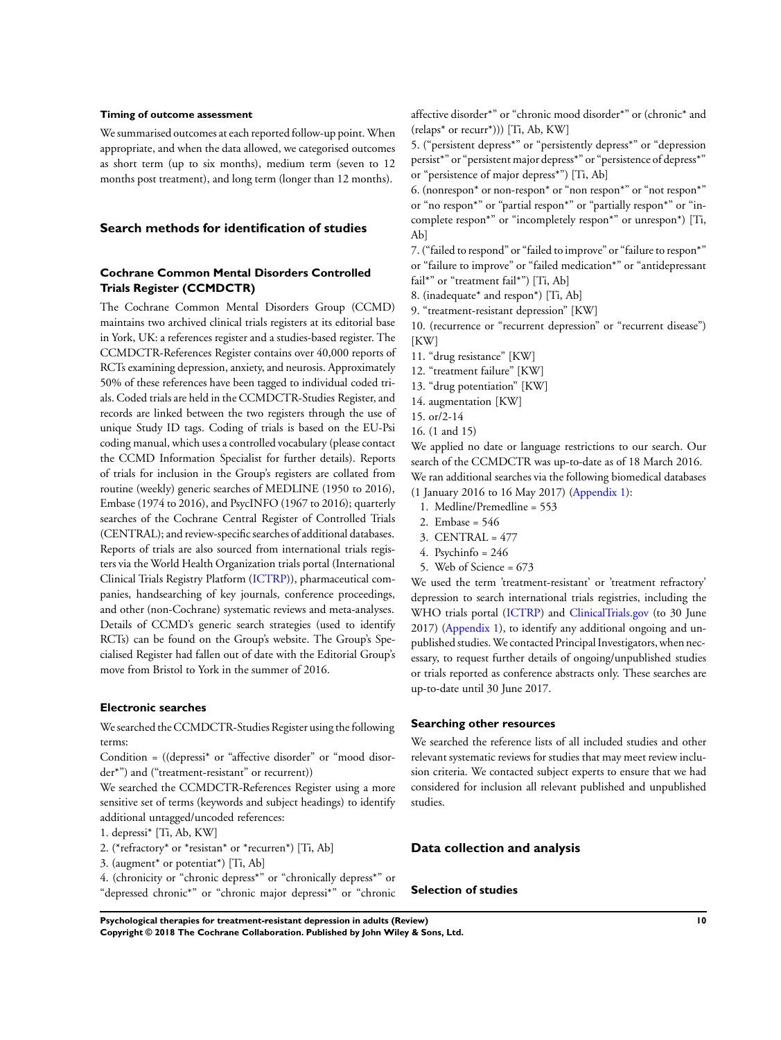#### Timing of outcome assessment

We summarised outcomes at each reported follow-up point. When appropriate, and when the data allowed, we categorised outcomes as short term (up to six months), medium term (seven to 12 months post treatment), and long term (longer than 12 months).

## Search methods for identification of studies

### Cochrane Common Mental Disorders Controlled Trials Register (CCMDCTR)

The Cochrane Common Mental Disorders Group (CCMD) maintains two archived clinical trials registers at its editorial base in York, UK: a references register and a studies-based register. The CCMDCTR-References Register contains over 40,000 reports of RCTs examining depression, anxiety, and neurosis. Approximately 50% of these references have been tagged to individual coded trials. Coded trials are held in the CCMDCTR-Studies Register, and records are linked between the two registers through the use of unique Study ID tags. Coding of trials is based on the EU-Psi coding manual, which uses a controlled vocabulary (please contact the CCMD Information Specialist for further details). Reports of trials for inclusion in the Group's registers are collated from routine (weekly) generic searches of MEDLINE (1950 to 2016), Embase (1974 to 2016), and PsycINFO (1967 to 2016); quarterly searches of the Cochrane Central Register of Controlled Trials (CENTRAL); and review-specific searches of additional databases. Reports of trials are also sourced from international trials registers via the World Health Organization trials portal (International Clinical Trials Registry Platform (ICTRP)), pharmaceutical companies, handsearching of key journals, conference proceedings, and other (non-Cochrane) systematic reviews and meta-analyses. Details of CCMD's generic search strategies (used to identify RCTs) can be found on the Group's website. The Group's Specialised Register had fallen out of date with the Editorial Group's move from Bristol to York in the summer of 2016.

#### Electronic searches

We searched the CCMDCTR-Studies Register using the following terms:

Condition = ((depressi* or "affective disorder" or "mood disorder*") and ("treatment-resistant" or recurrent))

We searched the CCMDCTR-References Register using a more sensitive set of terms (keywords and subject headings) to identify additional untagged/uncoded references:

1. depressi* [Ti, Ab, KW]
2. (*refractory* or *resistan* or *recurren*) [Ti, Ab]
3. (augment* or potentiat*) [Ti, Ab]
4. (chronicity or "chronic depress*" or "chronically depress*" or "depressed chronic*" or "chronic major depressi*" or "chronic affective disorder*" or "chronic mood disorder*" or (chronic* and (relaps* or recurr*))) [Ti, Ab, KW]
5. ("persistent depress*" or "persistently depress*" or "depression persist*" or "persistent major depress*" or "persistence of depress*" or "persistence of major depress*") [Ti, Ab]
6. (nonrespon* or non-respon* or "non respon*" or "not respon*" or "no respon*" or "partial respon*" or "partially respon*" or "incomplete respon*" or "incompletely respon*" or unrespon*) [Ti, Ab]
7. ("failed to respond" or "failed to improve" or "failure to respon*" or "failure to improve" or "failed medication*" or "antidepressant fail*" or "treatment fail*") [Ti, Ab]
8. (inadequate* and respon*) [Ti, Ab]
9. "treatment-resistant depression" [KW]
10. (recurrence or "recurrent depression" or "recurrent disease") [KW]
11. "drug resistance" [KW]
12. "treatment failure" [KW]
13. "drug potentiation" [KW]
14. augmentation [KW]
15. or/2-14
16. (1 and 15)

We applied no date or language restrictions to our search. Our search of the CCMDCTR was up-to-date as of 18 March 2016. We ran additional searches via the following biomedical databases (1 January 2016 to 16 May 2017) (Appendix 1):

1. Medline/Premedline = 553
2. Embase = 546
3. CENTRAL = 477
4. Psychinfo = 246
5. Web of Science = 673

We used the term 'treatment-resistant' or 'treatment refractory' depression to search international trials registries, including the WHO trials portal (ICTRP) and ClinicalTrials.gov (to 30 June 2017) (Appendix 1), to identify any additional ongoing and unpublished studies. We contacted Principal Investigators, when necessary, to request further details of ongoing/unpublished studies or trials reported as conference abstracts only. These searches are up-to-date until 30 June 2017.

#### Searching other resources

We searched the reference lists of all included studies and other relevant systematic reviews for studies that may meet review inclusion criteria. We contacted subject experts to ensure that we had considered for inclusion all relevant published and unpublished studies.

## Data collection and analysis

#### Selection of studies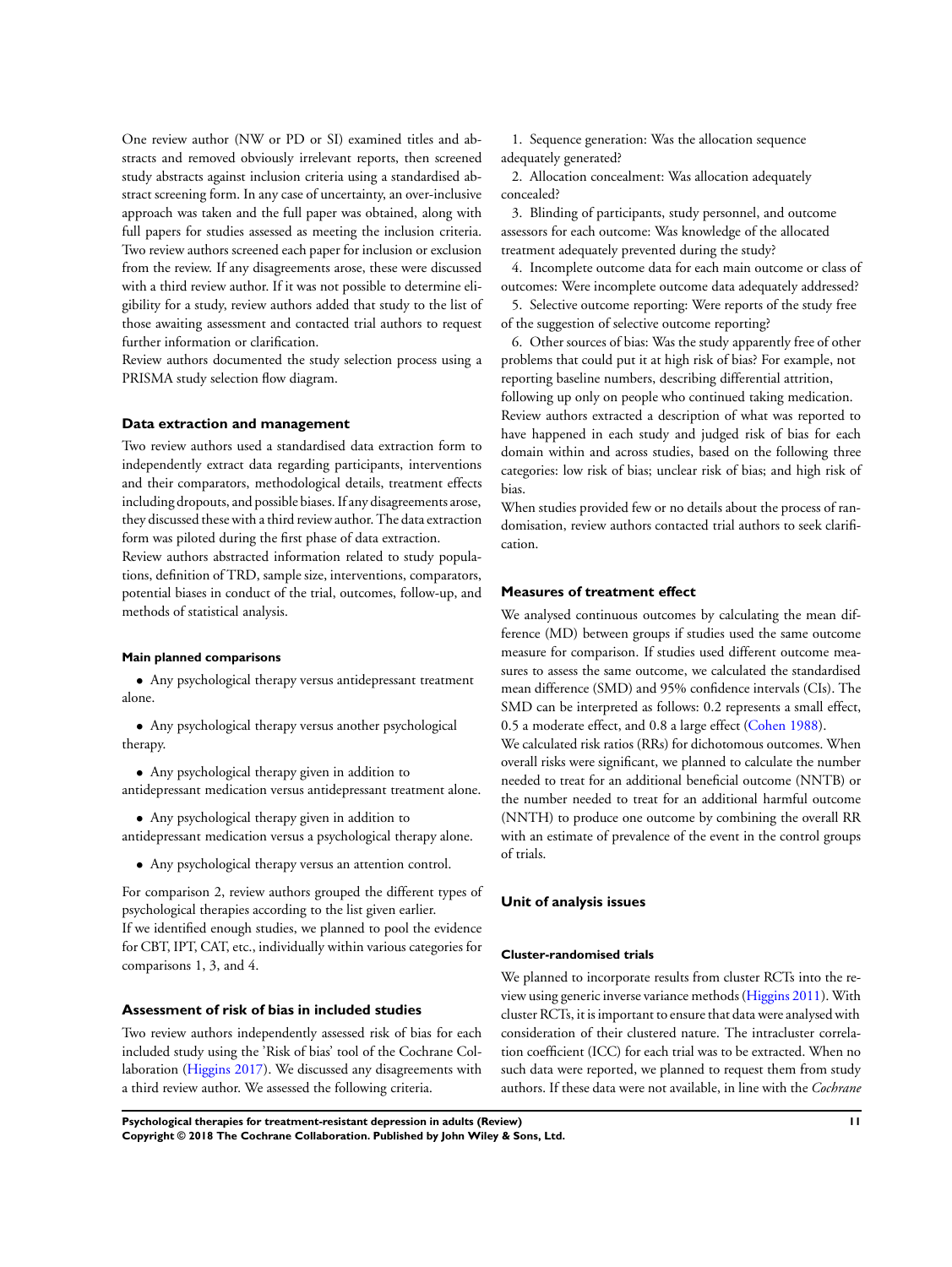One review author (NW or PD or SI) examined titles and abstracts and removed obviously irrelevant reports, then screened study abstracts against inclusion criteria using a standardised abstract screening form. In any case of uncertainty, an over-inclusive approach was taken and the full paper was obtained, along with full papers for studies assessed as meeting the inclusion criteria. Two review authors screened each paper for inclusion or exclusion from the review. If any disagreements arose, these were discussed with a third review author. If it was not possible to determine eligibility for a study, review authors added that study to the list of those awaiting assessment and contacted trial authors to request further information or clarification.

Review authors documented the study selection process using a PRISMA study selection flow diagram.

### Data extraction and management

Two review authors used a standardised data extraction form to independently extract data regarding participants, interventions and their comparators, methodological details, treatment effects including dropouts, and possible biases. If any disagreements arose, they discussed these with a third review author. The data extraction form was piloted during the first phase of data extraction.

Review authors abstracted information related to study populations, definition of TRD, sample size, interventions, comparators, potential biases in conduct of the trial, outcomes, follow-up, and methods of statistical analysis.

#### Main planned comparisons

- Any psychological therapy versus antidepressant treatment alone.
- Any psychological therapy versus another psychological therapy.
- Any psychological therapy given in addition to antidepressant medication versus antidepressant treatment alone.
- Any psychological therapy given in addition to antidepressant medication versus a psychological therapy alone.
- Any psychological therapy versus an attention control.

For comparison 2, review authors grouped the different types of psychological therapies according to the list given earlier.

If we identified enough studies, we planned to pool the evidence for CBT, IPT, CAT, etc., individually within various categories for comparisons 1, 3, and 4.

### Assessment of risk of bias in included studies

Two review authors independently assessed risk of bias for each included study using the 'Risk of bias' tool of the Cochrane Collaboration (Higgins 2017). We discussed any disagreements with a third review author. We assessed the following criteria.

1. Sequence generation: Was the allocation sequence adequately generated?
2. Allocation concealment: Was allocation adequately concealed?
3. Blinding of participants, study personnel, and outcome assessors for each outcome: Was knowledge of the allocated treatment adequately prevented during the study?
4. Incomplete outcome data for each main outcome or class of outcomes: Were incomplete outcome data adequately addressed?
5. Selective outcome reporting: Were reports of the study free of the suggestion of selective outcome reporting?
6. Other sources of bias: Was the study apparently free of other problems that could put it at high risk of bias? For example, not reporting baseline numbers, describing differential attrition, following up only on people who continued taking medication.

Review authors extracted a description of what was reported to have happened in each study and judged risk of bias for each domain within and across studies, based on the following three categories: low risk of bias; unclear risk of bias; and high risk of bias.

When studies provided few or no details about the process of randomisation, review authors contacted trial authors to seek clarification.

### Measures of treatment effect

We analysed continuous outcomes by calculating the mean difference (MD) between groups if studies used the same outcome measure for comparison. If studies used different outcome measures to assess the same outcome, we calculated the standardised mean difference (SMD) and 95% confidence intervals (CIs). The SMD can be interpreted as follows: 0.2 represents a small effect, 0.5 a moderate effect, and 0.8 a large effect (Cohen 1988).

We calculated risk ratios (RRs) for dichotomous outcomes. When overall risks were significant, we planned to calculate the number needed to treat for an additional beneficial outcome (NNTB) or the number needed to treat for an additional harmful outcome (NNTH) to produce one outcome by combining the overall RR with an estimate of prevalence of the event in the control groups of trials.

### Unit of analysis issues

#### Cluster-randomised trials

We planned to incorporate results from cluster RCTs into the review using generic inverse variance methods (Higgins 2011). With cluster RCTs, it is important to ensure that data were analysed with consideration of their clustered nature. The intracluster correlation coefficient (ICC) for each trial was to be extracted. When no such data were reported, we planned to request them from study authors. If these data were not available, in line with the *Cochrane*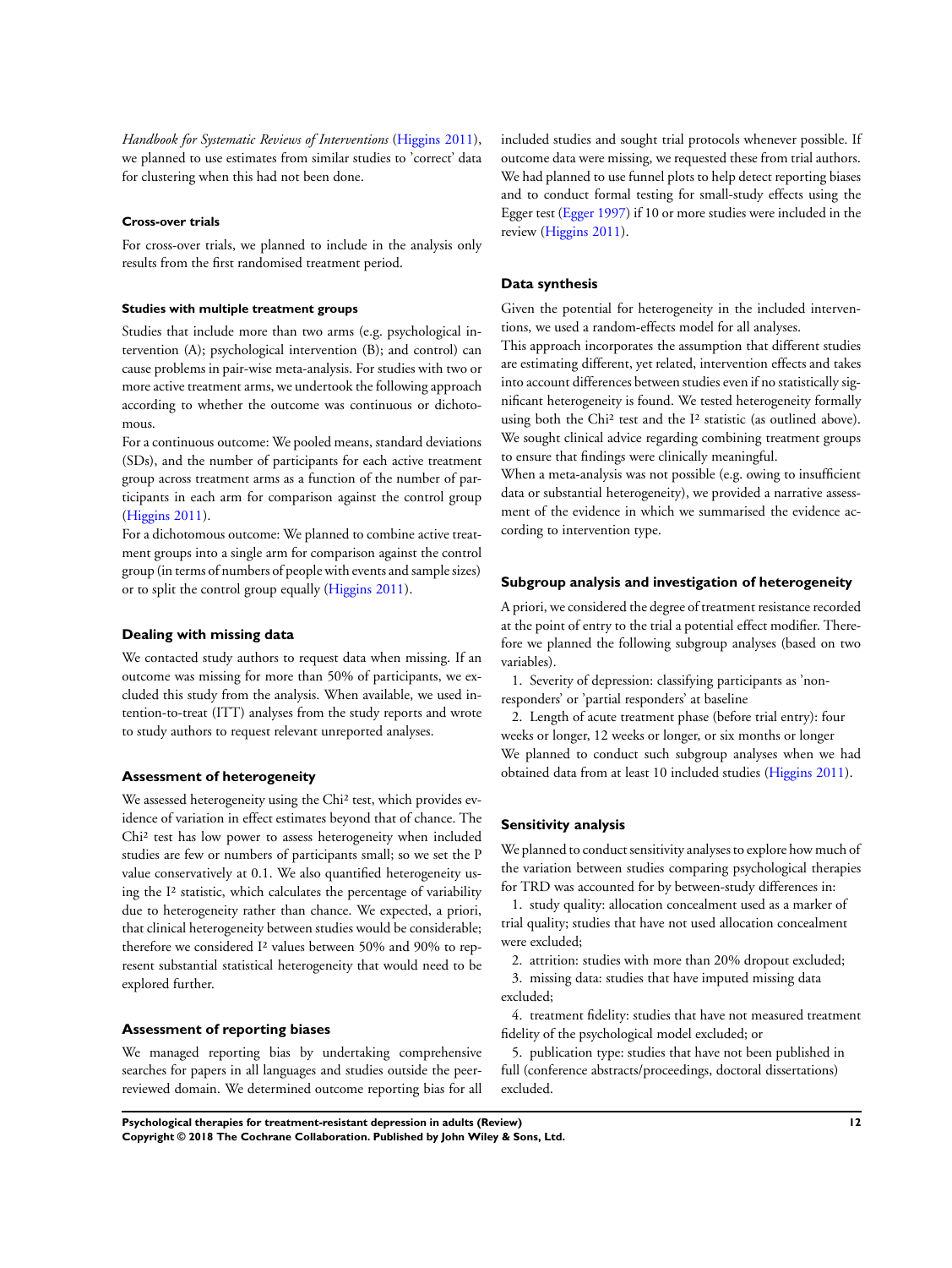*Handbook for Systematic Reviews of Interventions* (Higgins 2011), we planned to use estimates from similar studies to 'correct' data for clustering when this had not been done.

#### Cross-over trials

For cross-over trials, we planned to include in the analysis only results from the first randomised treatment period.

#### Studies with multiple treatment groups

Studies that include more than two arms (e.g. psychological intervention (A); psychological intervention (B); and control) can cause problems in pair-wise meta-analysis. For studies with two or more active treatment arms, we undertook the following approach according to whether the outcome was continuous or dichotomous.

For a continuous outcome: We pooled means, standard deviations (SDs), and the number of participants for each active treatment group across treatment arms as a function of the number of participants in each arm for comparison against the control group (Higgins 2011).

For a dichotomous outcome: We planned to combine active treatment groups into a single arm for comparison against the control group (in terms of numbers of people with events and sample sizes) or to split the control group equally (Higgins 2011).

### Dealing with missing data

We contacted study authors to request data when missing. If an outcome was missing for more than 50% of participants, we excluded this study from the analysis. When available, we used intention-to-treat (ITT) analyses from the study reports and wrote to study authors to request relevant unreported analyses.

### Assessment of heterogeneity

We assessed heterogeneity using the $Chi^2$ test, which provides evidence of variation in effect estimates beyond that of chance. The $Chi^2$ test has low power to assess heterogeneity when included studies are few or numbers of participants small; so we set the P value conservatively at 0.1. We also quantified heterogeneity using the $I^2$ statistic, which calculates the percentage of variability due to heterogeneity rather than chance. We expected, a priori, that clinical heterogeneity between studies would be considerable; therefore we considered $I^2$ values between 50% and 90% to represent substantial statistical heterogeneity that would need to be explored further.

### Assessment of reporting biases

We managed reporting bias by undertaking comprehensive searches for papers in all languages and studies outside the peer-reviewed domain. We determined outcome reporting bias for all included studies and sought trial protocols whenever possible. If outcome data were missing, we requested these from trial authors. We had planned to use funnel plots to help detect reporting biases and to conduct formal testing for small-study effects using the Egger test (Egger 1997) if 10 or more studies were included in the review (Higgins 2011).

### Data synthesis

Given the potential for heterogeneity in the included interventions, we used a random-effects model for all analyses.

This approach incorporates the assumption that different studies are estimating different, yet related, intervention effects and takes into account differences between studies even if no statistically significant heterogeneity is found. We tested heterogeneity formally using both the $Chi^2$ test and the $I^2$ statistic (as outlined above). We sought clinical advice regarding combining treatment groups to ensure that findings were clinically meaningful.

When a meta-analysis was not possible (e.g. owing to insufficient data or substantial heterogeneity), we provided a narrative assessment of the evidence in which we summarised the evidence according to intervention type.

### Subgroup analysis and investigation of heterogeneity

A priori, we considered the degree of treatment resistance recorded at the point of entry to the trial a potential effect modifier. Therefore we planned the following subgroup analyses (based on two variables).

1. Severity of depression: classifying participants as 'non-responders' or 'partial responders' at baseline
2. Length of acute treatment phase (before trial entry): four weeks or longer, 12 weeks or longer, or six months or longer

We planned to conduct such subgroup analyses when we had obtained data from at least 10 included studies (Higgins 2011).

### Sensitivity analysis

We planned to conduct sensitivity analyses to explore how much of the variation between studies comparing psychological therapies for TRD was accounted for by between-study differences in:

1. study quality: allocation concealment used as a marker of trial quality; studies that have not used allocation concealment were excluded;
2. attrition: studies with more than 20% dropout excluded;
3. missing data: studies that have imputed missing data excluded;
4. treatment fidelity: studies that have not measured treatment fidelity of the psychological model excluded; or
5. publication type: studies that have not been published in full (conference abstracts/proceedings, doctoral dissertations) excluded.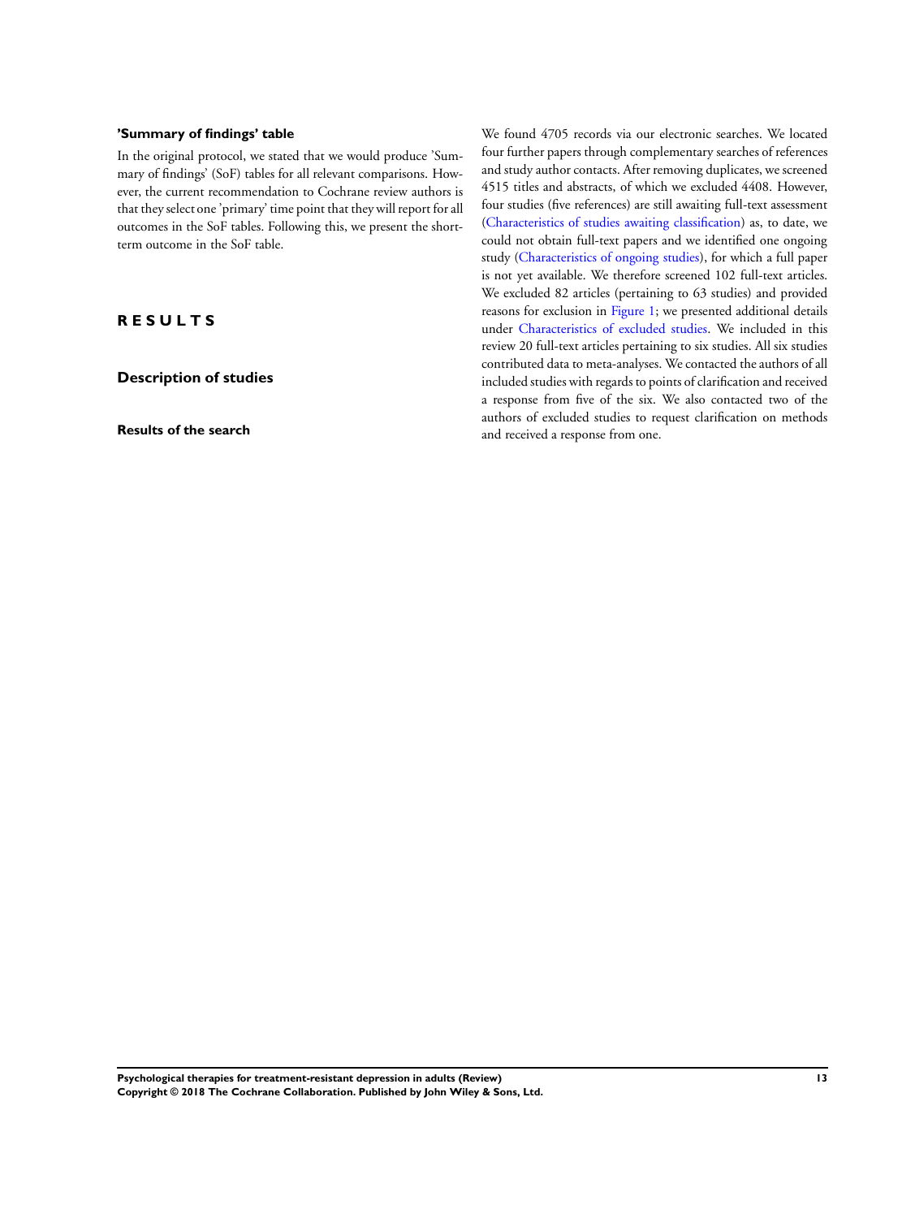### 'Summary of findings' table

In the original protocol, we stated that we would produce 'Summary of findings' (SoF) tables for all relevant comparisons. However, the current recommendation to Cochrane review authors is that they select one 'primary' time point that they will report for all outcomes in the SoF tables. Following this, we present the short-term outcome in the SoF table.

# RESULTS

## Description of studies

### Results of the search

We found 4705 records via our electronic searches. We located four further papers through complementary searches of references and study author contacts. After removing duplicates, we screened 4515 titles and abstracts, of which we excluded 4408. However, four studies (five references) are still awaiting full-text assessment (Characteristics of studies awaiting classification) as, to date, we could not obtain full-text papers and we identified one ongoing study (Characteristics of ongoing studies), for which a full paper is not yet available. We therefore screened 102 full-text articles. We excluded 82 articles (pertaining to 63 studies) and provided reasons for exclusion in Figure 1; we presented additional details under Characteristics of excluded studies. We included in this review 20 full-text articles pertaining to six studies. All six studies contributed data to meta-analyses. We contacted the authors of all included studies with regards to points of clarification and received a response from five of the six. We also contacted two of the authors of excluded studies to request clarification on methods and received a response from one.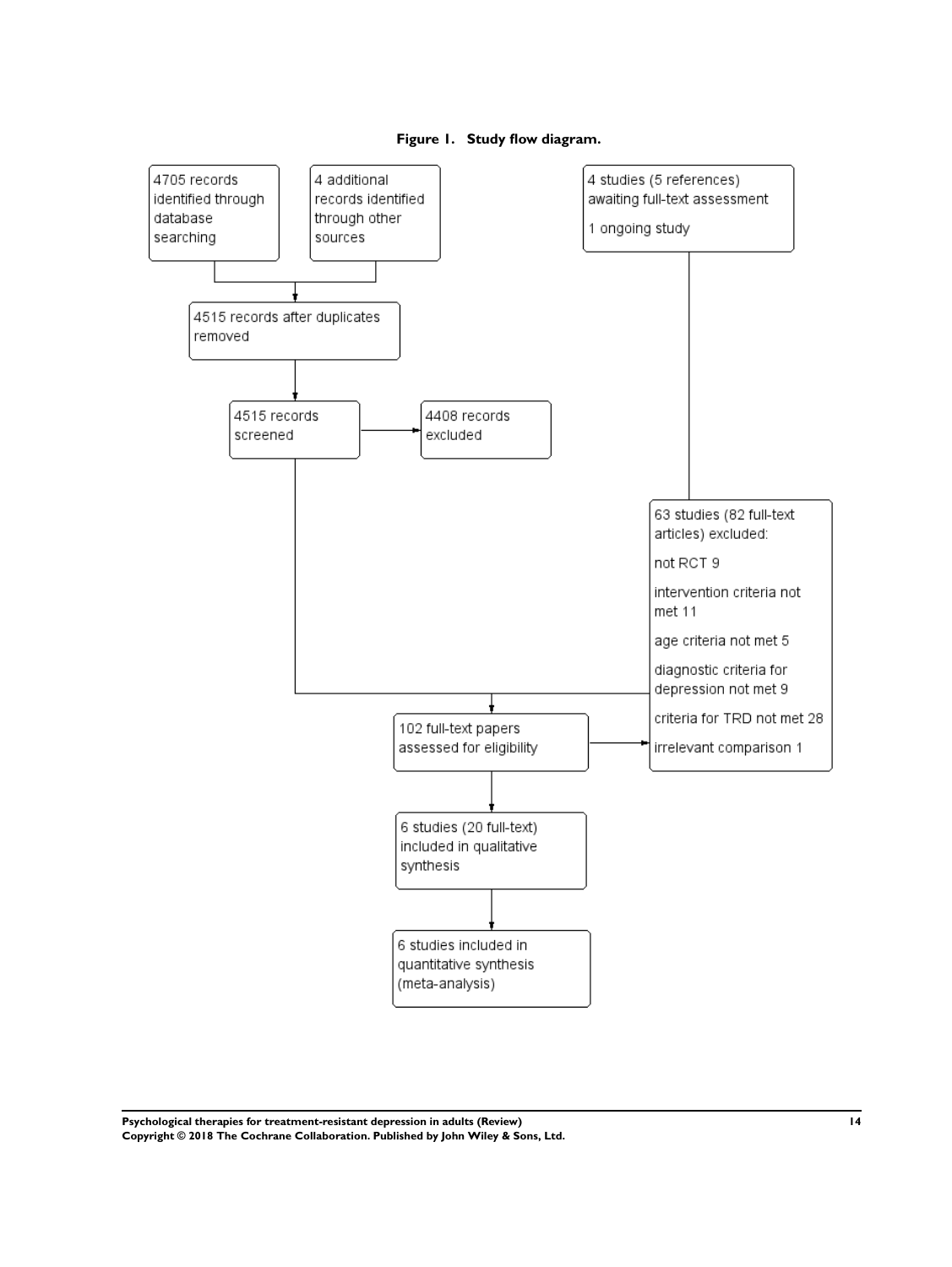**Figure 1. Study flow diagram.**

4705 records identified through database searching

4 additional records identified through other sources

4 studies (5 references) awaiting full-text assessment

1 ongoing study

4515 records after duplicates removed

4515 records screened

4408 records excluded

63 studies (82 full-text articles) excluded:

not RCT 9

intervention criteria not met 11

age criteria not met 5

diagnostic criteria for depression not met 9

criteria for TRD not met 28

irrelevant comparison 1

102 full-text papers assessed for eligibility

6 studies (20 full-text) included in qualitative synthesis

6 studies included in quantitative synthesis (meta-analysis)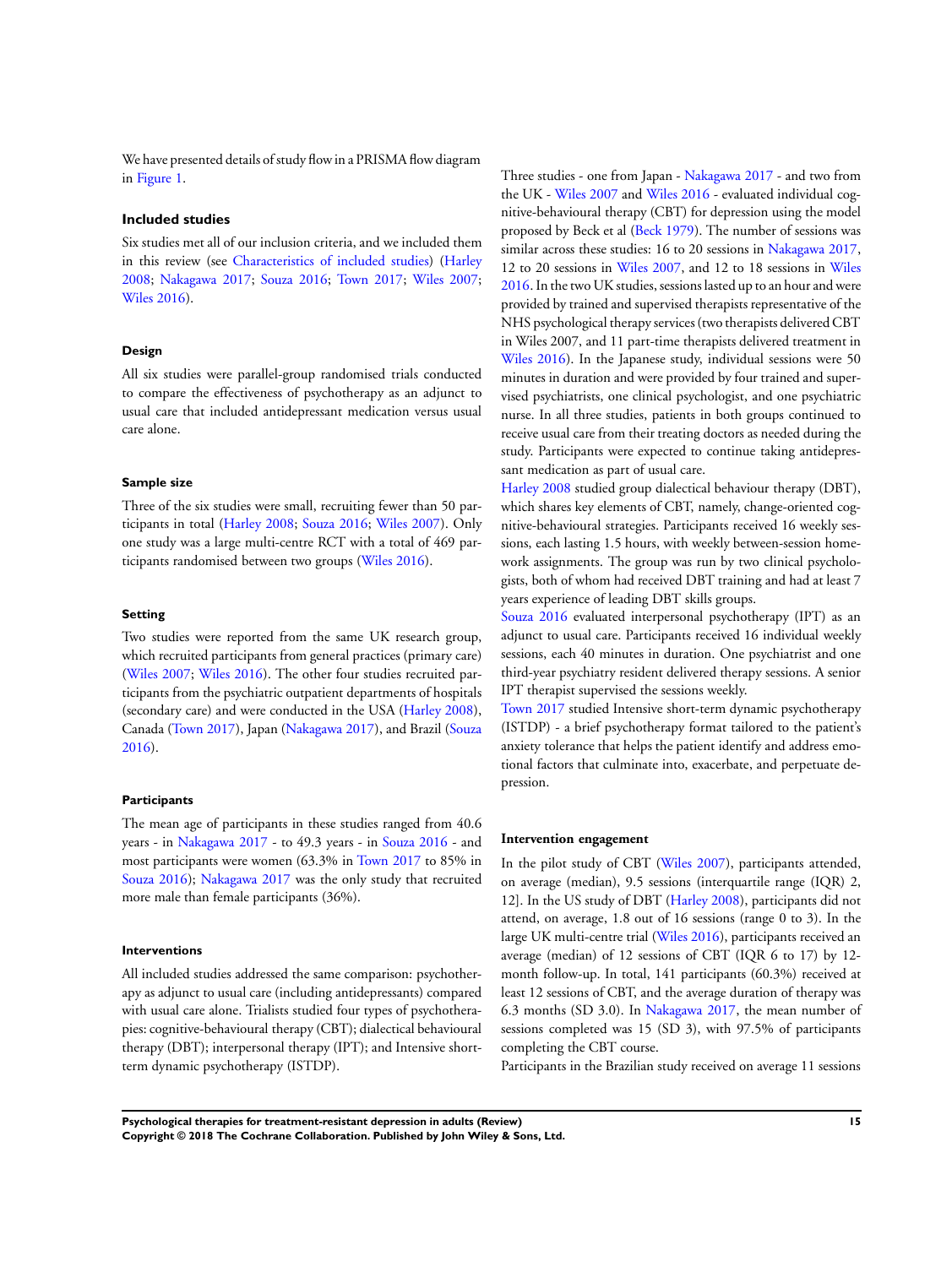We have presented details of study flow in a PRISMA flow diagram in Figure 1.

### Included studies

Six studies met all of our inclusion criteria, and we included them in this review (see Characteristics of included studies) (Harley 2008; Nakagawa 2017; Souza 2016; Town 2017; Wiles 2007; Wiles 2016).

#### Design

All six studies were parallel-group randomised trials conducted to compare the effectiveness of psychotherapy as an adjunct to usual care that included antidepressant medication versus usual care alone.

#### Sample size

Three of the six studies were small, recruiting fewer than 50 participants in total (Harley 2008; Souza 2016; Wiles 2007). Only one study was a large multi-centre RCT with a total of 469 participants randomised between two groups (Wiles 2016).

#### Setting

Two studies were reported from the same UK research group, which recruited participants from general practices (primary care) (Wiles 2007; Wiles 2016). The other four studies recruited participants from the psychiatric outpatient departments of hospitals (secondary care) and were conducted in the USA (Harley 2008), Canada (Town 2017), Japan (Nakagawa 2017), and Brazil (Souza 2016).

#### Participants

The mean age of participants in these studies ranged from 40.6 years - in Nakagawa 2017 - to 49.3 years - in Souza 2016 - and most participants were women (63.3% in Town 2017 to 85% in Souza 2016); Nakagawa 2017 was the only study that recruited more male than female participants (36%).

#### Interventions

All included studies addressed the same comparison: psychotherapy as adjunct to usual care (including antidepressants) compared with usual care alone. Trialists studied four types of psychotherapies: cognitive-behavioural therapy (CBT); dialectical behavioural therapy (DBT); interpersonal therapy (IPT); and Intensive short-term dynamic psychotherapy (ISTDP).

Three studies - one from Japan - Nakagawa 2017 - and two from the UK - Wiles 2007 and Wiles 2016 - evaluated individual cognitive-behavioural therapy (CBT) for depression using the model proposed by Beck et al (Beck 1979). The number of sessions was similar across these studies: 16 to 20 sessions in Nakagawa 2017, 12 to 20 sessions in Wiles 2007, and 12 to 18 sessions in Wiles 2016. In the two UK studies, sessions lasted up to an hour and were provided by trained and supervised therapists representative of the NHS psychological therapy services (two therapists delivered CBT in Wiles 2007, and 11 part-time therapists delivered treatment in Wiles 2016). In the Japanese study, individual sessions were 50 minutes in duration and were provided by four trained and supervised psychiatrists, one clinical psychologist, and one psychiatric nurse. In all three studies, patients in both groups continued to receive usual care from their treating doctors as needed during the study. Participants were expected to continue taking antidepressant medication as part of usual care.

Harley 2008 studied group dialectical behaviour therapy (DBT), which shares key elements of CBT, namely, change-oriented cognitive-behavioural strategies. Participants received 16 weekly sessions, each lasting 1.5 hours, with weekly between-session homework assignments. The group was run by two clinical psychologists, both of whom had received DBT training and had at least 7 years experience of leading DBT skills groups.

Souza 2016 evaluated interpersonal psychotherapy (IPT) as an adjunct to usual care. Participants received 16 individual weekly sessions, each 40 minutes in duration. One psychiatrist and one third-year psychiatry resident delivered therapy sessions. A senior IPT therapist supervised the sessions weekly.

Town 2017 studied Intensive short-term dynamic psychotherapy (ISTDP) - a brief psychotherapy format tailored to the patient's anxiety tolerance that helps the patient identify and address emotional factors that culminate into, exacerbate, and perpetuate depression.

#### Intervention engagement

In the pilot study of CBT (Wiles 2007), participants attended, on average (median), 9.5 sessions (interquartile range (IQR) 2, 12]. In the US study of DBT (Harley 2008), participants did not attend, on average, 1.8 out of 16 sessions (range 0 to 3). In the large UK multi-centre trial (Wiles 2016), participants received an average (median) of 12 sessions of CBT (IQR 6 to 17) by 12-month follow-up. In total, 141 participants (60.3%) received at least 12 sessions of CBT, and the average duration of therapy was 6.3 months (SD 3.0). In Nakagawa 2017, the mean number of sessions completed was 15 (SD 3), with 97.5% of participants completing the CBT course.

Participants in the Brazilian study received on average 11 sessions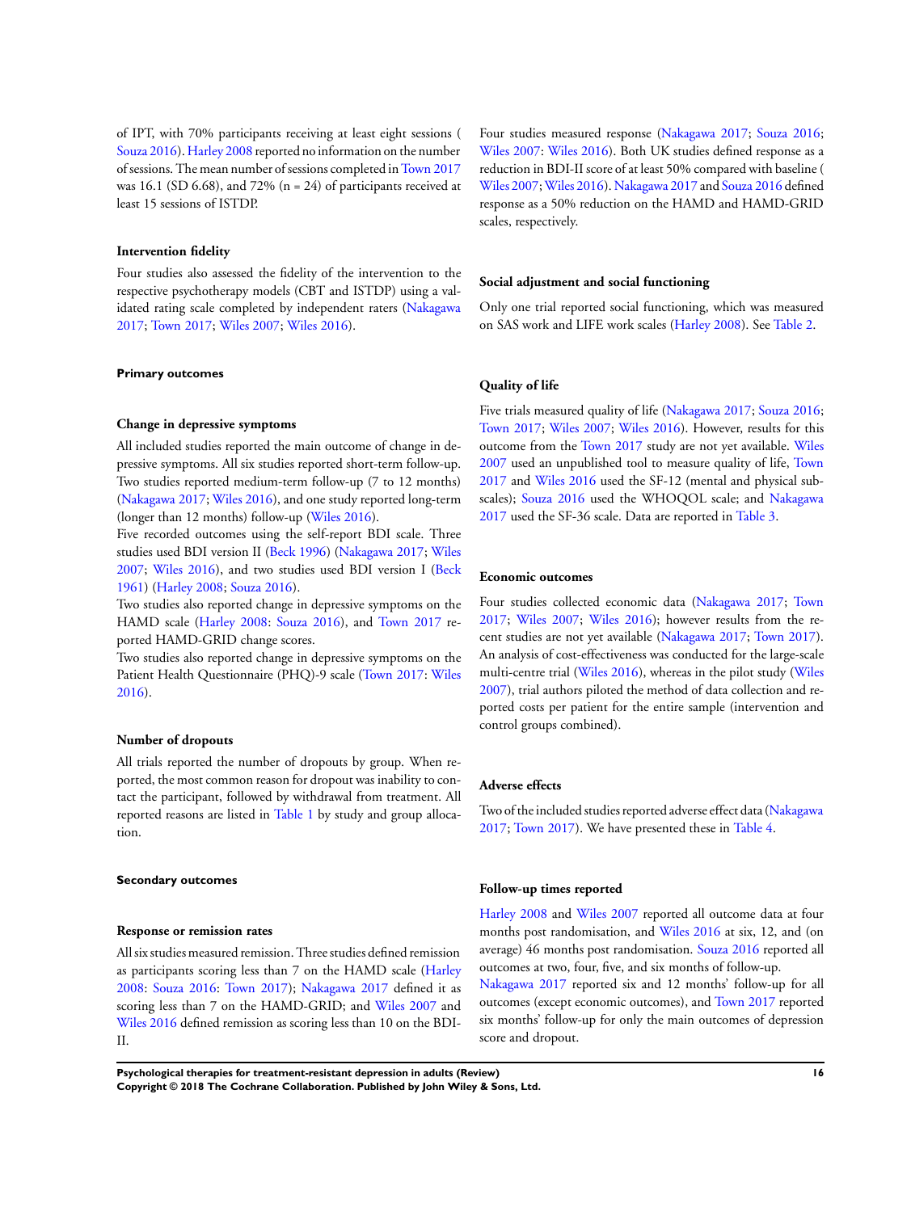of IPT, with 70% participants receiving at least eight sessions ( Souza 2016). Harley 2008 reported no information on the number of sessions. The mean number of sessions completed in Town 2017 was 16.1 (SD 6.68), and 72% (n = 24) of participants received at least 15 sessions of ISTDP.

### Intervention fidelity

Four studies also assessed the fidelity of the intervention to the respective psychotherapy models (CBT and ISTDP) using a validated rating scale completed by independent raters (Nakagawa 2017; Town 2017; Wiles 2007; Wiles 2016).

## Primary outcomes

### Change in depressive symptoms

All included studies reported the main outcome of change in depressive symptoms. All six studies reported short-term follow-up. Two studies reported medium-term follow-up (7 to 12 months) (Nakagawa 2017; Wiles 2016), and one study reported long-term (longer than 12 months) follow-up (Wiles 2016).

Five recorded outcomes using the self-report BDI scale. Three studies used BDI version II (Beck 1996) (Nakagawa 2017; Wiles 2007; Wiles 2016), and two studies used BDI version I (Beck 1961) (Harley 2008; Souza 2016).

Two studies also reported change in depressive symptoms on the HAMD scale (Harley 2008: Souza 2016), and Town 2017 reported HAMD-GRID change scores.

Two studies also reported change in depressive symptoms on the Patient Health Questionnaire (PHQ)-9 scale (Town 2017: Wiles 2016).

### Number of dropouts

All trials reported the number of dropouts by group. When reported, the most common reason for dropout was inability to contact the participant, followed by withdrawal from treatment. All reported reasons are listed in Table 1 by study and group allocation.

## Secondary outcomes

### Response or remission rates

All six studies measured remission. Three studies defined remission as participants scoring less than 7 on the HAMD scale (Harley 2008: Souza 2016: Town 2017); Nakagawa 2017 defined it as scoring less than 7 on the HAMD-GRID; and Wiles 2007 and Wiles 2016 defined remission as scoring less than 10 on the BDI-II.

Four studies measured response (Nakagawa 2017; Souza 2016; Wiles 2007: Wiles 2016). Both UK studies defined response as a reduction in BDI-II score of at least 50% compared with baseline ( Wiles 2007; Wiles 2016). Nakagawa 2017 and Souza 2016 defined response as a 50% reduction on the HAMD and HAMD-GRID scales, respectively.

### Social adjustment and social functioning

Only one trial reported social functioning, which was measured on SAS work and LIFE work scales (Harley 2008). See Table 2.

### Quality of life

Five trials measured quality of life (Nakagawa 2017; Souza 2016; Town 2017; Wiles 2007; Wiles 2016). However, results for this outcome from the Town 2017 study are not yet available. Wiles 2007 used an unpublished tool to measure quality of life, Town 2017 and Wiles 2016 used the SF-12 (mental and physical subscales); Souza 2016 used the WHOQOL scale; and Nakagawa 2017 used the SF-36 scale. Data are reported in Table 3.

### Economic outcomes

Four studies collected economic data (Nakagawa 2017; Town 2017; Wiles 2007; Wiles 2016); however results from the recent studies are not yet available (Nakagawa 2017; Town 2017). An analysis of cost-effectiveness was conducted for the large-scale multi-centre trial (Wiles 2016), whereas in the pilot study (Wiles 2007), trial authors piloted the method of data collection and reported costs per patient for the entire sample (intervention and control groups combined).

### Adverse effects

Two of the included studies reported adverse effect data (Nakagawa 2017; Town 2017). We have presented these in Table 4.

### Follow-up times reported

Harley 2008 and Wiles 2007 reported all outcome data at four months post randomisation, and Wiles 2016 at six, 12, and (on average) 46 months post randomisation. Souza 2016 reported all outcomes at two, four, five, and six months of follow-up.

Nakagawa 2017 reported six and 12 months' follow-up for all outcomes (except economic outcomes), and Town 2017 reported six months' follow-up for only the main outcomes of depression score and dropout.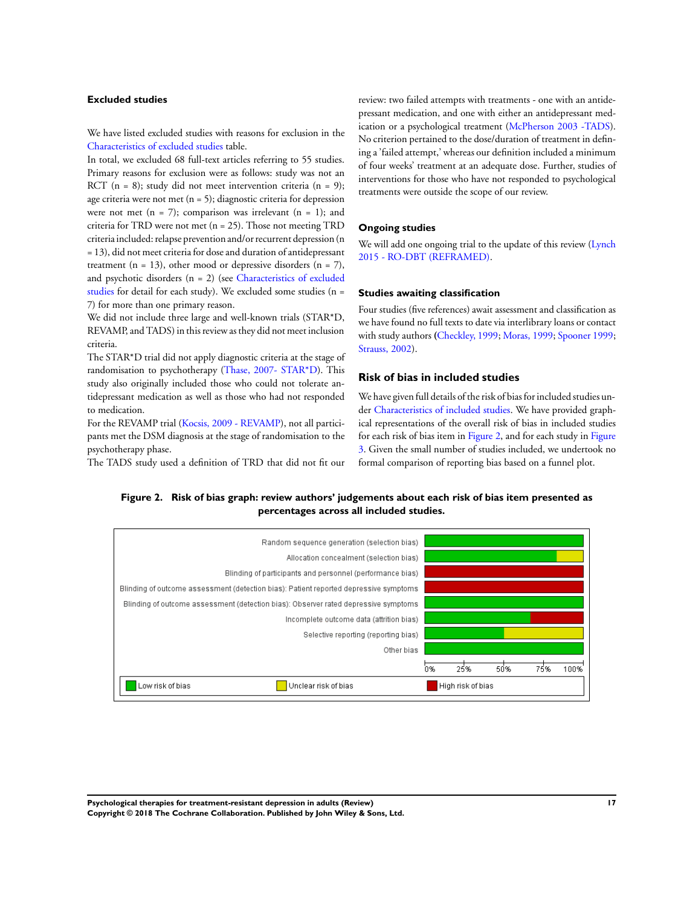### Excluded studies

We have listed excluded studies with reasons for exclusion in the Characteristics of excluded studies table.

In total, we excluded 68 full-text articles referring to 55 studies. Primary reasons for exclusion were as follows: study was not an RCT (n = 8); study did not meet intervention criteria (n = 9); age criteria were not met (n = 5); diagnostic criteria for depression were not met (n = 7); comparison was irrelevant (n = 1); and criteria for TRD were not met (n = 25). Those not meeting TRD criteria included: relapse prevention and/or recurrent depression (n = 13), did not meet criteria for dose and duration of antidepressant treatment (n = 13), other mood or depressive disorders (n = 7), and psychotic disorders (n = 2) (see Characteristics of excluded studies for detail for each study). We excluded some studies (n = 7) for more than one primary reason.

We did not include three large and well-known trials (STAR*D, REVAMP, and TADS) in this review as they did not meet inclusion criteria.

The STAR*D trial did not apply diagnostic criteria at the stage of randomisation to psychotherapy (Thase, 2007- STAR*D). This study also originally included those who could not tolerate antidepressant medication as well as those who had not responded to medication.

For the REVAMP trial (Kocsis, 2009 - REVAMP), not all participants met the DSM diagnosis at the stage of randomisation to the psychotherapy phase.

The TADS study used a definition of TRD that did not fit our review: two failed attempts with treatments - one with an antidepressant medication, and one with either an antidepressant medication or a psychological treatment (McPherson 2003 -TADS). No criterion pertained to the dose/duration of treatment in defining a 'failed attempt,' whereas our definition included a minimum of four weeks' treatment at an adequate dose. Further, studies of interventions for those who have not responded to psychological treatments were outside the scope of our review.

### Ongoing studies

We will add one ongoing trial to the update of this review (Lynch 2015 - RO-DBT (REFRAMED).

### Studies awaiting classification

Four studies (five references) await assessment and classification as we have found no full texts to date via interlibrary loans or contact with study authors (Checkley, 1999; Moras, 1999; Spooner 1999; Strauss, 2002).

## Risk of bias in included studies

We have given full details of the risk of bias for included studies under Characteristics of included studies. We have provided graphical representations of the overall risk of bias in included studies for each risk of bias item in Figure 2, and for each study in Figure 3. Given the small number of studies included, we undertook no formal comparison of reporting bias based on a funnel plot.

**Figure 2. Risk of bias graph: review authors' judgements about each risk of bias item presented as percentages across all included studies.**

| Risk of bias item | Low risk of bias | Unclear risk of bias | High risk of bias |
|---|---|---|---|
| Random sequence generation (selection bias) | ~100% | | |
| Allocation concealment (selection bias) | ~83% | ~17% | |
| Blinding of participants and personnel (performance bias) | | | ~100% |
| Blinding of outcome assessment (detection bias): Patient reported depressive symptoms | | | ~100% |
| Blinding of outcome assessment (detection bias): Observer rated depressive symptoms | ~100% | | |
| Incomplete outcome data (attrition bias) | ~67% | | ~33% |
| Selective reporting (reporting bias) | ~50% | ~50% | |
| Other bias | ~100% | | |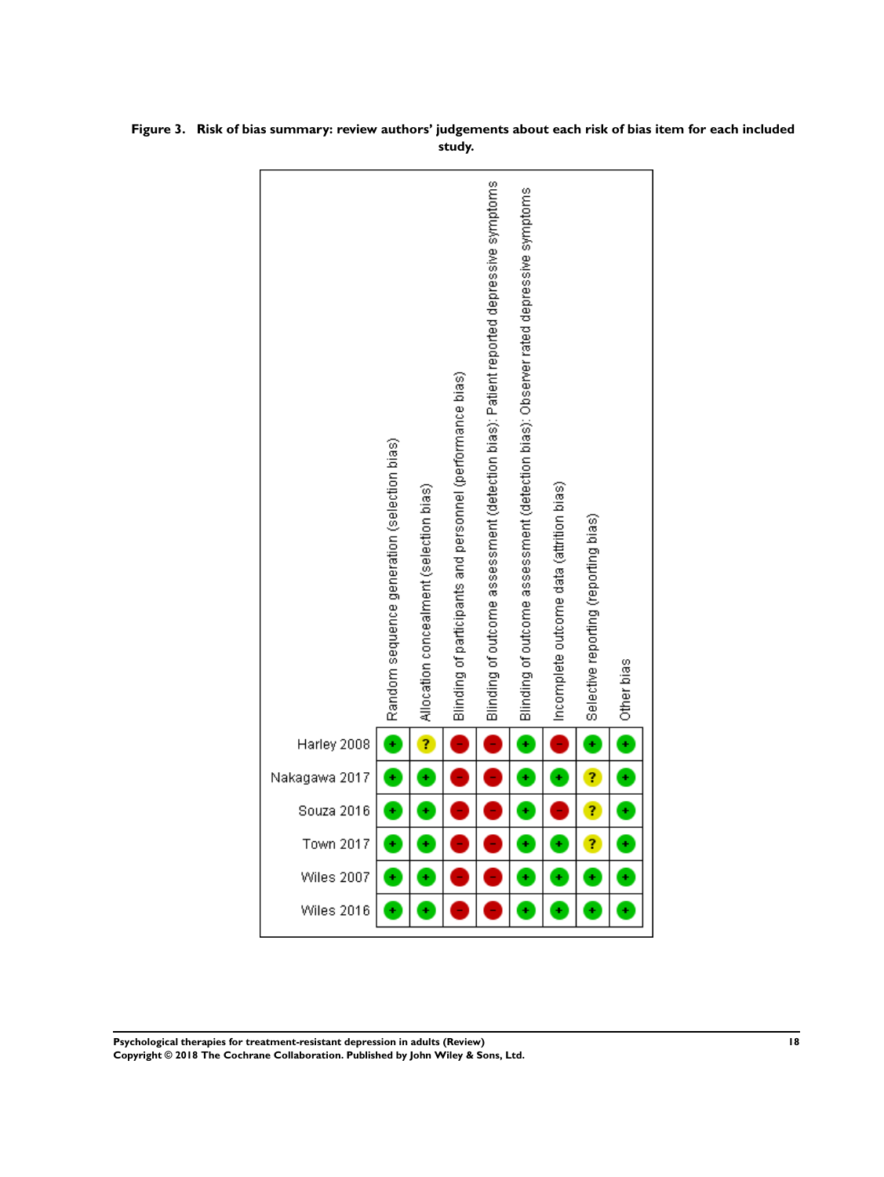**Figure 3. Risk of bias summary: review authors' judgements about each risk of bias item for each included study.**

| | Random sequence generation (selection bias) | Allocation concealment (selection bias) | Blinding of participants and personnel (performance bias) | Blinding of outcome assessment (detection bias): Patient reported depressive symptoms | Blinding of outcome assessment (detection bias): Observer rated depressive symptoms | Incomplete outcome data (attrition bias) | Selective reporting (reporting bias) | Other bias |
|---|---|---|---|---|---|---|---|---|
| Harley 2008 | + | ? | - | - | + | - | + | + |
| Nakagawa 2017 | + | + | - | - | + | + | ? | + |
| Souza 2016 | + | + | - | - | + | - | ? | + |
| Town 2017 | + | + | - | - | + | + | ? | + |
| Wiles 2007 | + | + | - | - | + | + | + | + |
| Wiles 2016 | + | + | - | - | + | + | + | + |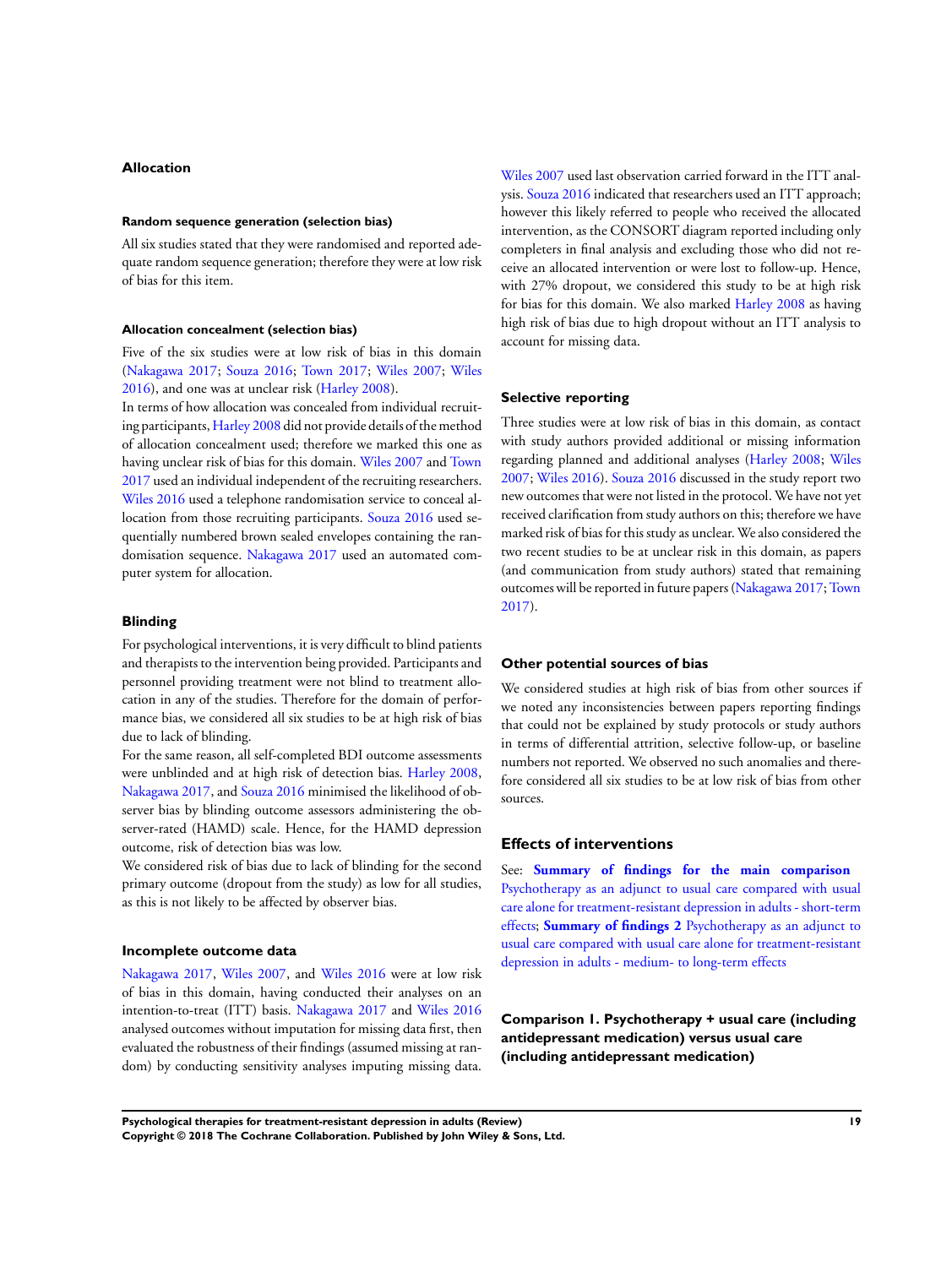### Allocation

#### Random sequence generation (selection bias)

All six studies stated that they were randomised and reported adequate random sequence generation; therefore they were at low risk of bias for this item.

#### Allocation concealment (selection bias)

Five of the six studies were at low risk of bias in this domain (Nakagawa 2017; Souza 2016; Town 2017; Wiles 2007; Wiles 2016), and one was at unclear risk (Harley 2008).

In terms of how allocation was concealed from individual recruiting participants, Harley 2008 did not provide details of the method of allocation concealment used; therefore we marked this one as having unclear risk of bias for this domain. Wiles 2007 and Town 2017 used an individual independent of the recruiting researchers. Wiles 2016 used a telephone randomisation service to conceal allocation from those recruiting participants. Souza 2016 used sequentially numbered brown sealed envelopes containing the randomisation sequence. Nakagawa 2017 used an automated computer system for allocation.

### Blinding

For psychological interventions, it is very difficult to blind patients and therapists to the intervention being provided. Participants and personnel providing treatment were not blind to treatment allocation in any of the studies. Therefore for the domain of performance bias, we considered all six studies to be at high risk of bias due to lack of blinding.

For the same reason, all self-completed BDI outcome assessments were unblinded and at high risk of detection bias. Harley 2008, Nakagawa 2017, and Souza 2016 minimised the likelihood of observer bias by blinding outcome assessors administering the observer-rated (HAMD) scale. Hence, for the HAMD depression outcome, risk of detection bias was low.

We considered risk of bias due to lack of blinding for the second primary outcome (dropout from the study) as low for all studies, as this is not likely to be affected by observer bias.

### Incomplete outcome data

Nakagawa 2017, Wiles 2007, and Wiles 2016 were at low risk of bias in this domain, having conducted their analyses on an intention-to-treat (ITT) basis. Nakagawa 2017 and Wiles 2016 analysed outcomes without imputation for missing data first, then evaluated the robustness of their findings (assumed missing at random) by conducting sensitivity analyses imputing missing data. Wiles 2007 used last observation carried forward in the ITT analysis. Souza 2016 indicated that researchers used an ITT approach; however this likely referred to people who received the allocated intervention, as the CONSORT diagram reported including only completers in final analysis and excluding those who did not receive an allocated intervention or were lost to follow-up. Hence, with 27% dropout, we considered this study to be at high risk for bias for this domain. We also marked Harley 2008 as having high risk of bias due to high dropout without an ITT analysis to account for missing data.

### Selective reporting

Three studies were at low risk of bias in this domain, as contact with study authors provided additional or missing information regarding planned and additional analyses (Harley 2008; Wiles 2007; Wiles 2016). Souza 2016 discussed in the study report two new outcomes that were not listed in the protocol. We have not yet received clarification from study authors on this; therefore we have marked risk of bias for this study as unclear. We also considered the two recent studies to be at unclear risk in this domain, as papers (and communication from study authors) stated that remaining outcomes will be reported in future papers (Nakagawa 2017; Town 2017).

### Other potential sources of bias

We considered studies at high risk of bias from other sources if we noted any inconsistencies between papers reporting findings that could not be explained by study protocols or study authors in terms of differential attrition, selective follow-up, or baseline numbers not reported. We observed no such anomalies and therefore considered all six studies to be at low risk of bias from other sources.

## Effects of interventions

See: **Summary of findings for the main comparison** Psychotherapy as an adjunct to usual care compared with usual care alone for treatment-resistant depression in adults - short-term effects; **Summary of findings 2** Psychotherapy as an adjunct to usual care compared with usual care alone for treatment-resistant depression in adults - medium- to long-term effects

### Comparison 1. Psychotherapy + usual care (including antidepressant medication) versus usual care (including antidepressant medication)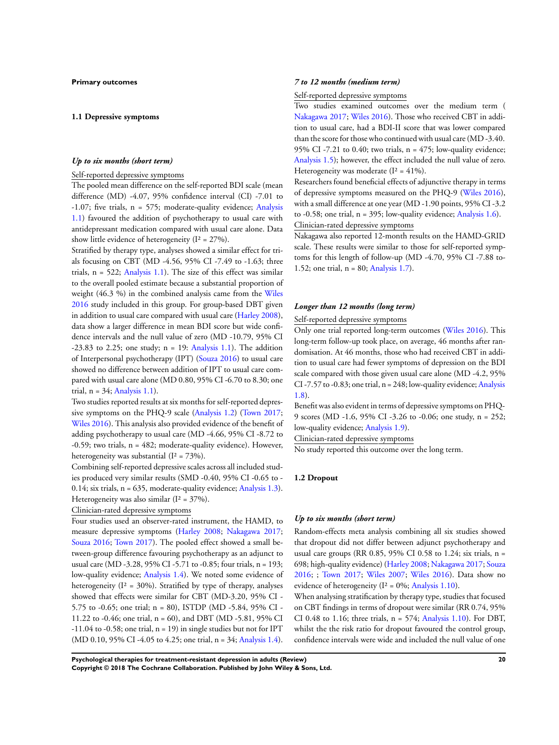### Primary outcomes

#### 1.1 Depressive symptoms

*Up to six months (short term)*

Self-reported depressive symptoms

The pooled mean difference on the self-reported BDI scale (mean difference (MD) -4.07, 95% confidence interval (CI) -7.01 to -1.07; five trials, n = 575; moderate-quality evidence; Analysis 1.1) favoured the addition of psychotherapy to usual care with antidepressant medication compared with usual care alone. Data show little evidence of heterogeneity ($I^2$ = 27%).

Stratified by therapy type, analyses showed a similar effect for trials focusing on CBT (MD -4.56, 95% CI -7.49 to -1.63; three trials, n = 522; Analysis 1.1). The size of this effect was similar to the overall pooled estimate because a substantial proportion of weight (46.3 %) in the combined analysis came from the Wiles 2016 study included in this group. For group-based DBT given in addition to usual care compared with usual care (Harley 2008), data show a larger difference in mean BDI score but wide confidence intervals and the null value of zero (MD -10.79, 95% CI -23.83 to 2.25; one study; n = 19: Analysis 1.1). The addition of Interpersonal psychotherapy (IPT) (Souza 2016) to usual care showed no difference between addition of IPT to usual care compared with usual care alone (MD 0.80, 95% CI -6.70 to 8.30; one trial, n = 34; Analysis 1.1).

Two studies reported results at six months for self-reported depressive symptoms on the PHQ-9 scale (Analysis 1.2) (Town 2017; Wiles 2016). This analysis also provided evidence of the benefit of adding psychotherapy to usual care (MD -4.66, 95% CI -8.72 to -0.59; two trials, n = 482; moderate-quality evidence). However, heterogeneity was substantial ($I^2$ = 73%).

Combining self-reported depressive scales across all included studies produced very similar results (SMD -0.40, 95% CI -0.65 to -0.14; six trials, n = 635, moderate-quality evidence; Analysis 1.3). Heterogeneity was also similar ($I^2$ = 37%).

Clinician-rated depressive symptoms

Four studies used an observer-rated instrument, the HAMD, to measure depressive symptoms (Harley 2008; Nakagawa 2017; Souza 2016; Town 2017). The pooled effect showed a small between-group difference favouring psychotherapy as an adjunct to usual care (MD -3.28, 95% CI -5.71 to -0.85; four trials, n = 193; low-quality evidence; Analysis 1.4). We noted some evidence of heterogeneity ($I^2$ = 30%). Stratified by type of therapy, analyses showed that effects were similar for CBT (MD-3.20, 95% CI -5.75 to -0.65; one trial; n = 80), ISTDP (MD -5.84, 95% CI -11.22 to -0.46; one trial, n = 60), and DBT (MD -5.81, 95% CI -11.04 to -0.58; one trial, n = 19) in single studies but not for IPT (MD 0.10, 95% CI -4.05 to 4.25; one trial, n = 34; Analysis 1.4).

*7 to 12 months (medium term)*

Self-reported depressive symptoms

Two studies examined outcomes over the medium term ( Nakagawa 2017; Wiles 2016). Those who received CBT in addition to usual care, had a BDI-II score that was lower compared than the score for those who continued with usual care (MD -3.40. 95% CI -7.21 to 0.40; two trials, n = 475; low-quality evidence; Analysis 1.5); however, the effect included the null value of zero. Heterogeneity was moderate ($I^2$ = 41%).

Researchers found beneficial effects of adjunctive therapy in terms of depressive symptoms measured on the PHQ-9 (Wiles 2016), with a small difference at one year (MD -1.90 points, 95% CI -3.2 to -0.58; one trial, n = 395; low-quality evidence; Analysis 1.6).

Clinician-rated depressive symptoms

Nakagawa also reported 12-month results on the HAMD-GRID scale. These results were similar to those for self-reported symptoms for this length of follow-up (MD -4.70, 95% CI -7.88 to-1.52; one trial, n = 80; Analysis 1.7).

*Longer than 12 months (long term)*

Self-reported depressive symptoms

Only one trial reported long-term outcomes (Wiles 2016). This long-term follow-up took place, on average, 46 months after randomisation. At 46 months, those who had received CBT in addition to usual care had fewer symptoms of depression on the BDI scale compared with those given usual care alone (MD -4.2, 95% CI -7.57 to -0.83; one trial, n = 248; low-quality evidence; Analysis 1.8).

Benefit was also evident in terms of depressive symptoms on PHQ-9 scores (MD -1.6, 95% CI -3.26 to -0.06; one study, n = 252; low-quality evidence; Analysis 1.9).

Clinician-rated depressive symptoms

No study reported this outcome over the long term.

#### 1.2 Dropout

*Up to six months (short term)*

Random-effects meta analysis combining all six studies showed that dropout did not differ between adjunct psychotherapy and usual care groups (RR 0.85, 95% CI 0.58 to 1.24; six trials, n = 698; high-quality evidence) (Harley 2008; Nakagawa 2017; Souza 2016; ; Town 2017; Wiles 2007; Wiles 2016). Data show no evidence of heterogeneity ($I^2$ = 0%; Analysis 1.10).

When analysing stratification by therapy type, studies that focused on CBT findings in terms of dropout were similar (RR 0.74, 95% CI 0.48 to 1.16; three trials, n = 574; Analysis 1.10). For DBT, whilst the the risk ratio for dropout favoured the control group, confidence intervals were wide and included the null value of one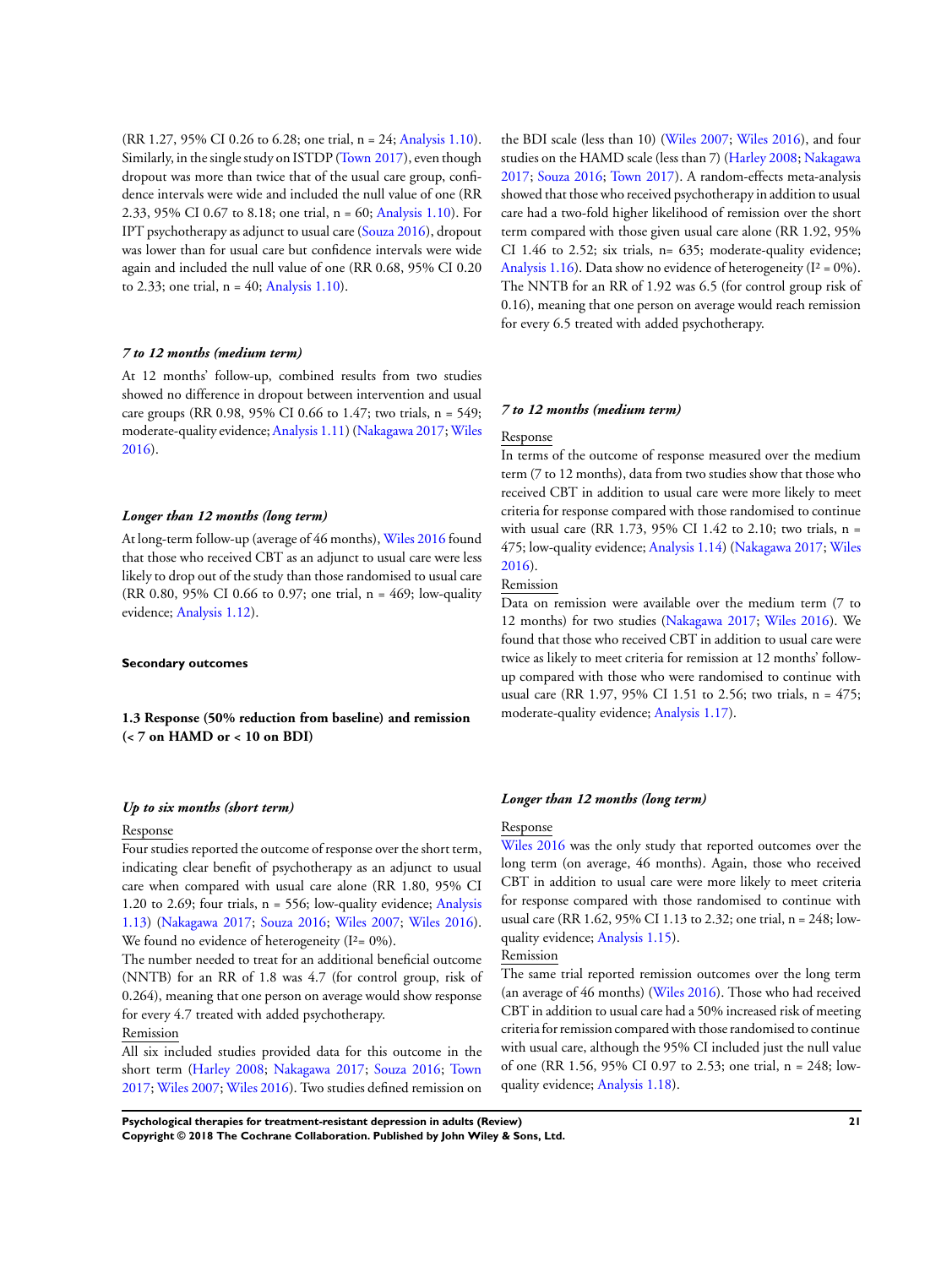(RR 1.27, 95% CI 0.26 to 6.28; one trial, n = 24; Analysis 1.10). Similarly, in the single study on ISTDP (Town 2017), even though dropout was more than twice that of the usual care group, confidence intervals were wide and included the null value of one (RR 2.33, 95% CI 0.67 to 8.18; one trial, n = 60; Analysis 1.10). For IPT psychotherapy as adjunct to usual care (Souza 2016), dropout was lower than for usual care but confidence intervals were wide again and included the null value of one (RR 0.68, 95% CI 0.20 to 2.33; one trial, n = 40; Analysis 1.10).

#### *7 to 12 months (medium term)*

At 12 months' follow-up, combined results from two studies showed no difference in dropout between intervention and usual care groups (RR 0.98, 95% CI 0.66 to 1.47; two trials, n = 549; moderate-quality evidence; Analysis 1.11) (Nakagawa 2017; Wiles 2016).

#### *Longer than 12 months (long term)*

At long-term follow-up (average of 46 months), Wiles 2016 found that those who received CBT as an adjunct to usual care were less likely to drop out of the study than those randomised to usual care (RR 0.80, 95% CI 0.66 to 0.97; one trial, n = 469; low-quality evidence; Analysis 1.12).

### Secondary outcomes

### 1.3 Response (50% reduction from baseline) and remission (< 7 on HAMD or < 10 on BDI)

#### *Up to six months (short term)*

Response

Four studies reported the outcome of response over the short term, indicating clear benefit of psychotherapy as an adjunct to usual care when compared with usual care alone (RR 1.80, 95% CI 1.20 to 2.69; four trials, n = 556; low-quality evidence; Analysis 1.13) (Nakagawa 2017; Souza 2016; Wiles 2007; Wiles 2016). We found no evidence of heterogeneity ($I^2$= 0%).

The number needed to treat for an additional beneficial outcome (NNTB) for an RR of 1.8 was 4.7 (for control group, risk of 0.264), meaning that one person on average would show response for every 4.7 treated with added psychotherapy.

Remission

All six included studies provided data for this outcome in the short term (Harley 2008; Nakagawa 2017; Souza 2016; Town 2017; Wiles 2007; Wiles 2016). Two studies defined remission on the BDI scale (less than 10) (Wiles 2007; Wiles 2016), and four studies on the HAMD scale (less than 7) (Harley 2008; Nakagawa 2017; Souza 2016; Town 2017). A random-effects meta-analysis showed that those who received psychotherapy in addition to usual care had a two-fold higher likelihood of remission over the short term compared with those given usual care alone (RR 1.92, 95% CI 1.46 to 2.52; six trials, n= 635; moderate-quality evidence; Analysis 1.16). Data show no evidence of heterogeneity ($I^2$ = 0%). The NNTB for an RR of 1.92 was 6.5 (for control group risk of 0.16), meaning that one person on average would reach remission for every 6.5 treated with added psychotherapy.

#### *7 to 12 months (medium term)*

Response

In terms of the outcome of response measured over the medium term (7 to 12 months), data from two studies show that those who received CBT in addition to usual care were more likely to meet criteria for response compared with those randomised to continue with usual care (RR 1.73, 95% CI 1.42 to 2.10; two trials, n = 475; low-quality evidence; Analysis 1.14) (Nakagawa 2017; Wiles 2016).

Remission

Data on remission were available over the medium term (7 to 12 months) for two studies (Nakagawa 2017; Wiles 2016). We found that those who received CBT in addition to usual care were twice as likely to meet criteria for remission at 12 months' follow-up compared with those who were randomised to continue with usual care (RR 1.97, 95% CI 1.51 to 2.56; two trials, n = 475; moderate-quality evidence; Analysis 1.17).

#### *Longer than 12 months (long term)*

Response

Wiles 2016 was the only study that reported outcomes over the long term (on average, 46 months). Again, those who received CBT in addition to usual care were more likely to meet criteria for response compared with those randomised to continue with usual care (RR 1.62, 95% CI 1.13 to 2.32; one trial, n = 248; low-quality evidence; Analysis 1.15).

Remission

The same trial reported remission outcomes over the long term (an average of 46 months) (Wiles 2016). Those who had received CBT in addition to usual care had a 50% increased risk of meeting criteria for remission compared with those randomised to continue with usual care, although the 95% CI included just the null value of one (RR 1.56, 95% CI 0.97 to 2.53; one trial, n = 248; low-quality evidence; Analysis 1.18).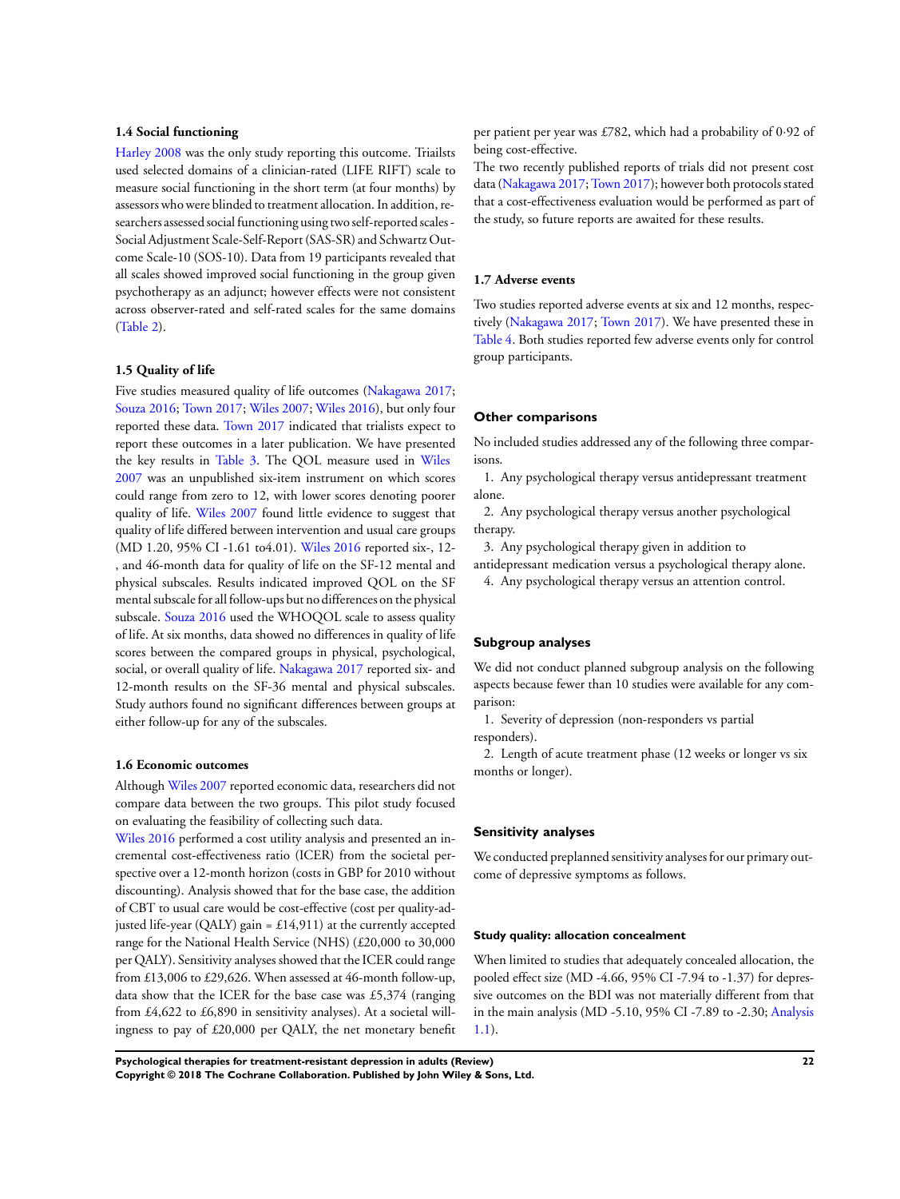### 1.4 Social functioning

Harley 2008 was the only study reporting this outcome. Triailsts used selected domains of a clinician-rated (LIFE RIFT) scale to measure social functioning in the short term (at four months) by assessors who were blinded to treatment allocation. In addition, researchers assessed social functioning using two self-reported scales - Social Adjustment Scale-Self-Report (SAS-SR) and Schwartz Outcome Scale-10 (SOS-10). Data from 19 participants revealed that all scales showed improved social functioning in the group given psychotherapy as an adjunct; however effects were not consistent across observer-rated and self-rated scales for the same domains (Table 2).

### 1.5 Quality of life

Five studies measured quality of life outcomes (Nakagawa 2017; Souza 2016; Town 2017; Wiles 2007; Wiles 2016), but only four reported these data. Town 2017 indicated that trialists expect to report these outcomes in a later publication. We have presented the key results in Table 3. The QOL measure used in Wiles 2007 was an unpublished six-item instrument on which scores could range from zero to 12, with lower scores denoting poorer quality of life. Wiles 2007 found little evidence to suggest that quality of life differed between intervention and usual care groups (MD 1.20, 95% CI -1.61 to4.01). Wiles 2016 reported six-, 12-, and 46-month data for quality of life on the SF-12 mental and physical subscales. Results indicated improved QOL on the SF mental subscale for all follow-ups but no differences on the physical subscale. Souza 2016 used the WHOQOL scale to assess quality of life. At six months, data showed no differences in quality of life scores between the compared groups in physical, psychological, social, or overall quality of life. Nakagawa 2017 reported six- and 12-month results on the SF-36 mental and physical subscales. Study authors found no significant differences between groups at either follow-up for any of the subscales.

### 1.6 Economic outcomes

Although Wiles 2007 reported economic data, researchers did not compare data between the two groups. This pilot study focused on evaluating the feasibility of collecting such data.

Wiles 2016 performed a cost utility analysis and presented an incremental cost-effectiveness ratio (ICER) from the societal perspective over a 12-month horizon (costs in GBP for 2010 without discounting). Analysis showed that for the base case, the addition of CBT to usual care would be cost-effective (cost per quality-adjusted life-year (QALY) gain = £14,911) at the currently accepted range for the National Health Service (NHS) (£20,000 to 30,000 per QALY). Sensitivity analyses showed that the ICER could range from £13,006 to £29,626. When assessed at 46-month follow-up, data show that the ICER for the base case was £5,374 (ranging from £4,622 to £6,890 in sensitivity analyses). At a societal willingness to pay of £20,000 per QALY, the net monetary benefit per patient per year was £782, which had a probability of 0·92 of being cost-effective.

The two recently published reports of trials did not present cost data (Nakagawa 2017; Town 2017); however both protocols stated that a cost-effectiveness evaluation would be performed as part of the study, so future reports are awaited for these results.

### 1.7 Adverse events

Two studies reported adverse events at six and 12 months, respectively (Nakagawa 2017; Town 2017). We have presented these in Table 4. Both studies reported few adverse events only for control group participants.

## Other comparisons

No included studies addressed any of the following three comparisons.

1. Any psychological therapy versus antidepressant treatment alone.
2. Any psychological therapy versus another psychological therapy.
3. Any psychological therapy given in addition to antidepressant medication versus a psychological therapy alone.
4. Any psychological therapy versus an attention control.

## Subgroup analyses

We did not conduct planned subgroup analysis on the following aspects because fewer than 10 studies were available for any comparison:

1. Severity of depression (non-responders vs partial responders).
2. Length of acute treatment phase (12 weeks or longer vs six months or longer).

## Sensitivity analyses

We conducted preplanned sensitivity analyses for our primary outcome of depressive symptoms as follows.

#### Study quality: allocation concealment

When limited to studies that adequately concealed allocation, the pooled effect size (MD -4.66, 95% CI -7.94 to -1.37) for depressive outcomes on the BDI was not materially different from that in the main analysis (MD -5.10, 95% CI -7.89 to -2.30; Analysis 1.1).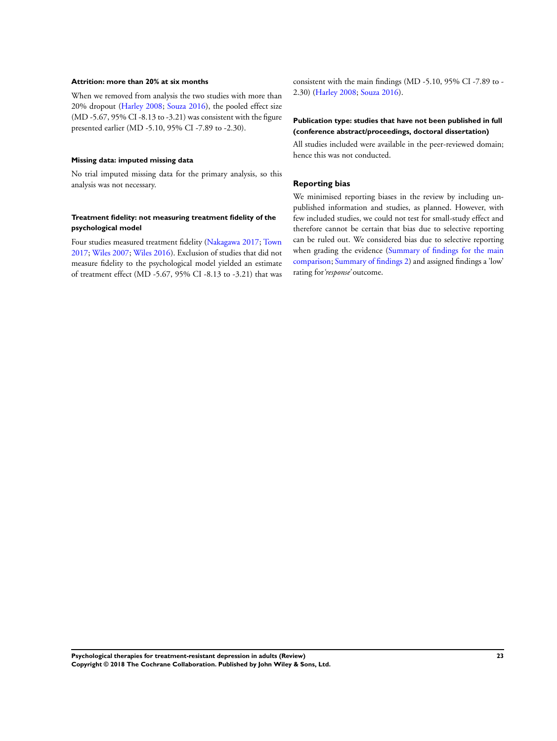#### Attrition: more than 20% at six months

When we removed from analysis the two studies with more than 20% dropout (Harley 2008; Souza 2016), the pooled effect size (MD -5.67, 95% CI -8.13 to -3.21) was consistent with the figure presented earlier (MD -5.10, 95% CI -7.89 to -2.30).

#### Missing data: imputed missing data

No trial imputed missing data for the primary analysis, so this analysis was not necessary.

#### Treatment fidelity: not measuring treatment fidelity of the psychological model

Four studies measured treatment fidelity (Nakagawa 2017; Town 2017; Wiles 2007; Wiles 2016). Exclusion of studies that did not measure fidelity to the psychological model yielded an estimate of treatment effect (MD -5.67, 95% CI -8.13 to -3.21) that was consistent with the main findings (MD -5.10, 95% CI -7.89 to -2.30) (Harley 2008; Souza 2016).

#### Publication type: studies that have not been published in full (conference abstract/proceedings, doctoral dissertation)

All studies included were available in the peer-reviewed domain; hence this was not conducted.

### Reporting bias

We minimised reporting biases in the review by including unpublished information and studies, as planned. However, with few included studies, we could not test for small-study effect and therefore cannot be certain that bias due to selective reporting can be ruled out. We considered bias due to selective reporting when grading the evidence (Summary of findings for the main comparison; Summary of findings 2) and assigned findings a 'low' rating for *'response'* outcome.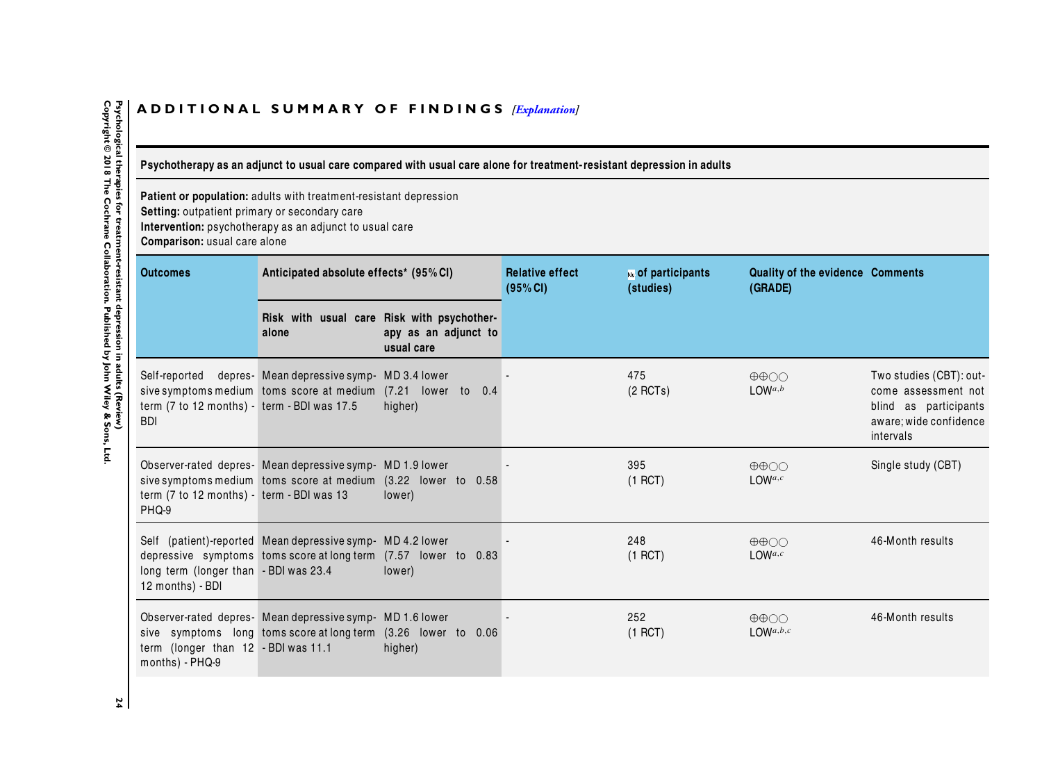# ADDITIONAL SUMMARY OF FINDINGS *[Explanation]*

**Psychotherapy as an adjunct to usual care compared with usual care alone for treatment-resistant depression in adults**

**Patient or population:** adults with treatment-resistant depression
**Setting:** outpatient primary or secondary care
**Intervention:** psychotherapy as an adjunct to usual care
**Comparison:** usual care alone

| Outcomes | Anticipated absolute effects* (95% CI) | | Relative effect (95% CI) | № of participants (studies) | Quality of the evidence (GRADE) | Comments |
|---|---|---|---|---|---|---|
| | Risk with usual care alone | Risk with psychotherapy as an adjunct to usual care | | | | |
| Self-reported depressive symptoms medium term (7 to 12 months) - BDI | Mean depressive symptoms score at medium term - BDI was 17.5 | MD 3.4 lower (7.21 lower to 0.4 higher) | - | 475 (2 RCTs) | ⊕⊕○○ LOW[a,b] | Two studies (CBT): outcome assessment not blind as participants aware; wide confidence intervals |
| Observer-rated depressive symptoms medium term (7 to 12 months) - PHQ-9 | Mean depressive symptoms score at medium term - BDI was 13 | MD 1.9 lower (3.22 lower to 0.58 lower) | - | 395 (1 RCT) | ⊕⊕○○ LOW[a,c] | Single study (CBT) |
| Self (patient)-reported depressive symptoms long term (longer than 12 months) - BDI | Mean depressive symptoms score at long term - BDI was 23.4 | MD 4.2 lower (7.57 lower to 0.83 lower) | - | 248 (1 RCT) | ⊕⊕○○ LOW[a,c] | 46-Month results |
| Observer-rated depressive symptoms long term (longer than 12 months) - PHQ-9 | Mean depressive symptoms score at long term - BDI was 11.1 | MD 1.6 lower (3.26 lower to 0.06 higher) | - | 252 (1 RCT) | ⊕⊕○○ LOW[a,b,c] | 46-Month results |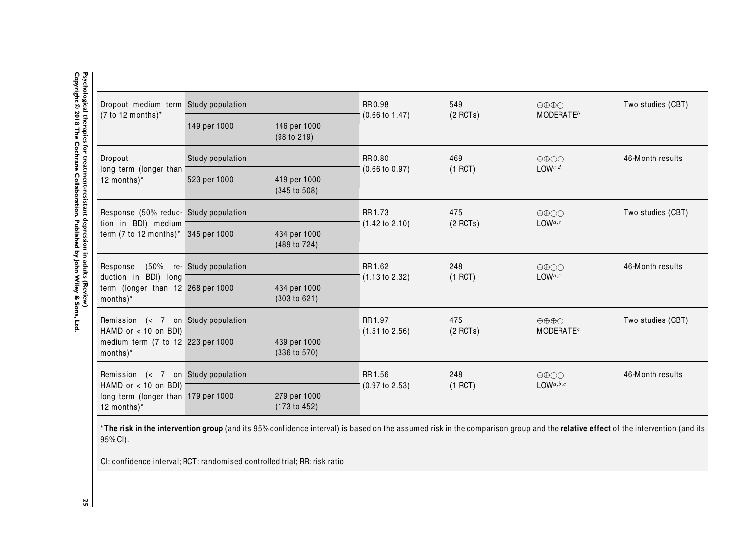| Dropout medium term (7 to 12 months)* | Study population | | RR 0.98 (0.66 to 1.47) | 549 (2 RCTs) | ⊕⊕⊕◯ MODERATE[b] | Two studies (CBT) |
|---|---|---|---|---|---|---|
| | 149 per 1000 | 146 per 1000 (98 to 219) | | | | |
| Dropout long term (longer than 12 months)* | Study population | | RR 0.80 (0.66 to 0.97) | 469 (1 RCT) | ⊕⊕◯◯ LOW[c,d] | 46-Month results |
| | 523 per 1000 | 419 per 1000 (345 to 508) | | | | |
| Response (50% reduction in BDI) medium term (7 to 12 months)* | Study population | | RR 1.73 (1.42 to 2.10) | 475 (2 RCTs) | ⊕⊕◯◯ LOW[a,e] | Two studies (CBT) |
| | 345 per 1000 | 434 per 1000 (489 to 724) | | | | |
| Response (50% reduction in BDI) long term (longer than 12 months)* | Study population | | RR 1.62 (1.13 to 2.32) | 248 (1 RCT) | ⊕⊕◯◯ LOW[a,c] | 46-Month results |
| | 268 per 1000 | 434 per 1000 (303 to 621) | | | | |
| Remission (< 7 on HAMD or < 10 on BDI) medium term (7 to 12 months)* | Study population | | RR 1.97 (1.51 to 2.56) | 475 (2 RCTs) | ⊕⊕⊕◯ MODERATE[a] | Two studies (CBT) |
| | 223 per 1000 | 439 per 1000 (336 to 570) | | | | |
| Remission (< 7 on HAMD or < 10 on BDI) long term (longer than 12 months)* | Study population | | RR 1.56 (0.97 to 2.53) | 248 (1 RCT) | ⊕⊕◯◯ LOW[a,b,c] | 46-Month results |
| | 179 per 1000 | 279 per 1000 (173 to 452) | | | | |

***The risk in the intervention group** (and its 95% confidence interval) is based on the assumed risk in the comparison group and the **relative effect** of the intervention (and its 95% CI).

CI: confidence interval; RCT: randomised controlled trial; RR: risk ratio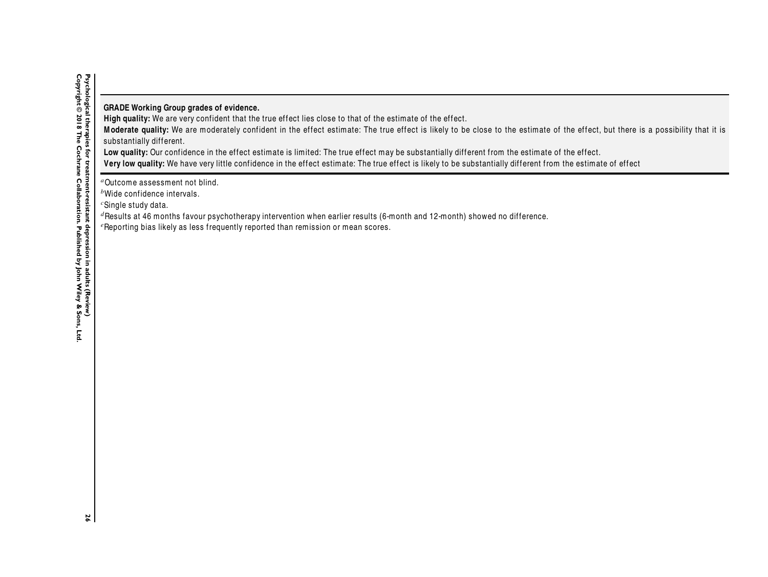**GRADE Working Group grades of evidence.**
**High quality:** We are very confident that the true effect lies close to that of the estimate of the effect.
**Moderate quality:** We are moderately confident in the effect estimate: The true effect is likely to be close to the estimate of the effect, but there is a possibility that it is substantially different.
**Low quality:** Our confidence in the effect estimate is limited: The true effect may be substantially different from the estimate of the effect.
**Very low quality:** We have very little confidence in the effect estimate: The true effect is likely to be substantially different from the estimate of effect

[a]Outcome assessment not blind.
[b]Wide confidence intervals.
[c]Single study data.
[d]Results at 46 months favour psychotherapy intervention when earlier results (6-month and 12-month) showed no difference.
[e]Reporting bias likely as less frequently reported than remission or mean scores.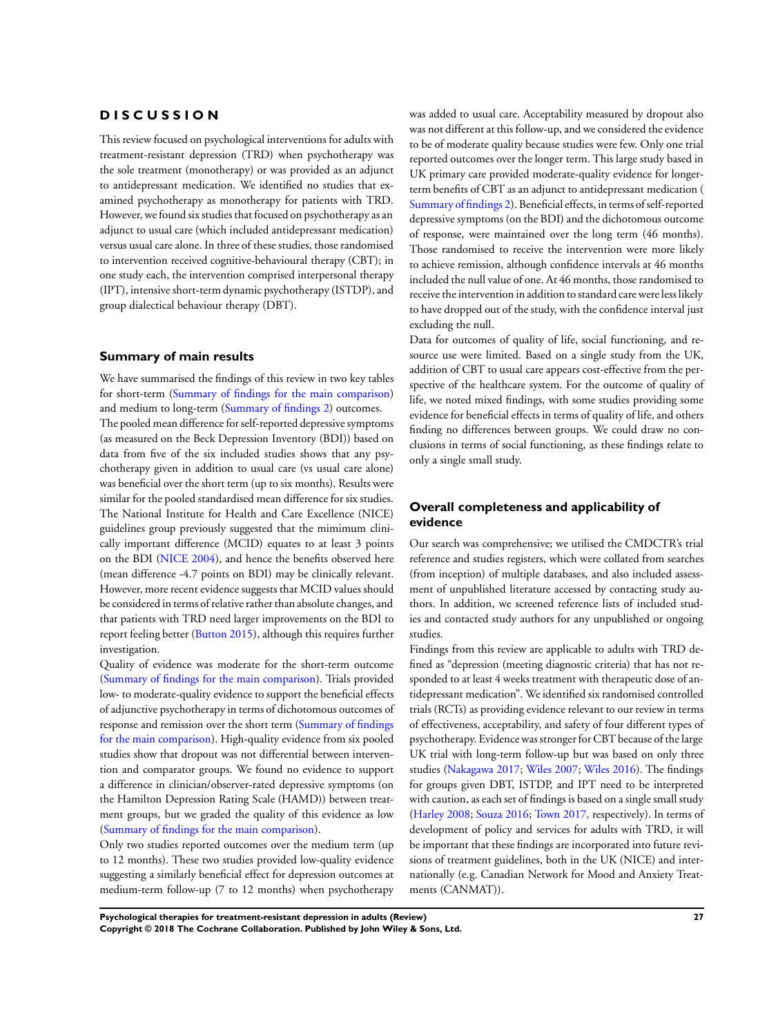# DISCUSSION

This review focused on psychological interventions for adults with treatment-resistant depression (TRD) when psychotherapy was the sole treatment (monotherapy) or was provided as an adjunct to antidepressant medication. We identified no studies that examined psychotherapy as monotherapy for patients with TRD. However, we found six studies that focused on psychotherapy as an adjunct to usual care (which included antidepressant medication) versus usual care alone. In three of these studies, those randomised to intervention received cognitive-behavioural therapy (CBT); in one study each, the intervention comprised interpersonal therapy (IPT), intensive short-term dynamic psychotherapy (ISTDP), and group dialectical behaviour therapy (DBT).

## Summary of main results

We have summarised the findings of this review in two key tables for short-term (Summary of findings for the main comparison) and medium to long-term (Summary of findings 2) outcomes.

The pooled mean difference for self-reported depressive symptoms (as measured on the Beck Depression Inventory (BDI)) based on data from five of the six included studies shows that any psychotherapy given in addition to usual care (vs usual care alone) was beneficial over the short term (up to six months). Results were similar for the pooled standardised mean difference for six studies. The National Institute for Health and Care Excellence (NICE) guidelines group previously suggested that the mimimum clinically important difference (MCID) equates to at least 3 points on the BDI (NICE 2004), and hence the benefits observed here (mean difference -4.7 points on BDI) may be clinically relevant. However, more recent evidence suggests that MCID values should be considered in terms of relative rather than absolute changes, and that patients with TRD need larger improvements on the BDI to report feeling better (Button 2015), although this requires further investigation.

Quality of evidence was moderate for the short-term outcome (Summary of findings for the main comparison). Trials provided low- to moderate-quality evidence to support the beneficial effects of adjunctive psychotherapy in terms of dichotomous outcomes of response and remission over the short term (Summary of findings for the main comparison). High-quality evidence from six pooled studies show that dropout was not differential between intervention and comparator groups. We found no evidence to support a difference in clinician/observer-rated depressive symptoms (on the Hamilton Depression Rating Scale (HAMD)) between treatment groups, but we graded the quality of this evidence as low (Summary of findings for the main comparison).

Only two studies reported outcomes over the medium term (up to 12 months). These two studies provided low-quality evidence suggesting a similarly beneficial effect for depression outcomes at medium-term follow-up (7 to 12 months) when psychotherapy was added to usual care. Acceptability measured by dropout also was not different at this follow-up, and we considered the evidence to be of moderate quality because studies were few. Only one trial reported outcomes over the longer term. This large study based in UK primary care provided moderate-quality evidence for longer-term benefits of CBT as an adjunct to antidepressant medication ( Summary of findings 2). Beneficial effects, in terms of self-reported depressive symptoms (on the BDI) and the dichotomous outcome of response, were maintained over the long term (46 months). Those randomised to receive the intervention were more likely to achieve remission, although confidence intervals at 46 months included the null value of one. At 46 months, those randomised to receive the intervention in addition to standard care were less likely to have dropped out of the study, with the confidence interval just excluding the null.

Data for outcomes of quality of life, social functioning, and resource use were limited. Based on a single study from the UK, addition of CBT to usual care appears cost-effective from the perspective of the healthcare system. For the outcome of quality of life, we noted mixed findings, with some studies providing some evidence for beneficial effects in terms of quality of life, and others finding no differences between groups. We could draw no conclusions in terms of social functioning, as these findings relate to only a single small study.

## Overall completeness and applicability of evidence

Our search was comprehensive; we utilised the CMDCTR's trial reference and studies registers, which were collated from searches (from inception) of multiple databases, and also included assessment of unpublished literature accessed by contacting study authors. In addition, we screened reference lists of included studies and contacted study authors for any unpublished or ongoing studies.

Findings from this review are applicable to adults with TRD defined as "depression (meeting diagnostic criteria) that has not responded to at least 4 weeks treatment with therapeutic dose of antidepressant medication". We identified six randomised controlled trials (RCTs) as providing evidence relevant to our review in terms of effectiveness, acceptability, and safety of four different types of psychotherapy. Evidence was stronger for CBT because of the large UK trial with long-term follow-up but was based on only three studies (Nakagawa 2017; Wiles 2007; Wiles 2016). The findings for groups given DBT, ISTDP, and IPT need to be interpreted with caution, as each set of findings is based on a single small study (Harley 2008; Souza 2016; Town 2017, respectively). In terms of development of policy and services for adults with TRD, it will be important that these findings are incorporated into future revisions of treatment guidelines, both in the UK (NICE) and internationally (e.g. Canadian Network for Mood and Anxiety Treatments (CANMAT)).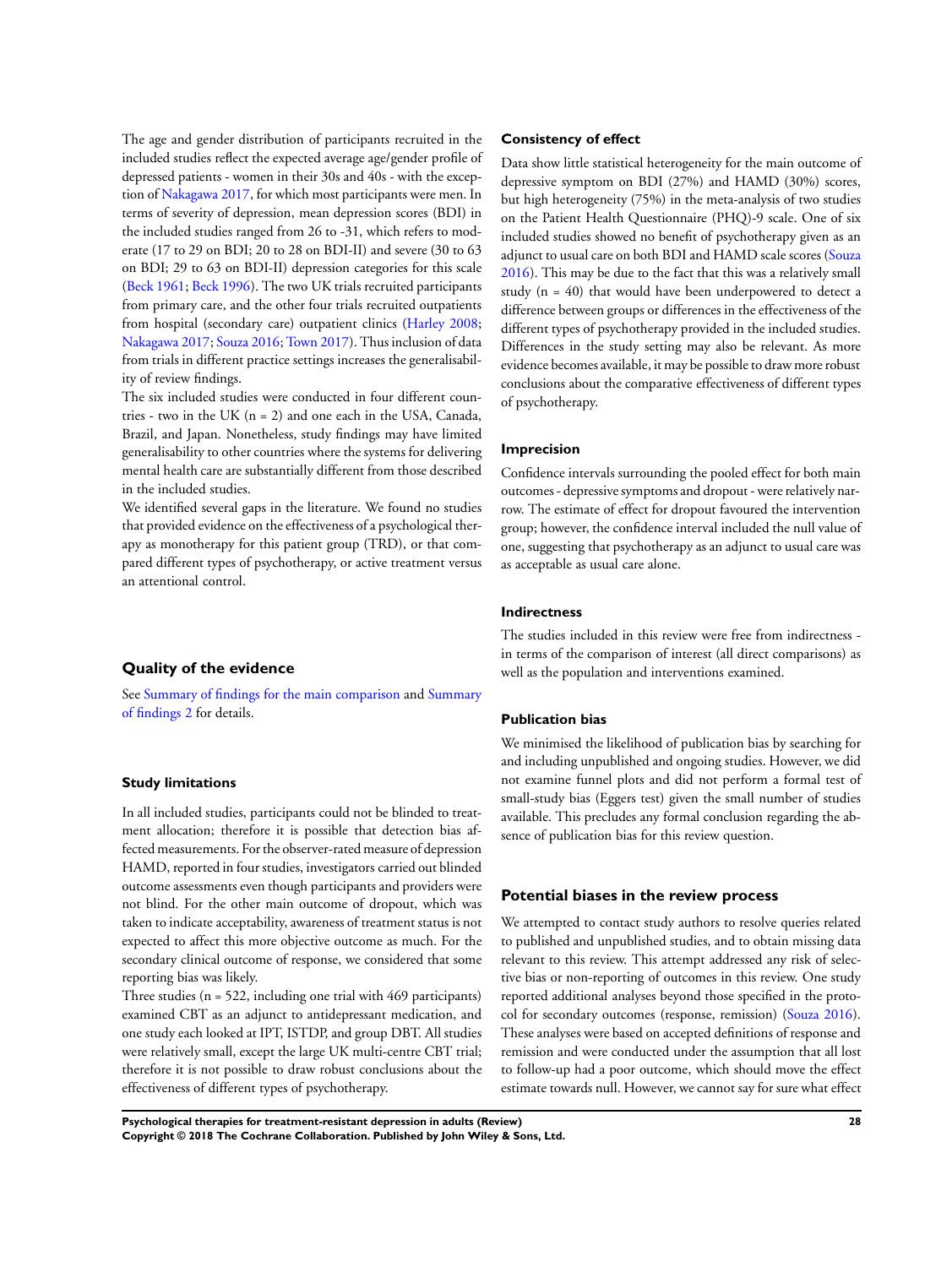The age and gender distribution of participants recruited in the included studies reflect the expected average age/gender profile of depressed patients - women in their 30s and 40s - with the exception of Nakagawa 2017, for which most participants were men. In terms of severity of depression, mean depression scores (BDI) in the included studies ranged from 26 to -31, which refers to moderate (17 to 29 on BDI; 20 to 28 on BDI-II) and severe (30 to 63 on BDI; 29 to 63 on BDI-II) depression categories for this scale (Beck 1961; Beck 1996). The two UK trials recruited participants from primary care, and the other four trials recruited outpatients from hospital (secondary care) outpatient clinics (Harley 2008; Nakagawa 2017; Souza 2016; Town 2017). Thus inclusion of data from trials in different practice settings increases the generalisability of review findings.

The six included studies were conducted in four different countries - two in the UK (n = 2) and one each in the USA, Canada, Brazil, and Japan. Nonetheless, study findings may have limited generalisability to other countries where the systems for delivering mental health care are substantially different from those described in the included studies.

We identified several gaps in the literature. We found no studies that provided evidence on the effectiveness of a psychological therapy as monotherapy for this patient group (TRD), or that compared different types of psychotherapy, or active treatment versus an attentional control.

## Quality of the evidence

See Summary of findings for the main comparison and Summary of findings 2 for details.

### Study limitations

In all included studies, participants could not be blinded to treatment allocation; therefore it is possible that detection bias affected measurements. For the observer-rated measure of depression HAMD, reported in four studies, investigators carried out blinded outcome assessments even though participants and providers were not blind. For the other main outcome of dropout, which was taken to indicate acceptability, awareness of treatment status is not expected to affect this more objective outcome as much. For the secondary clinical outcome of response, we considered that some reporting bias was likely.

Three studies (n = 522, including one trial with 469 participants) examined CBT as an adjunct to antidepressant medication, and one study each looked at IPT, ISTDP, and group DBT. All studies were relatively small, except the large UK multi-centre CBT trial; therefore it is not possible to draw robust conclusions about the effectiveness of different types of psychotherapy.

### Consistency of effect

Data show little statistical heterogeneity for the main outcome of depressive symptom on BDI (27%) and HAMD (30%) scores, but high heterogeneity (75%) in the meta-analysis of two studies on the Patient Health Questionnaire (PHQ)-9 scale. One of six included studies showed no benefit of psychotherapy given as an adjunct to usual care on both BDI and HAMD scale scores (Souza 2016). This may be due to the fact that this was a relatively small study (n = 40) that would have been underpowered to detect a difference between groups or differences in the effectiveness of the different types of psychotherapy provided in the included studies. Differences in the study setting may also be relevant. As more evidence becomes available, it may be possible to draw more robust conclusions about the comparative effectiveness of different types of psychotherapy.

### Imprecision

Confidence intervals surrounding the pooled effect for both main outcomes - depressive symptoms and dropout - were relatively narrow. The estimate of effect for dropout favoured the intervention group; however, the confidence interval included the null value of one, suggesting that psychotherapy as an adjunct to usual care was as acceptable as usual care alone.

### Indirectness

The studies included in this review were free from indirectness - in terms of the comparison of interest (all direct comparisons) as well as the population and interventions examined.

### Publication bias

We minimised the likelihood of publication bias by searching for and including unpublished and ongoing studies. However, we did not examine funnel plots and did not perform a formal test of small-study bias (Eggers test) given the small number of studies available. This precludes any formal conclusion regarding the absence of publication bias for this review question.

## Potential biases in the review process

We attempted to contact study authors to resolve queries related to published and unpublished studies, and to obtain missing data relevant to this review. This attempt addressed any risk of selective bias or non-reporting of outcomes in this review. One study reported additional analyses beyond those specified in the protocol for secondary outcomes (response, remission) (Souza 2016). These analyses were based on accepted definitions of response and remission and were conducted under the assumption that all lost to follow-up had a poor outcome, which should move the effect estimate towards null. However, we cannot say for sure what effect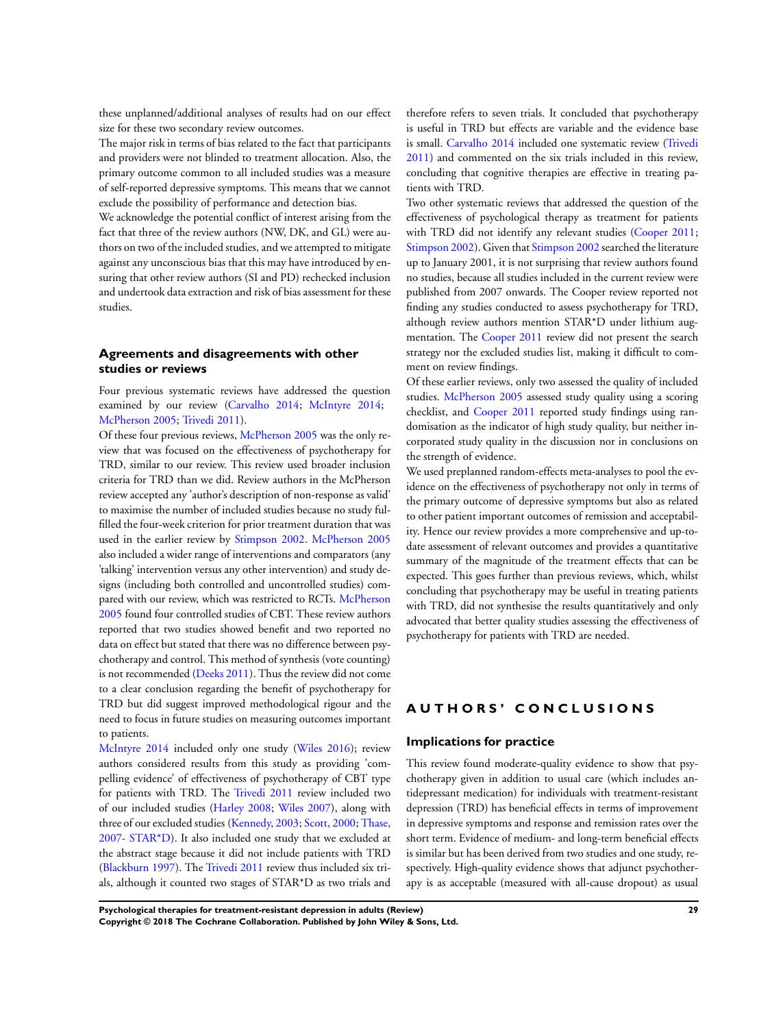these unplanned/additional analyses of results had on our effect size for these two secondary review outcomes.

The major risk in terms of bias related to the fact that participants and providers were not blinded to treatment allocation. Also, the primary outcome common to all included studies was a measure of self-reported depressive symptoms. This means that we cannot exclude the possibility of performance and detection bias.

We acknowledge the potential conflict of interest arising from the fact that three of the review authors (NW, DK, and GL) were authors on two of the included studies, and we attempted to mitigate against any unconscious bias that this may have introduced by ensuring that other review authors (SI and PD) rechecked inclusion and undertook data extraction and risk of bias assessment for these studies.

### Agreements and disagreements with other studies or reviews

Four previous systematic reviews have addressed the question examined by our review (Carvalho 2014; McIntyre 2014; McPherson 2005; Trivedi 2011).

Of these four previous reviews, McPherson 2005 was the only review that was focused on the effectiveness of psychotherapy for TRD, similar to our review. This review used broader inclusion criteria for TRD than we did. Review authors in the McPherson review accepted any 'author's description of non-response as valid' to maximise the number of included studies because no study fulfilled the four-week criterion for prior treatment duration that was used in the earlier review by Stimpson 2002. McPherson 2005 also included a wider range of interventions and comparators (any 'talking' intervention versus any other intervention) and study designs (including both controlled and uncontrolled studies) compared with our review, which was restricted to RCTs. McPherson 2005 found four controlled studies of CBT. These review authors reported that two studies showed benefit and two reported no data on effect but stated that there was no difference between psychotherapy and control. This method of synthesis (vote counting) is not recommended (Deeks 2011). Thus the review did not come to a clear conclusion regarding the benefit of psychotherapy for TRD but did suggest improved methodological rigour and the need to focus in future studies on measuring outcomes important to patients.

McIntyre 2014 included only one study (Wiles 2016); review authors considered results from this study as providing 'compelling evidence' of effectiveness of psychotherapy of CBT type for patients with TRD. The Trivedi 2011 review included two of our included studies (Harley 2008; Wiles 2007), along with three of our excluded studies (Kennedy, 2003; Scott, 2000; Thase, 2007- STAR*D). It also included one study that we excluded at the abstract stage because it did not include patients with TRD (Blackburn 1997). The Trivedi 2011 review thus included six trials, although it counted two stages of STAR*D as two trials and therefore refers to seven trials. It concluded that psychotherapy is useful in TRD but effects are variable and the evidence base is small. Carvalho 2014 included one systematic review (Trivedi 2011) and commented on the six trials included in this review, concluding that cognitive therapies are effective in treating patients with TRD.

Two other systematic reviews that addressed the question of the effectiveness of psychological therapy as treatment for patients with TRD did not identify any relevant studies (Cooper 2011; Stimpson 2002). Given that Stimpson 2002 searched the literature up to January 2001, it is not surprising that review authors found no studies, because all studies included in the current review were published from 2007 onwards. The Cooper review reported not finding any studies conducted to assess psychotherapy for TRD, although review authors mention STAR*D under lithium augmentation. The Cooper 2011 review did not present the search strategy nor the excluded studies list, making it difficult to comment on review findings.

Of these earlier reviews, only two assessed the quality of included studies. McPherson 2005 assessed study quality using a scoring checklist, and Cooper 2011 reported study findings using randomisation as the indicator of high study quality, but neither incorporated study quality in the discussion nor in conclusions on the strength of evidence.

We used preplanned random-effects meta-analyses to pool the evidence on the effectiveness of psychotherapy not only in terms of the primary outcome of depressive symptoms but also as related to other patient important outcomes of remission and acceptability. Hence our review provides a more comprehensive and up-to-date assessment of relevant outcomes and provides a quantitative summary of the magnitude of the treatment effects that can be expected. This goes further than previous reviews, which, whilst concluding that psychotherapy may be useful in treating patients with TRD, did not synthesise the results quantitatively and only advocated that better quality studies assessing the effectiveness of psychotherapy for patients with TRD are needed.

# AUTHORS' CONCLUSIONS

### Implications for practice

This review found moderate-quality evidence to show that psychotherapy given in addition to usual care (which includes antidepressant medication) for individuals with treatment-resistant depression (TRD) has beneficial effects in terms of improvement in depressive symptoms and response and remission rates over the short term. Evidence of medium- and long-term beneficial effects is similar but has been derived from two studies and one study, respectively. High-quality evidence shows that adjunct psychotherapy is as acceptable (measured with all-cause dropout) as usual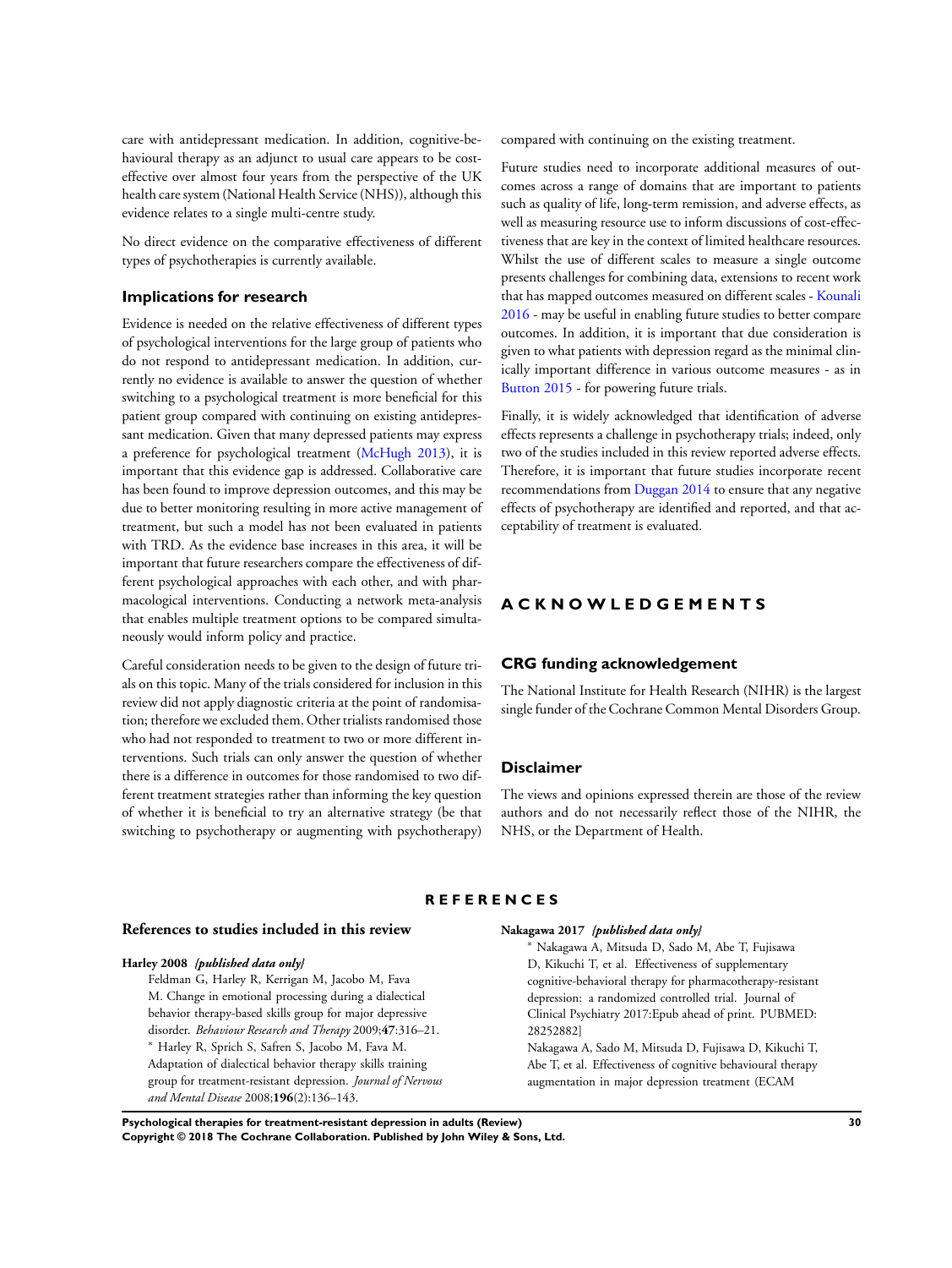care with antidepressant medication. In addition, cognitive-behavioural therapy as an adjunct to usual care appears to be cost-effective over almost four years from the perspective of the UK health care system (National Health Service (NHS)), although this evidence relates to a single multi-centre study.

No direct evidence on the comparative effectiveness of different types of psychotherapies is currently available.

### Implications for research

Evidence is needed on the relative effectiveness of different types of psychological interventions for the large group of patients who do not respond to antidepressant medication. In addition, currently no evidence is available to answer the question of whether switching to a psychological treatment is more beneficial for this patient group compared with continuing on existing antidepressant medication. Given that many depressed patients may express a preference for psychological treatment (McHugh 2013), it is important that this evidence gap is addressed. Collaborative care has been found to improve depression outcomes, and this may be due to better monitoring resulting in more active management of treatment, but such a model has not been evaluated in patients with TRD. As the evidence base increases in this area, it will be important that future researchers compare the effectiveness of different psychological approaches with each other, and with pharmacological interventions. Conducting a network meta-analysis that enables multiple treatment options to be compared simultaneously would inform policy and practice.

Careful consideration needs to be given to the design of future trials on this topic. Many of the trials considered for inclusion in this review did not apply diagnostic criteria at the point of randomisation; therefore we excluded them. Other trialists randomised those who had not responded to treatment to two or more different interventions. Such trials can only answer the question of whether there is a difference in outcomes for those randomised to two different treatment strategies rather than informing the key question of whether it is beneficial to try an alternative strategy (be that switching to psychotherapy or augmenting with psychotherapy) compared with continuing on the existing treatment.

Future studies need to incorporate additional measures of outcomes across a range of domains that are important to patients such as quality of life, long-term remission, and adverse effects, as well as measuring resource use to inform discussions of cost-effectiveness that are key in the context of limited healthcare resources. Whilst the use of different scales to measure a single outcome presents challenges for combining data, extensions to recent work that has mapped outcomes measured on different scales - Kounali 2016 - may be useful in enabling future studies to better compare outcomes. In addition, it is important that due consideration is given to what patients with depression regard as the minimal clinically important difference in various outcome measures - as in Button 2015 - for powering future trials.

Finally, it is widely acknowledged that identification of adverse effects represents a challenge in psychotherapy trials; indeed, only two of the studies included in this review reported adverse effects. Therefore, it is important that future studies incorporate recent recommendations from Duggan 2014 to ensure that any negative effects of psychotherapy are identified and reported, and that acceptability of treatment is evaluated.

## ACKNOWLEDGEMENTS

### CRG funding acknowledgement

The National Institute for Health Research (NIHR) is the largest single funder of the Cochrane Common Mental Disorders Group.

### Disclaimer

The views and opinions expressed therein are those of the review authors and do not necessarily reflect those of the NIHR, the NHS, or the Department of Health.

## REFERENCES

### References to studies included in this review

**Harley 2008** *{published data only}*

Feldman G, Harley R, Kerrigan M, Jacobo M, Fava M. Change in emotional processing during a dialectical behavior therapy-based skills group for major depressive disorder. *Behaviour Research and Therapy* 2009;**47**:316–21.

* Harley R, Sprich S, Safren S, Jacobo M, Fava M. Adaptation of dialectical behavior therapy skills training group for treatment-resistant depression. *Journal of Nervous and Mental Disease* 2008;**196**(2):136–143.

**Nakagawa 2017** *{published data only}*

* Nakagawa A, Mitsuda D, Sado M, Abe T, Fujisawa D, Kikuchi T, et al. Effectiveness of supplementary cognitive-behavioral therapy for pharmacotherapy-resistant depression: a randomized controlled trial. Journal of Clinical Psychiatry 2017:Epub ahead of print. PUBMED: 28252882]

Nakagawa A, Sado M, Mitsuda D, Fujisawa D, Kikuchi T, Abe T, et al. Effectiveness of cognitive behavioural therapy augmentation in major depression treatment (ECAM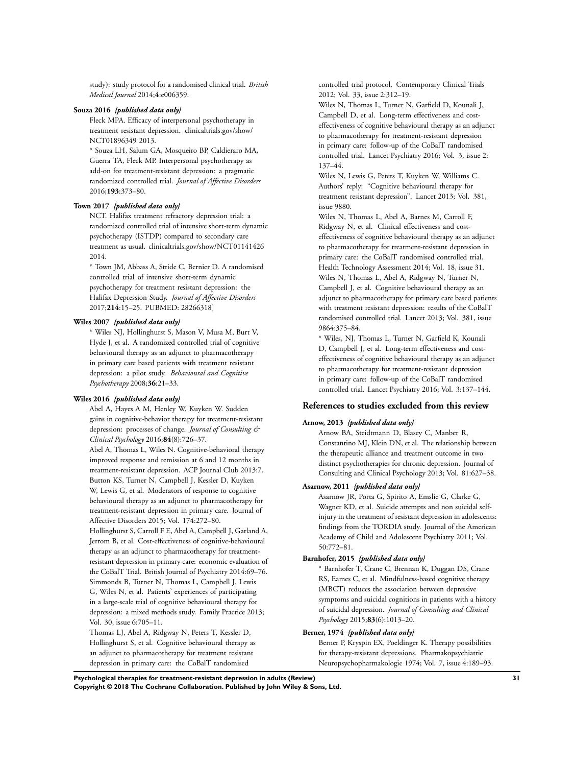study): study protocol for a randomised clinical trial. *British Medical Journal* 2014;**4**:e006359.

**Souza 2016** *{published data only}*

Fleck MPA. Efficacy of interpersonal psychotherapy in treatment resistant depression. clinicaltrials.gov/show/NCT01896349 2013.

* Souza LH, Salum GA, Mosqueiro BP, Caldieraro MA, Guerra TA, Fleck MP. Interpersonal psychotherapy as add-on for treatment-resistant depression: a pragmatic randomized controlled trial. *Journal of Affective Disorders* 2016;**193**:373–80.

**Town 2017** *{published data only}*

NCT. Halifax treatment refractory depression trial: a randomized controlled trial of intensive short-term dynamic psychotherapy (ISTDP) compared to secondary care treatment as usual. clinicaltrials.gov/show/NCT01141426 2014.

* Town JM, Abbass A, Stride C, Bernier D. A randomised controlled trial of intensive short-term dynamic psychotherapy for treatment resistant depression: the Halifax Depression Study. *Journal of Affective Disorders* 2017;**214**:15–25. PUBMED: 28266318]

**Wiles 2007** *{published data only}*

* Wiles NJ, Hollinghurst S, Mason V, Musa M, Burt V, Hyde J, et al. A randomized controlled trial of cognitive behavioural therapy as an adjunct to pharmacotherapy in primary care based patients with treatment resistant depression: a pilot study. *Behavioural and Cognitive Psychotherapy* 2008;**36**:21–33.

**Wiles 2016** *{published data only}*

Abel A, Hayes A M, Henley W, Kuyken W. Sudden gains in cognitive-behavior therapy for treatment-resistant depression: processes of change. *Journal of Consulting & Clinical Psychology* 2016;**84**(8):726–37.

Abel A, Thomas L, Wiles N. Cognitive-behavioral therapy improved response and remission at 6 and 12 months in treatment-resistant depression. ACP Journal Club 2013:7.

Button KS, Turner N, Campbell J, Kessler D, Kuyken W, Lewis G, et al. Moderators of response to cognitive behavioural therapy as an adjunct to pharmacotherapy for treatment-resistant depression in primary care. Journal of Affective Disorders 2015; Vol. 174:272–80.

Hollinghurst S, Carroll F E, Abel A, Campbell J, Garland A, Jerrom B, et al. Cost-effectiveness of cognitive-behavioural therapy as an adjunct to pharmacotherapy for treatment-resistant depression in primary care: economic evaluation of the CoBalT Trial. British Journal of Psychiatry 2014:69–76.

Simmonds B, Turner N, Thomas L, Campbell J, Lewis G, Wiles N, et al. Patients' experiences of participating in a large-scale trial of cognitive behavioural therapy for depression: a mixed methods study. Family Practice 2013; Vol. 30, issue 6:705–11.

Thomas LJ, Abel A, Ridgway N, Peters T, Kessler D, Hollinghurst S, et al. Cognitive behavioural therapy as an adjunct to pharmacotherapy for treatment resistant depression in primary care: the CoBalT randomised controlled trial protocol. Contemporary Clinical Trials 2012; Vol. 33, issue 2:312–19.

Wiles N, Thomas L, Turner N, Garfield D, Kounali J, Campbell D, et al. Long-term effectiveness and cost-effectiveness of cognitive behavioural therapy as an adjunct to pharmacotherapy for treatment-resistant depression in primary care: follow-up of the CoBalT randomised controlled trial. Lancet Psychiatry 2016; Vol. 3, issue 2: 137–44.

Wiles N, Lewis G, Peters T, Kuyken W, Williams C. Authors' reply: "Cognitive behavioural therapy for treatment resistant depression". Lancet 2013; Vol. 381, issue 9880.

Wiles N, Thomas L, Abel A, Barnes M, Carroll F, Ridgway N, et al. Clinical effectiveness and cost-effectiveness of cognitive behavioural therapy as an adjunct to pharmacotherapy for treatment-resistant depression in primary care: the CoBalT randomised controlled trial. Health Technology Assessment 2014; Vol. 18, issue 31.

Wiles N, Thomas L, Abel A, Ridgway N, Turner N, Campbell J, et al. Cognitive behavioural therapy as an adjunct to pharmacotherapy for primary care based patients with treatment resistant depression: results of the CoBalT randomised controlled trial. Lancet 2013; Vol. 381, issue 9864:375–84.

* Wiles, NJ, Thomas L, Turner N, Garfield K, Kounali D, Campbell J, et al. Long-term effectiveness and cost-effectiveness of cognitive behavioural therapy as an adjunct to pharmacotherapy for treatment-resistant depression in primary care: follow-up of the CoBalT randomised controlled trial. Lancet Psychiatry 2016; Vol. 3:137–144.

## References to studies excluded from this review

**Arnow, 2013** *{published data only}*

Arnow BA, Steidtmann D, Blasey C, Manber R, Constantino MJ, Klein DN, et al. The relationship between the therapeutic alliance and treatment outcome in two distinct psychotherapies for chronic depression. Journal of Consulting and Clinical Psychology 2013; Vol. 81:627–38.

**Asarnow, 2011** *{published data only}*

Asarnow JR, Porta G, Spirito A, Emslie G, Clarke G, Wagner KD, et al. Suicide attempts and non suicidal self-injury in the treatment of resistant depression in adolescents: findings from the TORDIA study. Journal of the American Academy of Child and Adolescent Psychiatry 2011; Vol. 50:772–81.

**Barnhofer, 2015** *{published data only}*

* Barnhofer T, Crane C, Brennan K, Duggan DS, Crane RS, Eames C, et al. Mindfulness-based cognitive therapy (MBCT) reduces the association between depressive symptoms and suicidal cognitions in patients with a history of suicidal depression. *Journal of Consulting and Clinical Psychology* 2015;**83**(6):1013–20.

**Berner, 1974** *{published data only}*

Berner P, Kryspin EX, Poeldinger K. Therapy possibilities for therapy-resistant depressions. Pharmakopsychiatrie Neuropsychopharmakologie 1974; Vol. 7, issue 4:189–93.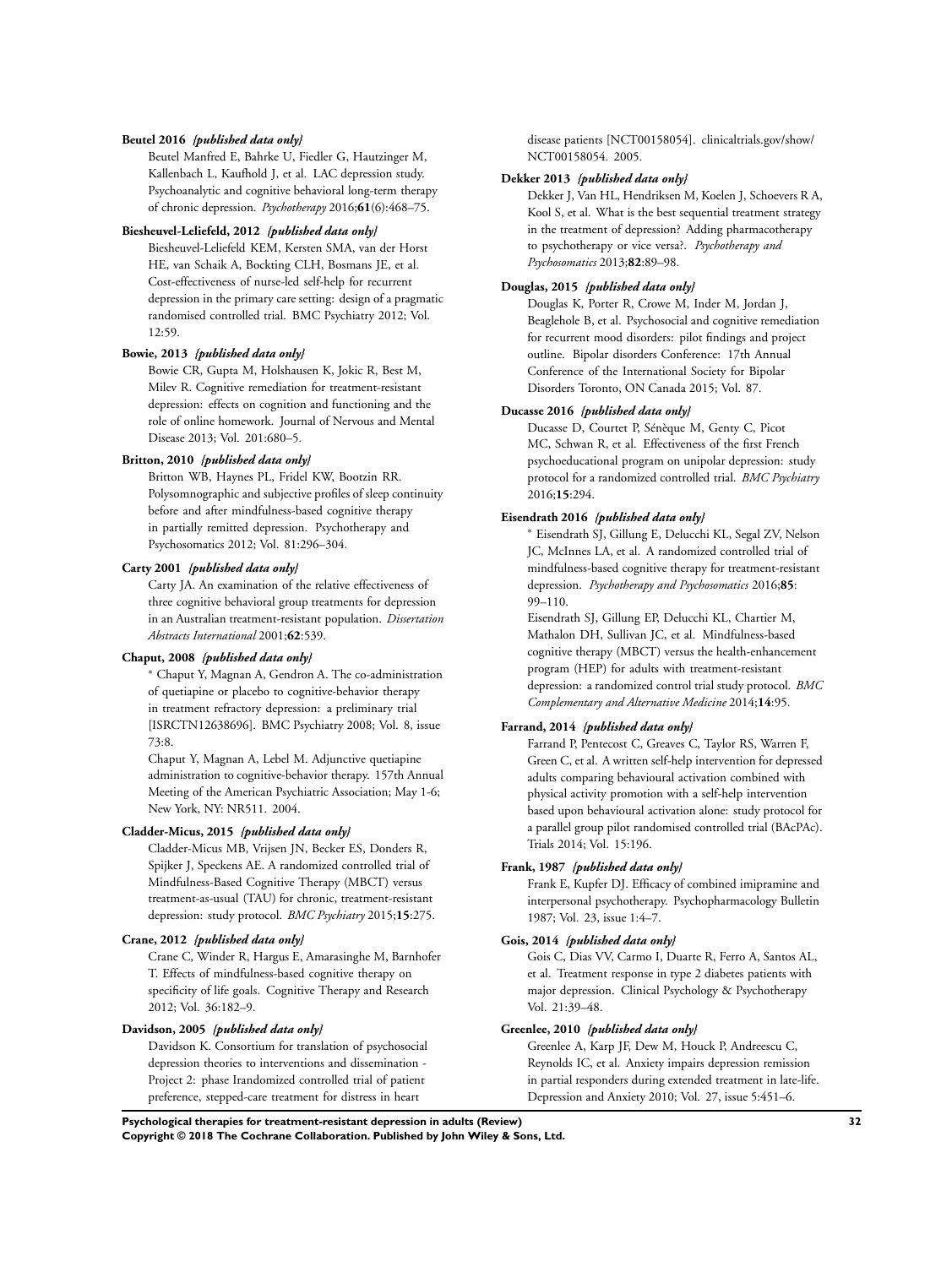**Beutel 2016** *{published data only}*

Beutel Manfred E, Bahrke U, Fiedler G, Hautzinger M, Kallenbach L, Kaufhold J, et al. LAC depression study. Psychoanalytic and cognitive behavioral long-term therapy of chronic depression. *Psychotherapy* 2016;**61**(6):468–75.

**Biesheuvel-Leliefeld, 2012** *{published data only}*

Biesheuvel-Leliefeld KEM, Kersten SMA, van der Horst HE, van Schaik A, Bockting CLH, Bosmans JE, et al. Cost-effectiveness of nurse-led self-help for recurrent depression in the primary care setting: design of a pragmatic randomised controlled trial. BMC Psychiatry 2012; Vol. 12:59.

**Bowie, 2013** *{published data only}*

Bowie CR, Gupta M, Holshausen K, Jokic R, Best M, Milev R. Cognitive remediation for treatment-resistant depression: effects on cognition and functioning and the role of online homework. Journal of Nervous and Mental Disease 2013; Vol. 201:680–5.

**Britton, 2010** *{published data only}*

Britton WB, Haynes PL, Fridel KW, Bootzin RR. Polysomnographic and subjective profiles of sleep continuity before and after mindfulness-based cognitive therapy in partially remitted depression. Psychotherapy and Psychosomatics 2012; Vol. 81:296–304.

**Carty 2001** *{published data only}*

Carty JA. An examination of the relative effectiveness of three cognitive behavioral group treatments for depression in an Australian treatment-resistant population. *Dissertation Abstracts International* 2001;**62**:539.

**Chaput, 2008** *{published data only}*

* Chaput Y, Magnan A, Gendron A. The co-administration of quetiapine or placebo to cognitive-behavior therapy in treatment refractory depression: a preliminary trial [ISRCTN12638696]. BMC Psychiatry 2008; Vol. 8, issue 73:8.

Chaput Y, Magnan A, Lebel M. Adjunctive quetiapine administration to cognitive-behavior therapy. 157th Annual Meeting of the American Psychiatric Association; May 1-6; New York, NY: NR511. 2004.

**Cladder-Micus, 2015** *{published data only}*

Cladder-Micus MB, Vrijsen JN, Becker ES, Donders R, Spijker J, Speckens AE. A randomized controlled trial of Mindfulness-Based Cognitive Therapy (MBCT) versus treatment-as-usual (TAU) for chronic, treatment-resistant depression: study protocol. *BMC Psychiatry* 2015;**15**:275.

**Crane, 2012** *{published data only}*

Crane C, Winder R, Hargus E, Amarasinghe M, Barnhofer T. Effects of mindfulness-based cognitive therapy on specificity of life goals. Cognitive Therapy and Research 2012; Vol. 36:182–9.

**Davidson, 2005** *{published data only}*

Davidson K. Consortium for translation of psychosocial depression theories to interventions and dissemination - Project 2: phase Irandomized controlled trial of patient preference, stepped-care treatment for distress in heart disease patients [NCT00158054]. clinicaltrials.gov/show/NCT00158054. 2005.

**Dekker 2013** *{published data only}*

Dekker J, Van HL, Hendriksen M, Koelen J, Schoevers R A, Kool S, et al. What is the best sequential treatment strategy in the treatment of depression? Adding pharmacotherapy to psychotherapy or vice versa?. *Psychotherapy and Psychosomatics* 2013;**82**:89–98.

**Douglas, 2015** *{published data only}*

Douglas K, Porter R, Crowe M, Inder M, Jordan J, Beaglehole B, et al. Psychosocial and cognitive remediation for recurrent mood disorders: pilot findings and project outline. Bipolar disorders Conference: 17th Annual Conference of the International Society for Bipolar Disorders Toronto, ON Canada 2015; Vol. 87.

**Ducasse 2016** *{published data only}*

Ducasse D, Courtet P, Sénèque M, Genty C, Picot MC, Schwan R, et al. Effectiveness of the first French psychoeducational program on unipolar depression: study protocol for a randomized controlled trial. *BMC Psychiatry* 2016;**15**:294.

**Eisendrath 2016** *{published data only}*

* Eisendrath SJ, Gillung E, Delucchi KL, Segal ZV, Nelson JC, McInnes LA, et al. A randomized controlled trial of mindfulness-based cognitive therapy for treatment-resistant depression. *Psychotherapy and Psychosomatics* 2016;**85**: 99–110.

Eisendrath SJ, Gillung EP, Delucchi KL, Chartier M, Mathalon DH, Sullivan JC, et al. Mindfulness-based cognitive therapy (MBCT) versus the health-enhancement program (HEP) for adults with treatment-resistant depression: a randomized control trial study protocol. *BMC Complementary and Alternative Medicine* 2014;**14**:95.

**Farrand, 2014** *{published data only}*

Farrand P, Pentecost C, Greaves C, Taylor RS, Warren F, Green C, et al. A written self-help intervention for depressed adults comparing behavioural activation combined with physical activity promotion with a self-help intervention based upon behavioural activation alone: study protocol for a parallel group pilot randomised controlled trial (BAcPAc). Trials 2014; Vol. 15:196.

**Frank, 1987** *{published data only}*

Frank E, Kupfer DJ. Efficacy of combined imipramine and interpersonal psychotherapy. Psychopharmacology Bulletin 1987; Vol. 23, issue 1:4–7.

**Gois, 2014** *{published data only}*

Gois C, Dias VV, Carmo I, Duarte R, Ferro A, Santos AL, et al. Treatment response in type 2 diabetes patients with major depression. Clinical Psychology & Psychotherapy Vol. 21:39–48.

**Greenlee, 2010** *{published data only}*

Greenlee A, Karp JF, Dew M, Houck P, Andreescu C, Reynolds IC, et al. Anxiety impairs depression remission in partial responders during extended treatment in late-life. Depression and Anxiety 2010; Vol. 27, issue 5:451–6.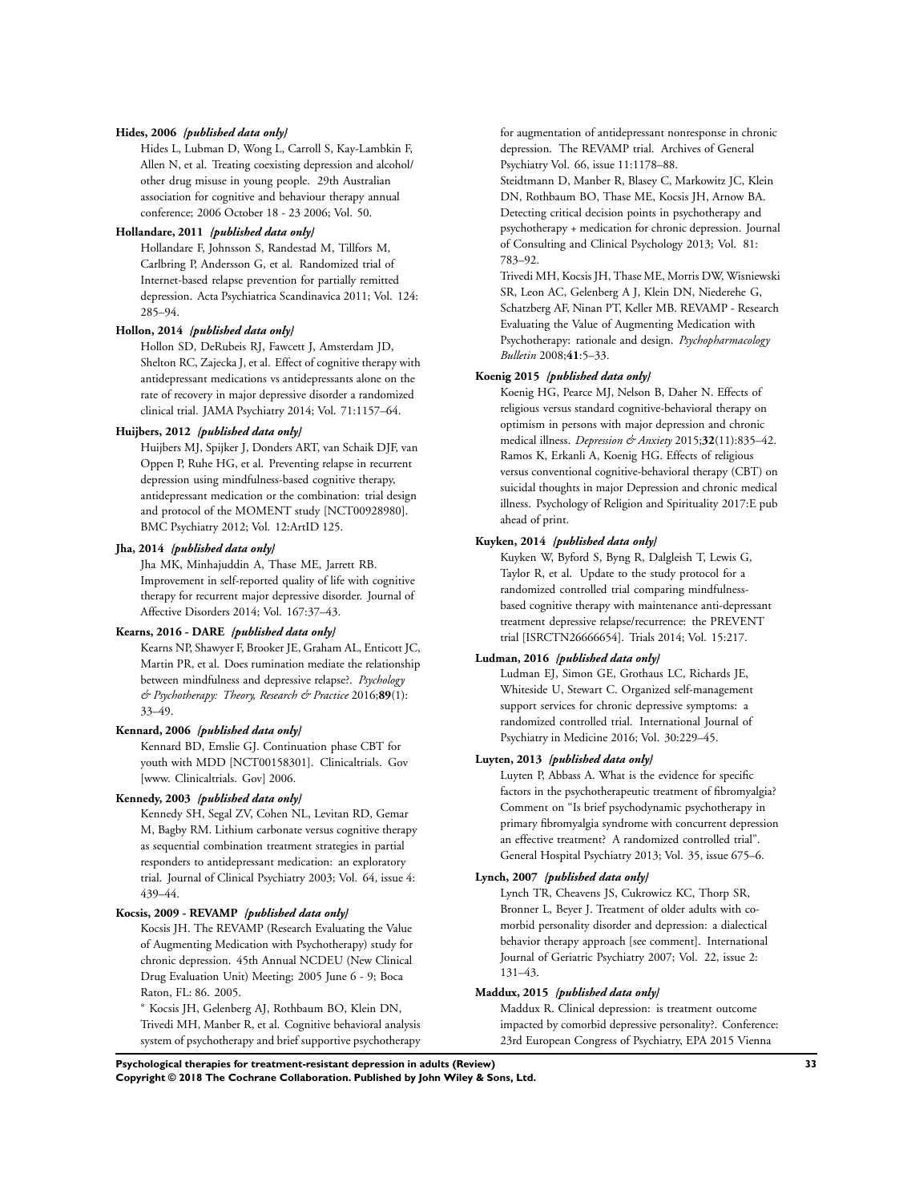**Hides, 2006** *{published data only}*

Hides L, Lubman D, Wong L, Carroll S, Kay-Lambkin F, Allen N, et al. Treating coexisting depression and alcohol/other drug misuse in young people. 29th Australian association for cognitive and behaviour therapy annual conference; 2006 October 18 - 23 2006; Vol. 50.

**Hollandare, 2011** *{published data only}*

Hollandare F, Johnsson S, Randestad M, Tillfors M, Carlbring P, Andersson G, et al. Randomized trial of Internet-based relapse prevention for partially remitted depression. Acta Psychiatrica Scandinavica 2011; Vol. 124: 285–94.

**Hollon, 2014** *{published data only}*

Hollon SD, DeRubeis RJ, Fawcett J, Amsterdam JD, Shelton RC, Zajecka J, et al. Effect of cognitive therapy with antidepressant medications vs antidepressants alone on the rate of recovery in major depressive disorder a randomized clinical trial. JAMA Psychiatry 2014; Vol. 71:1157–64.

**Huijbers, 2012** *{published data only}*

Huijbers MJ, Spijker J, Donders ART, van Schaik DJF, van Oppen P, Ruhe HG, et al. Preventing relapse in recurrent depression using mindfulness-based cognitive therapy, antidepressant medication or the combination: trial design and protocol of the MOMENT study [NCT00928980]. BMC Psychiatry 2012; Vol. 12:ArtID 125.

**Jha, 2014** *{published data only}*

Jha MK, Minhajuddin A, Thase ME, Jarrett RB. Improvement in self-reported quality of life with cognitive therapy for recurrent major depressive disorder. Journal of Affective Disorders 2014; Vol. 167:37–43.

**Kearns, 2016 - DARE** *{published data only}*

Kearns NP, Shawyer F, Brooker JE, Graham AL, Enticott JC, Martin PR, et al. Does rumination mediate the relationship between mindfulness and depressive relapse?. *Psychology & Psychotherapy: Theory, Research & Practice* 2016;**89**(1): 33–49.

**Kennard, 2006** *{published data only}*

Kennard BD, Emslie GJ. Continuation phase CBT for youth with MDD [NCT00158301]. Clinicaltrials. Gov [www. Clinicaltrials. Gov] 2006.

**Kennedy, 2003** *{published data only}*

Kennedy SH, Segal ZV, Cohen NL, Levitan RD, Gemar M, Bagby RM. Lithium carbonate versus cognitive therapy as sequential combination treatment strategies in partial responders to antidepressant medication: an exploratory trial. Journal of Clinical Psychiatry 2003; Vol. 64, issue 4: 439–44.

**Kocsis, 2009 - REVAMP** *{published data only}*

Kocsis JH. The REVAMP (Research Evaluating the Value of Augmenting Medication with Psychotherapy) study for chronic depression. 45th Annual NCDEU (New Clinical Drug Evaluation Unit) Meeting; 2005 June 6 - 9; Boca Raton, FL: 86. 2005.

* Kocsis JH, Gelenberg AJ, Rothbaum BO, Klein DN, Trivedi MH, Manber R, et al. Cognitive behavioral analysis system of psychotherapy and brief supportive psychotherapy for augmentation of antidepressant nonresponse in chronic depression. The REVAMP trial. Archives of General Psychiatry Vol. 66, issue 11:1178–88.

Steidtmann D, Manber R, Blasey C, Markowitz JC, Klein DN, Rothbaum BO, Thase ME, Kocsis JH, Arnow BA. Detecting critical decision points in psychotherapy and psychotherapy + medication for chronic depression. Journal of Consulting and Clinical Psychology 2013; Vol. 81: 783–92.

Trivedi MH, Kocsis JH, Thase ME, Morris DW, Wisniewski SR, Leon AC, Gelenberg A J, Klein DN, Niederehe G, Schatzberg AF, Ninan PT, Keller MB. REVAMP - Research Evaluating the Value of Augmenting Medication with Psychotherapy: rationale and design. *Psychopharmacology Bulletin* 2008;**41**:5–33.

**Koenig 2015** *{published data only}*

Koenig HG, Pearce MJ, Nelson B, Daher N. Effects of religious versus standard cognitive-behavioral therapy on optimism in persons with major depression and chronic medical illness. *Depression & Anxiety* 2015;**32**(11):835–42. Ramos K, Erkanli A, Koenig HG. Effects of religious versus conventional cognitive-behavioral therapy (CBT) on suicidal thoughts in major Depression and chronic medical illness. Psychology of Religion and Spirituality 2017:E pub ahead of print.

**Kuyken, 2014** *{published data only}*

Kuyken W, Byford S, Byng R, Dalgleish T, Lewis G, Taylor R, et al. Update to the study protocol for a randomized controlled trial comparing mindfulness-based cognitive therapy with maintenance anti-depressant treatment depressive relapse/recurrence: the PREVENT trial [ISRCTN26666654]. Trials 2014; Vol. 15:217.

**Ludman, 2016** *{published data only}*

Ludman EJ, Simon GE, Grothaus LC, Richards JE, Whiteside U, Stewart C. Organized self-management support services for chronic depressive symptoms: a randomized controlled trial. International Journal of Psychiatry in Medicine 2016; Vol. 30:229–45.

**Luyten, 2013** *{published data only}*

Luyten P, Abbass A. What is the evidence for specific factors in the psychotherapeutic treatment of fibromyalgia? Comment on "Is brief psychodynamic psychotherapy in primary fibromyalgia syndrome with concurrent depression an effective treatment? A randomized controlled trial". General Hospital Psychiatry 2013; Vol. 35, issue 675–6.

**Lynch, 2007** *{published data only}*

Lynch TR, Cheavens JS, Cukrowicz KC, Thorp SR, Bronner L, Beyer J. Treatment of older adults with co-morbid personality disorder and depression: a dialectical behavior therapy approach [see comment]. International Journal of Geriatric Psychiatry 2007; Vol. 22, issue 2: 131–43.

**Maddux, 2015** *{published data only}*

Maddux R. Clinical depression: is treatment outcome impacted by comorbid depressive personality?. Conference: 23rd European Congress of Psychiatry, EPA 2015 Vienna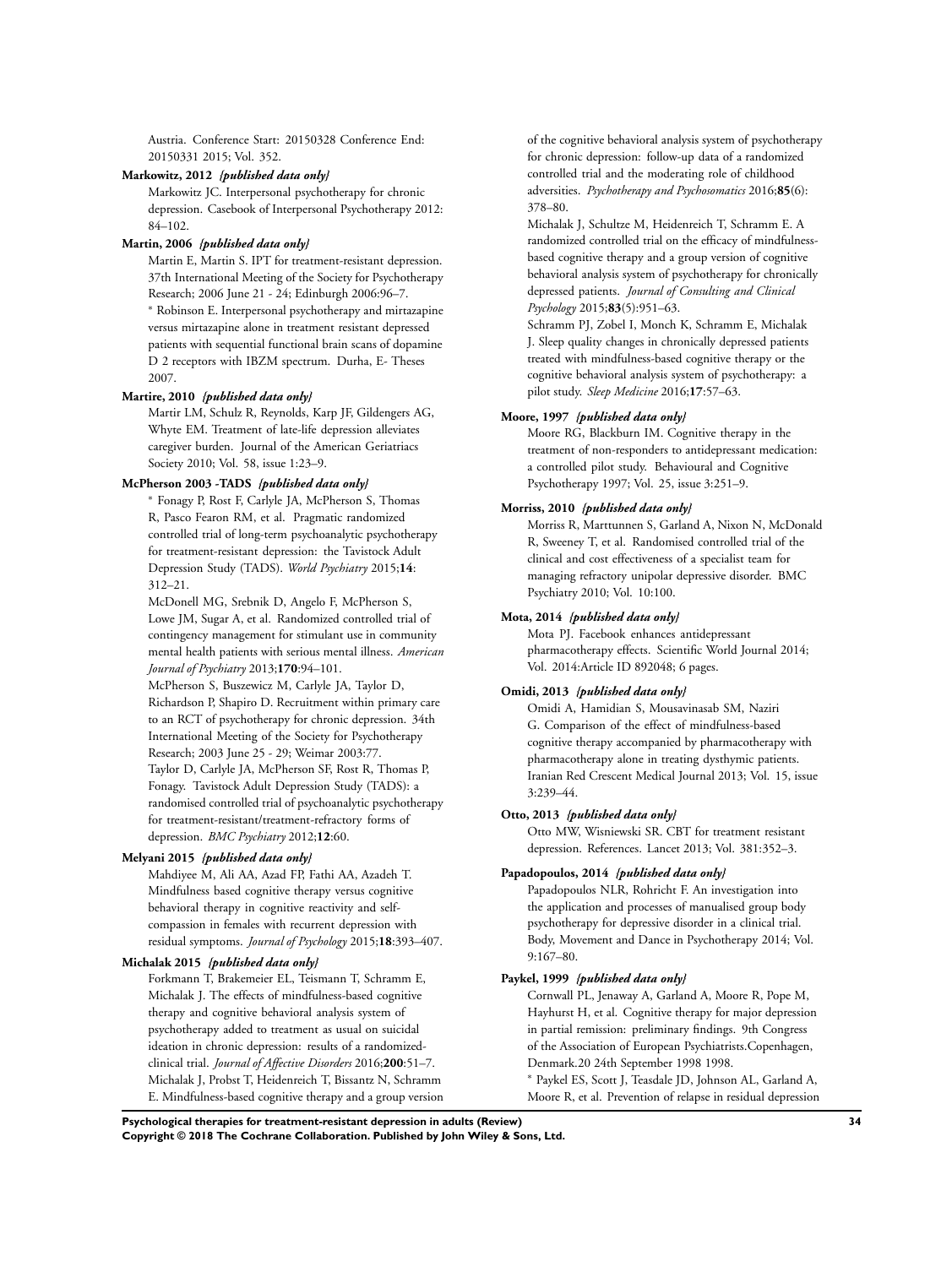Austria. Conference Start: 20150328 Conference End: 20150331 2015; Vol. 352.

**Markowitz, 2012** *{published data only}*

Markowitz JC. Interpersonal psychotherapy for chronic depression. Casebook of Interpersonal Psychotherapy 2012: 84–102.

**Martin, 2006** *{published data only}*

Martin E, Martin S. IPT for treatment-resistant depression. 37th International Meeting of the Society for Psychotherapy Research; 2006 June 21 - 24; Edinburgh 2006:96–7.

* Robinson E. Interpersonal psychotherapy and mirtazapine versus mirtazapine alone in treatment resistant depressed patients with sequential functional brain scans of dopamine D 2 receptors with IBZM spectrum. Durha, E- Theses 2007.

**Martire, 2010** *{published data only}*

Martir LM, Schulz R, Reynolds, Karp JF, Gildengers AG, Whyte EM. Treatment of late-life depression alleviates caregiver burden. Journal of the American Geriatriacs Society 2010; Vol. 58, issue 1:23–9.

**McPherson 2003 -TADS** *{published data only}*

* Fonagy P, Rost F, Carlyle JA, McPherson S, Thomas R, Pasco Fearon RM, et al. Pragmatic randomized controlled trial of long-term psychoanalytic psychotherapy for treatment-resistant depression: the Tavistock Adult Depression Study (TADS). *World Psychiatry* 2015;**14**: 312–21.

McDonell MG, Srebnik D, Angelo F, McPherson S, Lowe JM, Sugar A, et al. Randomized controlled trial of contingency management for stimulant use in community mental health patients with serious mental illness. *American Journal of Psychiatry* 2013;**170**:94–101.

McPherson S, Buszewicz M, Carlyle JA, Taylor D, Richardson P, Shapiro D. Recruitment within primary care to an RCT of psychotherapy for chronic depression. 34th International Meeting of the Society for Psychotherapy Research; 2003 June 25 - 29; Weimar 2003:77.

Taylor D, Carlyle JA, McPherson SF, Rost R, Thomas P, Fonagy. Tavistock Adult Depression Study (TADS): a randomised controlled trial of psychoanalytic psychotherapy for treatment-resistant/treatment-refractory forms of depression. *BMC Psychiatry* 2012;**12**:60.

**Melyani 2015** *{published data only}*

Mahdiyee M, Ali AA, Azad FP, Fathi AA, Azadeh T. Mindfulness based cognitive therapy versus cognitive behavioral therapy in cognitive reactivity and self-compassion in females with recurrent depression with residual symptoms. *Journal of Psychology* 2015;**18**:393–407.

**Michalak 2015** *{published data only}*

Forkmann T, Brakemeier EL, Teismann T, Schramm E, Michalak J. The effects of mindfulness-based cognitive therapy and cognitive behavioral analysis system of psychotherapy added to treatment as usual on suicidal ideation in chronic depression: results of a randomized-clinical trial. *Journal of Affective Disorders* 2016;**200**:51–7.

Michalak J, Probst T, Heidenreich T, Bissantz N, Schramm E. Mindfulness-based cognitive therapy and a group version of the cognitive behavioral analysis system of psychotherapy for chronic depression: follow-up data of a randomized controlled trial and the moderating role of childhood adversities. *Psychotherapy and Psychosomatics* 2016;**85**(6): 378–80.

Michalak J, Schultze M, Heidenreich T, Schramm E. A randomized controlled trial on the efficacy of mindfulness-based cognitive therapy and a group version of cognitive behavioral analysis system of psychotherapy for chronically depressed patients. *Journal of Consulting and Clinical Psychology* 2015;**83**(5):951–63.

Schramm PJ, Zobel I, Monch K, Schramm E, Michalak J. Sleep quality changes in chronically depressed patients treated with mindfulness-based cognitive therapy or the cognitive behavioral analysis system of psychotherapy: a pilot study. *Sleep Medicine* 2016;**17**:57–63.

**Moore, 1997** *{published data only}*

Moore RG, Blackburn IM. Cognitive therapy in the treatment of non-responders to antidepressant medication: a controlled pilot study. Behavioural and Cognitive Psychotherapy 1997; Vol. 25, issue 3:251–9.

**Morriss, 2010** *{published data only}*

Morriss R, Marttunnen S, Garland A, Nixon N, McDonald R, Sweeney T, et al. Randomised controlled trial of the clinical and cost effectiveness of a specialist team for managing refractory unipolar depressive disorder. BMC Psychiatry 2010; Vol. 10:100.

**Mota, 2014** *{published data only}*

Mota PJ. Facebook enhances antidepressant pharmacotherapy effects. Scientific World Journal 2014; Vol. 2014:Article ID 892048; 6 pages.

**Omidi, 2013** *{published data only}*

Omidi A, Hamidian S, Mousavinasab SM, Naziri G. Comparison of the effect of mindfulness-based cognitive therapy accompanied by pharmacotherapy with pharmacotherapy alone in treating dysthymic patients. Iranian Red Crescent Medical Journal 2013; Vol. 15, issue 3:239–44.

**Otto, 2013** *{published data only}*

Otto MW, Wisniewski SR. CBT for treatment resistant depression. References. Lancet 2013; Vol. 381:352–3.

**Papadopoulos, 2014** *{published data only}*

Papadopoulos NLR, Rohricht F. An investigation into the application and processes of manualised group body psychotherapy for depressive disorder in a clinical trial. Body, Movement and Dance in Psychotherapy 2014; Vol. 9:167–80.

**Paykel, 1999** *{published data only}*

Cornwall PL, Jenaway A, Garland A, Moore R, Pope M, Hayhurst H, et al. Cognitive therapy for major depression in partial remission: preliminary findings. 9th Congress of the Association of European Psychiatrists.Copenhagen, Denmark.20 24th September 1998 1998.

* Paykel ES, Scott J, Teasdale JD, Johnson AL, Garland A, Moore R, et al. Prevention of relapse in residual depression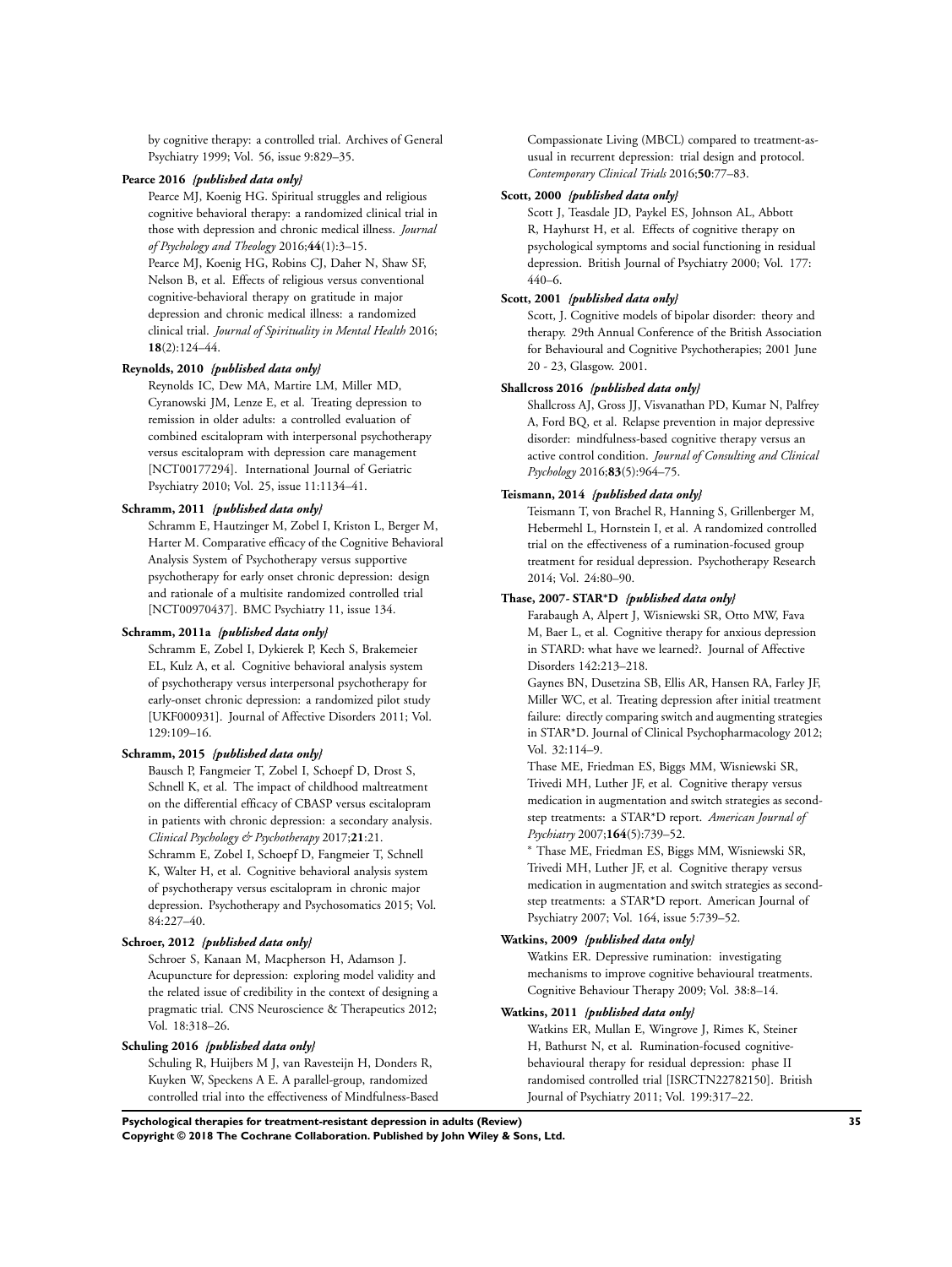by cognitive therapy: a controlled trial. Archives of General Psychiatry 1999; Vol. 56, issue 9:829–35.

**Pearce 2016** *{published data only}*

Pearce MJ, Koenig HG. Spiritual struggles and religious cognitive behavioral therapy: a randomized clinical trial in those with depression and chronic medical illness. *Journal of Psychology and Theology* 2016;**44**(1):3–15.

Pearce MJ, Koenig HG, Robins CJ, Daher N, Shaw SF, Nelson B, et al. Effects of religious versus conventional cognitive-behavioral therapy on gratitude in major depression and chronic medical illness: a randomized clinical trial. *Journal of Spirituality in Mental Health* 2016; **18**(2):124–44.

**Reynolds, 2010** *{published data only}*

Reynolds IC, Dew MA, Martire LM, Miller MD, Cyranowski JM, Lenze E, et al. Treating depression to remission in older adults: a controlled evaluation of combined escitalopram with interpersonal psychotherapy versus escitalopram with depression care management [NCT00177294]. International Journal of Geriatric Psychiatry 2010; Vol. 25, issue 11:1134–41.

**Schramm, 2011** *{published data only}*

Schramm E, Hautzinger M, Zobel I, Kriston L, Berger M, Harter M. Comparative efficacy of the Cognitive Behavioral Analysis System of Psychotherapy versus supportive psychotherapy for early onset chronic depression: design and rationale of a multisite randomized controlled trial [NCT00970437]. BMC Psychiatry 11, issue 134.

**Schramm, 2011a** *{published data only}*

Schramm E, Zobel I, Dykierek P, Kech S, Brakemeier EL, Kulz A, et al. Cognitive behavioral analysis system of psychotherapy versus interpersonal psychotherapy for early-onset chronic depression: a randomized pilot study [UKF000931]. Journal of Affective Disorders 2011; Vol. 129:109–16.

**Schramm, 2015** *{published data only}*

Bausch P, Fangmeier T, Zobel I, Schoepf D, Drost S, Schnell K, et al. The impact of childhood maltreatment on the differential efficacy of CBASP versus escitalopram in patients with chronic depression: a secondary analysis. *Clinical Psychology & Psychotherapy* 2017;**21**:21.

Schramm E, Zobel I, Schoepf D, Fangmeier T, Schnell K, Walter H, et al. Cognitive behavioral analysis system of psychotherapy versus escitalopram in chronic major depression. Psychotherapy and Psychosomatics 2015; Vol. 84:227–40.

**Schroer, 2012** *{published data only}*

Schroer S, Kanaan M, Macpherson H, Adamson J. Acupuncture for depression: exploring model validity and the related issue of credibility in the context of designing a pragmatic trial. CNS Neuroscience & Therapeutics 2012; Vol. 18:318–26.

**Schuling 2016** *{published data only}*

Schuling R, Huijbers M J, van Ravesteijn H, Donders R, Kuyken W, Speckens A E. A parallel-group, randomized controlled trial into the effectiveness of Mindfulness-Based Compassionate Living (MBCL) compared to treatment-as-usual in recurrent depression: trial design and protocol. *Contemporary Clinical Trials* 2016;**50**:77–83.

**Scott, 2000** *{published data only}*

Scott J, Teasdale JD, Paykel ES, Johnson AL, Abbott R, Hayhurst H, et al. Effects of cognitive therapy on psychological symptoms and social functioning in residual depression. British Journal of Psychiatry 2000; Vol. 177: 440–6.

**Scott, 2001** *{published data only}*

Scott, J. Cognitive models of bipolar disorder: theory and therapy. 29th Annual Conference of the British Association for Behavioural and Cognitive Psychotherapies; 2001 June 20 - 23, Glasgow. 2001.

**Shallcross 2016** *{published data only}*

Shallcross AJ, Gross JJ, Visvanathan PD, Kumar N, Palfrey A, Ford BQ, et al. Relapse prevention in major depressive disorder: mindfulness-based cognitive therapy versus an active control condition. *Journal of Consulting and Clinical Psychology* 2016;**83**(5):964–75.

**Teismann, 2014** *{published data only}*

Teismann T, von Brachel R, Hanning S, Grillenberger M, Hebermehl L, Hornstein I, et al. A randomized controlled trial on the effectiveness of a rumination-focused group treatment for residual depression. Psychotherapy Research 2014; Vol. 24:80–90.

**Thase, 2007- STAR*D** *{published data only}*

Farabaugh A, Alpert J, Wisniewski SR, Otto MW, Fava M, Baer L, et al. Cognitive therapy for anxious depression in STARD: what have we learned?. Journal of Affective Disorders 142:213–218.

Gaynes BN, Dusetzina SB, Ellis AR, Hansen RA, Farley JF, Miller WC, et al. Treating depression after initial treatment failure: directly comparing switch and augmenting strategies in STAR*D. Journal of Clinical Psychopharmacology 2012; Vol. 32:114–9.

Thase ME, Friedman ES, Biggs MM, Wisniewski SR, Trivedi MH, Luther JF, et al. Cognitive therapy versus medication in augmentation and switch strategies as second-step treatments: a STAR*D report. *American Journal of Psychiatry* 2007;**164**(5):739–52.

* Thase ME, Friedman ES, Biggs MM, Wisniewski SR, Trivedi MH, Luther JF, et al. Cognitive therapy versus medication in augmentation and switch strategies as second-step treatments: a STAR*D report. American Journal of Psychiatry 2007; Vol. 164, issue 5:739–52.

**Watkins, 2009** *{published data only}*

Watkins ER. Depressive rumination: investigating mechanisms to improve cognitive behavioural treatments. Cognitive Behaviour Therapy 2009; Vol. 38:8–14.

**Watkins, 2011** *{published data only}*

Watkins ER, Mullan E, Wingrove J, Rimes K, Steiner H, Bathurst N, et al. Rumination-focused cognitive-behavioural therapy for residual depression: phase II randomised controlled trial [ISRCTN22782150]. British Journal of Psychiatry 2011; Vol. 199:317–22.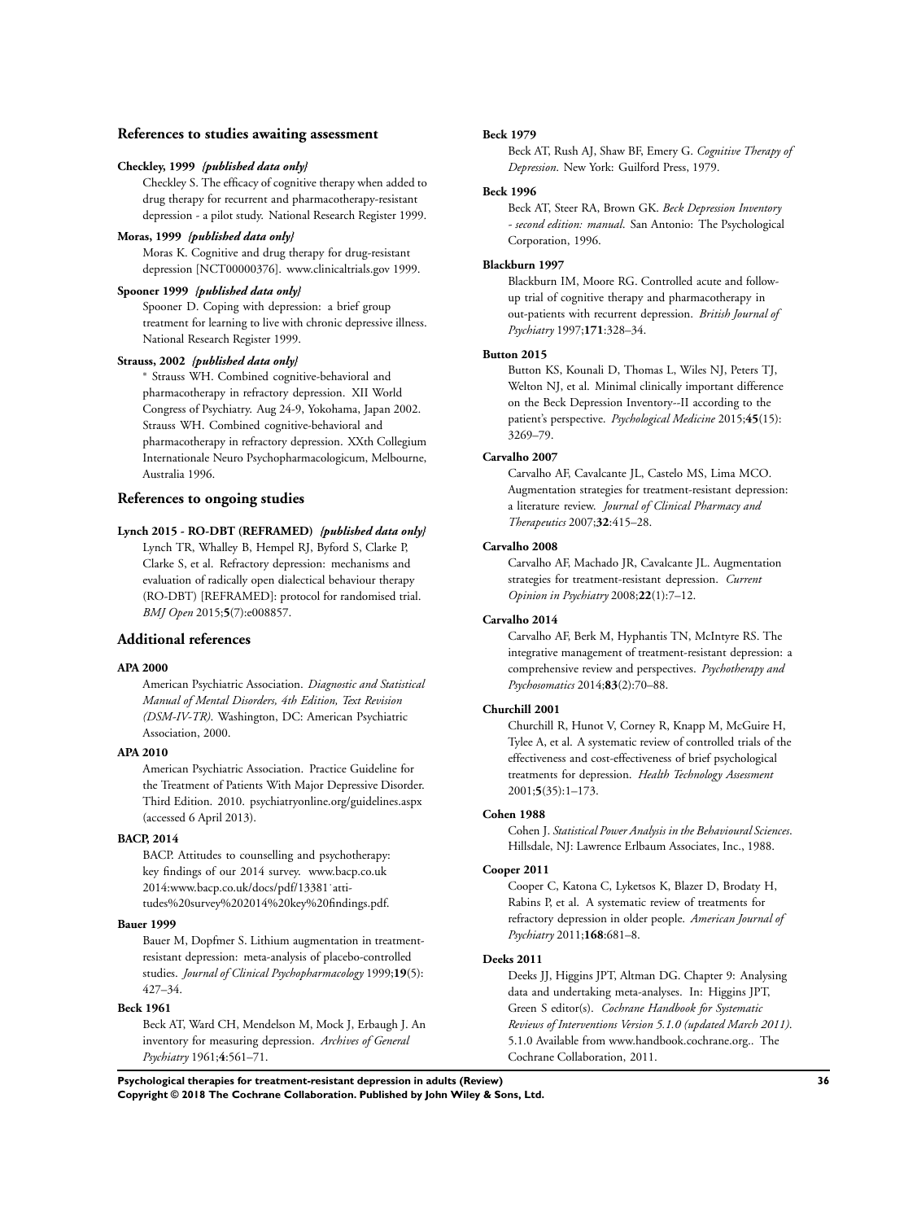## References to studies awaiting assessment

**Checkley, 1999** *{published data only}*

Checkley S. The efficacy of cognitive therapy when added to drug therapy for recurrent and pharmacotherapy-resistant depression - a pilot study. National Research Register 1999.

**Moras, 1999** *{published data only}*

Moras K. Cognitive and drug therapy for drug-resistant depression [NCT00000376]. www.clinicaltrials.gov 1999.

**Spooner 1999** *{published data only}*

Spooner D. Coping with depression: a brief group treatment for learning to live with chronic depressive illness. National Research Register 1999.

**Strauss, 2002** *{published data only}*

* Strauss WH. Combined cognitive-behavioral and pharmacotherapy in refractory depression. XII World Congress of Psychiatry. Aug 24-9, Yokohama, Japan 2002. Strauss WH. Combined cognitive-behavioral and pharmacotherapy in refractory depression. XXth Collegium Internationale Neuro Psychopharmacologicum, Melbourne, Australia 1996.

## References to ongoing studies

**Lynch 2015 - RO-DBT (REFRAMED)** *{published data only}*

Lynch TR, Whalley B, Hempel RJ, Byford S, Clarke P, Clarke S, et al. Refractory depression: mechanisms and evaluation of radically open dialectical behaviour therapy (RO-DBT) [REFRAMED]: protocol for randomised trial. *BMJ Open* 2015;**5**(7):e008857.

## Additional references

**APA 2000**

American Psychiatric Association. *Diagnostic and Statistical Manual of Mental Disorders, 4th Edition, Text Revision (DSM-IV-TR)*. Washington, DC: American Psychiatric Association, 2000.

**APA 2010**

American Psychiatric Association. Practice Guideline for the Treatment of Patients With Major Depressive Disorder. Third Edition. 2010. psychiatryonline.org/guidelines.aspx (accessed 6 April 2013).

**BACP, 2014**

BACP. Attitudes to counselling and psychotherapy: key findings of our 2014 survey. www.bacp.co.uk 2014:www.bacp.co.uk/docs/pdf/13381˙attitudes%20survey%202014%20key%20findings.pdf.

**Bauer 1999**

Bauer M, Dopfmer S. Lithium augmentation in treatment-resistant depression: meta-analysis of placebo-controlled studies. *Journal of Clinical Psychopharmacology* 1999;**19**(5):427–34.

**Beck 1961**

Beck AT, Ward CH, Mendelson M, Mock J, Erbaugh J. An inventory for measuring depression. *Archives of General Psychiatry* 1961;**4**:561–71.

**Beck 1979**

Beck AT, Rush AJ, Shaw BF, Emery G. *Cognitive Therapy of Depression*. New York: Guilford Press, 1979.

**Beck 1996**

Beck AT, Steer RA, Brown GK. *Beck Depression Inventory - second edition: manual*. San Antonio: The Psychological Corporation, 1996.

**Blackburn 1997**

Blackburn IM, Moore RG. Controlled acute and follow-up trial of cognitive therapy and pharmacotherapy in out-patients with recurrent depression. *British Journal of Psychiatry* 1997;**171**:328–34.

**Button 2015**

Button KS, Kounali D, Thomas L, Wiles NJ, Peters TJ, Welton NJ, et al. Minimal clinically important difference on the Beck Depression Inventory--II according to the patient's perspective. *Psychological Medicine* 2015;**45**(15):3269–79.

**Carvalho 2007**

Carvalho AF, Cavalcante JL, Castelo MS, Lima MCO. Augmentation strategies for treatment-resistant depression: a literature review. *Journal of Clinical Pharmacy and Therapeutics* 2007;**32**:415–28.

**Carvalho 2008**

Carvalho AF, Machado JR, Cavalcante JL. Augmentation strategies for treatment-resistant depression. *Current Opinion in Psychiatry* 2008;**22**(1):7–12.

**Carvalho 2014**

Carvalho AF, Berk M, Hyphantis TN, McIntyre RS. The integrative management of treatment-resistant depression: a comprehensive review and perspectives. *Psychotherapy and Psychosomatics* 2014;**83**(2):70–88.

**Churchill 2001**

Churchill R, Hunot V, Corney R, Knapp M, McGuire H, Tylee A, et al. A systematic review of controlled trials of the effectiveness and cost-effectiveness of brief psychological treatments for depression. *Health Technology Assessment* 2001;**5**(35):1–173.

**Cohen 1988**

Cohen J. *Statistical Power Analysis in the Behavioural Sciences*. Hillsdale, NJ: Lawrence Erlbaum Associates, Inc., 1988.

**Cooper 2011**

Cooper C, Katona C, Lyketsos K, Blazer D, Brodaty H, Rabins P, et al. A systematic review of treatments for refractory depression in older people. *American Journal of Psychiatry* 2011;**168**:681–8.

**Deeks 2011**

Deeks JJ, Higgins JPT, Altman DG. Chapter 9: Analysing data and undertaking meta-analyses. In: Higgins JPT, Green S editor(s). *Cochrane Handbook for Systematic Reviews of Interventions Version 5.1.0 (updated March 2011)*. 5.1.0 Available from www.handbook.cochrane.org.. The Cochrane Collaboration, 2011.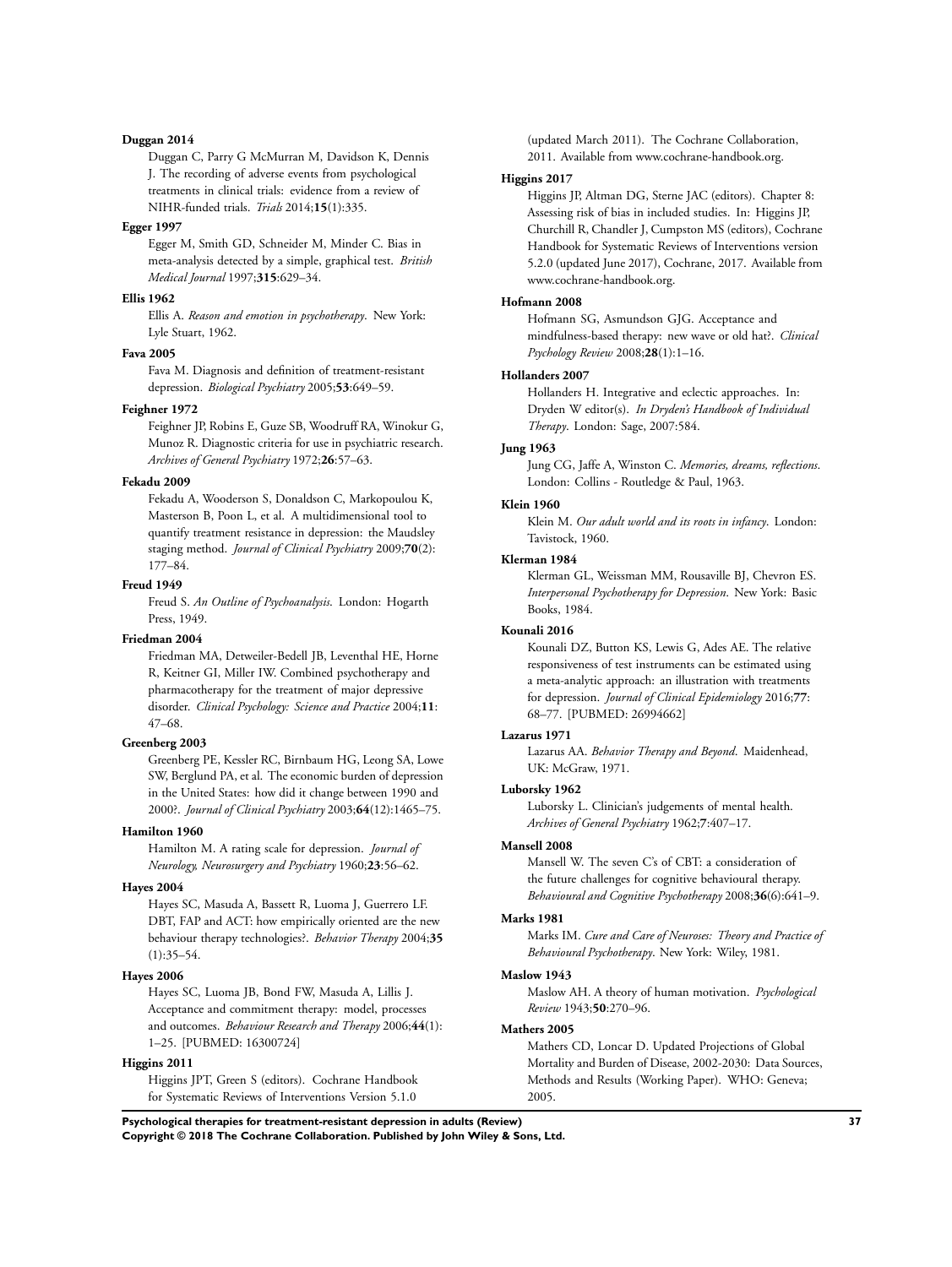**Duggan 2014**

Duggan C, Parry G McMurran M, Davidson K, Dennis J. The recording of adverse events from psychological treatments in clinical trials: evidence from a review of NIHR-funded trials. *Trials* 2014;**15**(1):335.

**Egger 1997**

Egger M, Smith GD, Schneider M, Minder C. Bias in meta-analysis detected by a simple, graphical test. *British Medical Journal* 1997;**315**:629–34.

**Ellis 1962**

Ellis A. *Reason and emotion in psychotherapy*. New York: Lyle Stuart, 1962.

**Fava 2005**

Fava M. Diagnosis and definition of treatment-resistant depression. *Biological Psychiatry* 2005;**53**:649–59.

**Feighner 1972**

Feighner JP, Robins E, Guze SB, Woodruff RA, Winokur G, Munoz R. Diagnostic criteria for use in psychiatric research. *Archives of General Psychiatry* 1972;**26**:57–63.

**Fekadu 2009**

Fekadu A, Wooderson S, Donaldson C, Markopoulou K, Masterson B, Poon L, et al. A multidimensional tool to quantify treatment resistance in depression: the Maudsley staging method. *Journal of Clinical Psychiatry* 2009;**70**(2): 177–84.

**Freud 1949**

Freud S. *An Outline of Psychoanalysis*. London: Hogarth Press, 1949.

**Friedman 2004**

Friedman MA, Detweiler-Bedell JB, Leventhal HE, Horne R, Keitner GI, Miller IW. Combined psychotherapy and pharmacotherapy for the treatment of major depressive disorder. *Clinical Psychology: Science and Practice* 2004;**11**: 47–68.

**Greenberg 2003**

Greenberg PE, Kessler RC, Birnbaum HG, Leong SA, Lowe SW, Berglund PA, et al. The economic burden of depression in the United States: how did it change between 1990 and 2000?. *Journal of Clinical Psychiatry* 2003;**64**(12):1465–75.

**Hamilton 1960**

Hamilton M. A rating scale for depression. *Journal of Neurology, Neurosurgery and Psychiatry* 1960;**23**:56–62.

**Hayes 2004**

Hayes SC, Masuda A, Bassett R, Luoma J, Guerrero LF. DBT, FAP and ACT: how empirically oriented are the new behaviour therapy technologies?. *Behavior Therapy* 2004;**35** (1):35–54.

**Hayes 2006**

Hayes SC, Luoma JB, Bond FW, Masuda A, Lillis J. Acceptance and commitment therapy: model, processes and outcomes. *Behaviour Research and Therapy* 2006;**44**(1): 1–25. [PUBMED: 16300724]

**Higgins 2011**

Higgins JPT, Green S (editors). Cochrane Handbook for Systematic Reviews of Interventions Version 5.1.0 (updated March 2011). The Cochrane Collaboration, 2011. Available from www.cochrane-handbook.org.

**Higgins 2017**

Higgins JP, Altman DG, Sterne JAC (editors). Chapter 8: Assessing risk of bias in included studies. In: Higgins JP, Churchill R, Chandler J, Cumpston MS (editors), Cochrane Handbook for Systematic Reviews of Interventions version 5.2.0 (updated June 2017), Cochrane, 2017. Available from www.cochrane-handbook.org.

**Hofmann 2008**

Hofmann SG, Asmundson GJG. Acceptance and mindfulness-based therapy: new wave or old hat?. *Clinical Psychology Review* 2008;**28**(1):1–16.

**Hollanders 2007**

Hollanders H. Integrative and eclectic approaches. In: Dryden W editor(s). *In Dryden's Handbook of Individual Therapy*. London: Sage, 2007:584.

**Jung 1963**

Jung CG, Jaffe A, Winston C. *Memories, dreams, reflections*. London: Collins - Routledge & Paul, 1963.

**Klein 1960**

Klein M. *Our adult world and its roots in infancy*. London: Tavistock, 1960.

**Klerman 1984**

Klerman GL, Weissman MM, Rousaville BJ, Chevron ES. *Interpersonal Psychotherapy for Depression*. New York: Basic Books, 1984.

**Kounali 2016**

Kounali DZ, Button KS, Lewis G, Ades AE. The relative responsiveness of test instruments can be estimated using a meta-analytic approach: an illustration with treatments for depression. *Journal of Clinical Epidemiology* 2016;**77**: 68–77. [PUBMED: 26994662]

**Lazarus 1971**

Lazarus AA. *Behavior Therapy and Beyond*. Maidenhead, UK: McGraw, 1971.

**Luborsky 1962**

Luborsky L. Clinician's judgements of mental health. *Archives of General Psychiatry* 1962;**7**:407–17.

**Mansell 2008**

Mansell W. The seven C's of CBT: a consideration of the future challenges for cognitive behavioural therapy. *Behavioural and Cognitive Psychotherapy* 2008;**36**(6):641–9.

**Marks 1981**

Marks IM. *Cure and Care of Neuroses: Theory and Practice of Behavioural Psychotherapy*. New York: Wiley, 1981.

**Maslow 1943**

Maslow AH. A theory of human motivation. *Psychological Review* 1943;**50**:270–96.

**Mathers 2005**

Mathers CD, Loncar D. Updated Projections of Global Mortality and Burden of Disease, 2002-2030: Data Sources, Methods and Results (Working Paper). WHO: Geneva; 2005.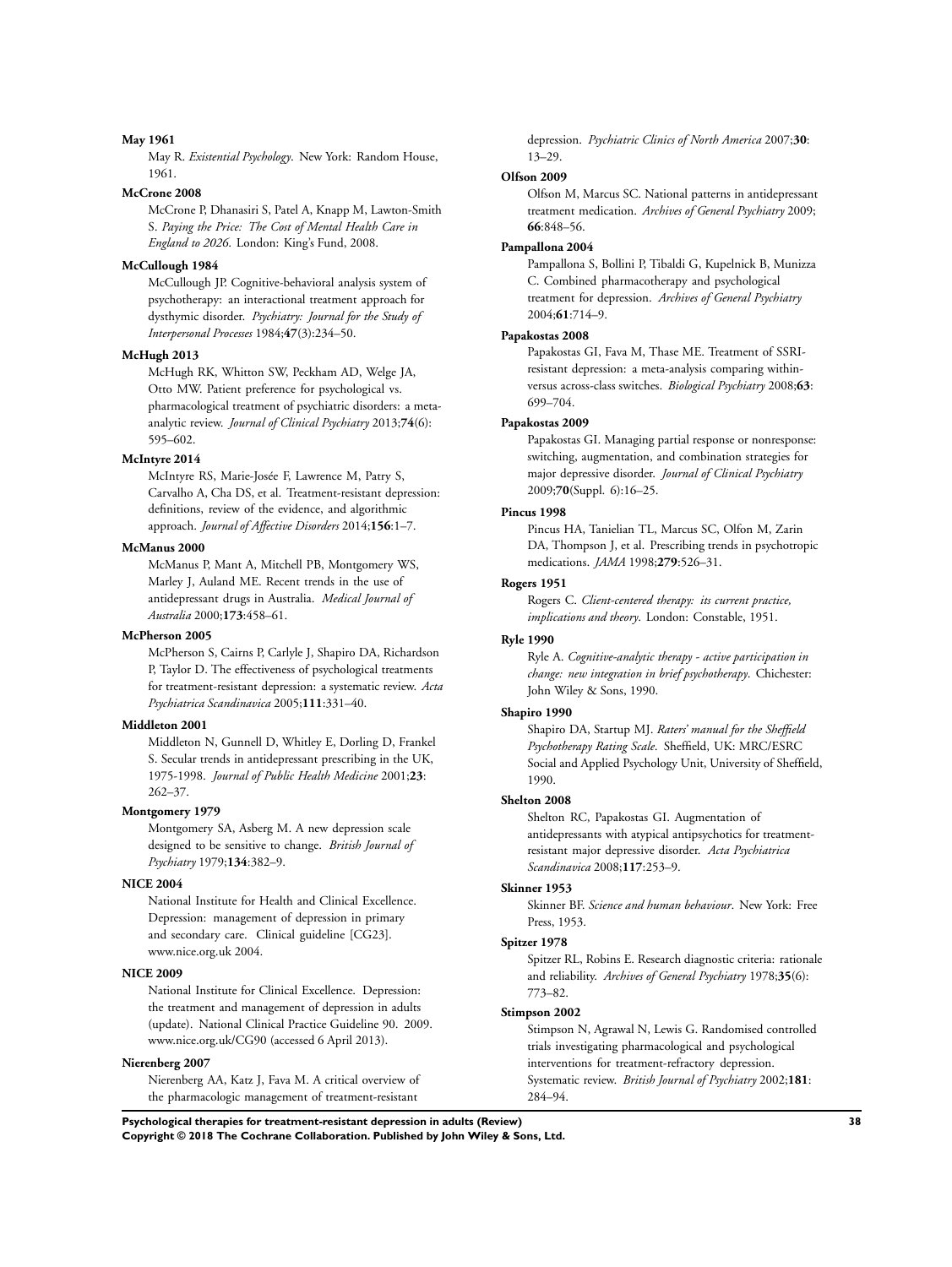**May 1961**

May R. *Existential Psychology*. New York: Random House, 1961.

**McCrone 2008**

McCrone P, Dhanasiri S, Patel A, Knapp M, Lawton-Smith S. *Paying the Price: The Cost of Mental Health Care in England to 2026*. London: King's Fund, 2008.

**McCullough 1984**

McCullough JP. Cognitive-behavioral analysis system of psychotherapy: an interactional treatment approach for dysthymic disorder. *Psychiatry: Journal for the Study of Interpersonal Processes* 1984;**47**(3):234–50.

**McHugh 2013**

McHugh RK, Whitton SW, Peckham AD, Welge JA, Otto MW. Patient preference for psychological vs. pharmacological treatment of psychiatric disorders: a meta-analytic review. *Journal of Clinical Psychiatry* 2013;**74**(6): 595–602.

**McIntyre 2014**

McIntyre RS, Marie-Josée F, Lawrence M, Patry S, Carvalho A, Cha DS, et al. Treatment-resistant depression: definitions, review of the evidence, and algorithmic approach. *Journal of Affective Disorders* 2014;**156**:1–7.

**McManus 2000**

McManus P, Mant A, Mitchell PB, Montgomery WS, Marley J, Auland ME. Recent trends in the use of antidepressant drugs in Australia. *Medical Journal of Australia* 2000;**173**:458–61.

**McPherson 2005**

McPherson S, Cairns P, Carlyle J, Shapiro DA, Richardson P, Taylor D. The effectiveness of psychological treatments for treatment-resistant depression: a systematic review. *Acta Psychiatrica Scandinavica* 2005;**111**:331–40.

**Middleton 2001**

Middleton N, Gunnell D, Whitley E, Dorling D, Frankel S. Secular trends in antidepressant prescribing in the UK, 1975-1998. *Journal of Public Health Medicine* 2001;**23**: 262–37.

**Montgomery 1979**

Montgomery SA, Asberg M. A new depression scale designed to be sensitive to change. *British Journal of Psychiatry* 1979;**134**:382–9.

**NICE 2004**

National Institute for Health and Clinical Excellence. Depression: management of depression in primary and secondary care. Clinical guideline [CG23]. www.nice.org.uk 2004.

**NICE 2009**

National Institute for Clinical Excellence. Depression: the treatment and management of depression in adults (update). National Clinical Practice Guideline 90. 2009. www.nice.org.uk/CG90 (accessed 6 April 2013).

**Nierenberg 2007**

Nierenberg AA, Katz J, Fava M. A critical overview of the pharmacologic management of treatment-resistant depression. *Psychiatric Clinics of North America* 2007;**30**: 13–29.

**Olfson 2009**

Olfson M, Marcus SC. National patterns in antidepressant treatment medication. *Archives of General Psychiatry* 2009; **66**:848–56.

**Pampallona 2004**

Pampallona S, Bollini P, Tibaldi G, Kupelnick B, Munizza C. Combined pharmacotherapy and psychological treatment for depression. *Archives of General Psychiatry* 2004;**61**:714–9.

**Papakostas 2008**

Papakostas GI, Fava M, Thase ME. Treatment of SSRI-resistant depression: a meta-analysis comparing within-versus across-class switches. *Biological Psychiatry* 2008;**63**: 699–704.

**Papakostas 2009**

Papakostas GI. Managing partial response or nonresponse: switching, augmentation, and combination strategies for major depressive disorder. *Journal of Clinical Psychiatry* 2009;**70**(Suppl. 6):16–25.

**Pincus 1998**

Pincus HA, Tanielian TL, Marcus SC, Olfon M, Zarin DA, Thompson J, et al. Prescribing trends in psychotropic medications. *JAMA* 1998;**279**:526–31.

**Rogers 1951**

Rogers C. *Client-centered therapy: its current practice, implications and theory*. London: Constable, 1951.

**Ryle 1990**

Ryle A. *Cognitive-analytic therapy - active participation in change: new integration in brief psychotherapy*. Chichester: John Wiley & Sons, 1990.

**Shapiro 1990**

Shapiro DA, Startup MJ. *Raters' manual for the Sheffield Psychotherapy Rating Scale*. Sheffield, UK: MRC/ESRC Social and Applied Psychology Unit, University of Sheffield, 1990.

**Shelton 2008**

Shelton RC, Papakostas GI. Augmentation of antidepressants with atypical antipsychotics for treatment-resistant major depressive disorder. *Acta Psychiatrica Scandinavica* 2008;**117**:253–9.

**Skinner 1953**

Skinner BF. *Science and human behaviour*. New York: Free Press, 1953.

**Spitzer 1978**

Spitzer RL, Robins E. Research diagnostic criteria: rationale and reliability. *Archives of General Psychiatry* 1978;**35**(6): 773–82.

**Stimpson 2002**

Stimpson N, Agrawal N, Lewis G. Randomised controlled trials investigating pharmacological and psychological interventions for treatment-refractory depression. Systematic review. *British Journal of Psychiatry* 2002;**181**: 284–94.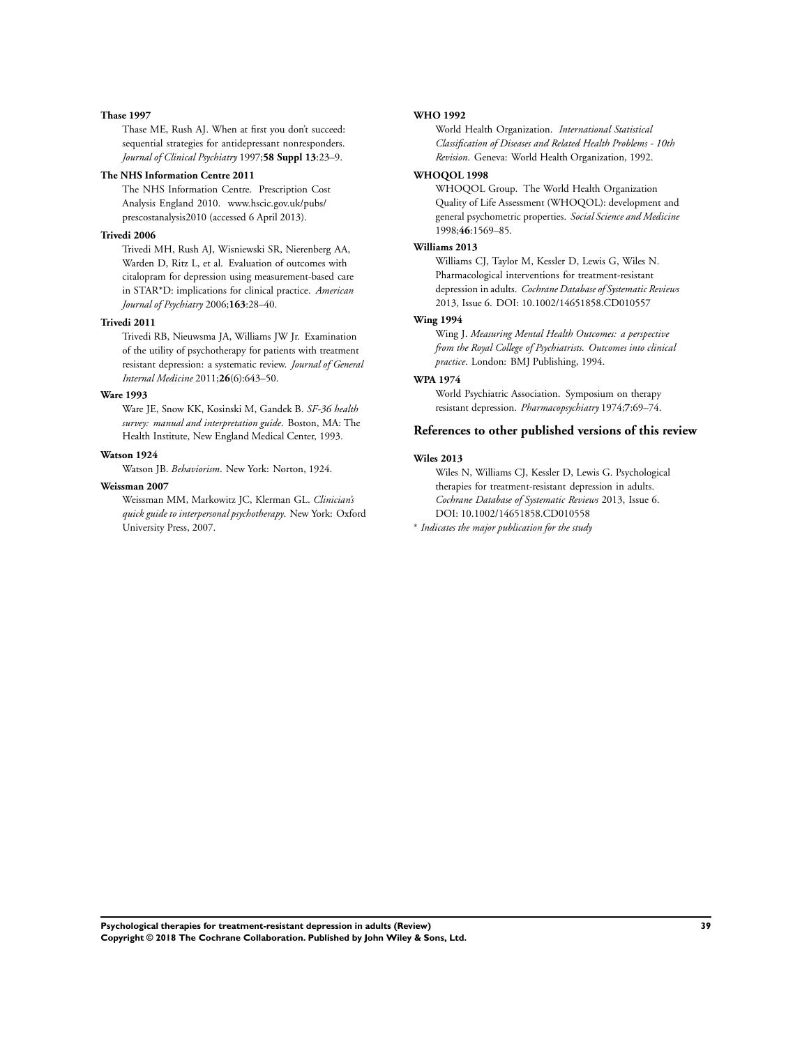**Thase 1997**

Thase ME, Rush AJ. When at first you don't succeed: sequential strategies for antidepressant nonresponders. *Journal of Clinical Psychiatry* 1997;**58 Suppl 13**:23–9.

**The NHS Information Centre 2011**

The NHS Information Centre. Prescription Cost Analysis England 2010. www.hscic.gov.uk/pubs/prescostanalysis2010 (accessed 6 April 2013).

**Trivedi 2006**

Trivedi MH, Rush AJ, Wisniewski SR, Nierenberg AA, Warden D, Ritz L, et al. Evaluation of outcomes with citalopram for depression using measurement-based care in STAR*D: implications for clinical practice. *American Journal of Psychiatry* 2006;**163**:28–40.

**Trivedi 2011**

Trivedi RB, Nieuwsma JA, Williams JW Jr. Examination of the utility of psychotherapy for patients with treatment resistant depression: a systematic review. *Journal of General Internal Medicine* 2011;**26**(6):643–50.

**Ware 1993**

Ware JE, Snow KK, Kosinski M, Gandek B. *SF-36 health survey: manual and interpretation guide*. Boston, MA: The Health Institute, New England Medical Center, 1993.

**Watson 1924**

Watson JB. *Behaviorism*. New York: Norton, 1924.

**Weissman 2007**

Weissman MM, Markowitz JC, Klerman GL. *Clinician's quick guide to interpersonal psychotherapy*. New York: Oxford University Press, 2007.

**WHO 1992**

World Health Organization. *International Statistical Classification of Diseases and Related Health Problems - 10th Revision*. Geneva: World Health Organization, 1992.

**WHOQOL 1998**

WHOQOL Group. The World Health Organization Quality of Life Assessment (WHOQOL): development and general psychometric properties. *Social Science and Medicine* 1998;**46**:1569–85.

**Williams 2013**

Williams CJ, Taylor M, Kessler D, Lewis G, Wiles N. Pharmacological interventions for treatment-resistant depression in adults. *Cochrane Database of Systematic Reviews* 2013, Issue 6. DOI: 10.1002/14651858.CD010557

**Wing 1994**

Wing J. *Measuring Mental Health Outcomes: a perspective from the Royal College of Psychiatrists. Outcomes into clinical practice*. London: BMJ Publishing, 1994.

**WPA 1974**

World Psychiatric Association. Symposium on therapy resistant depression. *Pharmacopsychiatry* 1974;**7**:69–74.

## References to other published versions of this review

**Wiles 2013**

Wiles N, Williams CJ, Kessler D, Lewis G. Psychological therapies for treatment-resistant depression in adults. *Cochrane Database of Systematic Reviews* 2013, Issue 6. DOI: 10.1002/14651858.CD010558

* *Indicates the major publication for the study*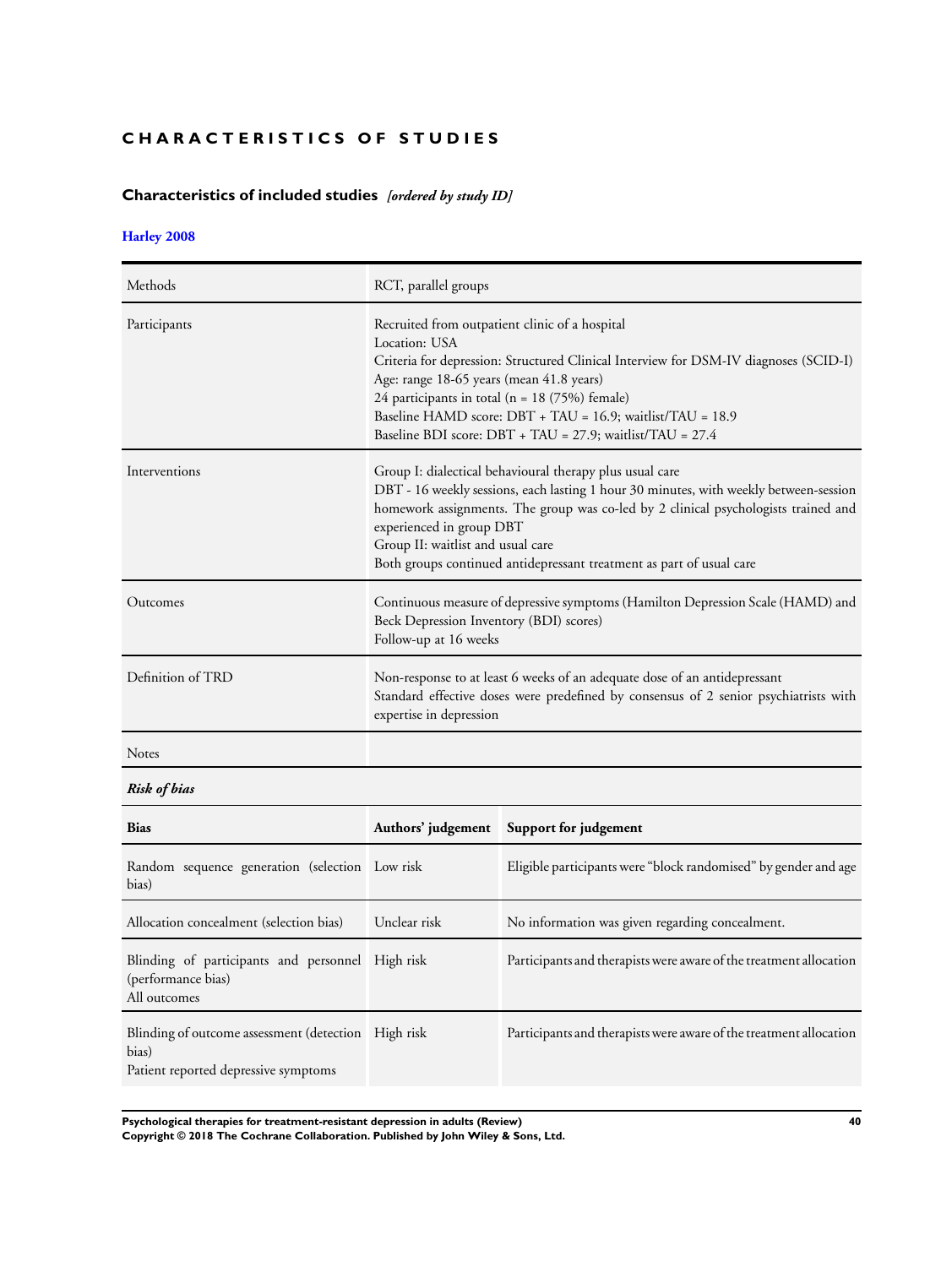# CHARACTERISTICS OF STUDIES

## Characteristics of included studies *[ordered by study ID]*

### Harley 2008

| | |
|---|---|
| Methods | RCT, parallel groups |
| Participants | Recruited from outpatient clinic of a hospital<br>Location: USA<br>Criteria for depression: Structured Clinical Interview for DSM-IV diagnoses (SCID-I)<br>Age: range 18-65 years (mean 41.8 years)<br>24 participants in total (n = 18 (75%) female)<br>Baseline HAMD score: DBT + TAU = 16.9; waitlist/TAU = 18.9<br>Baseline BDI score: DBT + TAU = 27.9; waitlist/TAU = 27.4 |
| Interventions | Group I: dialectical behavioural therapy plus usual care<br>DBT - 16 weekly sessions, each lasting 1 hour 30 minutes, with weekly between-session homework assignments. The group was co-led by 2 clinical psychologists trained and experienced in group DBT<br>Group II: waitlist and usual care<br>Both groups continued antidepressant treatment as part of usual care |
| Outcomes | Continuous measure of depressive symptoms (Hamilton Depression Scale (HAMD) and Beck Depression Inventory (BDI) scores)<br>Follow-up at 16 weeks |
| Definition of TRD | Non-response to at least 6 weeks of an adequate dose of an antidepressant<br>Standard effective doses were predefined by consensus of 2 senior psychiatrists with expertise in depression |
| Notes | |

*Risk of bias*

| Bias | Authors' judgement | Support for judgement |
|---|---|---|
| Random sequence generation (selection bias) | Low risk | Eligible participants were "block randomised" by gender and age |
| Allocation concealment (selection bias) | Unclear risk | No information was given regarding concealment. |
| Blinding of participants and personnel (performance bias)<br>All outcomes | High risk | Participants and therapists were aware of the treatment allocation |
| Blinding of outcome assessment (detection bias)<br>Patient reported depressive symptoms | High risk | Participants and therapists were aware of the treatment allocation |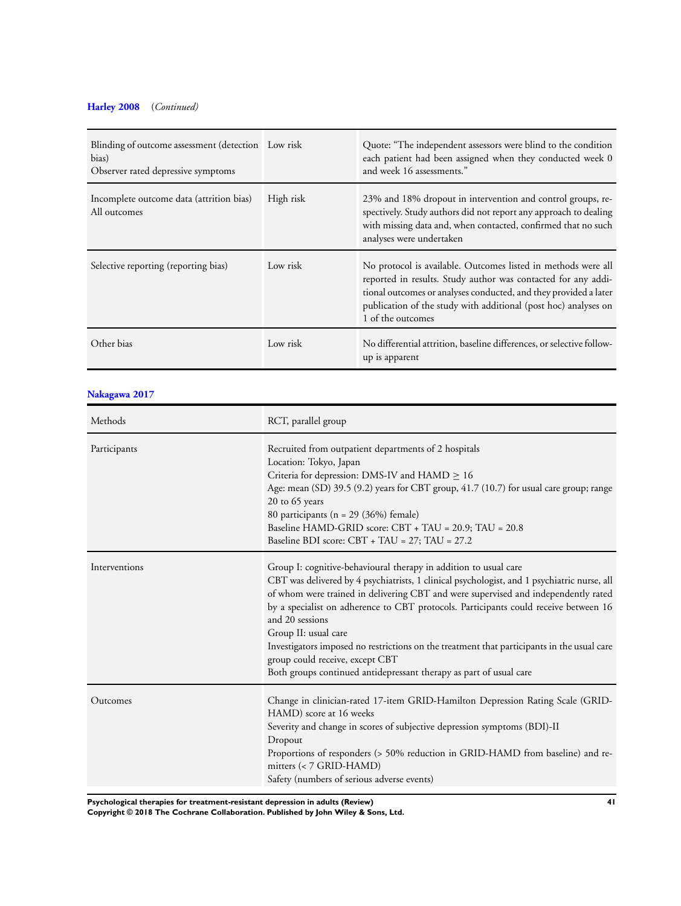**Harley 2008** (*Continued*)

| | | |
|---|---|---|
| Blinding of outcome assessment (detection bias)<br>Observer rated depressive symptoms | Low risk | Quote: "The independent assessors were blind to the condition each patient had been assigned when they conducted week 0 and week 16 assessments." |
| Incomplete outcome data (attrition bias)<br>All outcomes | High risk | 23% and 18% dropout in intervention and control groups, respectively. Study authors did not report any approach to dealing with missing data and, when contacted, confirmed that no such analyses were undertaken |
| Selective reporting (reporting bias) | Low risk | No protocol is available. Outcomes listed in methods were all reported in results. Study author was contacted for any additional outcomes or analyses conducted, and they provided a later publication of the study with additional (post hoc) analyses on 1 of the outcomes |
| Other bias | Low risk | No differential attrition, baseline differences, or selective follow-up is apparent |

**Nakagawa 2017**

| | |
|---|---|
| Methods | RCT, parallel group |
| Participants | Recruited from outpatient departments of 2 hospitals<br>Location: Tokyo, Japan<br>Criteria for depression: DMS-IV and HAMD ≥ 16<br>Age: mean (SD) 39.5 (9.2) years for CBT group, 41.7 (10.7) for usual care group; range 20 to 65 years<br>80 participants (n = 29 (36%) female)<br>Baseline HAMD-GRID score: CBT + TAU = 20.9; TAU = 20.8<br>Baseline BDI score: CBT + TAU = 27; TAU = 27.2 |
| Interventions | Group I: cognitive-behavioural therapy in addition to usual care<br>CBT was delivered by 4 psychiatrists, 1 clinical psychologist, and 1 psychiatric nurse, all of whom were trained in delivering CBT and were supervised and independently rated by a specialist on adherence to CBT protocols. Participants could receive between 16 and 20 sessions<br>Group II: usual care<br>Investigators imposed no restrictions on the treatment that participants in the usual care group could receive, except CBT<br>Both groups continued antidepressant therapy as part of usual care |
| Outcomes | Change in clinician-rated 17-item GRID-Hamilton Depression Rating Scale (GRID-HAMD) score at 16 weeks<br>Severity and change in scores of subjective depression symptoms (BDI)-II<br>Dropout<br>Proportions of responders (> 50% reduction in GRID-HAMD from baseline) and remitters (< 7 GRID-HAMD)<br>Safety (numbers of serious adverse events) |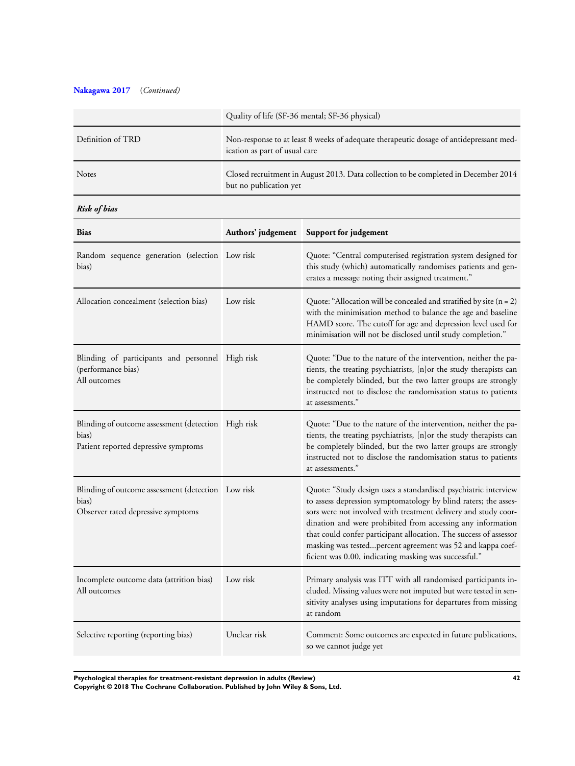**Nakagawa 2017** (*Continued*)

| | |
|---|---|
| | Quality of life (SF-36 mental; SF-36 physical) |
| Definition of TRD | Non-response to at least 8 weeks of adequate therapeutic dosage of antidepressant medication as part of usual care |
| Notes | Closed recruitment in August 2013. Data collection to be completed in December 2014 but no publication yet |

***Risk of bias***

| Bias | Authors' judgement | Support for judgement |
|---|---|---|
| Random sequence generation (selection bias) | Low risk | Quote: "Central computerised registration system designed for this study (which) automatically randomises patients and generates a message noting their assigned treatment." |
| Allocation concealment (selection bias) | Low risk | Quote: "Allocation will be concealed and stratified by site (n = 2) with the minimisation method to balance the age and baseline HAMD score. The cutoff for age and depression level used for minimisation will not be disclosed until study completion." |
| Blinding of participants and personnel (performance bias)<br>All outcomes | High risk | Quote: "Due to the nature of the intervention, neither the patients, the treating psychiatrists, [n]or the study therapists can be completely blinded, but the two latter groups are strongly instructed not to disclose the randomisation status to patients at assessments." |
| Blinding of outcome assessment (detection bias)<br>Patient reported depressive symptoms | High risk | Quote: "Due to the nature of the intervention, neither the patients, the treating psychiatrists, [n]or the study therapists can be completely blinded, but the two latter groups are strongly instructed not to disclose the randomisation status to patients at assessments." |
| Blinding of outcome assessment (detection bias)<br>Observer rated depressive symptoms | Low risk | Quote: "Study design uses a standardised psychiatric interview to assess depression symptomatology by blind raters; the assessors were not involved with treatment delivery and study coordination and were prohibited from accessing any information that could confer participant allocation. The success of assessor masking was tested...percent agreement was 52 and kappa coefficient was 0.00, indicating masking was successful." |
| Incomplete outcome data (attrition bias)<br>All outcomes | Low risk | Primary analysis was ITT with all randomised participants included. Missing values were not imputed but were tested in sensitivity analyses using imputations for departures from missing at random |
| Selective reporting (reporting bias) | Unclear risk | Comment: Some outcomes are expected in future publications, so we cannot judge yet |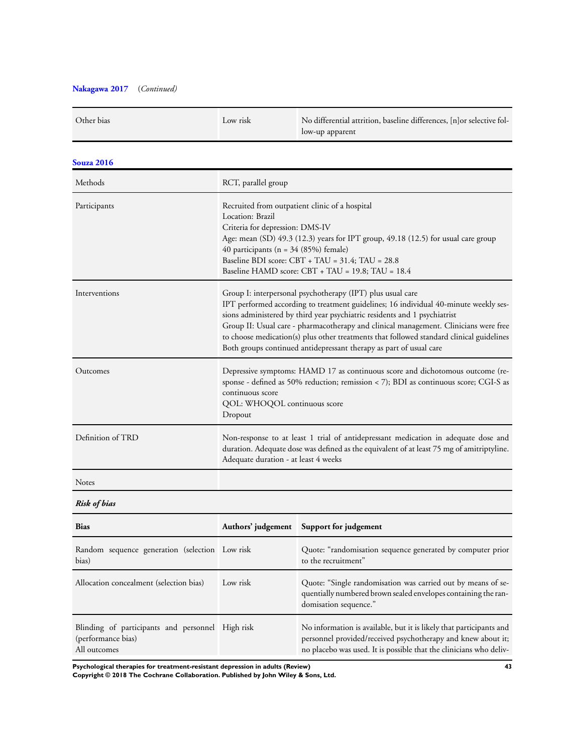**Nakagawa 2017** (*Continued*)

| | | |
|---|---|---|
| Other bias | Low risk | No differential attrition, baseline differences, [n]or selective follow-up apparent |

**Souza 2016**

| | |
|---|---|
| Methods | RCT, parallel group |
| Participants | Recruited from outpatient clinic of a hospital<br>Location: Brazil<br>Criteria for depression: DMS-IV<br>Age: mean (SD) 49.3 (12.3) years for IPT group, 49.18 (12.5) for usual care group<br>40 participants (n = 34 (85%) female)<br>Baseline BDI score: CBT + TAU = 31.4; TAU = 28.8<br>Baseline HAMD score: CBT + TAU = 19.8; TAU = 18.4 |
| Interventions | Group I: interpersonal psychotherapy (IPT) plus usual care<br>IPT performed according to treatment guidelines; 16 individual 40-minute weekly sessions administered by third year psychiatric residents and 1 psychiatrist<br>Group II: Usual care - pharmacotherapy and clinical management. Clinicians were free to choose medication(s) plus other treatments that followed standard clinical guidelines<br>Both groups continued antidepressant therapy as part of usual care |
| Outcomes | Depressive symptoms: HAMD 17 as continuous score and dichotomous outcome (response - defined as 50% reduction; remission < 7); BDI as continuous score; CGI-S as continuous score<br>QOL: WHOQOL continuous score<br>Dropout |
| Definition of TRD | Non-response to at least 1 trial of antidepressant medication in adequate dose and duration. Adequate dose was defined as the equivalent of at least 75 mg of amitriptyline. Adequate duration - at least 4 weeks |
| Notes | |

***Risk of bias***

| Bias | Authors' judgement | Support for judgement |
|---|---|---|
| Random sequence generation (selection bias) | Low risk | Quote: "randomisation sequence generated by computer prior to the recruitment" |
| Allocation concealment (selection bias) | Low risk | Quote: "Single randomisation was carried out by means of sequentially numbered brown sealed envelopes containing the randomisation sequence." |
| Blinding of participants and personnel (performance bias)<br>All outcomes | High risk | No information is available, but it is likely that participants and personnel provided/received psychotherapy and knew about it; no placebo was used. It is possible that the clinicians who deliv- |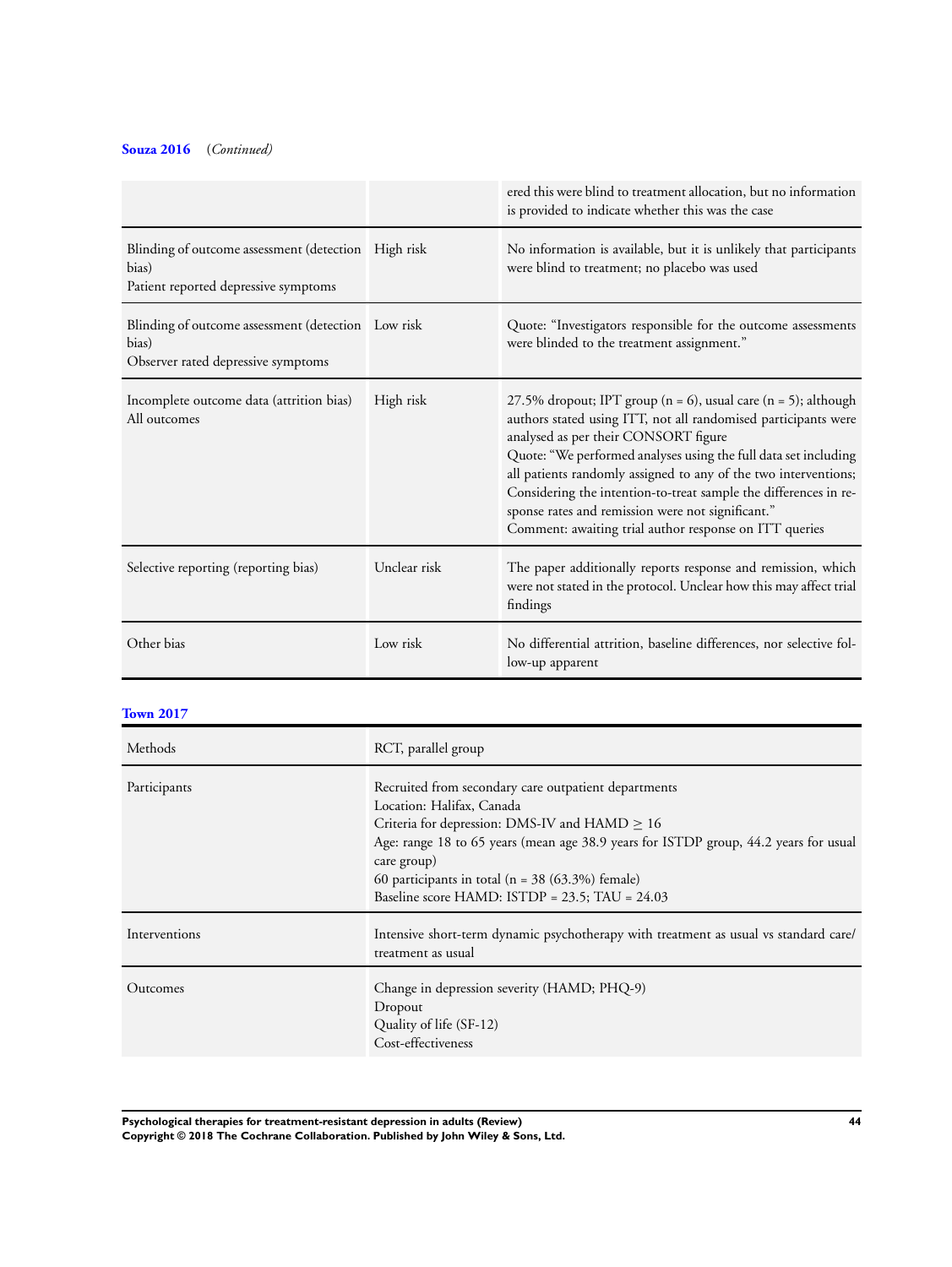**Souza 2016** (*Continued*)

| | | |
|---|---|---|
| | | ered this were blind to treatment allocation, but no information is provided to indicate whether this was the case |
| Blinding of outcome assessment (detection bias)<br>Patient reported depressive symptoms | High risk | No information is available, but it is unlikely that participants were blind to treatment; no placebo was used |
| Blinding of outcome assessment (detection bias)<br>Observer rated depressive symptoms | Low risk | Quote: "Investigators responsible for the outcome assessments were blinded to the treatment assignment." |
| Incomplete outcome data (attrition bias)<br>All outcomes | High risk | 27.5% dropout; IPT group (n = 6), usual care (n = 5); although authors stated using ITT, not all randomised participants were analysed as per their CONSORT figure<br>Quote: "We performed analyses using the full data set including all patients randomly assigned to any of the two interventions; Considering the intention-to-treat sample the differences in response rates and remission were not significant."<br>Comment: awaiting trial author response on ITT queries |
| Selective reporting (reporting bias) | Unclear risk | The paper additionally reports response and remission, which were not stated in the protocol. Unclear how this may affect trial findings |
| Other bias | Low risk | No differential attrition, baseline differences, nor selective follow-up apparent |

**Town 2017**

| | |
|---|---|
| Methods | RCT, parallel group |
| Participants | Recruited from secondary care outpatient departments<br>Location: Halifax, Canada<br>Criteria for depression: DMS-IV and HAMD ≥ 16<br>Age: range 18 to 65 years (mean age 38.9 years for ISTDP group, 44.2 years for usual care group)<br>60 participants in total (n = 38 (63.3%) female)<br>Baseline score HAMD: ISTDP = 23.5; TAU = 24.03 |
| Interventions | Intensive short-term dynamic psychotherapy with treatment as usual vs standard care/treatment as usual |
| Outcomes | Change in depression severity (HAMD; PHQ-9)<br>Dropout<br>Quality of life (SF-12)<br>Cost-effectiveness |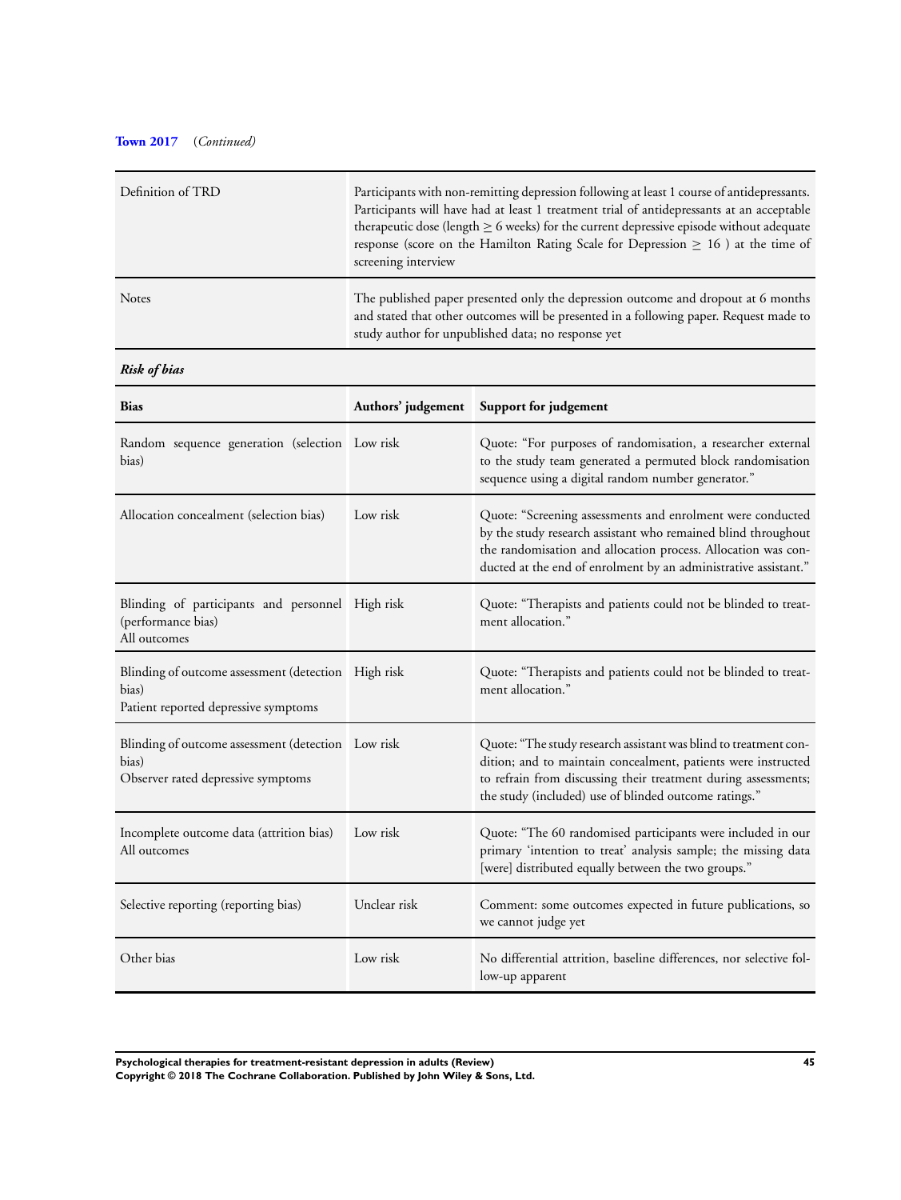**Town 2017** (*Continued*)

| | |
|---|---|
| Definition of TRD | Participants with non-remitting depression following at least 1 course of antidepressants. Participants will have had at least 1 treatment trial of antidepressants at an acceptable therapeutic dose (length ≥ 6 weeks) for the current depressive episode without adequate response (score on the Hamilton Rating Scale for Depression ≥ 16 ) at the time of screening interview |
| Notes | The published paper presented only the depression outcome and dropout at 6 months and stated that other outcomes will be presented in a following paper. Request made to study author for unpublished data; no response yet |

***Risk of bias***

| Bias | Authors' judgement | Support for judgement |
|---|---|---|
| Random sequence generation (selection bias) | Low risk | Quote: "For purposes of randomisation, a researcher external to the study team generated a permuted block randomisation sequence using a digital random number generator." |
| Allocation concealment (selection bias) | Low risk | Quote: "Screening assessments and enrolment were conducted by the study research assistant who remained blind throughout the randomisation and allocation process. Allocation was conducted at the end of enrolment by an administrative assistant." |
| Blinding of participants and personnel (performance bias)<br>All outcomes | High risk | Quote: "Therapists and patients could not be blinded to treatment allocation." |
| Blinding of outcome assessment (detection bias)<br>Patient reported depressive symptoms | High risk | Quote: "Therapists and patients could not be blinded to treatment allocation." |
| Blinding of outcome assessment (detection bias)<br>Observer rated depressive symptoms | Low risk | Quote: "The study research assistant was blind to treatment condition; and to maintain concealment, patients were instructed to refrain from discussing their treatment during assessments; the study (included) use of blinded outcome ratings." |
| Incomplete outcome data (attrition bias)<br>All outcomes | Low risk | Quote: "The 60 randomised participants were included in our primary 'intention to treat' analysis sample; the missing data [were] distributed equally between the two groups." |
| Selective reporting (reporting bias) | Unclear risk | Comment: some outcomes expected in future publications, so we cannot judge yet |
| Other bias | Low risk | No differential attrition, baseline differences, nor selective follow-up apparent |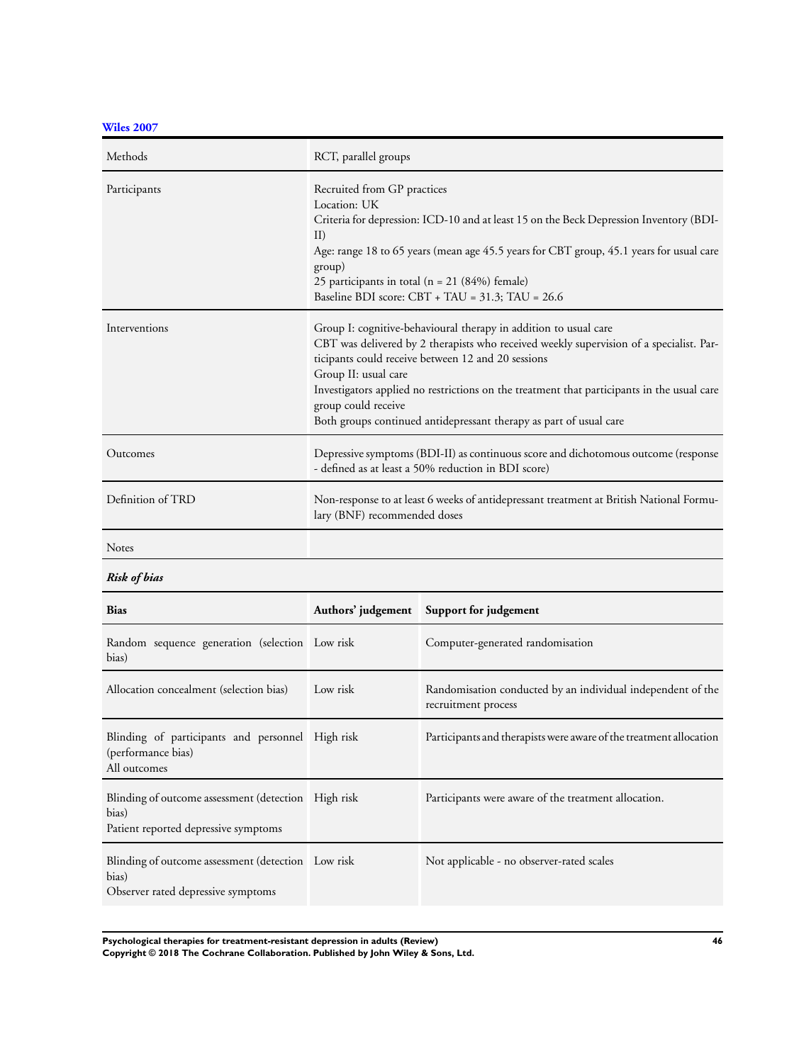## Wiles 2007

| | |
|---|---|
| Methods | RCT, parallel groups |
| Participants | Recruited from GP practices<br>Location: UK<br>Criteria for depression: ICD-10 and at least 15 on the Beck Depression Inventory (BDI-II)<br>Age: range 18 to 65 years (mean age 45.5 years for CBT group, 45.1 years for usual care group)<br>25 participants in total (n = 21 (84%) female)<br>Baseline BDI score: CBT + TAU = 31.3; TAU = 26.6 |
| Interventions | Group I: cognitive-behavioural therapy in addition to usual care<br>CBT was delivered by 2 therapists who received weekly supervision of a specialist. Participants could receive between 12 and 20 sessions<br>Group II: usual care<br>Investigators applied no restrictions on the treatment that participants in the usual care group could receive<br>Both groups continued antidepressant therapy as part of usual care |
| Outcomes | Depressive symptoms (BDI-II) as continuous score and dichotomous outcome (response - defined as at least a 50% reduction in BDI score) |
| Definition of TRD | Non-response to at least 6 weeks of antidepressant treatment at British National Formulary (BNF) recommended doses |
| Notes | |

***Risk of bias***

| Bias | Authors' judgement | Support for judgement |
|---|---|---|
| Random sequence generation (selection bias) | Low risk | Computer-generated randomisation |
| Allocation concealment (selection bias) | Low risk | Randomisation conducted by an individual independent of the recruitment process |
| Blinding of participants and personnel (performance bias)<br>All outcomes | High risk | Participants and therapists were aware of the treatment allocation |
| Blinding of outcome assessment (detection bias)<br>Patient reported depressive symptoms | High risk | Participants were aware of the treatment allocation. |
| Blinding of outcome assessment (detection bias)<br>Observer rated depressive symptoms | Low risk | Not applicable - no observer-rated scales |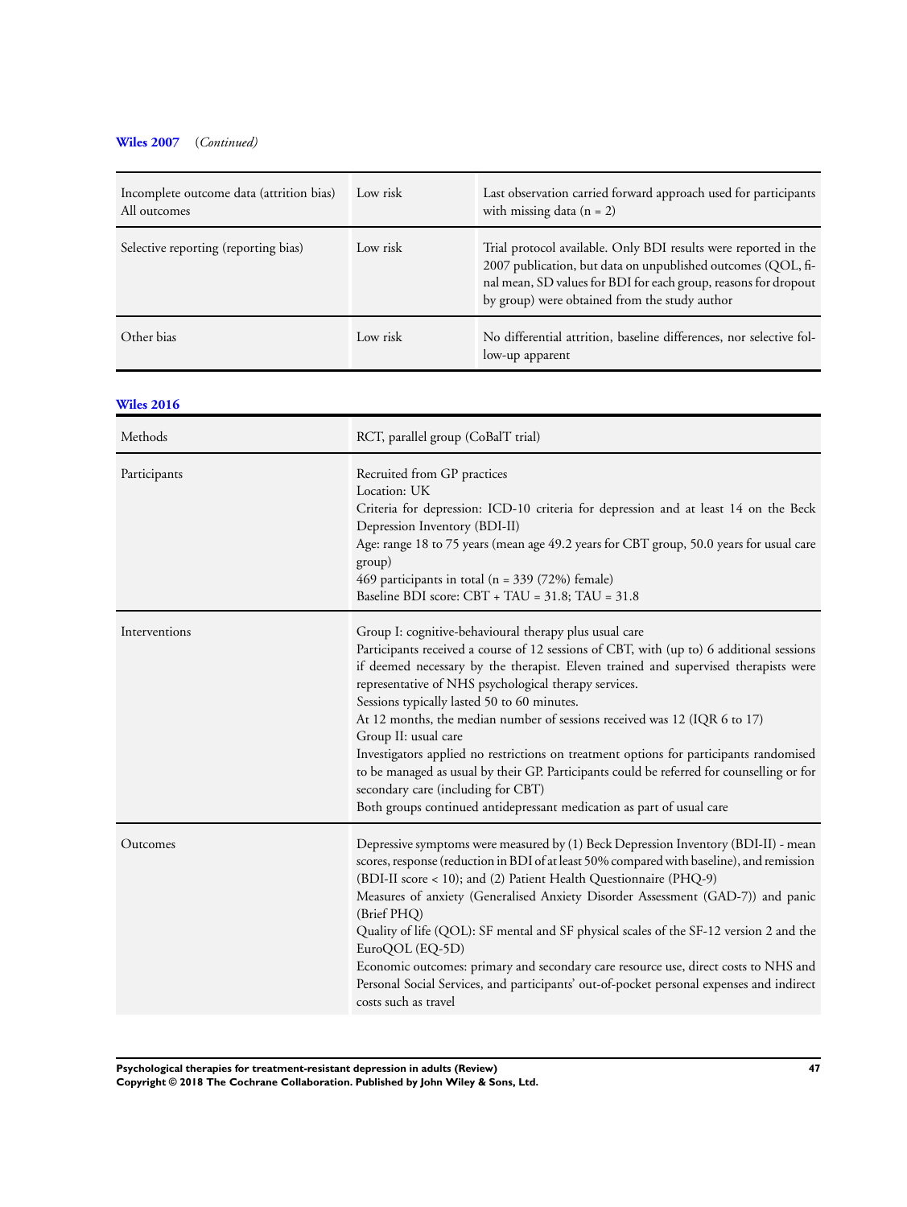**Wiles 2007** *(Continued)*

| | | |
|---|---|---|
| Incomplete outcome data (attrition bias) All outcomes | Low risk | Last observation carried forward approach used for participants with missing data (n = 2) |
| Selective reporting (reporting bias) | Low risk | Trial protocol available. Only BDI results were reported in the 2007 publication, but data on unpublished outcomes (QOL, final mean, SD values for BDI for each group, reasons for dropout by group) were obtained from the study author |
| Other bias | Low risk | No differential attrition, baseline differences, nor selective follow-up apparent |

**Wiles 2016**

| | |
|---|---|
| Methods | RCT, parallel group (CoBalT trial) |
| Participants | Recruited from GP practices<br>Location: UK<br>Criteria for depression: ICD-10 criteria for depression and at least 14 on the Beck Depression Inventory (BDI-II)<br>Age: range 18 to 75 years (mean age 49.2 years for CBT group, 50.0 years for usual care group)<br>469 participants in total (n = 339 (72%) female)<br>Baseline BDI score: CBT + TAU = 31.8; TAU = 31.8 |
| Interventions | Group I: cognitive-behavioural therapy plus usual care<br>Participants received a course of 12 sessions of CBT, with (up to) 6 additional sessions if deemed necessary by the therapist. Eleven trained and supervised therapists were representative of NHS psychological therapy services.<br>Sessions typically lasted 50 to 60 minutes.<br>At 12 months, the median number of sessions received was 12 (IQR 6 to 17)<br>Group II: usual care<br>Investigators applied no restrictions on treatment options for participants randomised to be managed as usual by their GP. Participants could be referred for counselling or for secondary care (including for CBT)<br>Both groups continued antidepressant medication as part of usual care |
| Outcomes | Depressive symptoms were measured by (1) Beck Depression Inventory (BDI-II) - mean scores, response (reduction in BDI of at least 50% compared with baseline), and remission (BDI-II score < 10); and (2) Patient Health Questionnaire (PHQ-9)<br>Measures of anxiety (Generalised Anxiety Disorder Assessment (GAD-7)) and panic (Brief PHQ)<br>Quality of life (QOL): SF mental and SF physical scales of the SF-12 version 2 and the EuroQOL (EQ-5D)<br>Economic outcomes: primary and secondary care resource use, direct costs to NHS and Personal Social Services, and participants' out-of-pocket personal expenses and indirect costs such as travel |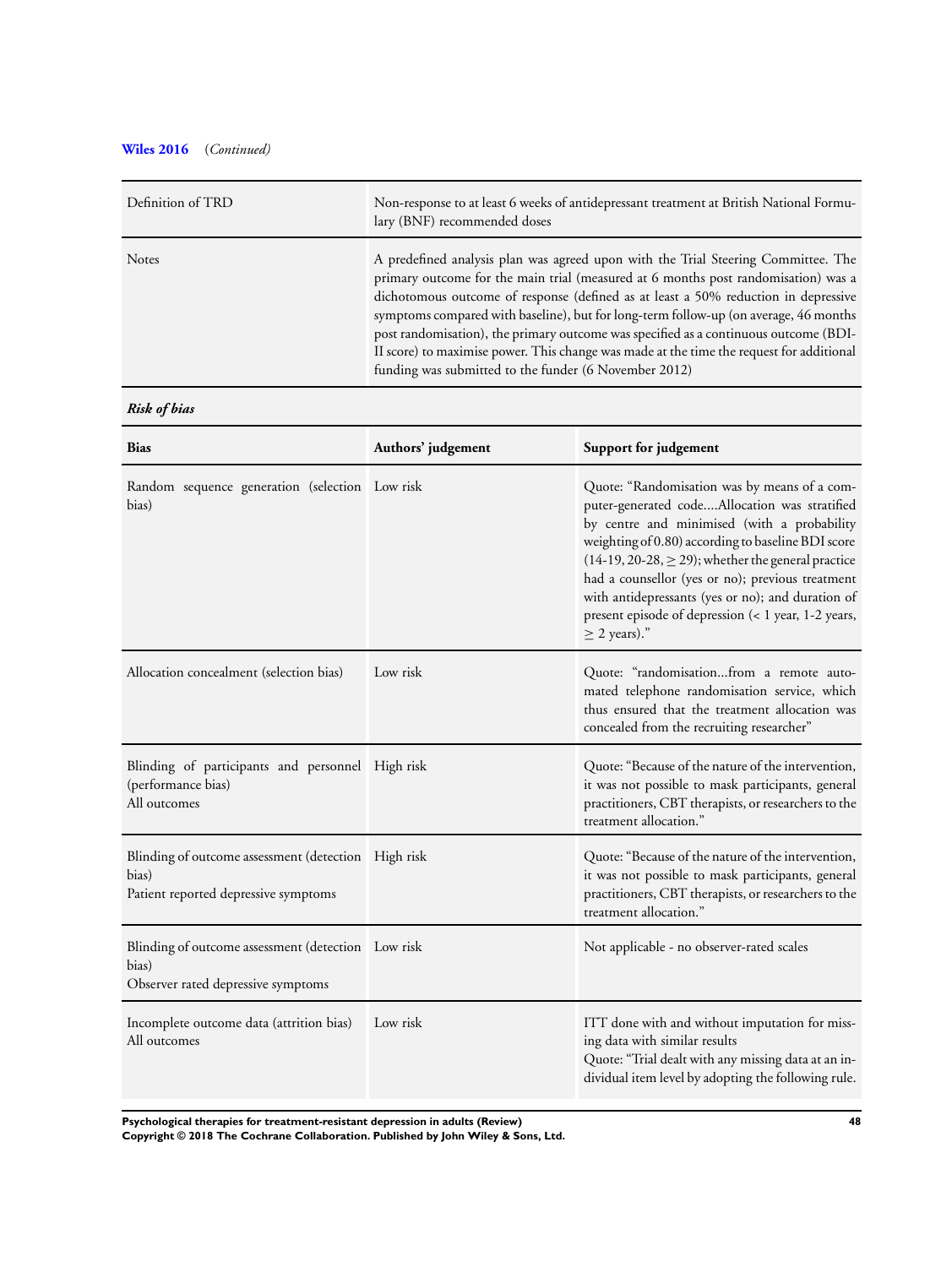**Wiles 2016** (*Continued*)

| | |
|---|---|
| Definition of TRD | Non-response to at least 6 weeks of antidepressant treatment at British National Formulary (BNF) recommended doses |
| Notes | A predefined analysis plan was agreed upon with the Trial Steering Committee. The primary outcome for the main trial (measured at 6 months post randomisation) was a dichotomous outcome of response (defined as at least a 50% reduction in depressive symptoms compared with baseline), but for long-term follow-up (on average, 46 months post randomisation), the primary outcome was specified as a continuous outcome (BDI-II score) to maximise power. This change was made at the time the request for additional funding was submitted to the funder (6 November 2012) |

***Risk of bias***

| Bias | Authors' judgement | Support for judgement |
|---|---|---|
| Random sequence generation (selection bias) | Low risk | Quote: "Randomisation was by means of a computer-generated code....Allocation was stratified by centre and minimised (with a probability weighting of 0.80) according to baseline BDI score (14-19, 20-28, ≥ 29); whether the general practice had a counsellor (yes or no); previous treatment with antidepressants (yes or no); and duration of present episode of depression (< 1 year, 1-2 years, ≥ 2 years)." |
| Allocation concealment (selection bias) | Low risk | Quote: "randomisation...from a remote automated telephone randomisation service, which thus ensured that the treatment allocation was concealed from the recruiting researcher" |
| Blinding of participants and personnel (performance bias)<br>All outcomes | High risk | Quote: "Because of the nature of the intervention, it was not possible to mask participants, general practitioners, CBT therapists, or researchers to the treatment allocation." |
| Blinding of outcome assessment (detection bias)<br>Patient reported depressive symptoms | High risk | Quote: "Because of the nature of the intervention, it was not possible to mask participants, general practitioners, CBT therapists, or researchers to the treatment allocation." |
| Blinding of outcome assessment (detection bias)<br>Observer rated depressive symptoms | Low risk | Not applicable - no observer-rated scales |
| Incomplete outcome data (attrition bias)<br>All outcomes | Low risk | ITT done with and without imputation for missing data with similar results<br>Quote: "Trial dealt with any missing data at an individual item level by adopting the following rule. |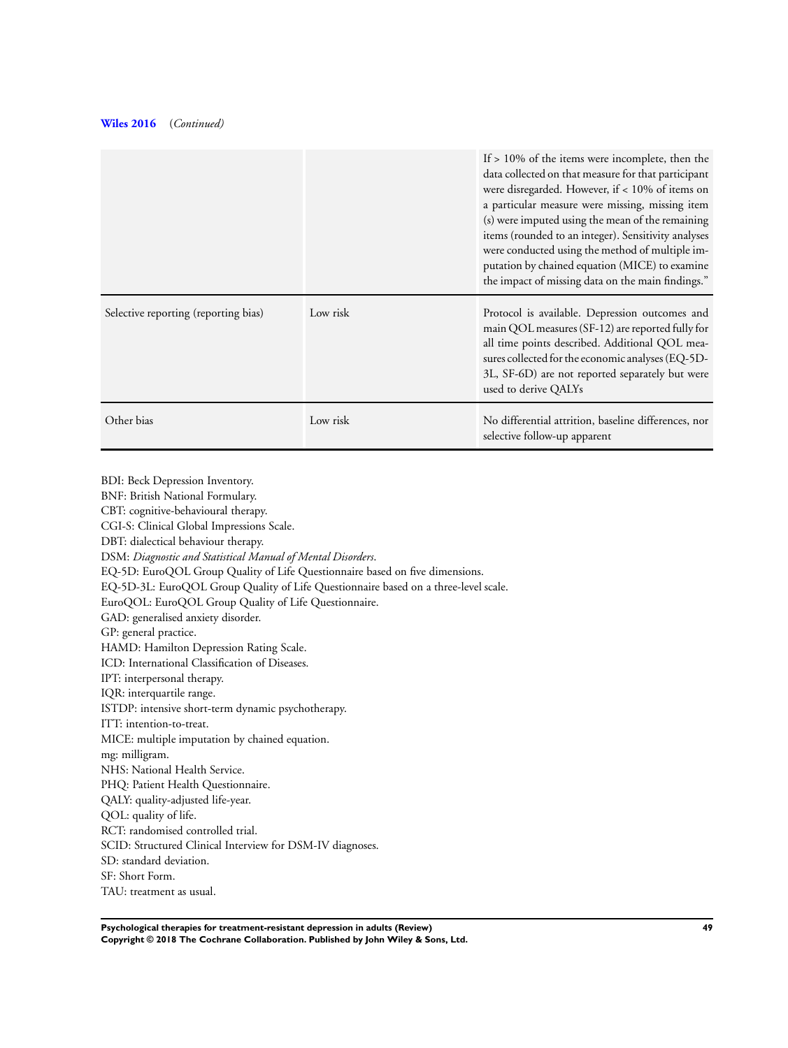**Wiles 2016** (*Continued*)

| | | |
|---|---|---|
| | | If > 10% of the items were incomplete, then the data collected on that measure for that participant were disregarded. However, if < 10% of items on a particular measure were missing, missing item (s) were imputed using the mean of the remaining items (rounded to an integer). Sensitivity analyses were conducted using the method of multiple imputation by chained equation (MICE) to examine the impact of missing data on the main findings." |
| Selective reporting (reporting bias) | Low risk | Protocol is available. Depression outcomes and main QOL measures (SF-12) are reported fully for all time points described. Additional QOL measures collected for the economic analyses (EQ-5D-3L, SF-6D) are not reported separately but were used to derive QALYs |
| Other bias | Low risk | No differential attrition, baseline differences, nor selective follow-up apparent |

BDI: Beck Depression Inventory.
BNF: British National Formulary.
CBT: cognitive-behavioural therapy.
CGI-S: Clinical Global Impressions Scale.
DBT: dialectical behaviour therapy.
DSM: *Diagnostic and Statistical Manual of Mental Disorders*.
EQ-5D: EuroQOL Group Quality of Life Questionnaire based on five dimensions.
EQ-5D-3L: EuroQOL Group Quality of Life Questionnaire based on a three-level scale.
EuroQOL: EuroQOL Group Quality of Life Questionnaire.
GAD: generalised anxiety disorder.
GP: general practice.
HAMD: Hamilton Depression Rating Scale.
ICD: International Classification of Diseases.
IPT: interpersonal therapy.
IQR: interquartile range.
ISTDP: intensive short-term dynamic psychotherapy.
ITT: intention-to-treat.
MICE: multiple imputation by chained equation.
mg: milligram.
NHS: National Health Service.
PHQ: Patient Health Questionnaire.
QALY: quality-adjusted life-year.
QOL: quality of life.
RCT: randomised controlled trial.
SCID: Structured Clinical Interview for DSM-IV diagnoses.
SD: standard deviation.
SF: Short Form.
TAU: treatment as usual.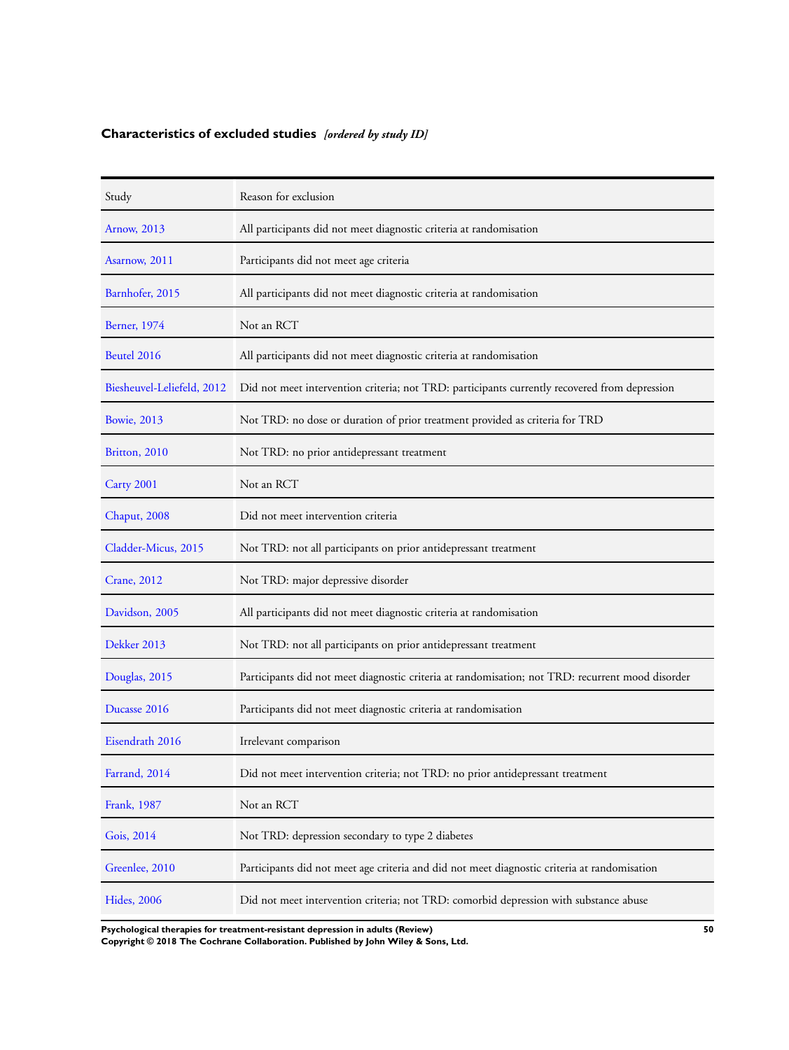### Characteristics of excluded studies *[ordered by study ID]*

| Study | Reason for exclusion |
|---|---|
| Arnow, 2013 | All participants did not meet diagnostic criteria at randomisation |
| Asarnow, 2011 | Participants did not meet age criteria |
| Barnhofer, 2015 | All participants did not meet diagnostic criteria at randomisation |
| Berner, 1974 | Not an RCT |
| Beutel 2016 | All participants did not meet diagnostic criteria at randomisation |
| Biesheuvel-Leliefeld, 2012 | Did not meet intervention criteria; not TRD: participants currently recovered from depression |
| Bowie, 2013 | Not TRD: no dose or duration of prior treatment provided as criteria for TRD |
| Britton, 2010 | Not TRD: no prior antidepressant treatment |
| Carty 2001 | Not an RCT |
| Chaput, 2008 | Did not meet intervention criteria |
| Cladder-Micus, 2015 | Not TRD: not all participants on prior antidepressant treatment |
| Crane, 2012 | Not TRD: major depressive disorder |
| Davidson, 2005 | All participants did not meet diagnostic criteria at randomisation |
| Dekker 2013 | Not TRD: not all participants on prior antidepressant treatment |
| Douglas, 2015 | Participants did not meet diagnostic criteria at randomisation; not TRD: recurrent mood disorder |
| Ducasse 2016 | Participants did not meet diagnostic criteria at randomisation |
| Eisendrath 2016 | Irrelevant comparison |
| Farrand, 2014 | Did not meet intervention criteria; not TRD: no prior antidepressant treatment |
| Frank, 1987 | Not an RCT |
| Gois, 2014 | Not TRD: depression secondary to type 2 diabetes |
| Greenlee, 2010 | Participants did not meet age criteria and did not meet diagnostic criteria at randomisation |
| Hides, 2006 | Did not meet intervention criteria; not TRD: comorbid depression with substance abuse |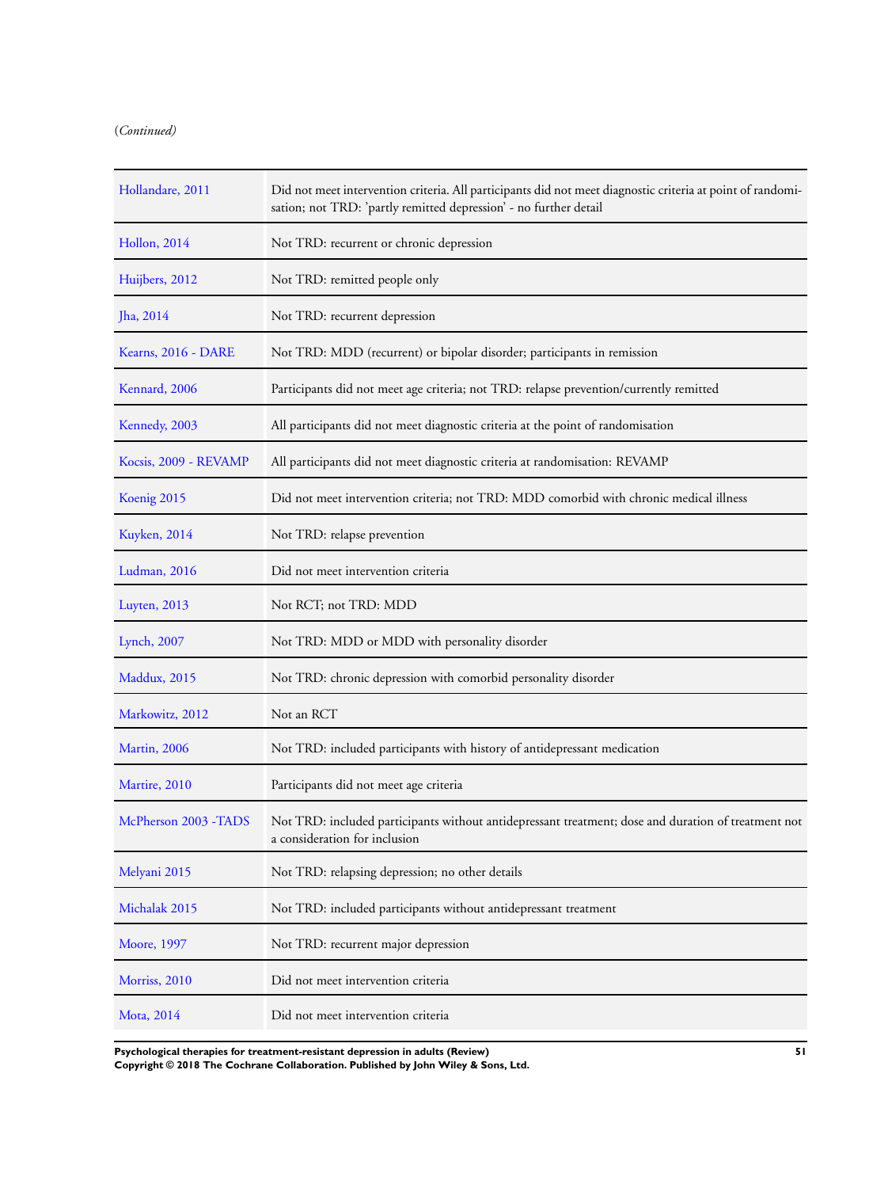(*Continued*)

| | |
|---|---|
| Hollandare, 2011 | Did not meet intervention criteria. All participants did not meet diagnostic criteria at point of randomisation; not TRD: 'partly remitted depression' - no further detail |
| Hollon, 2014 | Not TRD: recurrent or chronic depression |
| Huijbers, 2012 | Not TRD: remitted people only |
| Jha, 2014 | Not TRD: recurrent depression |
| Kearns, 2016 - DARE | Not TRD: MDD (recurrent) or bipolar disorder; participants in remission |
| Kennard, 2006 | Participants did not meet age criteria; not TRD: relapse prevention/currently remitted |
| Kennedy, 2003 | All participants did not meet diagnostic criteria at the point of randomisation |
| Kocsis, 2009 - REVAMP | All participants did not meet diagnostic criteria at randomisation: REVAMP |
| Koenig 2015 | Did not meet intervention criteria; not TRD: MDD comorbid with chronic medical illness |
| Kuyken, 2014 | Not TRD: relapse prevention |
| Ludman, 2016 | Did not meet intervention criteria |
| Luyten, 2013 | Not RCT; not TRD: MDD |
| Lynch, 2007 | Not TRD: MDD or MDD with personality disorder |
| Maddux, 2015 | Not TRD: chronic depression with comorbid personality disorder |
| Markowitz, 2012 | Not an RCT |
| Martin, 2006 | Not TRD: included participants with history of antidepressant medication |
| Martire, 2010 | Participants did not meet age criteria |
| McPherson 2003 -TADS | Not TRD: included participants without antidepressant treatment; dose and duration of treatment not a consideration for inclusion |
| Melyani 2015 | Not TRD: relapsing depression; no other details |
| Michalak 2015 | Not TRD: included participants without antidepressant treatment |
| Moore, 1997 | Not TRD: recurrent major depression |
| Morriss, 2010 | Did not meet intervention criteria |
| Mota, 2014 | Did not meet intervention criteria |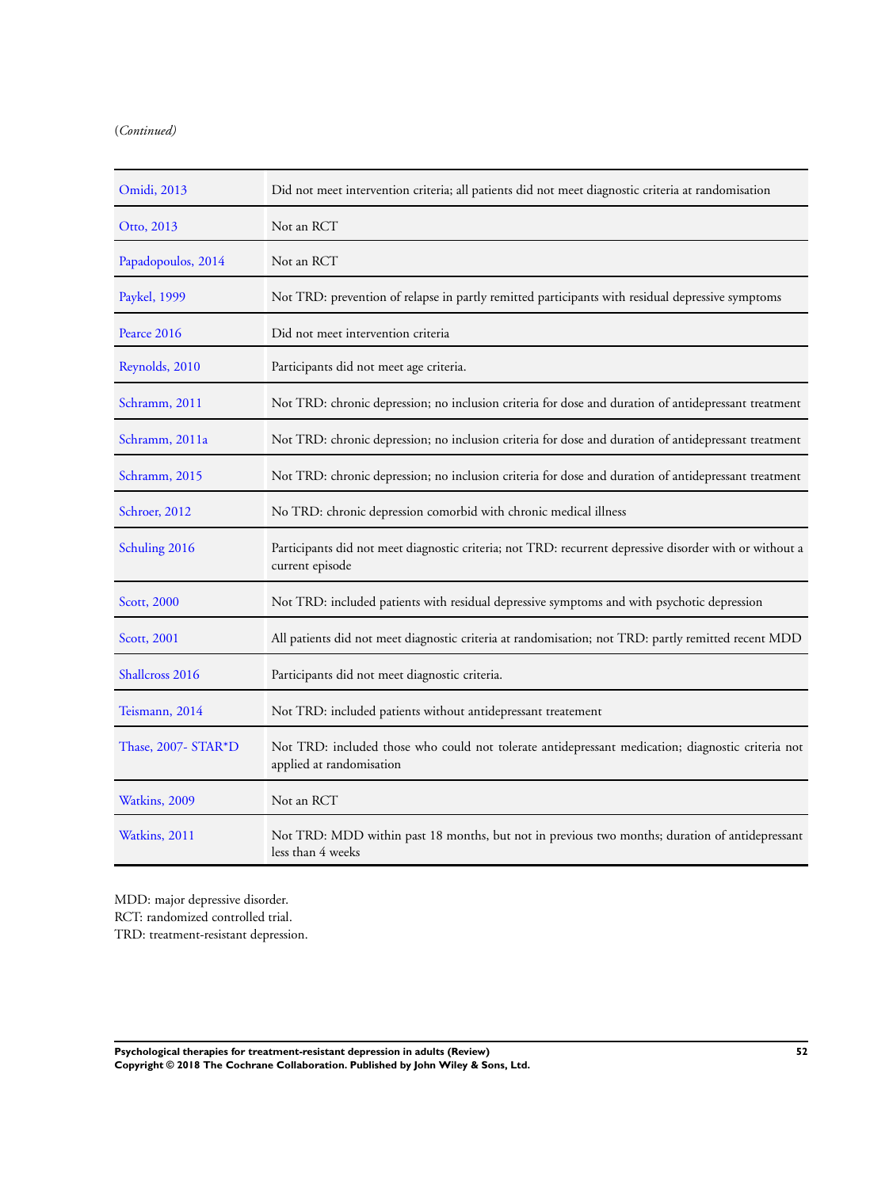(*Continued*)

| | |
|---|---|
| Omidi, 2013 | Did not meet intervention criteria; all patients did not meet diagnostic criteria at randomisation |
| Otto, 2013 | Not an RCT |
| Papadopoulos, 2014 | Not an RCT |
| Paykel, 1999 | Not TRD: prevention of relapse in partly remitted participants with residual depressive symptoms |
| Pearce 2016 | Did not meet intervention criteria |
| Reynolds, 2010 | Participants did not meet age criteria. |
| Schramm, 2011 | Not TRD: chronic depression; no inclusion criteria for dose and duration of antidepressant treatment |
| Schramm, 2011a | Not TRD: chronic depression; no inclusion criteria for dose and duration of antidepressant treatment |
| Schramm, 2015 | Not TRD: chronic depression; no inclusion criteria for dose and duration of antidepressant treatment |
| Schroer, 2012 | No TRD: chronic depression comorbid with chronic medical illness |
| Schuling 2016 | Participants did not meet diagnostic criteria; not TRD: recurrent depressive disorder with or without a current episode |
| Scott, 2000 | Not TRD: included patients with residual depressive symptoms and with psychotic depression |
| Scott, 2001 | All patients did not meet diagnostic criteria at randomisation; not TRD: partly remitted recent MDD |
| Shallcross 2016 | Participants did not meet diagnostic criteria. |
| Teismann, 2014 | Not TRD: included patients without antidepressant treatement |
| Thase, 2007- STAR*D | Not TRD: included those who could not tolerate antidepressant medication; diagnostic criteria not applied at randomisation |
| Watkins, 2009 | Not an RCT |
| Watkins, 2011 | Not TRD: MDD within past 18 months, but not in previous two months; duration of antidepressant less than 4 weeks |

MDD: major depressive disorder.
RCT: randomized controlled trial.
TRD: treatment-resistant depression.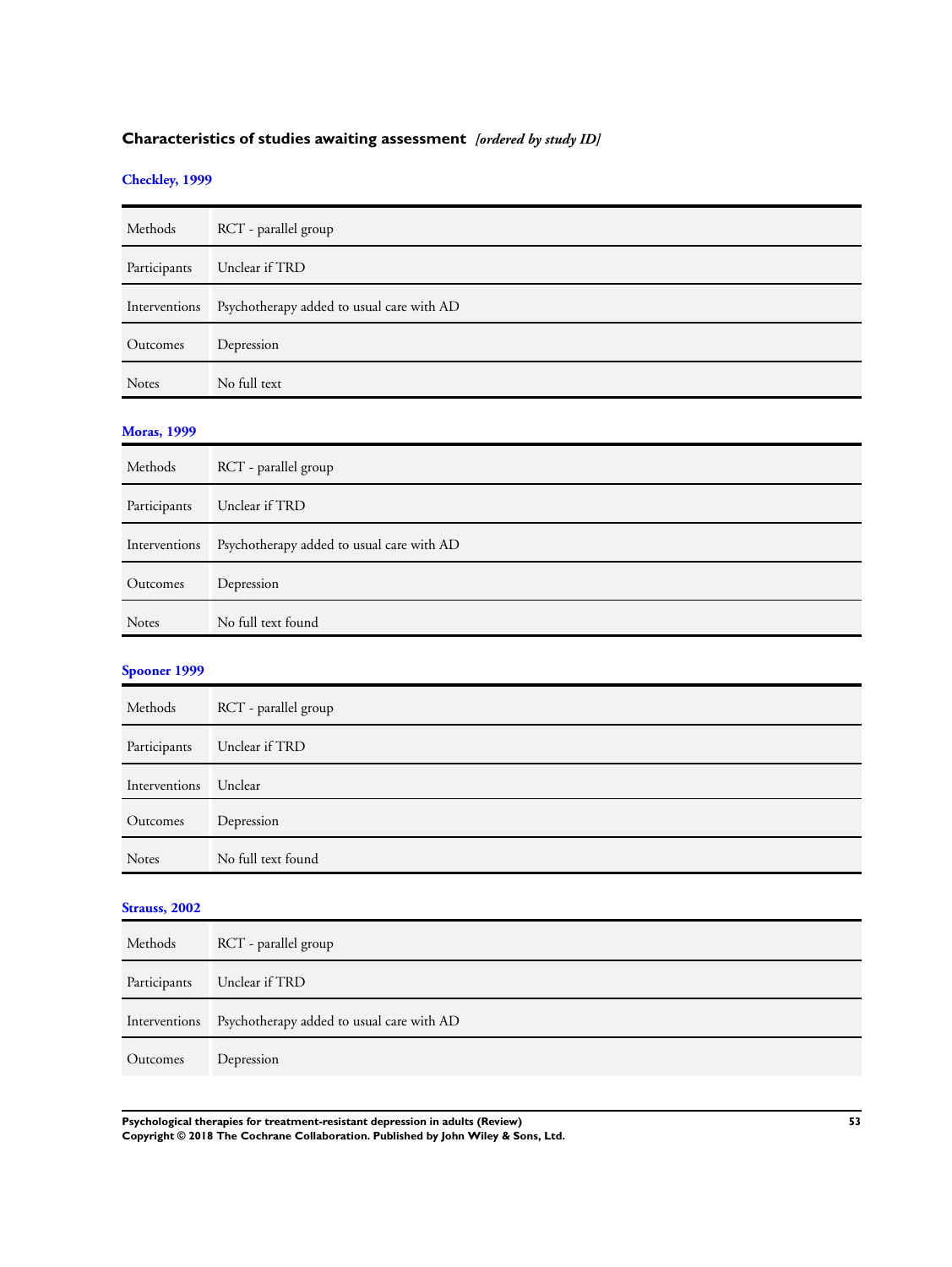## Characteristics of studies awaiting assessment *[ordered by study ID]*

### Checkley, 1999

| | |
|---|---|
| Methods | RCT - parallel group |
| Participants | Unclear if TRD |
| Interventions | Psychotherapy added to usual care with AD |
| Outcomes | Depression |
| Notes | No full text |

### Moras, 1999

| | |
|---|---|
| Methods | RCT - parallel group |
| Participants | Unclear if TRD |
| Interventions | Psychotherapy added to usual care with AD |
| Outcomes | Depression |
| Notes | No full text found |

### Spooner 1999

| | |
|---|---|
| Methods | RCT - parallel group |
| Participants | Unclear if TRD |
| Interventions | Unclear |
| Outcomes | Depression |
| Notes | No full text found |

### Strauss, 2002

| | |
|---|---|
| Methods | RCT - parallel group |
| Participants | Unclear if TRD |
| Interventions | Psychotherapy added to usual care with AD |
| Outcomes | Depression |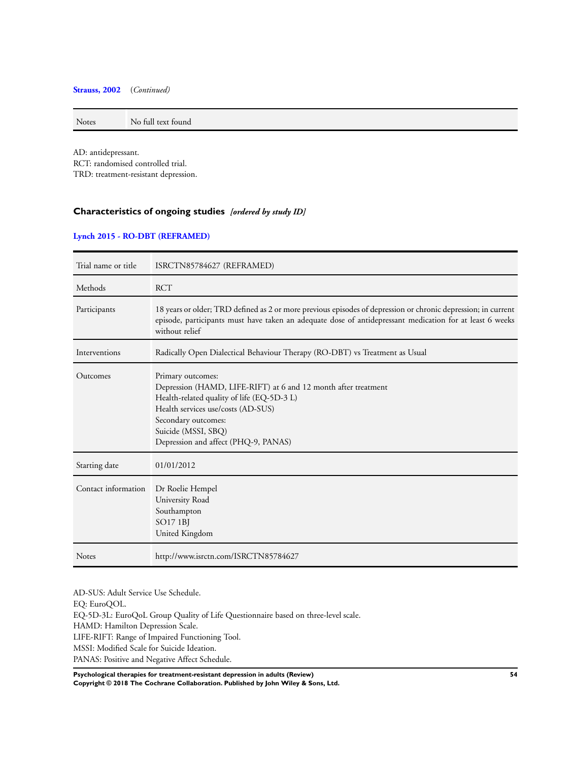**Strauss, 2002** (*Continued*)

| | |
|---|---|
| Notes | No full text found |

AD: antidepressant.
RCT: randomised controlled trial.
TRD: treatment-resistant depression.

## Characteristics of ongoing studies *[ordered by study ID]*

### Lynch 2015 - RO-DBT (REFRAMED)

| | |
|---|---|
| Trial name or title | ISRCTN85784627 (REFRAMED) |
| Methods | RCT |
| Participants | 18 years or older; TRD defined as 2 or more previous episodes of depression or chronic depression; in current episode, participants must have taken an adequate dose of antidepressant medication for at least 6 weeks without relief |
| Interventions | Radically Open Dialectical Behaviour Therapy (RO-DBT) vs Treatment as Usual |
| Outcomes | Primary outcomes:<br>Depression (HAMD, LIFE-RIFT) at 6 and 12 month after treatment<br>Health-related quality of life (EQ-5D-3 L)<br>Health services use/costs (AD-SUS)<br>Secondary outcomes:<br>Suicide (MSSI, SBQ)<br>Depression and affect (PHQ-9, PANAS) |
| Starting date | 01/01/2012 |
| Contact information | Dr Roelie Hempel<br>University Road<br>Southampton<br>SO17 1BJ<br>United Kingdom |
| Notes | http://www.isrctn.com/ISRCTN85784627 |

AD-SUS: Adult Service Use Schedule.
EQ: EuroQOL.
EQ-5D-3L: EuroQoL Group Quality of Life Questionnaire based on three-level scale.
HAMD: Hamilton Depression Scale.
LIFE-RIFT: Range of Impaired Functioning Tool.
MSSI: Modified Scale for Suicide Ideation.
PANAS: Positive and Negative Affect Schedule.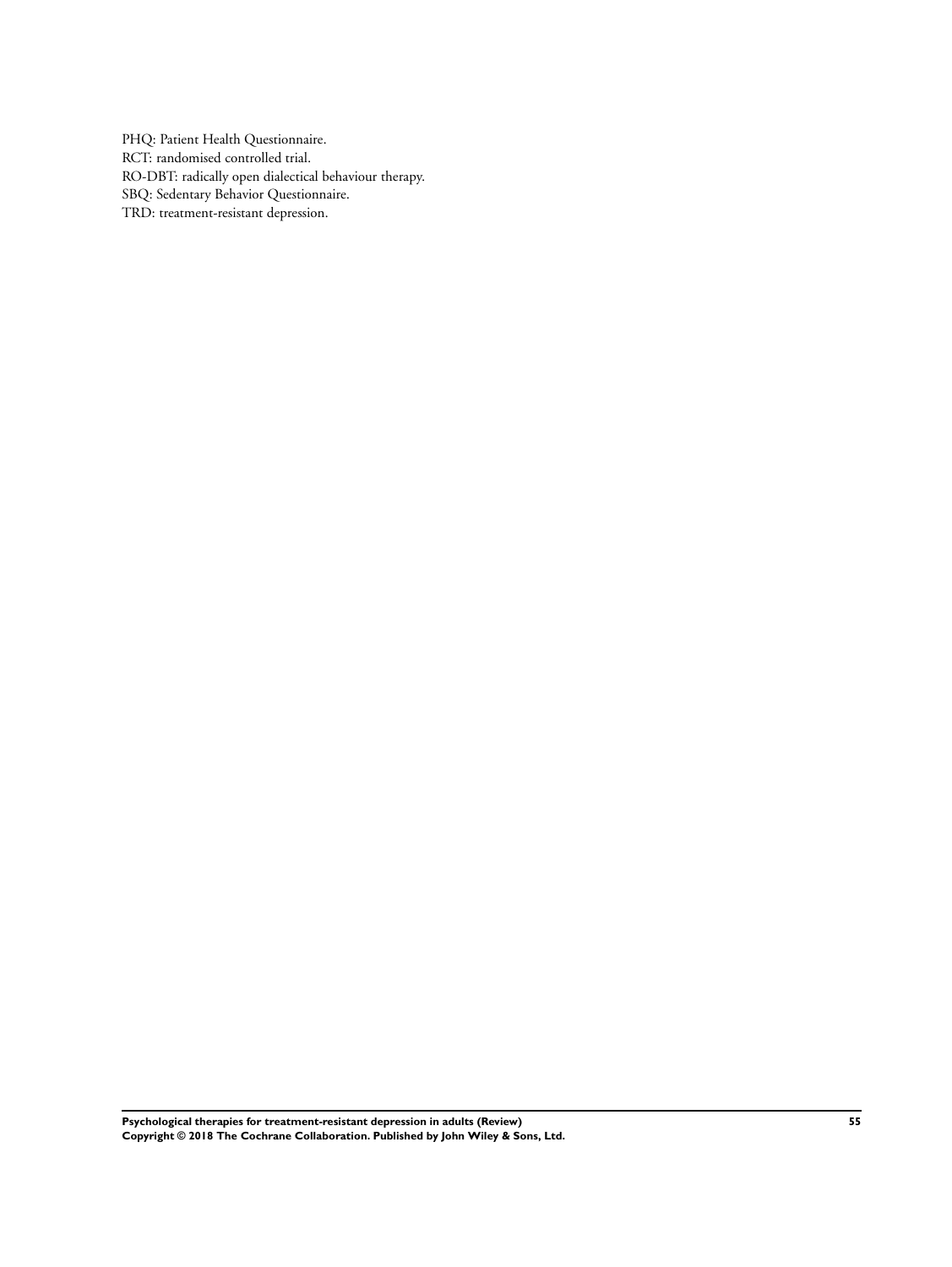PHQ: Patient Health Questionnaire.
RCT: randomised controlled trial.
RO-DBT: radically open dialectical behaviour therapy.
SBQ: Sedentary Behavior Questionnaire.
TRD: treatment-resistant depression.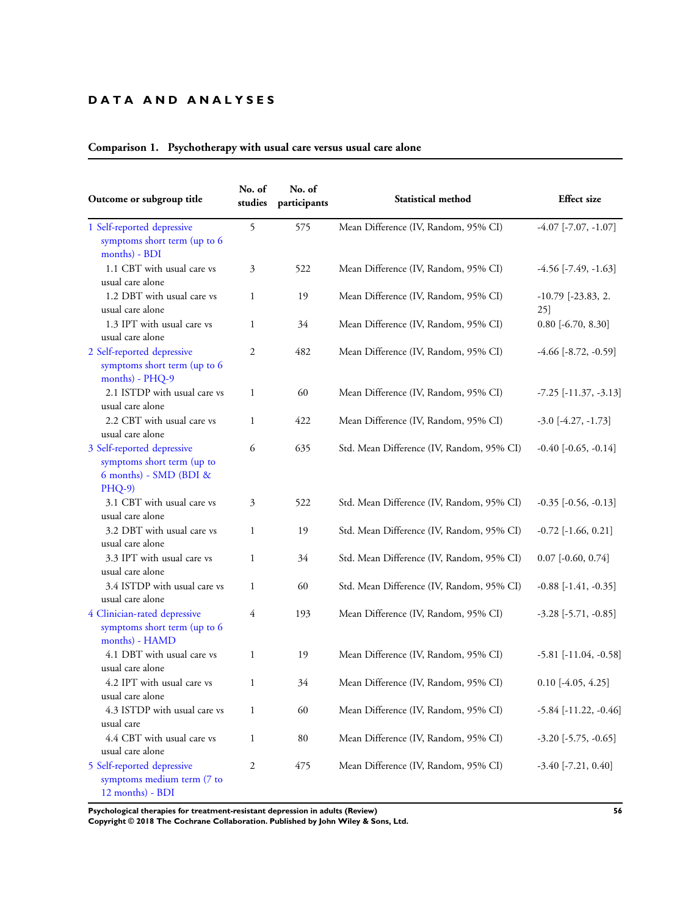# DATA AND ANALYSES

**Comparison 1. Psychotherapy with usual care versus usual care alone**

| Outcome or subgroup title | No. of studies | No. of participants | Statistical method | Effect size |
|---|---|---|---|---|
| 1 Self-reported depressive symptoms short term (up to 6 months) - BDI | 5 | 575 | Mean Difference (IV, Random, 95% CI) | -4.07 [-7.07, -1.07] |
| 1.1 CBT with usual care vs usual care alone | 3 | 522 | Mean Difference (IV, Random, 95% CI) | -4.56 [-7.49, -1.63] |
| 1.2 DBT with usual care vs usual care alone | 1 | 19 | Mean Difference (IV, Random, 95% CI) | -10.79 [-23.83, 2.25] |
| 1.3 IPT with usual care vs usual care alone | 1 | 34 | Mean Difference (IV, Random, 95% CI) | 0.80 [-6.70, 8.30] |
| 2 Self-reported depressive symptoms short term (up to 6 months) - PHQ-9 | 2 | 482 | Mean Difference (IV, Random, 95% CI) | -4.66 [-8.72, -0.59] |
| 2.1 ISTDP with usual care vs usual care alone | 1 | 60 | Mean Difference (IV, Random, 95% CI) | -7.25 [-11.37, -3.13] |
| 2.2 CBT with usual care vs usual care alone | 1 | 422 | Mean Difference (IV, Random, 95% CI) | -3.0 [-4.27, -1.73] |
| 3 Self-reported depressive symptoms short term (up to 6 months) - SMD (BDI & PHQ-9) | 6 | 635 | Std. Mean Difference (IV, Random, 95% CI) | -0.40 [-0.65, -0.14] |
| 3.1 CBT with usual care vs usual care alone | 3 | 522 | Std. Mean Difference (IV, Random, 95% CI) | -0.35 [-0.56, -0.13] |
| 3.2 DBT with usual care vs usual care alone | 1 | 19 | Std. Mean Difference (IV, Random, 95% CI) | -0.72 [-1.66, 0.21] |
| 3.3 IPT with usual care vs usual care alone | 1 | 34 | Std. Mean Difference (IV, Random, 95% CI) | 0.07 [-0.60, 0.74] |
| 3.4 ISTDP with usual care vs usual care alone | 1 | 60 | Std. Mean Difference (IV, Random, 95% CI) | -0.88 [-1.41, -0.35] |
| 4 Clinician-rated depressive symptoms short term (up to 6 months) - HAMD | 4 | 193 | Mean Difference (IV, Random, 95% CI) | -3.28 [-5.71, -0.85] |
| 4.1 DBT with usual care vs usual care alone | 1 | 19 | Mean Difference (IV, Random, 95% CI) | -5.81 [-11.04, -0.58] |
| 4.2 IPT with usual care vs usual care alone | 1 | 34 | Mean Difference (IV, Random, 95% CI) | 0.10 [-4.05, 4.25] |
| 4.3 ISTDP with usual care vs usual care | 1 | 60 | Mean Difference (IV, Random, 95% CI) | -5.84 [-11.22, -0.46] |
| 4.4 CBT with usual care vs usual care alone | 1 | 80 | Mean Difference (IV, Random, 95% CI) | -3.20 [-5.75, -0.65] |
| 5 Self-reported depressive symptoms medium term (7 to 12 months) - BDI | 2 | 475 | Mean Difference (IV, Random, 95% CI) | -3.40 [-7.21, 0.40] |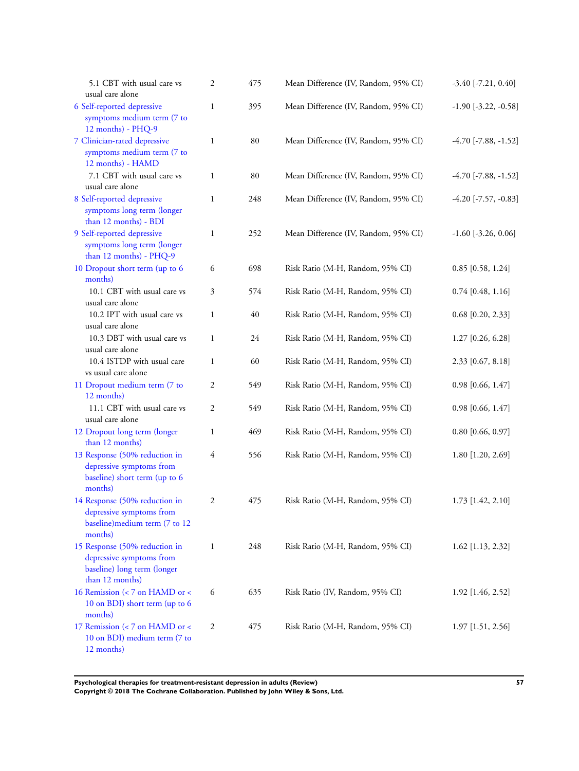| Outcome or subgroup title | No. of studies | No. of participants | Statistical method | Effect size |
|---|---|---|---|---|
| 5.1 CBT with usual care vs usual care alone | 2 | 475 | Mean Difference (IV, Random, 95% CI) | -3.40 [-7.21, 0.40] |
| 6 Self-reported depressive symptoms medium term (7 to 12 months) - PHQ-9 | 1 | 395 | Mean Difference (IV, Random, 95% CI) | -1.90 [-3.22, -0.58] |
| 7 Clinician-rated depressive symptoms medium term (7 to 12 months) - HAMD | 1 | 80 | Mean Difference (IV, Random, 95% CI) | -4.70 [-7.88, -1.52] |
| 7.1 CBT with usual care vs usual care alone | 1 | 80 | Mean Difference (IV, Random, 95% CI) | -4.70 [-7.88, -1.52] |
| 8 Self-reported depressive symptoms long term (longer than 12 months) - BDI | 1 | 248 | Mean Difference (IV, Random, 95% CI) | -4.20 [-7.57, -0.83] |
| 9 Self-reported depressive symptoms long term (longer than 12 months) - PHQ-9 | 1 | 252 | Mean Difference (IV, Random, 95% CI) | -1.60 [-3.26, 0.06] |
| 10 Dropout short term (up to 6 months) | 6 | 698 | Risk Ratio (M-H, Random, 95% CI) | 0.85 [0.58, 1.24] |
| 10.1 CBT with usual care vs usual care alone | 3 | 574 | Risk Ratio (M-H, Random, 95% CI) | 0.74 [0.48, 1.16] |
| 10.2 IPT with usual care vs usual care alone | 1 | 40 | Risk Ratio (M-H, Random, 95% CI) | 0.68 [0.20, 2.33] |
| 10.3 DBT with usual care vs usual care alone | 1 | 24 | Risk Ratio (M-H, Random, 95% CI) | 1.27 [0.26, 6.28] |
| 10.4 ISTDP with usual care vs usual care alone | 1 | 60 | Risk Ratio (M-H, Random, 95% CI) | 2.33 [0.67, 8.18] |
| 11 Dropout medium term (7 to 12 months) | 2 | 549 | Risk Ratio (M-H, Random, 95% CI) | 0.98 [0.66, 1.47] |
| 11.1 CBT with usual care vs usual care alone | 2 | 549 | Risk Ratio (M-H, Random, 95% CI) | 0.98 [0.66, 1.47] |
| 12 Dropout long term (longer than 12 months) | 1 | 469 | Risk Ratio (M-H, Random, 95% CI) | 0.80 [0.66, 0.97] |
| 13 Response (50% reduction in depressive symptoms from baseline) short term (up to 6 months) | 4 | 556 | Risk Ratio (M-H, Random, 95% CI) | 1.80 [1.20, 2.69] |
| 14 Response (50% reduction in depressive symptoms from baseline)medium term (7 to 12 months) | 2 | 475 | Risk Ratio (M-H, Random, 95% CI) | 1.73 [1.42, 2.10] |
| 15 Response (50% reduction in depressive symptoms from baseline) long term (longer than 12 months) | 1 | 248 | Risk Ratio (M-H, Random, 95% CI) | 1.62 [1.13, 2.32] |
| 16 Remission (< 7 on HAMD or < 10 on BDI) short term (up to 6 months) | 6 | 635 | Risk Ratio (IV, Random, 95% CI) | 1.92 [1.46, 2.52] |
| 17 Remission (< 7 on HAMD or < 10 on BDI) medium term (7 to 12 months) | 2 | 475 | Risk Ratio (M-H, Random, 95% CI) | 1.97 [1.51, 2.56] |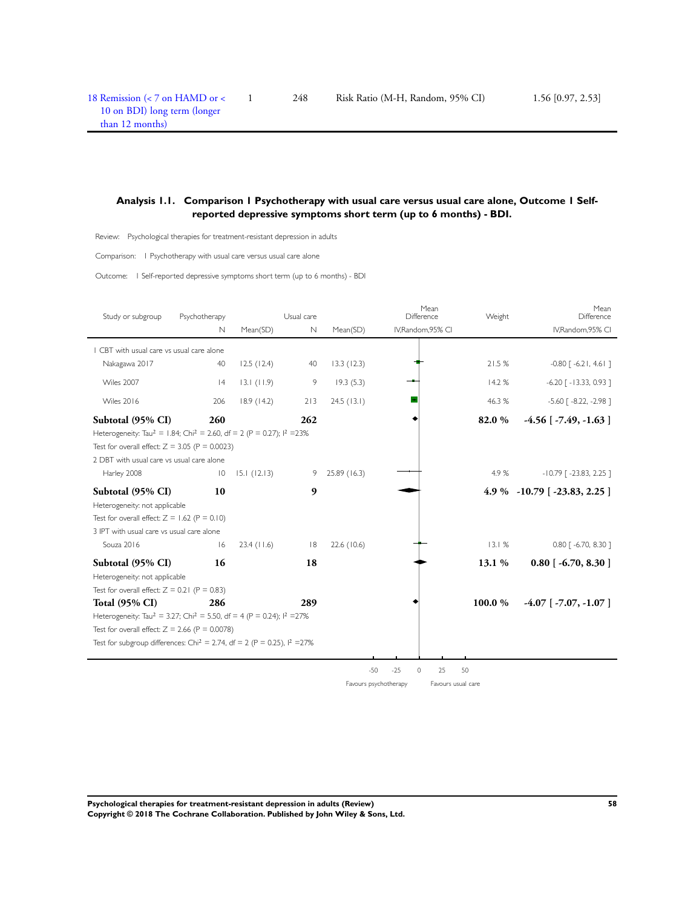| 18 Remission (< 7 on HAMD or < 10 on BDI) long term (longer than 12 months) | 1 | 248 | Risk Ratio (M-H, Random, 95% CI) | 1.56 [0.97, 2.53] |
|---|---|---|---|---|

## Analysis 1.1. Comparison 1 Psychotherapy with usual care versus usual care alone, Outcome 1 Self-reported depressive symptoms short term (up to 6 months) - BDI.

Review: Psychological therapies for treatment-resistant depression in adults

Comparison: 1 Psychotherapy with usual care versus usual care alone

Outcome: 1 Self-reported depressive symptoms short term (up to 6 months) - BDI

| Study or subgroup | Psychotherapy N | Mean(SD) | Usual care N | Mean(SD) | Mean Difference IV,Random,95% CI | Weight | Mean Difference IV,Random,95% CI |
|---|---|---|---|---|---|---|---|
| 1 CBT with usual care vs usual care alone | | | | | | | |
| Nakagawa 2017 | 40 | 12.5 (12.4) | 40 | 13.3 (12.3) | | 21.5 % | -0.80 [ -6.21, 4.61 ] |
| Wiles 2007 | 14 | 13.1 (11.9) | 9 | 19.3 (5.3) | | 14.2 % | -6.20 [ -13.33, 0.93 ] |
| Wiles 2016 | 206 | 18.9 (14.2) | 213 | 24.5 (13.1) | | 46.3 % | -5.60 [ -8.22, -2.98 ] |
| **Subtotal (95% CI)** | **260** | | **262** | | | **82.0 %** | **-4.56 [ -7.49, -1.63 ]** |
| Heterogeneity: Tau² = 1.84; Chi² = 2.60, df = 2 (P = 0.27); I² =23% | | | | | | | |
| Test for overall effect: Z = 3.05 (P = 0.0023) | | | | | | | |
| 2 DBT with usual care vs usual care alone | | | | | | | |
| Harley 2008 | 10 | 15.1 (12.13) | 9 | 25.89 (16.3) | | 4.9 % | -10.79 [ -23.83, 2.25 ] |
| **Subtotal (95% CI)** | **10** | | **9** | | | **4.9 %** | **-10.79 [ -23.83, 2.25 ]** |
| Heterogeneity: not applicable | | | | | | | |
| Test for overall effect: Z = 1.62 (P = 0.10) | | | | | | | |
| 3 IPT with usual care vs usual care alone | | | | | | | |
| Souza 2016 | 16 | 23.4 (11.6) | 18 | 22.6 (10.6) | | 13.1 % | 0.80 [ -6.70, 8.30 ] |
| **Subtotal (95% CI)** | **16** | | **18** | | | **13.1 %** | **0.80 [ -6.70, 8.30 ]** |
| Heterogeneity: not applicable | | | | | | | |
| Test for overall effect: Z = 0.21 (P = 0.83) | | | | | | | |
| **Total (95% CI)** | **286** | | **289** | | | **100.0 %** | **-4.07 [ -7.07, -1.07 ]** |
| Heterogeneity: Tau² = 3.27; Chi² = 5.50, df = 4 (P = 0.24); I² =27% | | | | | | | |
| Test for overall effect: Z = 2.66 (P = 0.0078) | | | | | | | |
| Test for subgroup differences: Chi² = 2.74, df = 2 (P = 0.25), I² =27% | | | | | | | |

-50 -25 0 25 50

Favours psychotherapy | Favours usual care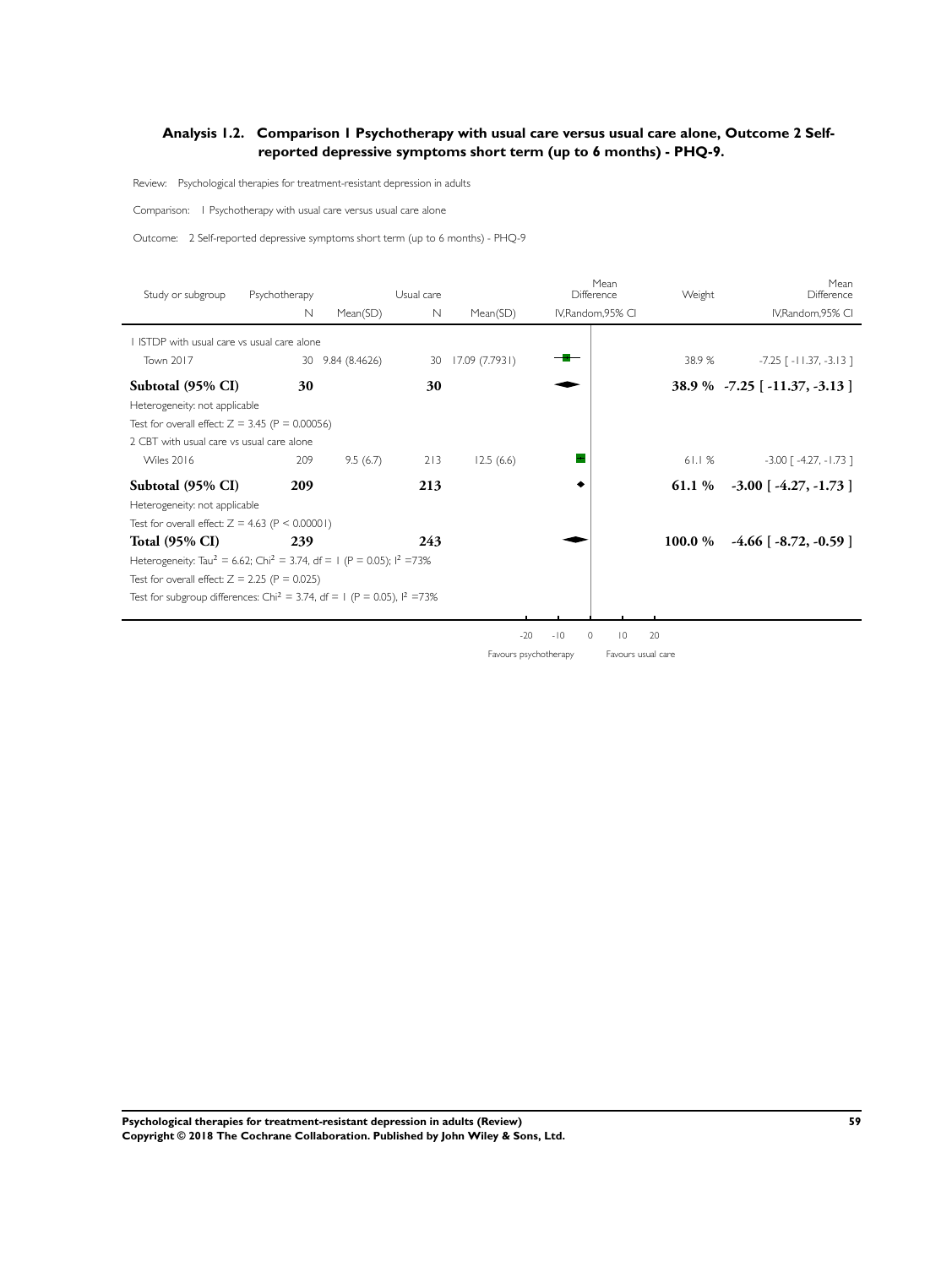## Analysis 1.2. Comparison 1 Psychotherapy with usual care versus usual care alone, Outcome 2 Self-reported depressive symptoms short term (up to 6 months) - PHQ-9.

Review: Psychological therapies for treatment-resistant depression in adults

Comparison: 1 Psychotherapy with usual care versus usual care alone

Outcome: 2 Self-reported depressive symptoms short term (up to 6 months) - PHQ-9

| Study or subgroup | Psychotherapy N | Psychotherapy Mean(SD) | Usual care N | Usual care Mean(SD) | Mean Difference IV,Random,95% CI | Weight | Mean Difference IV,Random,95% CI |
|---|---|---|---|---|---|---|---|
| 1 ISTDP with usual care vs usual care alone | | | | | | | |
| Town 2017 | 30 | 9.84 (8.4626) | 30 | 17.09 (7.7931) | | 38.9 % | -7.25 [ -11.37, -3.13 ] |
| **Subtotal (95% CI)** | **30** | | **30** | | | **38.9 %** | **-7.25 [ -11.37, -3.13 ]** |
| Heterogeneity: not applicable | | | | | | | |
| Test for overall effect: Z = 3.45 (P = 0.00056) | | | | | | | |
| 2 CBT with usual care vs usual care alone | | | | | | | |
| Wiles 2016 | 209 | 9.5 (6.7) | 213 | 12.5 (6.6) | | 61.1 % | -3.00 [ -4.27, -1.73 ] |
| **Subtotal (95% CI)** | **209** | | **213** | | | **61.1 %** | **-3.00 [ -4.27, -1.73 ]** |
| Heterogeneity: not applicable | | | | | | | |
| Test for overall effect: Z = 4.63 (P < 0.00001) | | | | | | | |
| **Total (95% CI)** | **239** | | **243** | | | **100.0 %** | **-4.66 [ -8.72, -0.59 ]** |
| Heterogeneity: $Tau^2$ = 6.62; $Chi^2$ = 3.74, df = 1 (P = 0.05); $I^2$ =73% | | | | | | | |
| Test for overall effect: Z = 2.25 (P = 0.025) | | | | | | | |
| Test for subgroup differences: $Chi^2$ = 3.74, df = 1 (P = 0.05), $I^2$ =73% | | | | | | | |

-20 -10 0 10 20

Favours psychotherapy Favours usual care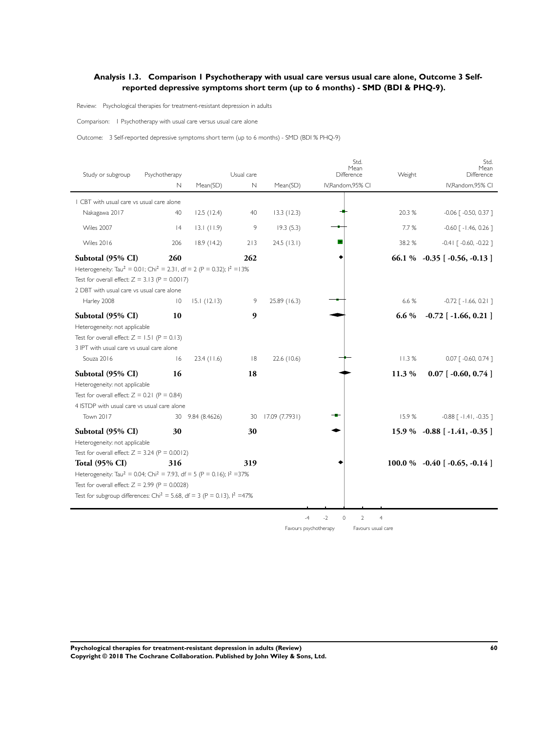### Analysis 1.3. Comparison 1 Psychotherapy with usual care versus usual care alone, Outcome 3 Self-reported depressive symptoms short term (up to 6 months) - SMD (BDI & PHQ-9).

Review: Psychological therapies for treatment-resistant depression in adults

Comparison: 1 Psychotherapy with usual care versus usual care alone

Outcome: 3 Self-reported depressive symptoms short term (up to 6 months) - SMD (BDI % PHQ-9)

| Study or subgroup | Psychotherapy N | Mean(SD) | Usual care N | Mean(SD) | Std. Mean Difference IV,Random,95% CI | Weight | Std. Mean Difference IV,Random,95% CI |
|---|---|---|---|---|---|---|---|
| 1 CBT with usual care vs usual care alone | | | | | | | |
| Nakagawa 2017 | 40 | 12.5 (12.4) | 40 | 13.3 (12.3) | | 20.3 % | -0.06 [ -0.50, 0.37 ] |
| Wiles 2007 | 14 | 13.1 (11.9) | 9 | 19.3 (5.3) | | 7.7 % | -0.60 [ -1.46, 0.26 ] |
| Wiles 2016 | 206 | 18.9 (14.2) | 213 | 24.5 (13.1) | | 38.2 % | -0.41 [ -0.60, -0.22 ] |
| **Subtotal (95% CI)** | **260** | | **262** | | | **66.1 %** | **-0.35 [ -0.56, -0.13 ]** |
| Heterogeneity: $Tau^2 = 0.01$; $Chi^2 = 2.31$, df = 2 (P = 0.32); $I^2 = 13\%$ | | | | | | | |
| Test for overall effect: Z = 3.13 (P = 0.0017) | | | | | | | |
| 2 DBT with usual care vs usual care alone | | | | | | | |
| Harley 2008 | 10 | 15.1 (12.13) | 9 | 25.89 (16.3) | | 6.6 % | -0.72 [ -1.66, 0.21 ] |
| **Subtotal (95% CI)** | **10** | | **9** | | | **6.6 %** | **-0.72 [ -1.66, 0.21 ]** |
| Heterogeneity: not applicable | | | | | | | |
| Test for overall effect: Z = 1.51 (P = 0.13) | | | | | | | |
| 3 IPT with usual care vs usual care alone | | | | | | | |
| Souza 2016 | 16 | 23.4 (11.6) | 18 | 22.6 (10.6) | | 11.3 % | 0.07 [ -0.60, 0.74 ] |
| **Subtotal (95% CI)** | **16** | | **18** | | | **11.3 %** | **0.07 [ -0.60, 0.74 ]** |
| Heterogeneity: not applicable | | | | | | | |
| Test for overall effect: Z = 0.21 (P = 0.84) | | | | | | | |
| 4 ISTDP with usual care vs usual care alone | | | | | | | |
| Town 2017 | 30 | 9.84 (8.4626) | 30 | 17.09 (7.7931) | | 15.9 % | -0.88 [ -1.41, -0.35 ] |
| **Subtotal (95% CI)** | **30** | | **30** | | | **15.9 %** | **-0.88 [ -1.41, -0.35 ]** |
| Heterogeneity: not applicable | | | | | | | |
| Test for overall effect: Z = 3.24 (P = 0.0012) | | | | | | | |
| **Total (95% CI)** | **316** | | **319** | | | **100.0 %** | **-0.40 [ -0.65, -0.14 ]** |
| Heterogeneity: $Tau^2 = 0.04$; $Chi^2 = 7.93$, df = 5 (P = 0.16); $I^2 = 37\%$ | | | | | | | |
| Test for overall effect: Z = 2.99 (P = 0.0028) | | | | | | | |
| Test for subgroup differences: $Chi^2 = 5.68$, df = 3 (P = 0.13), $I^2 = 47\%$ | | | | | | | |

-4 -2 0 2 4

Favours psychotherapy Favours usual care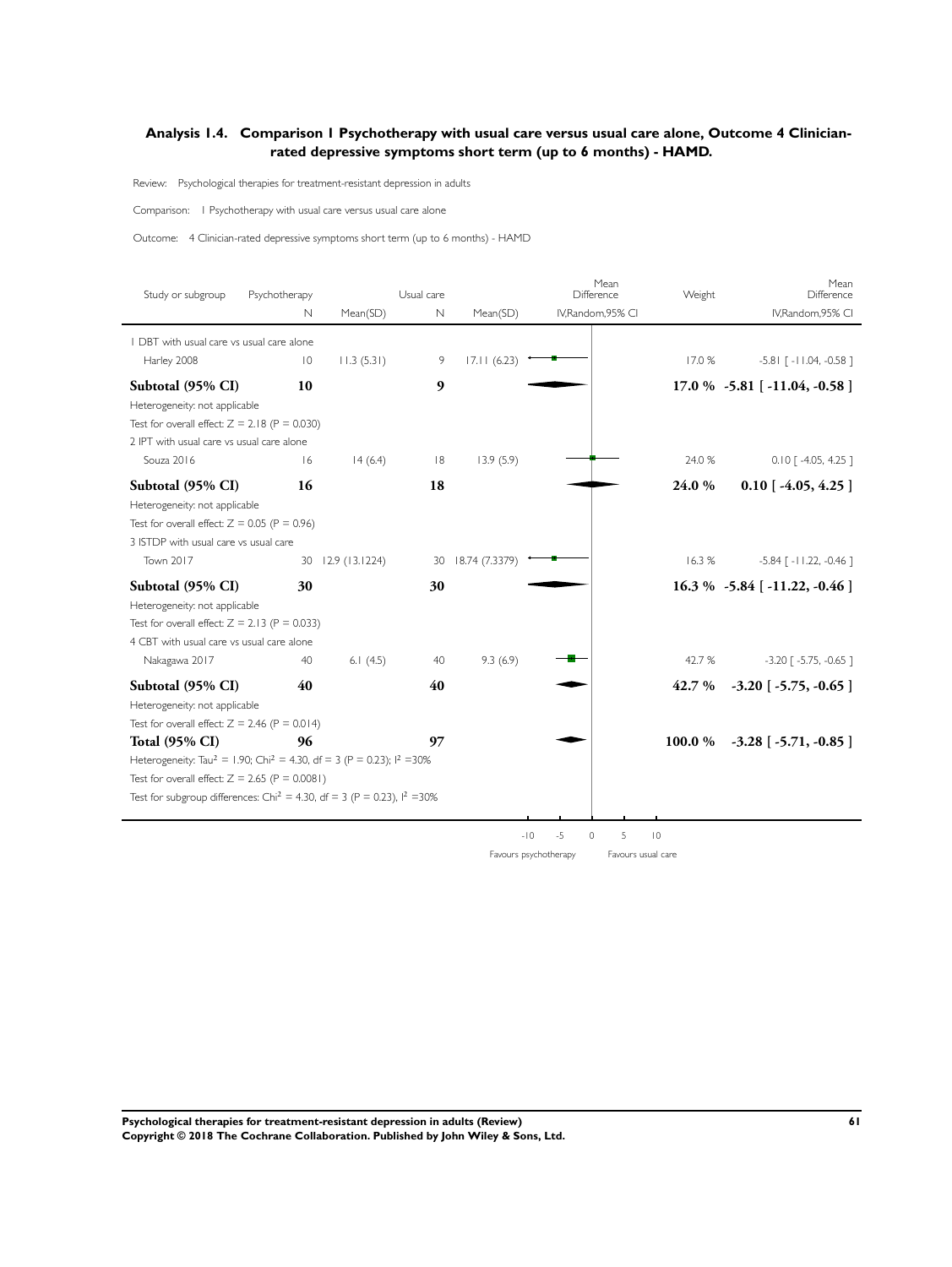## Analysis 1.4. Comparison 1 Psychotherapy with usual care versus usual care alone, Outcome 4 Clinician-rated depressive symptoms short term (up to 6 months) - HAMD.

Review: Psychological therapies for treatment-resistant depression in adults

Comparison: 1 Psychotherapy with usual care versus usual care alone

Outcome: 4 Clinician-rated depressive symptoms short term (up to 6 months) - HAMD

| Study or subgroup | Psychotherapy N | Psychotherapy Mean(SD) | Usual care N | Usual care Mean(SD) | Mean Difference IV,Random,95% CI | Weight | Mean Difference IV,Random,95% CI |
|---|---|---|---|---|---|---|---|
| 1 DBT with usual care vs usual care alone | | | | | | | |
| Harley 2008 | 10 | 11.3 (5.31) | 9 | 17.11 (6.23) | | 17.0 % | -5.81 [ -11.04, -0.58 ] |
| **Subtotal (95% CI)** | **10** | | **9** | | | **17.0 %** | **-5.81 [ -11.04, -0.58 ]** |
| Heterogeneity: not applicable | | | | | | | |
| Test for overall effect: Z = 2.18 (P = 0.030) | | | | | | | |
| 2 IPT with usual care vs usual care alone | | | | | | | |
| Souza 2016 | 16 | 14 (6.4) | 18 | 13.9 (5.9) | | 24.0 % | 0.10 [ -4.05, 4.25 ] |
| **Subtotal (95% CI)** | **16** | | **18** | | | **24.0 %** | **0.10 [ -4.05, 4.25 ]** |
| Heterogeneity: not applicable | | | | | | | |
| Test for overall effect: Z = 0.05 (P = 0.96) | | | | | | | |
| 3 ISTDP with usual care vs usual care | | | | | | | |
| Town 2017 | 30 | 12.9 (13.1224) | 30 | 18.74 (7.3379) | | 16.3 % | -5.84 [ -11.22, -0.46 ] |
| **Subtotal (95% CI)** | **30** | | **30** | | | **16.3 %** | **-5.84 [ -11.22, -0.46 ]** |
| Heterogeneity: not applicable | | | | | | | |
| Test for overall effect: Z = 2.13 (P = 0.033) | | | | | | | |
| 4 CBT with usual care vs usual care alone | | | | | | | |
| Nakagawa 2017 | 40 | 6.1 (4.5) | 40 | 9.3 (6.9) | | 42.7 % | -3.20 [ -5.75, -0.65 ] |
| **Subtotal (95% CI)** | **40** | | **40** | | | **42.7 %** | **-3.20 [ -5.75, -0.65 ]** |
| Heterogeneity: not applicable | | | | | | | |
| Test for overall effect: Z = 2.46 (P = 0.014) | | | | | | | |
| **Total (95% CI)** | **96** | | **97** | | | **100.0 %** | **-3.28 [ -5.71, -0.85 ]** |
| Heterogeneity: $Tau^2 = 1.90$; $Chi^2 = 4.30$, df = 3 (P = 0.23); $I^2 = 30\%$ | | | | | | | |
| Test for overall effect: Z = 2.65 (P = 0.0081) | | | | | | | |
| Test for subgroup differences: $Chi^2 = 4.30$, df = 3 (P = 0.23), $I^2 = 30\%$ | | | | | | | |

-10 -5 0 5 10

Favours psychotherapy Favours usual care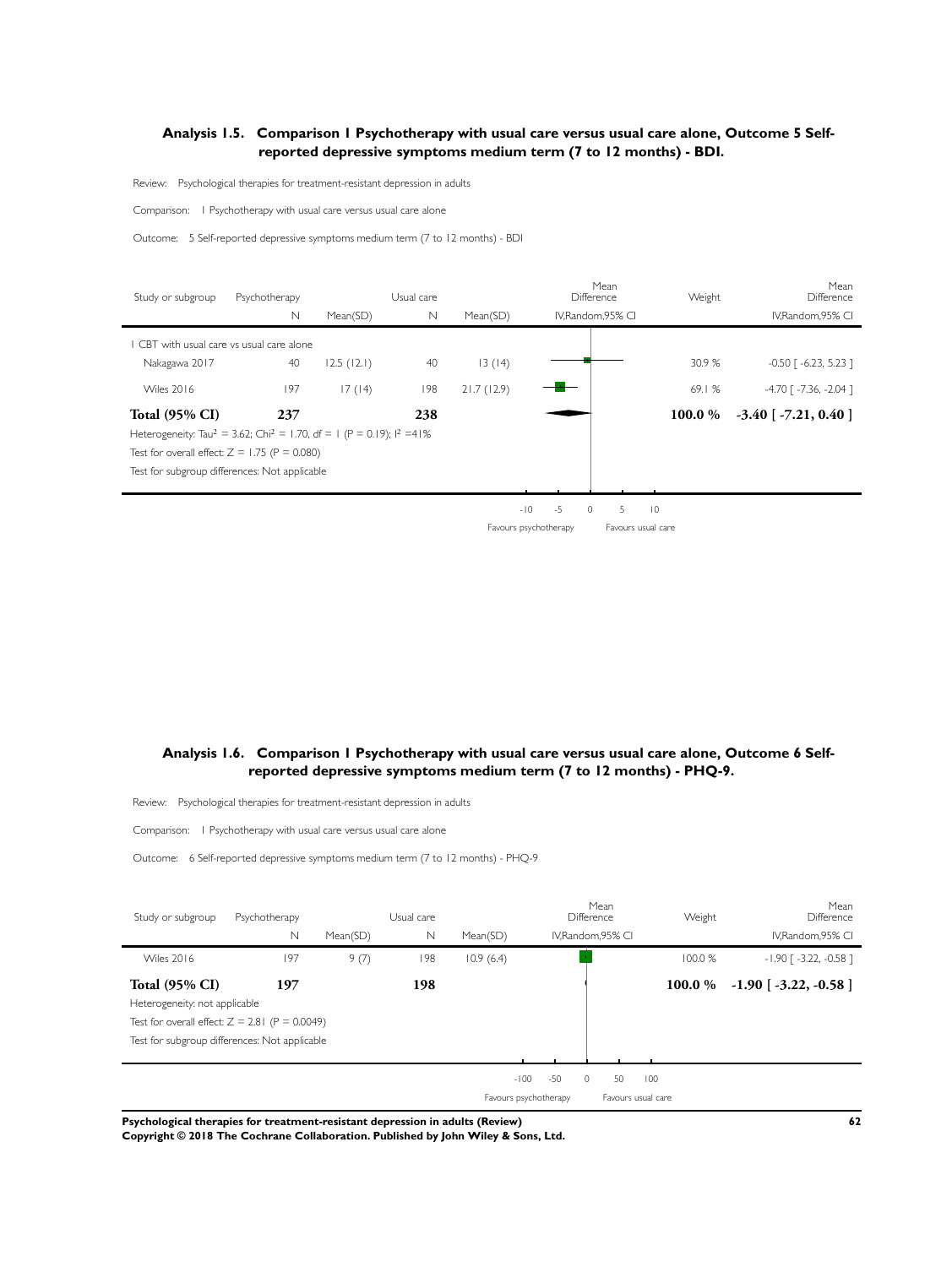### Analysis 1.5. Comparison 1 Psychotherapy with usual care versus usual care alone, Outcome 5 Self-reported depressive symptoms medium term (7 to 12 months) - BDI.

Review: Psychological therapies for treatment-resistant depression in adults

Comparison: 1 Psychotherapy with usual care versus usual care alone

Outcome: 5 Self-reported depressive symptoms medium term (7 to 12 months) - BDI

| Study or subgroup | Psychotherapy N | Mean(SD) | Usual care N | Mean(SD) | Mean Difference IV,Random,95% CI | Weight | Mean Difference IV,Random,95% CI |
|---|---|---|---|---|---|---|---|
| 1 CBT with usual care vs usual care alone | | | | | | | |
| Nakagawa 2017 | 40 | 12.5 (12.1) | 40 | 13 (14) | | 30.9 % | -0.50 [ -6.23, 5.23 ] |
| Wiles 2016 | 197 | 17 (14) | 198 | 21.7 (12.9) | | 69.1 % | -4.70 [ -7.36, -2.04 ] |
| **Total (95% CI)** | **237** | | **238** | | | **100.0 %** | **-3.40 [ -7.21, 0.40 ]** |

Heterogeneity: $Tau^2 = 3.62$; $Chi^2 = 1.70$, $df = 1$ ($P = 0.19$); $I^2 = 41\%$

Test for overall effect: $Z = 1.75$ ($P = 0.080$)

Test for subgroup differences: Not applicable

-10 -5 0 5 10

Favours psychotherapy Favours usual care

### Analysis 1.6. Comparison 1 Psychotherapy with usual care versus usual care alone, Outcome 6 Self-reported depressive symptoms medium term (7 to 12 months) - PHQ-9.

Review: Psychological therapies for treatment-resistant depression in adults

Comparison: 1 Psychotherapy with usual care versus usual care alone

Outcome: 6 Self-reported depressive symptoms medium term (7 to 12 months) - PHQ-9

| Study or subgroup | Psychotherapy N | Mean(SD) | Usual care N | Mean(SD) | Mean Difference IV,Random,95% CI | Weight | Mean Difference IV,Random,95% CI |
|---|---|---|---|---|---|---|---|
| Wiles 2016 | 197 | 9 (7) | 198 | 10.9 (6.4) | | 100.0 % | -1.90 [ -3.22, -0.58 ] |
| **Total (95% CI)** | **197** | | **198** | | | **100.0 %** | **-1.90 [ -3.22, -0.58 ]** |

Heterogeneity: not applicable

Test for overall effect: $Z = 2.81$ ($P = 0.0049$)

Test for subgroup differences: Not applicable

-100 -50 0 50 100

Favours psychotherapy Favours usual care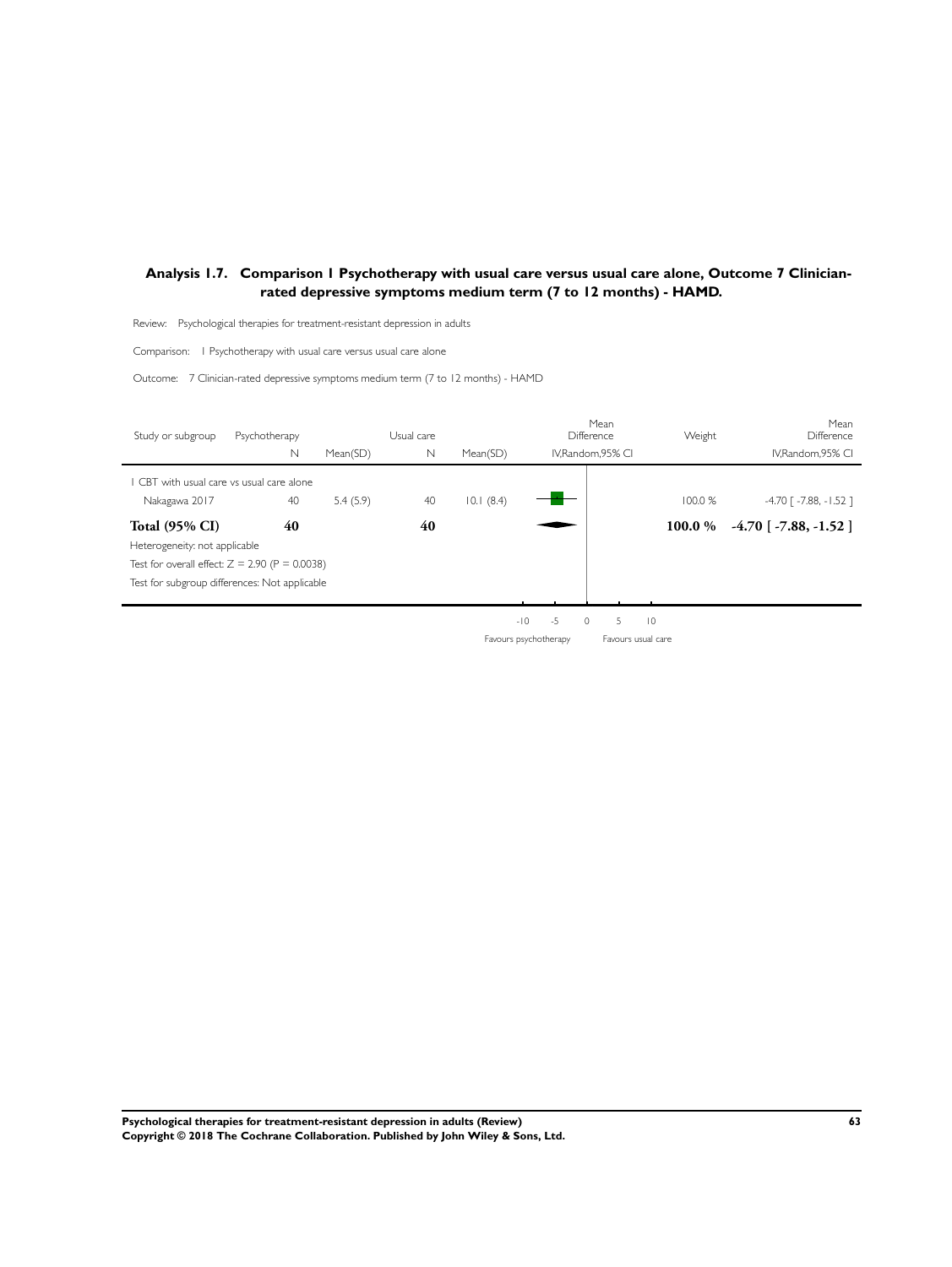## Analysis 1.7. Comparison 1 Psychotherapy with usual care versus usual care alone, Outcome 7 Clinician-rated depressive symptoms medium term (7 to 12 months) - HAMD.

Review: Psychological therapies for treatment-resistant depression in adults

Comparison: 1 Psychotherapy with usual care versus usual care alone

Outcome: 7 Clinician-rated depressive symptoms medium term (7 to 12 months) - HAMD

| Study or subgroup | Psychotherapy N | Mean(SD) | Usual care N | Mean(SD) | Mean Difference IV,Random,95% CI | Weight | Mean Difference IV,Random,95% CI |
|---|---|---|---|---|---|---|---|
| 1 CBT with usual care vs usual care alone | | | | | | | |
| Nakagawa 2017 | 40 | 5.4 (5.9) | 40 | 10.1 (8.4) | | 100.0 % | -4.70 [ -7.88, -1.52 ] |
| **Total (95% CI)** | **40** | | **40** | | | **100.0 %** | **-4.70 [ -7.88, -1.52 ]** |
| Heterogeneity: not applicable | | | | | | | |
| Test for overall effect: Z = 2.90 (P = 0.0038) | | | | | | | |
| Test for subgroup differences: Not applicable | | | | | | | |

-10 -5 0 5 10

Favours psychotherapy Favours usual care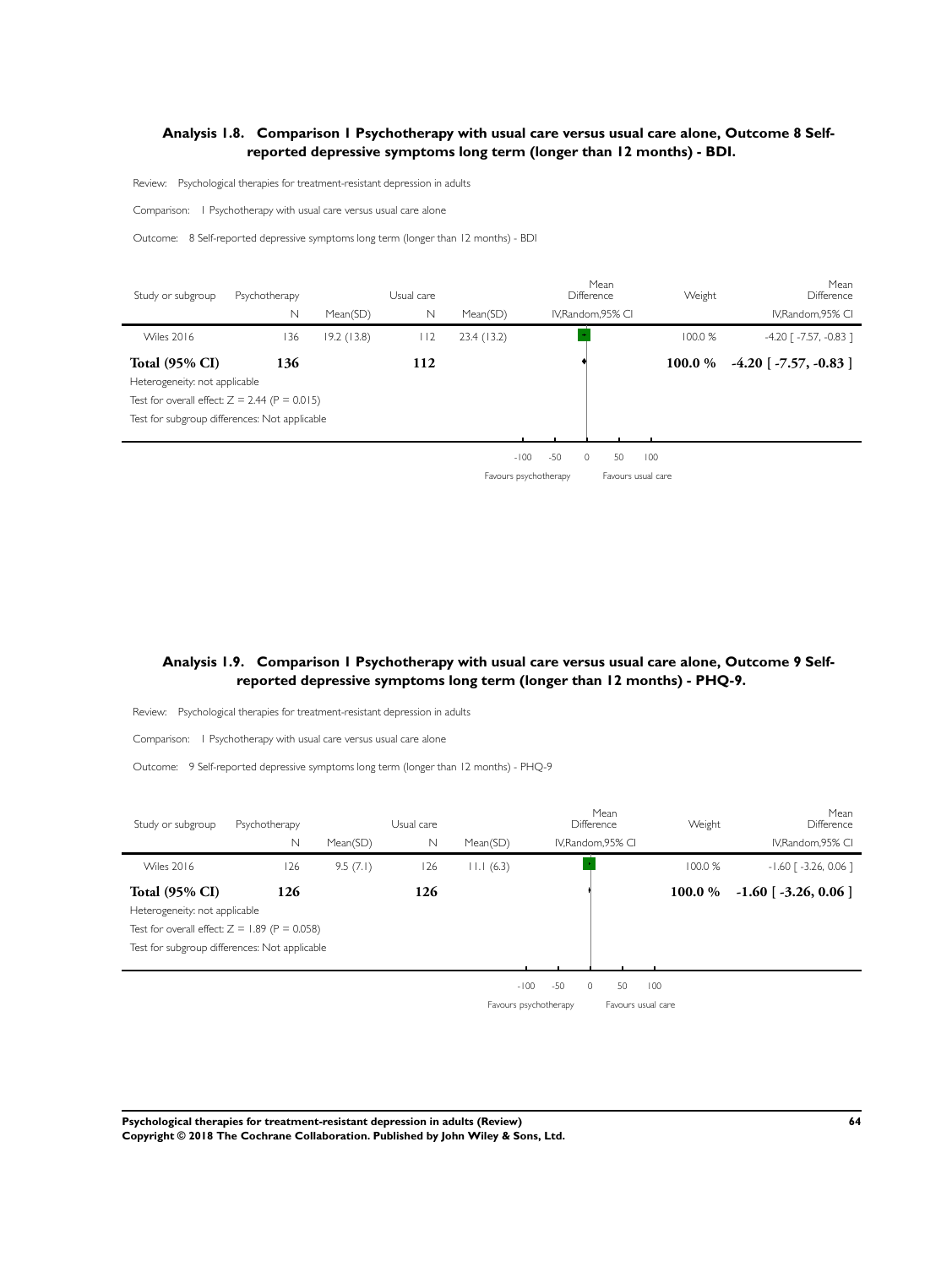## Analysis 1.8. Comparison 1 Psychotherapy with usual care versus usual care alone, Outcome 8 Self-reported depressive symptoms long term (longer than 12 months) - BDI.

Review: Psychological therapies for treatment-resistant depression in adults

Comparison: 1 Psychotherapy with usual care versus usual care alone

Outcome: 8 Self-reported depressive symptoms long term (longer than 12 months) - BDI

| Study or subgroup | Psychotherapy N | Mean(SD) | Usual care N | Mean(SD) | Mean Difference IV,Random,95% CI | Weight | Mean Difference IV,Random,95% CI |
|---|---|---|---|---|---|---|---|
| Wiles 2016 | 136 | 19.2 (13.8) | 112 | 23.4 (13.2) | | 100.0 % | -4.20 [ -7.57, -0.83 ] |
| **Total (95% CI)** | **136** | | **112** | | | **100.0 %** | **-4.20 [ -7.57, -0.83 ]** |

Heterogeneity: not applicable

Test for overall effect: Z = 2.44 (P = 0.015)

Test for subgroup differences: Not applicable

-100 -50 0 50 100

Favours psychotherapy Favours usual care

## Analysis 1.9. Comparison 1 Psychotherapy with usual care versus usual care alone, Outcome 9 Self-reported depressive symptoms long term (longer than 12 months) - PHQ-9.

Review: Psychological therapies for treatment-resistant depression in adults

Comparison: 1 Psychotherapy with usual care versus usual care alone

Outcome: 9 Self-reported depressive symptoms long term (longer than 12 months) - PHQ-9

| Study or subgroup | Psychotherapy N | Mean(SD) | Usual care N | Mean(SD) | Mean Difference IV,Random,95% CI | Weight | Mean Difference IV,Random,95% CI |
|---|---|---|---|---|---|---|---|
| Wiles 2016 | 126 | 9.5 (7.1) | 126 | 11.1 (6.3) | | 100.0 % | -1.60 [ -3.26, 0.06 ] |
| **Total (95% CI)** | **126** | | **126** | | | **100.0 %** | **-1.60 [ -3.26, 0.06 ]** |

Heterogeneity: not applicable

Test for overall effect: Z = 1.89 (P = 0.058)

Test for subgroup differences: Not applicable

-100 -50 0 50 100

Favours psychotherapy Favours usual care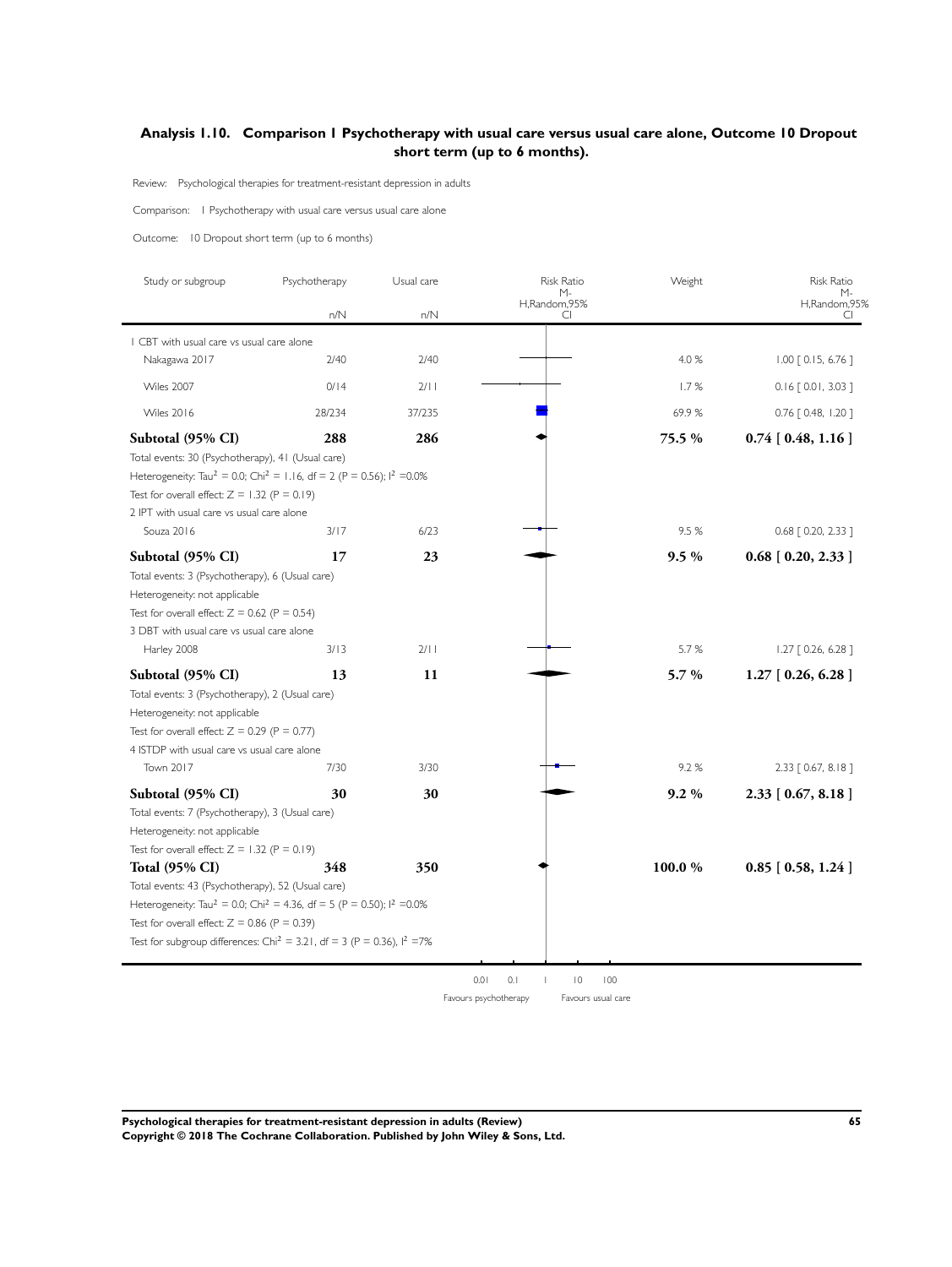## Analysis 1.10. Comparison 1 Psychotherapy with usual care versus usual care alone, Outcome 10 Dropout short term (up to 6 months).

Review: Psychological therapies for treatment-resistant depression in adults

Comparison: 1 Psychotherapy with usual care versus usual care alone

Outcome: 10 Dropout short term (up to 6 months)

| Study or subgroup | Psychotherapy n/N | Usual care n/N | Risk Ratio M-H,Random,95% CI | Weight | Risk Ratio M-H,Random,95% CI |
|---|---|---|---|---|---|
| **1 CBT with usual care vs usual care alone** | | | | | |
| Nakagawa 2017 | 2/40 | 2/40 | | 4.0 % | 1.00 [ 0.15, 6.76 ] |
| Wiles 2007 | 0/14 | 2/11 | | 1.7 % | 0.16 [ 0.01, 3.03 ] |
| Wiles 2016 | 28/234 | 37/235 | | 69.9 % | 0.76 [ 0.48, 1.20 ] |
| **Subtotal (95% CI)** | **288** | **286** | | **75.5 %** | **0.74 [ 0.48, 1.16 ]** |
| Total events: 30 (Psychotherapy), 41 (Usual care) | | | | | |
| Heterogeneity: $Tau^2 = 0.0$; $Chi^2 = 1.16$, df = 2 (P = 0.56); $I^2 = 0.0\%$ | | | | | |
| Test for overall effect: Z = 1.32 (P = 0.19) | | | | | |
| **2 IPT with usual care vs usual care alone** | | | | | |
| Souza 2016 | 3/17 | 6/23 | | 9.5 % | 0.68 [ 0.20, 2.33 ] |
| **Subtotal (95% CI)** | **17** | **23** | | **9.5 %** | **0.68 [ 0.20, 2.33 ]** |
| Total events: 3 (Psychotherapy), 6 (Usual care) | | | | | |
| Heterogeneity: not applicable | | | | | |
| Test for overall effect: Z = 0.62 (P = 0.54) | | | | | |
| **3 DBT with usual care vs usual care alone** | | | | | |
| Harley 2008 | 3/13 | 2/11 | | 5.7 % | 1.27 [ 0.26, 6.28 ] |
| **Subtotal (95% CI)** | **13** | **11** | | **5.7 %** | **1.27 [ 0.26, 6.28 ]** |
| Total events: 3 (Psychotherapy), 2 (Usual care) | | | | | |
| Heterogeneity: not applicable | | | | | |
| Test for overall effect: Z = 0.29 (P = 0.77) | | | | | |
| **4 ISTDP with usual care vs usual care alone** | | | | | |
| Town 2017 | 7/30 | 3/30 | | 9.2 % | 2.33 [ 0.67, 8.18 ] |
| **Subtotal (95% CI)** | **30** | **30** | | **9.2 %** | **2.33 [ 0.67, 8.18 ]** |
| Total events: 7 (Psychotherapy), 3 (Usual care) | | | | | |
| Heterogeneity: not applicable | | | | | |
| Test for overall effect: Z = 1.32 (P = 0.19) | | | | | |
| **Total (95% CI)** | **348** | **350** | | **100.0 %** | **0.85 [ 0.58, 1.24 ]** |
| Total events: 43 (Psychotherapy), 52 (Usual care) | | | | | |
| Heterogeneity: $Tau^2 = 0.0$; $Chi^2 = 4.36$, df = 5 (P = 0.50); $I^2 = 0.0\%$ | | | | | |
| Test for overall effect: Z = 0.86 (P = 0.39) | | | | | |
| Test for subgroup differences: $Chi^2 = 3.21$, df = 3 (P = 0.36), $I^2 = 7\%$ | | | | | |

0.01 0.1 1 10 100

Favours psychotherapy Favours usual care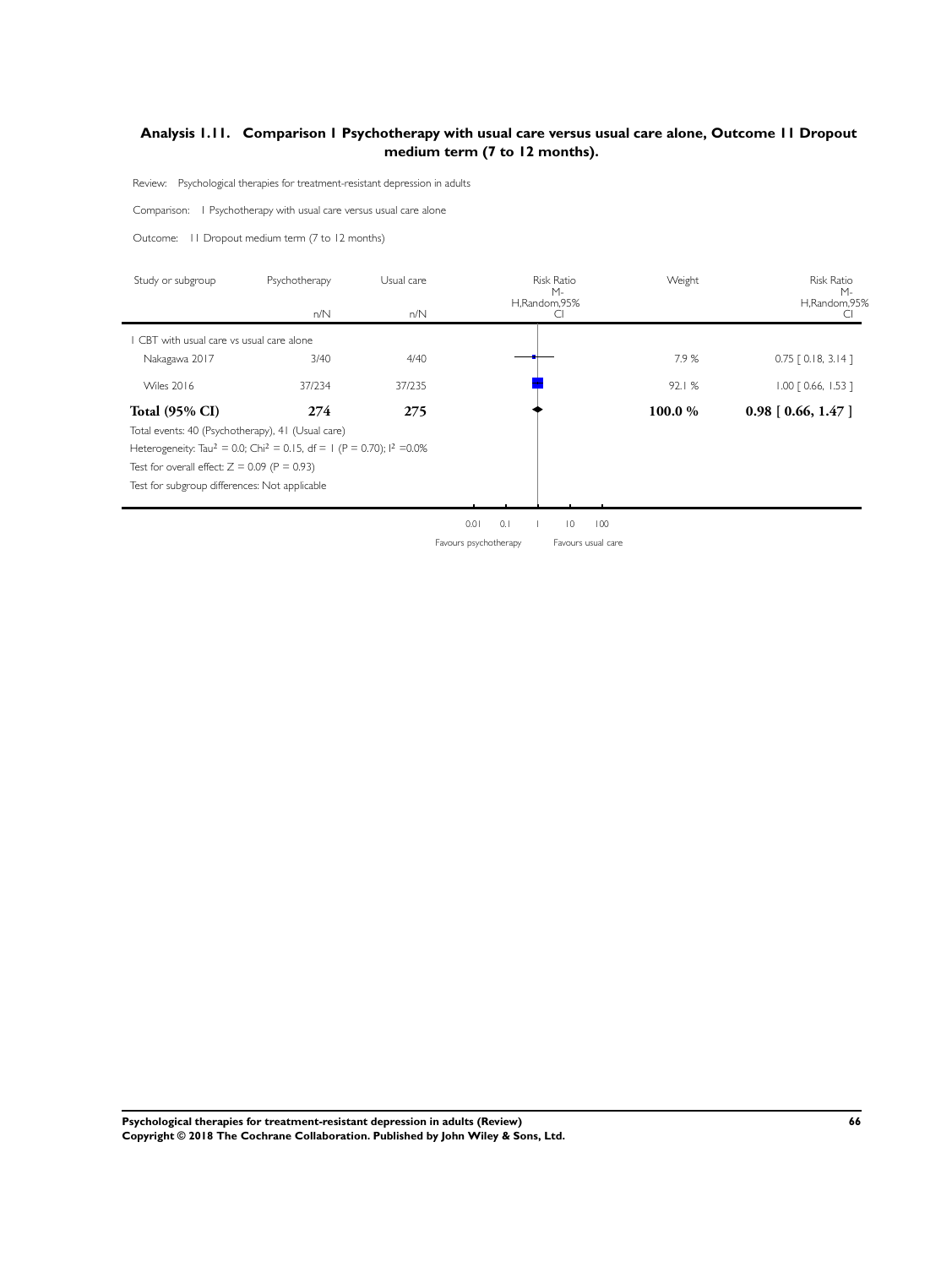## Analysis 1.11. Comparison 1 Psychotherapy with usual care versus usual care alone, Outcome 11 Dropout medium term (7 to 12 months).

Review: Psychological therapies for treatment-resistant depression in adults

Comparison: 1 Psychotherapy with usual care versus usual care alone

Outcome: 11 Dropout medium term (7 to 12 months)

| Study or subgroup | Psychotherapy n/N | Usual care n/N | Risk Ratio M-H,Random,95% CI | Weight | Risk Ratio M-H,Random,95% CI |
|---|---|---|---|---|---|
| 1 CBT with usual care vs usual care alone | | | | | |
| Nakagawa 2017 | 3/40 | 4/40 | | 7.9 % | 0.75 [ 0.18, 3.14 ] |
| Wiles 2016 | 37/234 | 37/235 | | 92.1 % | 1.00 [ 0.66, 1.53 ] |
| **Total (95% CI)** | **274** | **275** | | **100.0 %** | **0.98 [ 0.66, 1.47 ]** |

Total events: 40 (Psychotherapy), 41 (Usual care)

Heterogeneity: $Tau^2 = 0.0$; $Chi^2 = 0.15$, df = 1 (P = 0.70); $I^2 = 0.0\%$

Test for overall effect: Z = 0.09 (P = 0.93)

Test for subgroup differences: Not applicable

0.01 0.1 1 10 100

Favours psychotherapy Favours usual care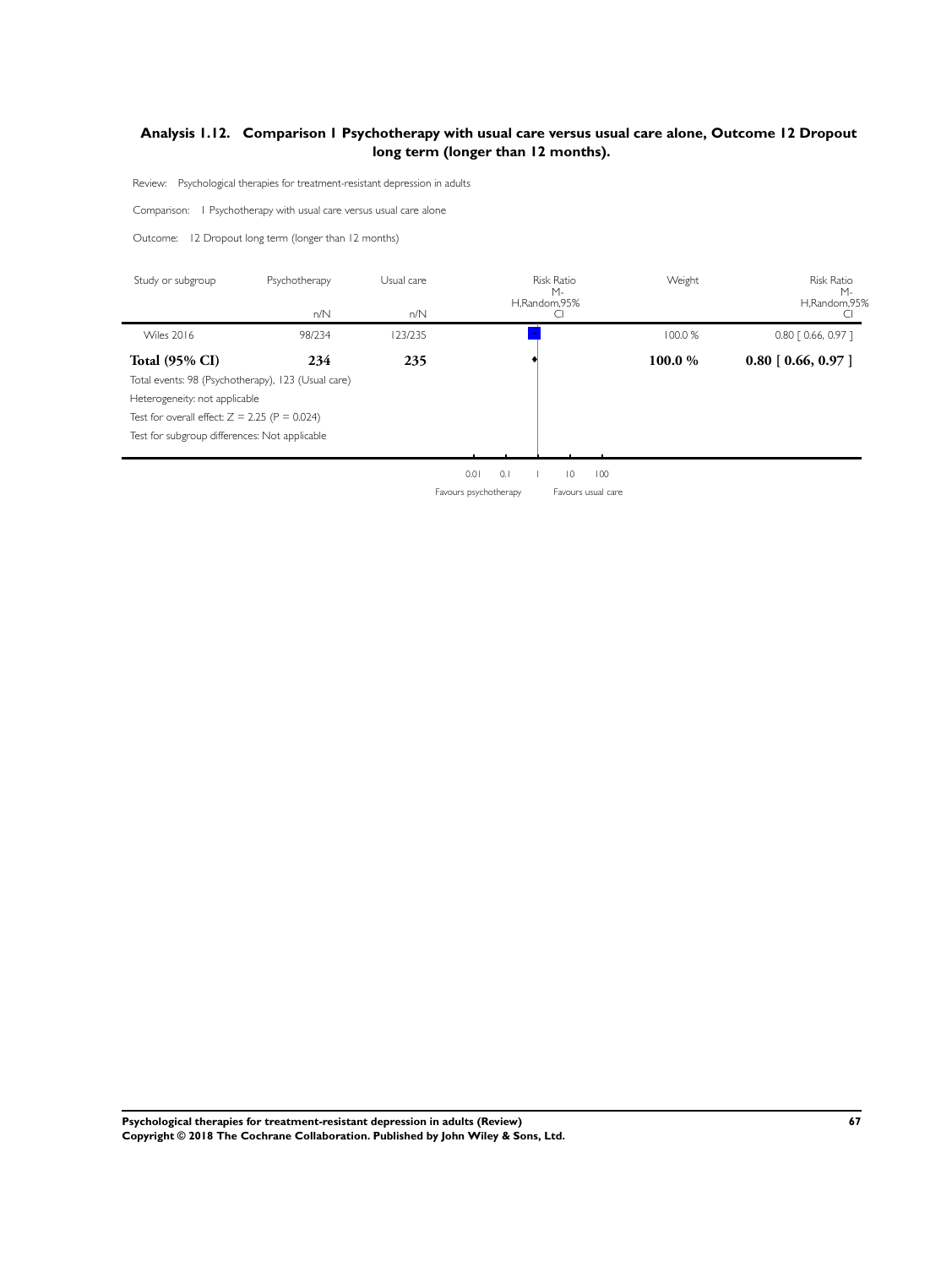## Analysis 1.12. Comparison 1 Psychotherapy with usual care versus usual care alone, Outcome 12 Dropout long term (longer than 12 months).

Review: Psychological therapies for treatment-resistant depression in adults

Comparison: 1 Psychotherapy with usual care versus usual care alone

Outcome: 12 Dropout long term (longer than 12 months)

| Study or subgroup | Psychotherapy n/N | Usual care n/N | Risk Ratio M-H,Random,95% CI | Weight | Risk Ratio M-H,Random,95% CI |
|---|---|---|---|---|---|
| Wiles 2016 | 98/234 | 123/235 | | 100.0 % | 0.80 [ 0.66, 0.97 ] |
| **Total (95% CI)** | **234** | **235** | | **100.0 %** | **0.80 [ 0.66, 0.97 ]** |

Total events: 98 (Psychotherapy), 123 (Usual care)

Heterogeneity: not applicable

Test for overall effect: Z = 2.25 (P = 0.024)

Test for subgroup differences: Not applicable

0.01 0.1 1 10 100

Favours psychotherapy Favours usual care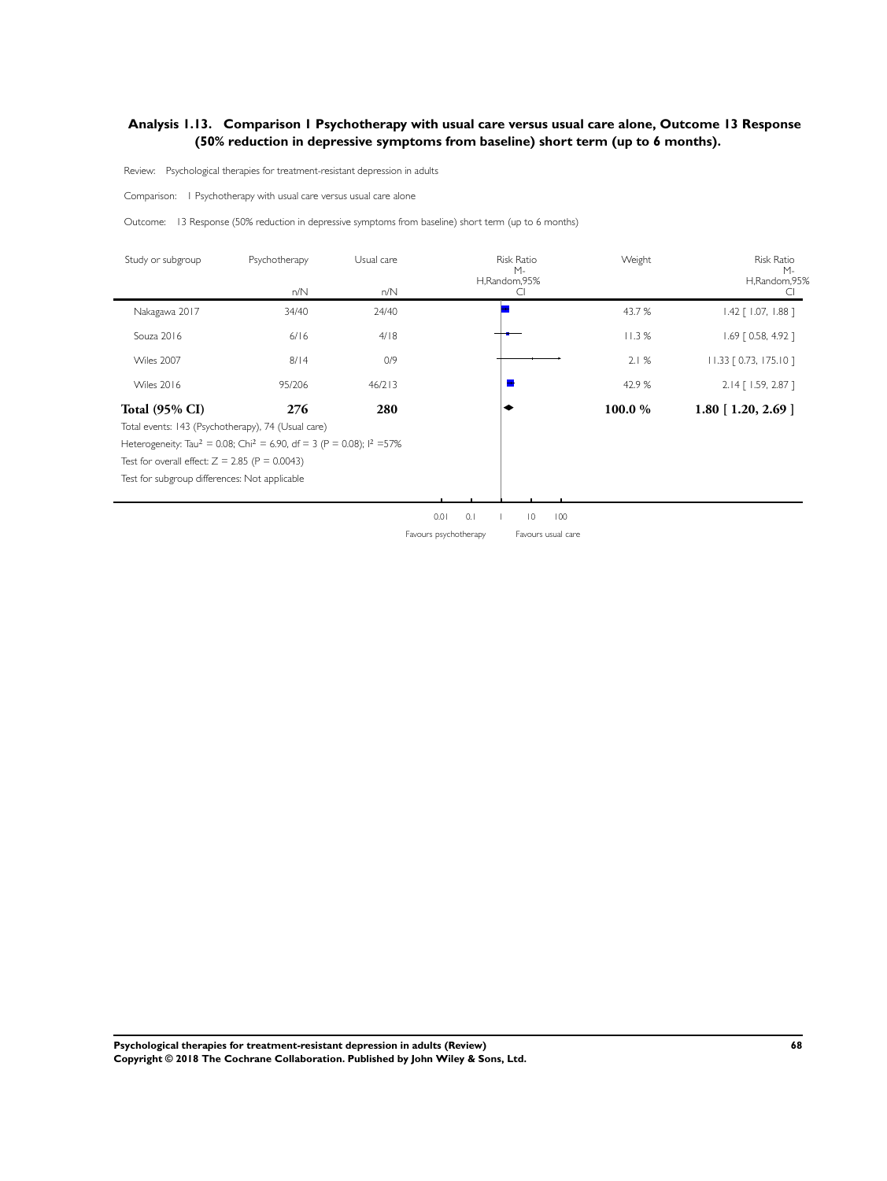## Analysis 1.13. Comparison 1 Psychotherapy with usual care versus usual care alone, Outcome 13 Response (50% reduction in depressive symptoms from baseline) short term (up to 6 months).

Review: Psychological therapies for treatment-resistant depression in adults

Comparison: 1 Psychotherapy with usual care versus usual care alone

Outcome: 13 Response (50% reduction in depressive symptoms from baseline) short term (up to 6 months)

| Study or subgroup | Psychotherapy n/N | Usual care n/N | Risk Ratio M-H,Random,95% CI | Weight | Risk Ratio M-H,Random,95% CI |
|---|---|---|---|---|---|
| Nakagawa 2017 | 34/40 | 24/40 | | 43.7 % | 1.42 [ 1.07, 1.88 ] |
| Souza 2016 | 6/16 | 4/18 | | 11.3 % | 1.69 [ 0.58, 4.92 ] |
| Wiles 2007 | 8/14 | 0/9 | | 2.1 % | 11.33 [ 0.73, 175.10 ] |
| Wiles 2016 | 95/206 | 46/213 | | 42.9 % | 2.14 [ 1.59, 2.87 ] |
| **Total (95% CI)** | **276** | **280** | | **100.0 %** | **1.80 [ 1.20, 2.69 ]** |

Total events: 143 (Psychotherapy), 74 (Usual care)

Heterogeneity: $Tau^2 = 0.08$; $Chi^2 = 6.90$, $df = 3$ ($P = 0.08$); $I^2 = 57\%$

Test for overall effect: $Z = 2.85$ ($P = 0.0043$)

Test for subgroup differences: Not applicable

0.01 0.1 1 10 100

Favours psychotherapy Favours usual care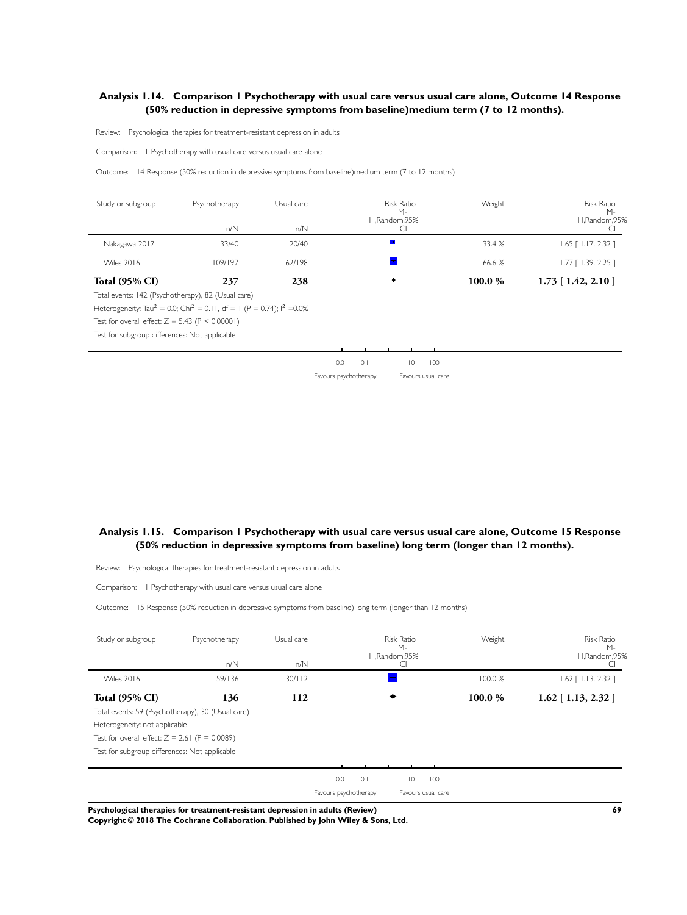## Analysis 1.14. Comparison 1 Psychotherapy with usual care versus usual care alone, Outcome 14 Response (50% reduction in depressive symptoms from baseline)medium term (7 to 12 months).

Review: Psychological therapies for treatment-resistant depression in adults

Comparison: 1 Psychotherapy with usual care versus usual care alone

Outcome: 14 Response (50% reduction in depressive symptoms from baseline)medium term (7 to 12 months)

| Study or subgroup | Psychotherapy n/N | Usual care n/N | Risk Ratio M-H,Random,95% CI | Weight | Risk Ratio M-H,Random,95% CI |
|---|---|---|---|---|---|
| Nakagawa 2017 | 33/40 | 20/40 | | 33.4 % | 1.65 [ 1.17, 2.32 ] |
| Wiles 2016 | 109/197 | 62/198 | | 66.6 % | 1.77 [ 1.39, 2.25 ] |
| **Total (95% CI)** | **237** | **238** | | **100.0 %** | **1.73 [ 1.42, 2.10 ]** |

Total events: 142 (Psychotherapy), 82 (Usual care)

Heterogeneity: $Tau^2 = 0.0$; $Chi^2 = 0.11$, df = 1 (P = 0.74); $I^2 = 0.0\%$

Test for overall effect: Z = 5.43 (P < 0.00001)

Test for subgroup differences: Not applicable

0.01 0.1 1 10 100

Favours psychotherapy Favours usual care

## Analysis 1.15. Comparison 1 Psychotherapy with usual care versus usual care alone, Outcome 15 Response (50% reduction in depressive symptoms from baseline) long term (longer than 12 months).

Review: Psychological therapies for treatment-resistant depression in adults

Comparison: 1 Psychotherapy with usual care versus usual care alone

Outcome: 15 Response (50% reduction in depressive symptoms from baseline) long term (longer than 12 months)

| Study or subgroup | Psychotherapy n/N | Usual care n/N | Risk Ratio M-H,Random,95% CI | Weight | Risk Ratio M-H,Random,95% CI |
|---|---|---|---|---|---|
| Wiles 2016 | 59/136 | 30/112 | | 100.0 % | 1.62 [ 1.13, 2.32 ] |
| **Total (95% CI)** | **136** | **112** | | **100.0 %** | **1.62 [ 1.13, 2.32 ]** |

Total events: 59 (Psychotherapy), 30 (Usual care)

Heterogeneity: not applicable

Test for overall effect: Z = 2.61 (P = 0.0089)

Test for subgroup differences: Not applicable

0.01 0.1 1 10 100

Favours psychotherapy Favours usual care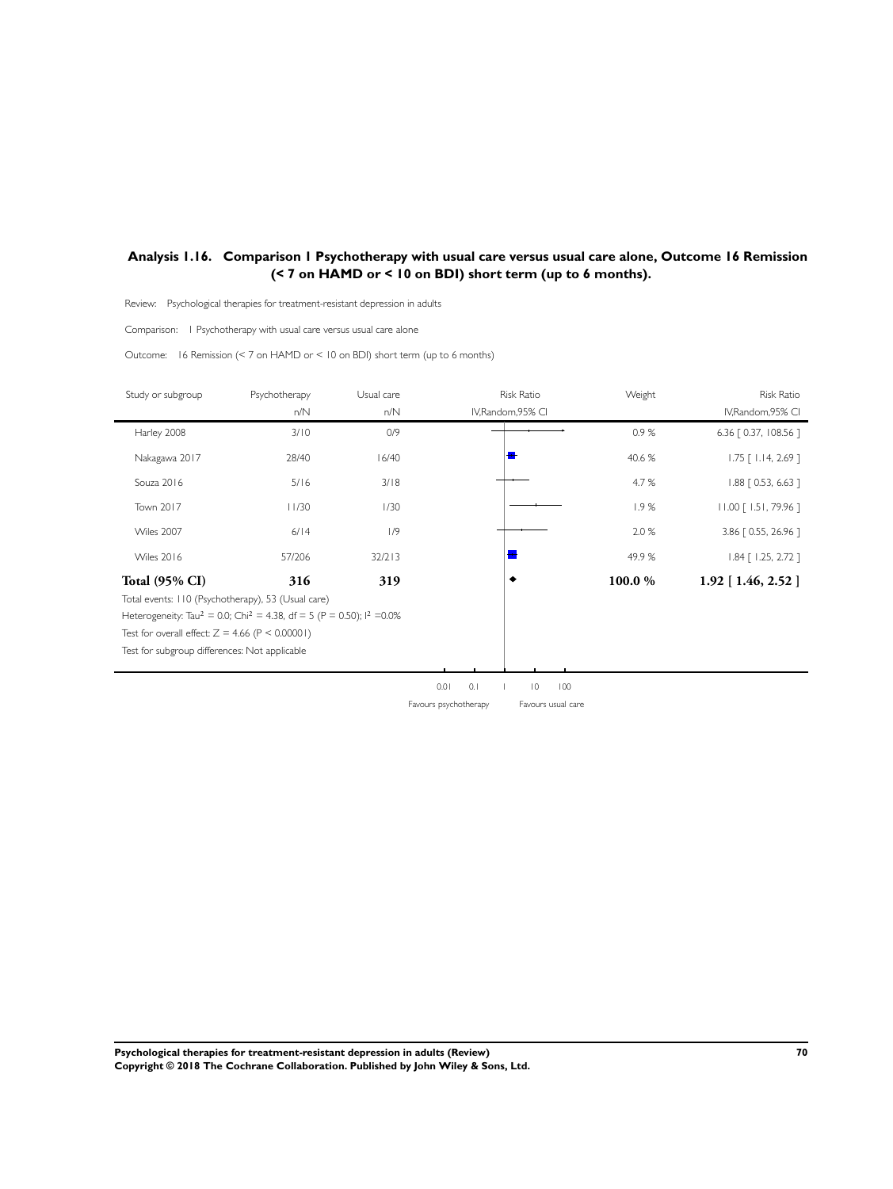## Analysis 1.16. Comparison 1 Psychotherapy with usual care versus usual care alone, Outcome 16 Remission (< 7 on HAMD or < 10 on BDI) short term (up to 6 months).

Review: Psychological therapies for treatment-resistant depression in adults

Comparison: 1 Psychotherapy with usual care versus usual care alone

Outcome: 16 Remission (< 7 on HAMD or < 10 on BDI) short term (up to 6 months)

| Study or subgroup | Psychotherapy n/N | Usual care n/N | Risk Ratio IV,Random,95% CI | Weight | Risk Ratio IV,Random,95% CI |
|---|---|---|---|---|---|
| Harley 2008 | 3/10 | 0/9 | | 0.9 % | 6.36 [ 0.37, 108.56 ] |
| Nakagawa 2017 | 28/40 | 16/40 | | 40.6 % | 1.75 [ 1.14, 2.69 ] |
| Souza 2016 | 5/16 | 3/18 | | 4.7 % | 1.88 [ 0.53, 6.63 ] |
| Town 2017 | 11/30 | 1/30 | | 1.9 % | 11.00 [ 1.51, 79.96 ] |
| Wiles 2007 | 6/14 | 1/9 | | 2.0 % | 3.86 [ 0.55, 26.96 ] |
| Wiles 2016 | 57/206 | 32/213 | | 49.9 % | 1.84 [ 1.25, 2.72 ] |
| **Total (95% CI)** | **316** | **319** | | **100.0 %** | **1.92 [ 1.46, 2.52 ]** |

Total events: 110 (Psychotherapy), 53 (Usual care)

Heterogeneity: $Tau^2 = 0.0$; $Chi^2 = 4.38$, $df = 5$ ($P = 0.50$); $I^2 = 0.0\%$

Test for overall effect: $Z = 4.66$ ($P < 0.00001$)

Test for subgroup differences: Not applicable

0.01 0.1 1 10 100

Favours psychotherapy Favours usual care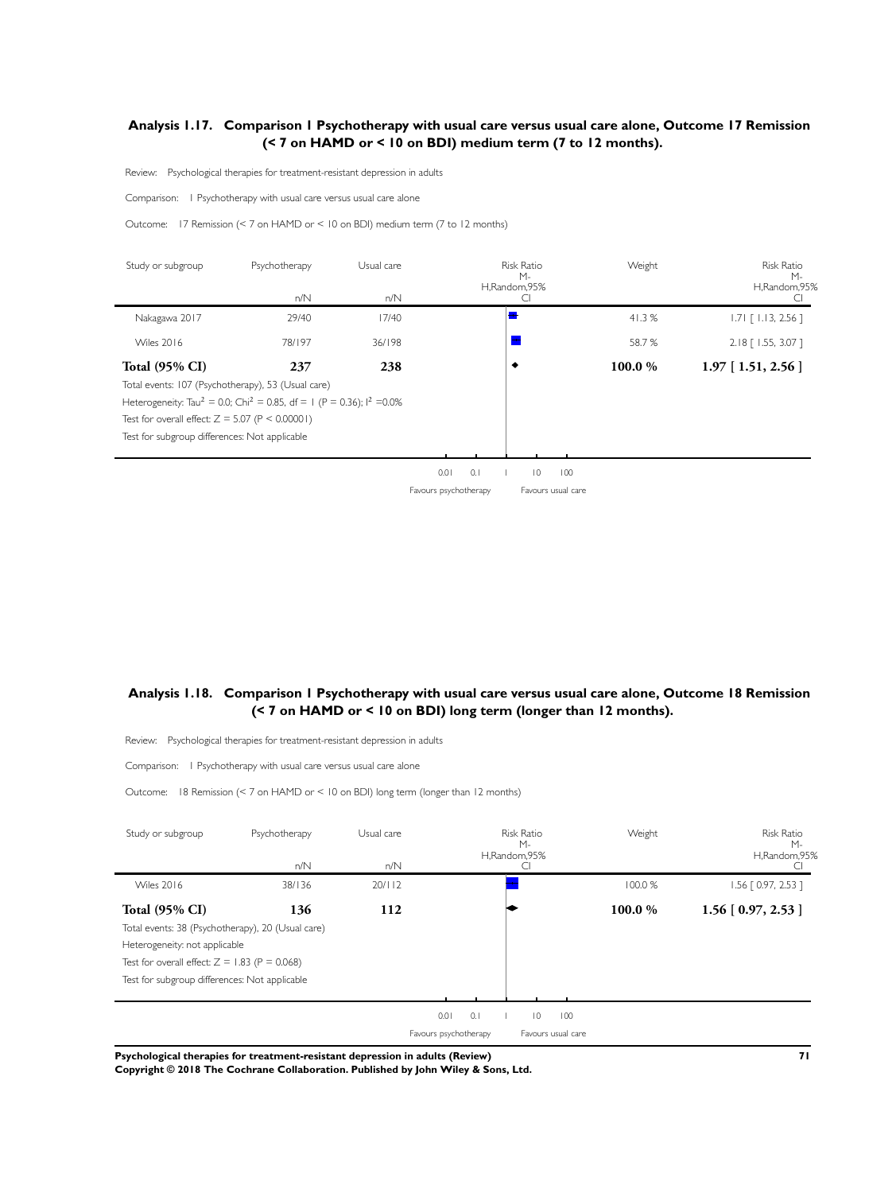### Analysis 1.17. Comparison 1 Psychotherapy with usual care versus usual care alone, Outcome 17 Remission (< 7 on HAMD or < 10 on BDI) medium term (7 to 12 months).

Review: Psychological therapies for treatment-resistant depression in adults

Comparison: 1 Psychotherapy with usual care versus usual care alone

Outcome: 17 Remission (< 7 on HAMD or < 10 on BDI) medium term (7 to 12 months)

| Study or subgroup | Psychotherapy n/N | Usual care n/N | Risk Ratio M-H,Random,95% CI | Weight | Risk Ratio M-H,Random,95% CI |
|---|---|---|---|---|---|
| Nakagawa 2017 | 29/40 | 17/40 | | 41.3 % | 1.71 [ 1.13, 2.56 ] |
| Wiles 2016 | 78/197 | 36/198 | | 58.7 % | 2.18 [ 1.55, 3.07 ] |
| **Total (95% CI)** | **237** | **238** | | **100.0 %** | **1.97 [ 1.51, 2.56 ]** |

Total events: 107 (Psychotherapy), 53 (Usual care)

Heterogeneity: $Tau^2 = 0.0$; $Chi^2 = 0.85$, df = 1 (P = 0.36); $I^2$ =0.0%

Test for overall effect: Z = 5.07 (P < 0.00001)

Test for subgroup differences: Not applicable

0.01 0.1 1 10 100

Favours psychotherapy Favours usual care

### Analysis 1.18. Comparison 1 Psychotherapy with usual care versus usual care alone, Outcome 18 Remission (< 7 on HAMD or < 10 on BDI) long term (longer than 12 months).

Review: Psychological therapies for treatment-resistant depression in adults

Comparison: 1 Psychotherapy with usual care versus usual care alone

Outcome: 18 Remission (< 7 on HAMD or < 10 on BDI) long term (longer than 12 months)

| Study or subgroup | Psychotherapy n/N | Usual care n/N | Risk Ratio M-H,Random,95% CI | Weight | Risk Ratio M-H,Random,95% CI |
|---|---|---|---|---|---|
| Wiles 2016 | 38/136 | 20/112 | | 100.0 % | 1.56 [ 0.97, 2.53 ] |
| **Total (95% CI)** | **136** | **112** | | **100.0 %** | **1.56 [ 0.97, 2.53 ]** |

Total events: 38 (Psychotherapy), 20 (Usual care)

Heterogeneity: not applicable

Test for overall effect: Z = 1.83 (P = 0.068)

Test for subgroup differences: Not applicable

0.01 0.1 1 10 100

Favours psychotherapy Favours usual care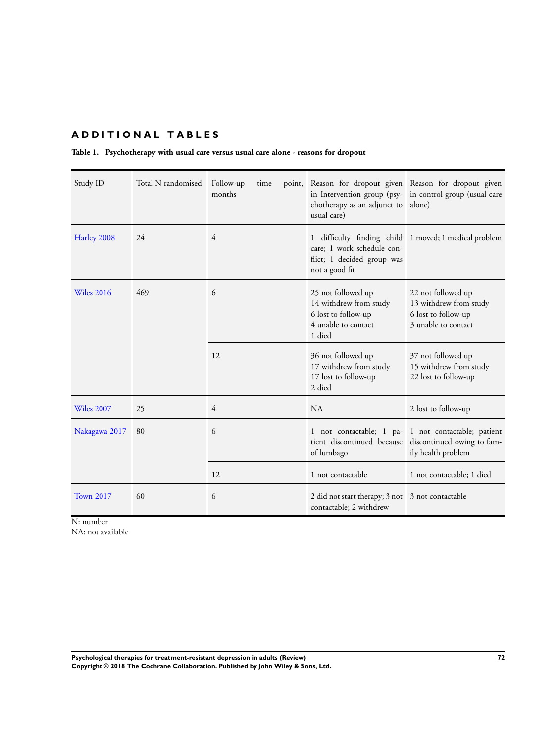## ADDITIONAL TABLES

**Table 1. Psychotherapy with usual care versus usual care alone - reasons for dropout**

| Study ID | Total N randomised | Follow-up time point, months | Reason for dropout given in Intervention group (psychotherapy as an adjunct to usual care) | Reason for dropout given in control group (usual care alone) |
|---|---|---|---|---|
| Harley 2008 | 24 | 4 | 1 difficulty finding child care; 1 work schedule conflict; 1 decided group was not a good fit | 1 moved; 1 medical problem |
| Wiles 2016 | 469 | 6 | 25 not followed up<br>14 withdrew from study<br>6 lost to follow-up<br>4 unable to contact<br>1 died | 22 not followed up<br>13 withdrew from study<br>6 lost to follow-up<br>3 unable to contact |
| | | 12 | 36 not followed up<br>17 withdrew from study<br>17 lost to follow-up<br>2 died | 37 not followed up<br>15 withdrew from study<br>22 lost to follow-up |
| Wiles 2007 | 25 | 4 | NA | 2 lost to follow-up |
| Nakagawa 2017 | 80 | 6 | 1 not contactable; 1 patient discontinued because of lumbago | 1 not contactable; patient discontinued owing to family health problem |
| | | 12 | 1 not contactable | 1 not contactable; 1 died |
| Town 2017 | 60 | 6 | 2 did not start therapy; 3 not contactable; 2 withdrew | 3 not contactable |

N: number
NA: not available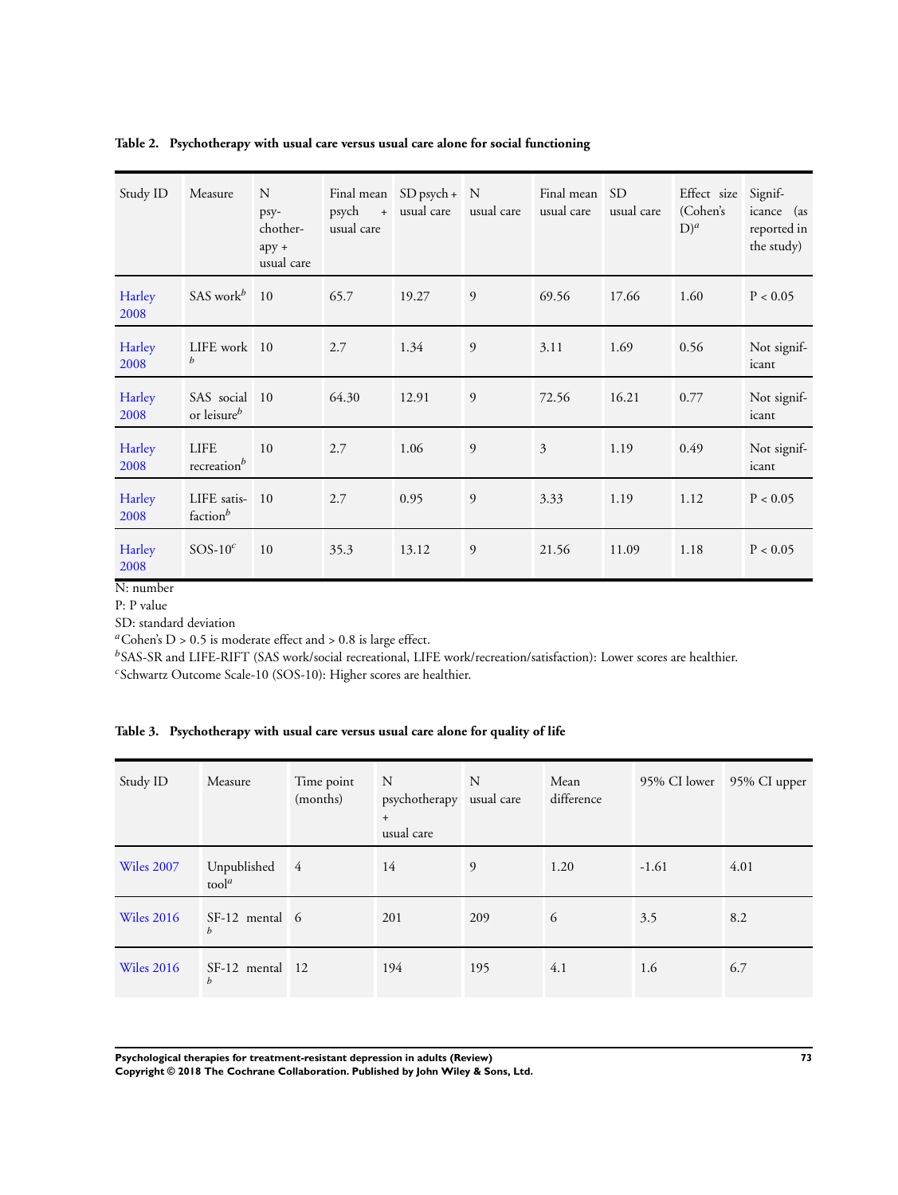**Table 2. Psychotherapy with usual care versus usual care alone for social functioning**

| Study ID | Measure | N psychotherapy + usual care | Final mean psych + usual care | SD psych + usual care | N usual care | Final mean usual care | SD usual care | Effect size (Cohen's D)[a] | Significance (as reported in the study) |
|---|---|---|---|---|---|---|---|---|---|
| Harley 2008 | SAS work[b] | 10 | 65.7 | 19.27 | 9 | 69.56 | 17.66 | 1.60 | P < 0.05 |
| Harley 2008 | LIFE work [b] | 10 | 2.7 | 1.34 | 9 | 3.11 | 1.69 | 0.56 | Not significant |
| Harley 2008 | SAS social or leisure[b] | 10 | 64.30 | 12.91 | 9 | 72.56 | 16.21 | 0.77 | Not significant |
| Harley 2008 | LIFE recreation[b] | 10 | 2.7 | 1.06 | 9 | 3 | 1.19 | 0.49 | Not significant |
| Harley 2008 | LIFE satisfaction[b] | 10 | 2.7 | 0.95 | 9 | 3.33 | 1.19 | 1.12 | P < 0.05 |
| Harley 2008 | SOS-10[c] | 10 | 35.3 | 13.12 | 9 | 21.56 | 11.09 | 1.18 | P < 0.05 |

N: number

P: P value

SD: standard deviation

[a]Cohen's D > 0.5 is moderate effect and > 0.8 is large effect.

[b]SAS-SR and LIFE-RIFT (SAS work/social recreational, LIFE work/recreation/satisfaction): Lower scores are healthier.

[c]Schwartz Outcome Scale-10 (SOS-10): Higher scores are healthier.

**Table 3. Psychotherapy with usual care versus usual care alone for quality of life**

| Study ID | Measure | Time point (months) | N psychotherapy + usual care | N usual care | Mean difference | 95% CI lower | 95% CI upper |
|---|---|---|---|---|---|---|---|
| Wiles 2007 | Unpublished tool[a] | 4 | 14 | 9 | 1.20 | -1.61 | 4.01 |
| Wiles 2016 | SF-12 mental [b] | 6 | 201 | 209 | 6 | 3.5 | 8.2 |
| Wiles 2016 | SF-12 mental [b] | 12 | 194 | 195 | 4.1 | 1.6 | 6.7 |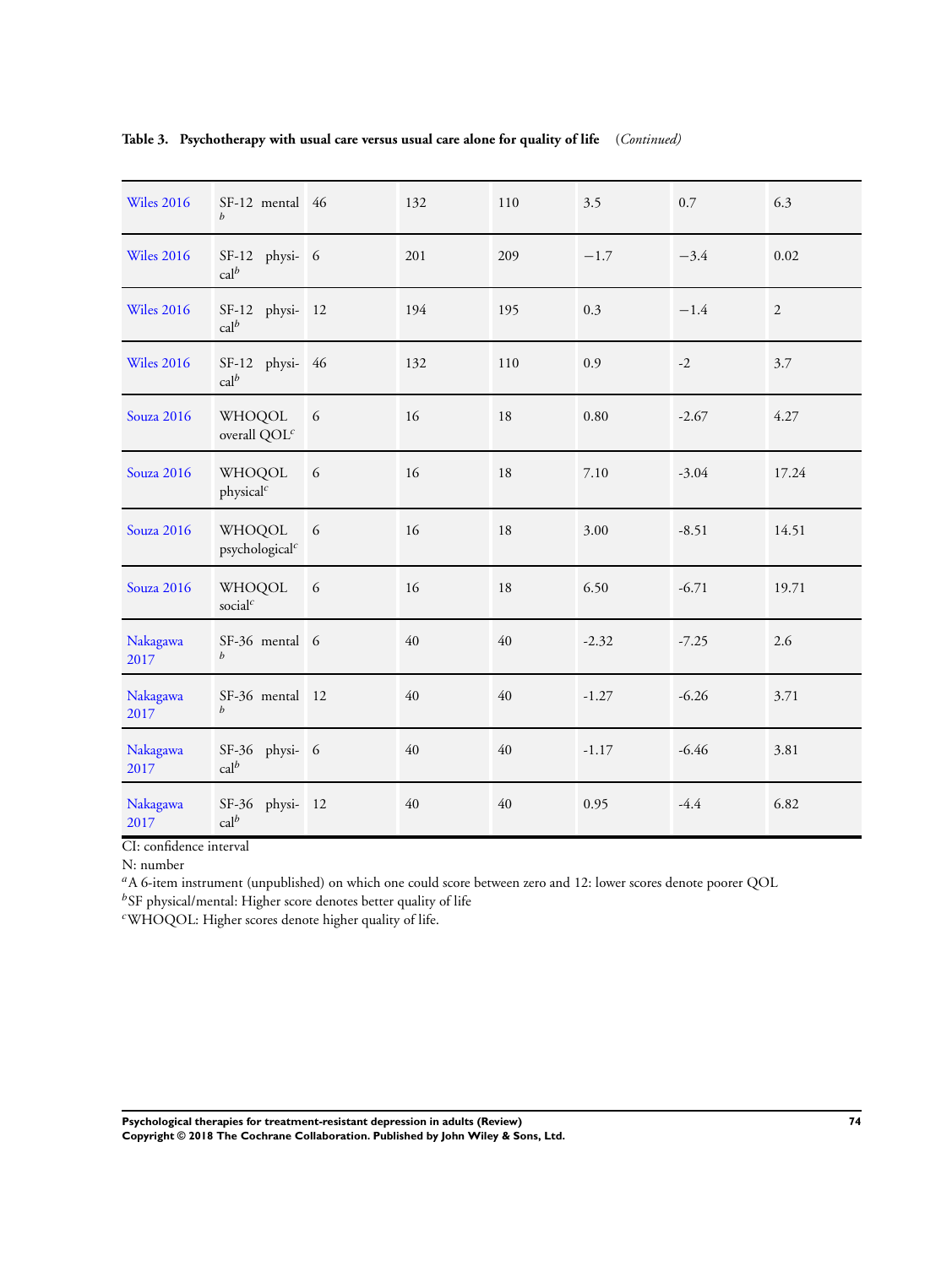**Table 3. Psychotherapy with usual care versus usual care alone for quality of life** *(Continued)*

| | | | | | | | |
|---|---|---|---|---|---|---|---|
| Wiles 2016 | SF-12 mental [b] | 46 | 132 | 110 | 3.5 | 0.7 | 6.3 |
| Wiles 2016 | SF-12 physical[b] | 6 | 201 | 209 | −1.7 | −3.4 | 0.02 |
| Wiles 2016 | SF-12 physical[b] | 12 | 194 | 195 | 0.3 | −1.4 | 2 |
| Wiles 2016 | SF-12 physical[b] | 46 | 132 | 110 | 0.9 | -2 | 3.7 |
| Souza 2016 | WHOQOL overall QOL[c] | 6 | 16 | 18 | 0.80 | -2.67 | 4.27 |
| Souza 2016 | WHOQOL physical[c] | 6 | 16 | 18 | 7.10 | -3.04 | 17.24 |
| Souza 2016 | WHOQOL psychological[c] | 6 | 16 | 18 | 3.00 | -8.51 | 14.51 |
| Souza 2016 | WHOQOL social[c] | 6 | 16 | 18 | 6.50 | -6.71 | 19.71 |
| Nakagawa 2017 | SF-36 mental [b] | 6 | 40 | 40 | -2.32 | -7.25 | 2.6 |
| Nakagawa 2017 | SF-36 mental [b] | 12 | 40 | 40 | -1.27 | -6.26 | 3.71 |
| Nakagawa 2017 | SF-36 physical[b] | 6 | 40 | 40 | -1.17 | -6.46 | 3.81 |
| Nakagawa 2017 | SF-36 physical[b] | 12 | 40 | 40 | 0.95 | -4.4 | 6.82 |

CI: confidence interval

N: number

[a] A 6-item instrument (unpublished) on which one could score between zero and 12: lower scores denote poorer QOL

[b] SF physical/mental: Higher score denotes better quality of life

[c] WHOQOL: Higher scores denote higher quality of life.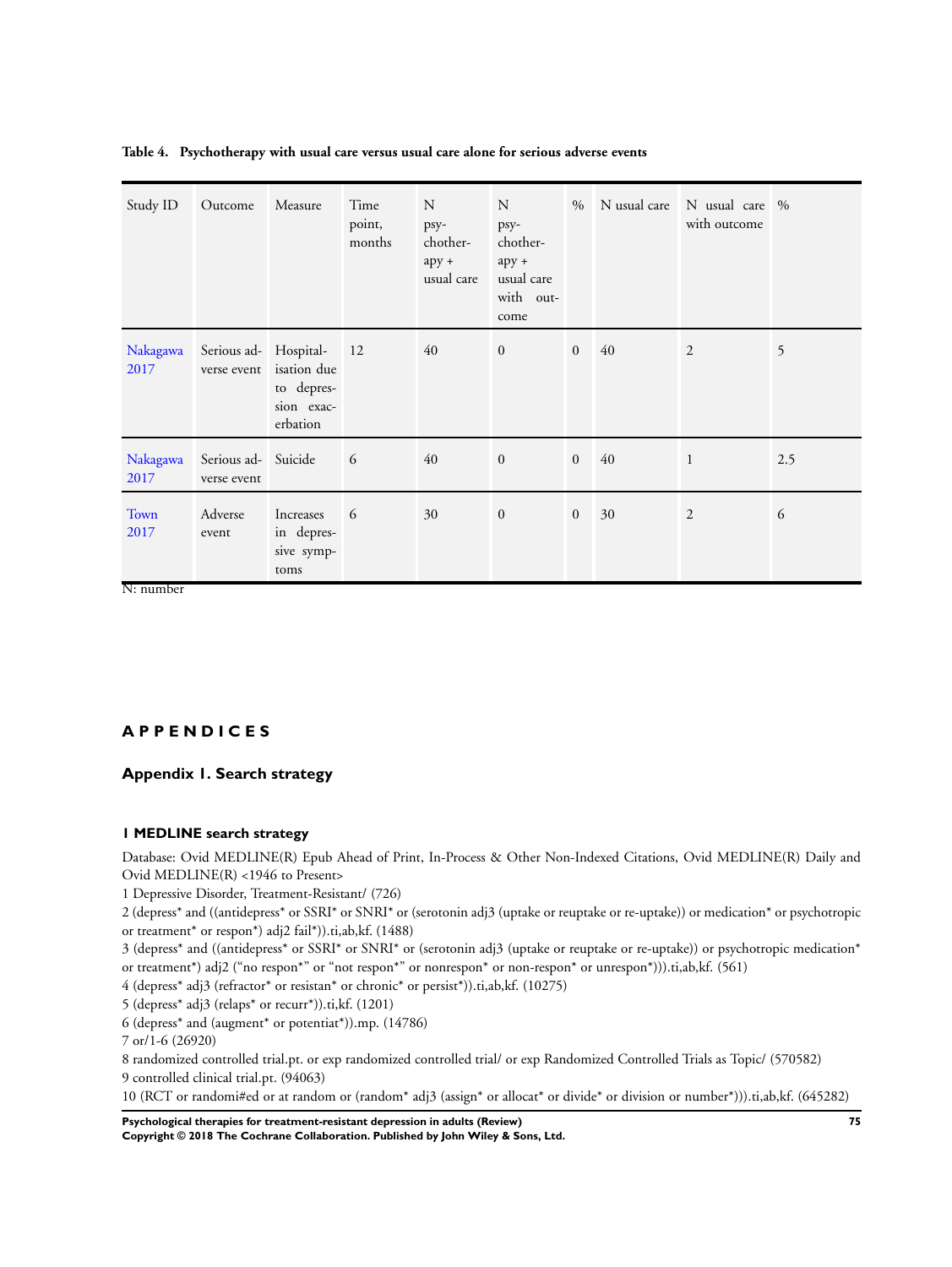**Table 4. Psychotherapy with usual care versus usual care alone for serious adverse events**

| Study ID | Outcome | Measure | Time point, months | N psychotherapy + usual care | N psychotherapy + usual care with outcome | % | N usual care | N usual care with outcome | % |
|---|---|---|---|---|---|---|---|---|---|
| Nakagawa 2017 | Serious adverse event | Hospitalisation due to depression exacerbation | 12 | 40 | 0 | 0 | 40 | 2 | 5 |
| Nakagawa 2017 | Serious adverse event | Suicide | 6 | 40 | 0 | 0 | 40 | 1 | 2.5 |
| Town 2017 | Adverse event | Increases in depressive symptoms | 6 | 30 | 0 | 0 | 30 | 2 | 6 |

N: number

# APPENDICES

## Appendix 1. Search strategy

### 1 MEDLINE search strategy

Database: Ovid MEDLINE(R) Epub Ahead of Print, In-Process & Other Non-Indexed Citations, Ovid MEDLINE(R) Daily and Ovid MEDLINE(R) <1946 to Present>

1 Depressive Disorder, Treatment-Resistant/ (726)

2 (depress* and ((antidepress* or SSRI* or SNRI* or (serotonin adj3 (uptake or reuptake or re-uptake)) or medication* or psychotropic or treatment* or respon*) adj2 fail*)).ti,ab,kf. (1488)

3 (depress* and ((antidepress* or SSRI* or SNRI* or (serotonin adj3 (uptake or reuptake or re-uptake)) or psychotropic medication* or treatment*) adj2 ("no respon*" or "not respon*" or nonrespon* or non-respon* or unrespon*))).ti,ab,kf. (561)

4 (depress* adj3 (refractor* or resistan* or chronic* or persist*)).ti,ab,kf. (10275)

5 (depress* adj3 (relaps* or recurr*)).ti,kf. (1201)

6 (depress* and (augment* or potentiat*)).mp. (14786)

7 or/1-6 (26920)

8 randomized controlled trial.pt. or exp randomized controlled trial/ or exp Randomized Controlled Trials as Topic/ (570582)

9 controlled clinical trial.pt. (94063)

10 (RCT or randomi#ed or at random or (random* adj3 (assign* or allocat* or divide* or division or number*))).ti,ab,kf. (645282)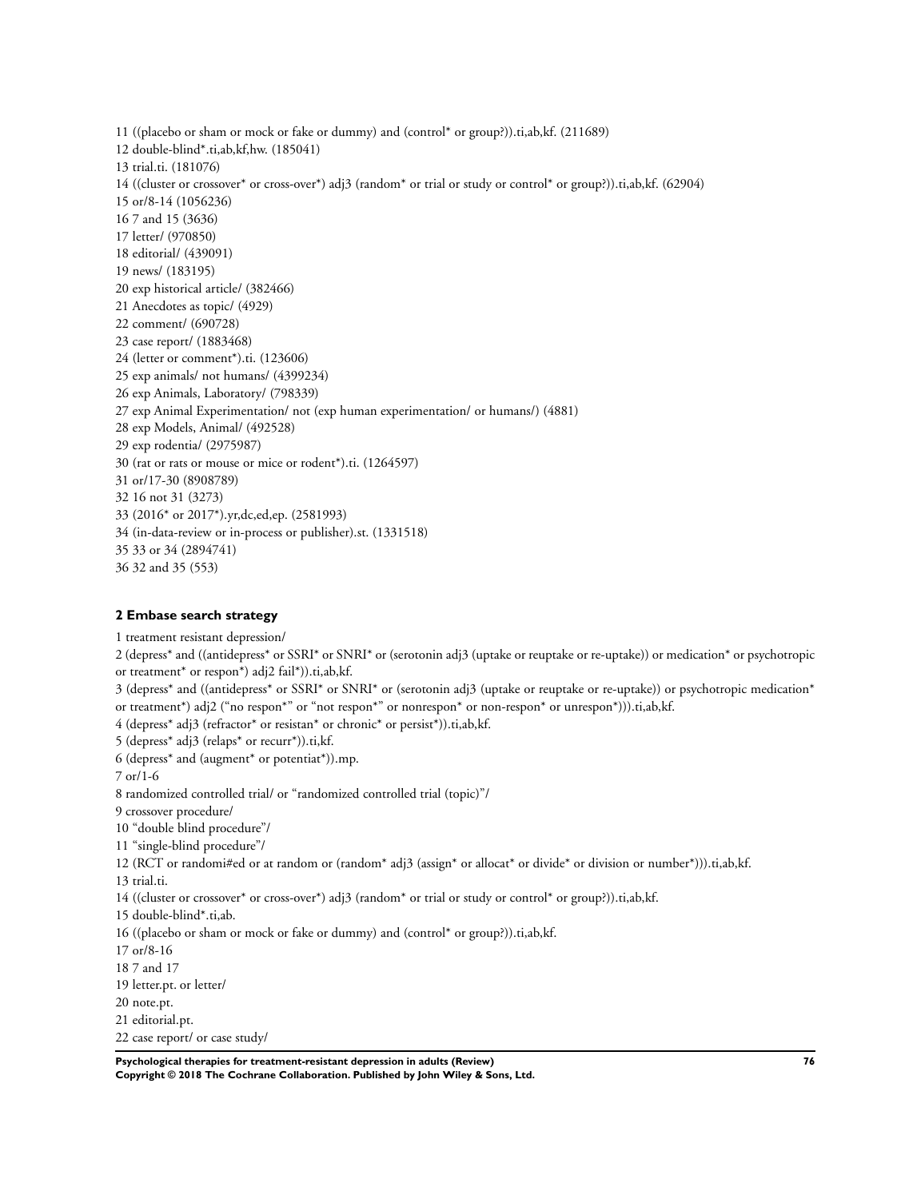11 ((placebo or sham or mock or fake or dummy) and (control* or group?)).ti,ab,kf. (211689)
12 double-blind*.ti,ab,kf,hw. (185041)
13 trial.ti. (181076)
14 ((cluster or crossover* or cross-over*) adj3 (random* or trial or study or control* or group?)).ti,ab,kf. (62904)
15 or/8-14 (1056236)
16 7 and 15 (3636)
17 letter/ (970850)
18 editorial/ (439091)
19 news/ (183195)
20 exp historical article/ (382466)
21 Anecdotes as topic/ (4929)
22 comment/ (690728)
23 case report/ (1883468)
24 (letter or comment*).ti. (123606)
25 exp animals/ not humans/ (4399234)
26 exp Animals, Laboratory/ (798339)
27 exp Animal Experimentation/ not (exp human experimentation/ or humans/) (4881)
28 exp Models, Animal/ (492528)
29 exp rodentia/ (2975987)
30 (rat or rats or mouse or mice or rodent*).ti. (1264597)
31 or/17-30 (8908789)
32 16 not 31 (3273)
33 (2016* or 2017*).yr,dc,ed,ep. (2581993)
34 (in-data-review or in-process or publisher).st. (1331518)
35 33 or 34 (2894741)
36 32 and 35 (553)

### 2 Embase search strategy

1 treatment resistant depression/
2 (depress* and ((antidepress* or SSRI* or SNRI* or (serotonin adj3 (uptake or reuptake or re-uptake)) or medication* or psychotropic or treatment* or respon*) adj2 fail*)).ti,ab,kf.
3 (depress* and ((antidepress* or SSRI* or SNRI* or (serotonin adj3 (uptake or reuptake or re-uptake)) or psychotropic medication* or treatment*) adj2 ("no respon*" or "not respon*" or nonrespon* or non-respon* or unrespon*))).ti,ab,kf.
4 (depress* adj3 (refractor* or resistan* or chronic* or persist*)).ti,ab,kf.
5 (depress* adj3 (relaps* or recurr*)).ti,kf.
6 (depress* and (augment* or potentiat*)).mp.
7 or/1-6
8 randomized controlled trial/ or "randomized controlled trial (topic)"/
9 crossover procedure/
10 "double blind procedure"/
11 "single-blind procedure"/
12 (RCT or randomi#ed or at random or (random* adj3 (assign* or allocat* or divide* or division or number*))).ti,ab,kf.
13 trial.ti.
14 ((cluster or crossover* or cross-over*) adj3 (random* or trial or study or control* or group?)).ti,ab,kf.
15 double-blind*.ti,ab.
16 ((placebo or sham or mock or fake or dummy) and (control* or group?)).ti,ab,kf.
17 or/8-16
18 7 and 17
19 letter.pt. or letter/
20 note.pt.
21 editorial.pt.
22 case report/ or case study/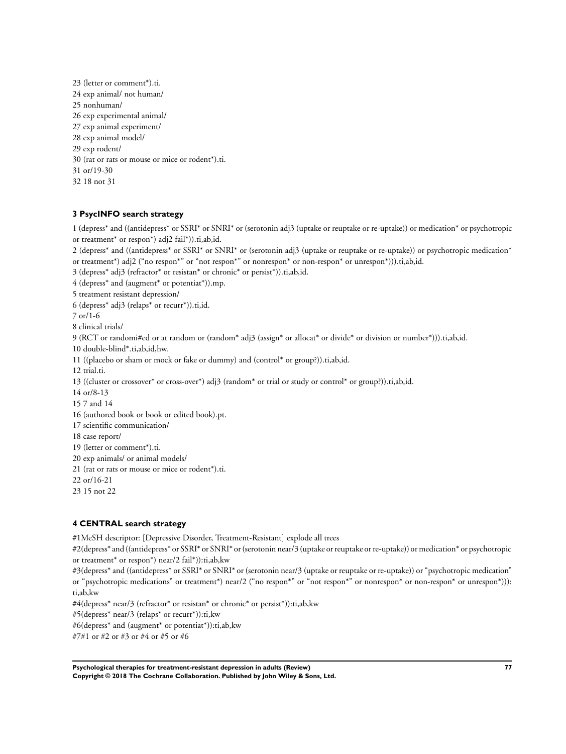23 (letter or comment*).ti.
24 exp animal/ not human/
25 nonhuman/
26 exp experimental animal/
27 exp animal experiment/
28 exp animal model/
29 exp rodent/
30 (rat or rats or mouse or mice or rodent*).ti.
31 or/19-30
32 18 not 31

### 3 PsycINFO search strategy

1 (depress* and ((antidepress* or SSRI* or SNRI* or (serotonin adj3 (uptake or reuptake or re-uptake)) or medication* or psychotropic or treatment* or respon*) adj2 fail*)).ti,ab,id.
2 (depress* and ((antidepress* or SSRI* or SNRI* or (serotonin adj3 (uptake or reuptake or re-uptake)) or psychotropic medication* or treatment*) adj2 ("no respon*" or "not respon*" or nonrespon* or non-respon* or unrespon*))).ti,ab,id.
3 (depress* adj3 (refractor* or resistan* or chronic* or persist*)).ti,ab,id.
4 (depress* and (augment* or potentiat*)).mp.
5 treatment resistant depression/
6 (depress* adj3 (relaps* or recurr*)).ti,id.
7 or/1-6
8 clinical trials/
9 (RCT or randomi#ed or at random or (random* adj3 (assign* or allocat* or divide* or division or number*))).ti,ab,id.
10 double-blind*.ti,ab,id,hw.
11 ((placebo or sham or mock or fake or dummy) and (control* or group?)).ti,ab,id.
12 trial.ti.
13 ((cluster or crossover* or cross-over*) adj3 (random* or trial or study or control* or group?)).ti,ab,id.
14 or/8-13
15 7 and 14
16 (authored book or book or edited book).pt.
17 scientific communication/
18 case report/
19 (letter or comment*).ti.
20 exp animals/ or animal models/
21 (rat or rats or mouse or mice or rodent*).ti.
22 or/16-21
23 15 not 22

### 4 CENTRAL search strategy

#1MeSH descriptor: [Depressive Disorder, Treatment-Resistant] explode all trees
#2(depress* and ((antidepress* or SSRI* or SNRI* or (serotonin near/3 (uptake or reuptake or re-uptake)) or medication* or psychotropic or treatment* or respon*) near/2 fail*)):ti,ab,kw
#3(depress* and ((antidepress* or SSRI* or SNRI* or (serotonin near/3 (uptake or reuptake or re-uptake)) or "psychotropic medication" or "psychotropic medications" or treatment*) near/2 ("no respon*" or "not respon*" or nonrespon* or non-respon* or unrespon*))):ti,ab,kw
#4(depress* near/3 (refractor* or resistan* or chronic* or persist*)):ti,ab,kw
#5(depress* near/3 (relaps* or recurr*)):ti,kw
#6(depress* and (augment* or potentiat*)):ti,ab,kw
#7#1 or #2 or #3 or #4 or #5 or #6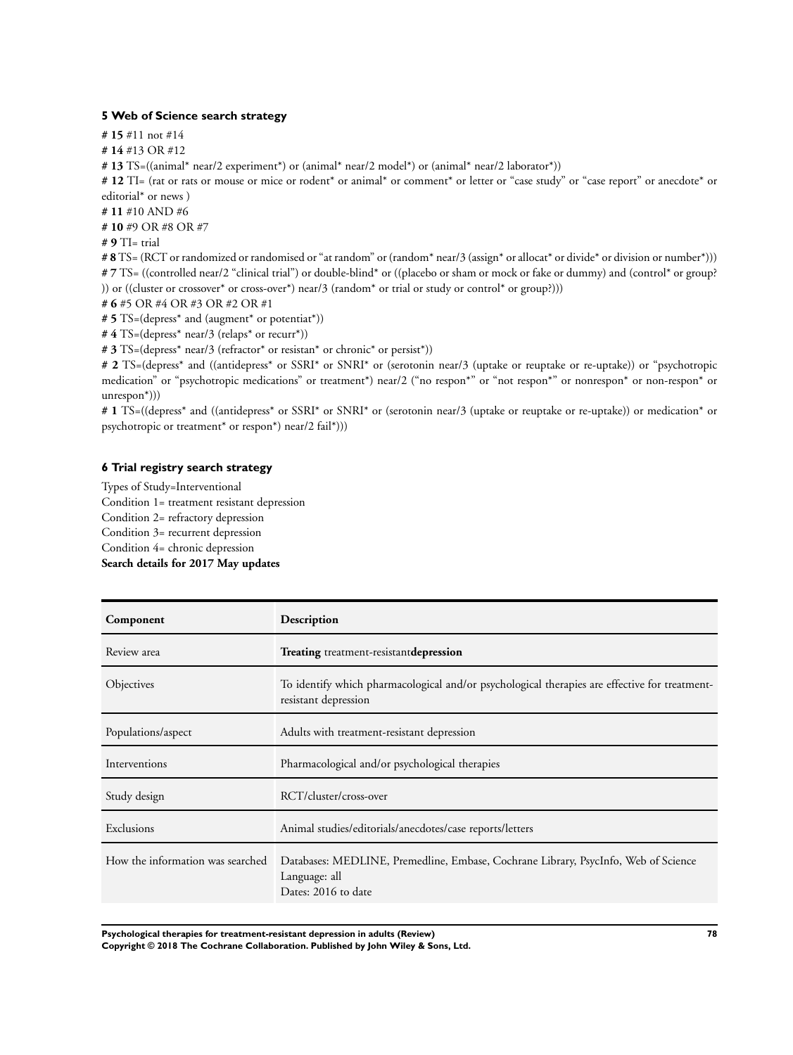### 5 Web of Science search strategy

**# 15** #11 not #14

**# 14** #13 OR #12

**# 13** TS=((animal* near/2 experiment*) or (animal* near/2 model*) or (animal* near/2 laborator*))

**# 12** TI= (rat or rats or mouse or mice or rodent* or animal* or comment* or letter or "case study" or "case report" or anecdote* or editorial* or news )

**# 11** #10 AND #6

**# 10** #9 OR #8 OR #7

**# 9** TI= trial

**# 8** TS= (RCT or randomized or randomised or "at random" or (random* near/3 (assign* or allocat* or divide* or division or number*)))

**# 7** TS= ((controlled near/2 "clinical trial") or double-blind* or ((placebo or sham or mock or fake or dummy) and (control* or group? )) or ((cluster or crossover* or cross-over*) near/3 (random* or trial or study or control* or group?)))

**# 6** #5 OR #4 OR #3 OR #2 OR #1

**# 5** TS=(depress* and (augment* or potentiat*))

**# 4** TS=(depress* near/3 (relaps* or recurr*))

**# 3** TS=(depress* near/3 (refractor* or resistan* or chronic* or persist*))

**# 2** TS=(depress* and ((antidepress* or SSRI* or SNRI* or (serotonin near/3 (uptake or reuptake or re-uptake)) or "psychotropic medication" or "psychotropic medications" or treatment*) near/2 ("no respon*" or "not respon*" or nonrespon* or non-respon* or unrespon*)))

**# 1** TS=((depress* and ((antidepress* or SSRI* or SNRI* or (serotonin near/3 (uptake or reuptake or re-uptake)) or medication* or psychotropic or treatment* or respon*) near/2 fail*)))

### 6 Trial registry search strategy

Types of Study=Interventional

Condition 1= treatment resistant depression

Condition 2= refractory depression

Condition 3= recurrent depression

Condition 4= chronic depression

**Search details for 2017 May updates**

| Component | Description |
| --- | --- |
| Review area | **Treating** treatment-resistant**depression** |
| Objectives | To identify which pharmacological and/or psychological therapies are effective for treatment-resistant depression |
| Populations/aspect | Adults with treatment-resistant depression |
| Interventions | Pharmacological and/or psychological therapies |
| Study design | RCT/cluster/cross-over |
| Exclusions | Animal studies/editorials/anecdotes/case reports/letters |
| How the information was searched | Databases: MEDLINE, Premedline, Embase, Cochrane Library, PsycInfo, Web of Science<br>Language: all<br>Dates: 2016 to date |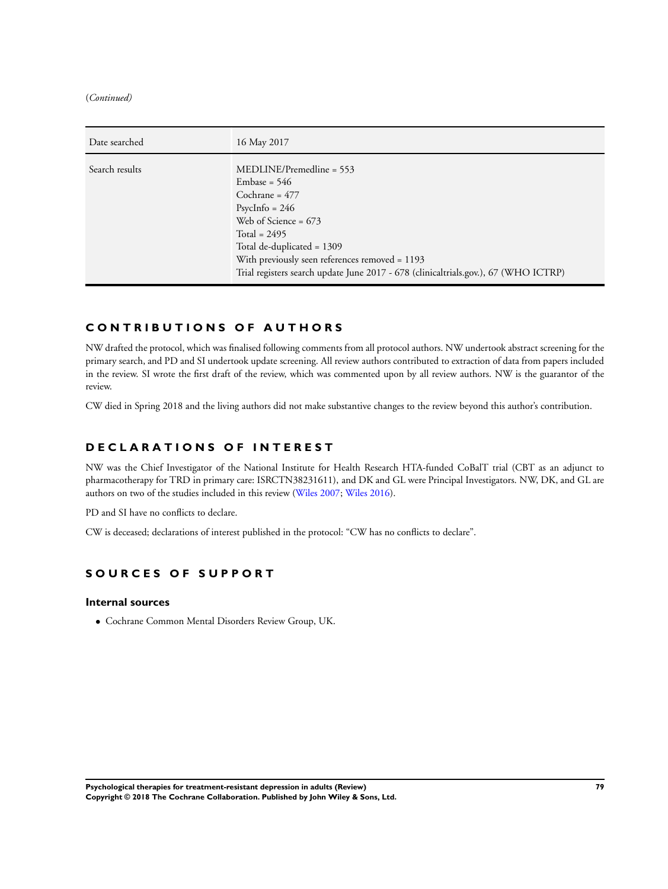(*Continued*)

| Date searched | 16 May 2017 |
|---|---|
| Search results | MEDLINE/Premedline = 553<br>Embase = 546<br>Cochrane = 477<br>PsycInfo = 246<br>Web of Science = 673<br>Total = 2495<br>Total de-duplicated = 1309<br>With previously seen references removed = 1193<br>Trial registers search update June 2017 - 678 (clinicaltrials.gov.), 67 (WHO ICTRP) |

## CONTRIBUTIONS OF AUTHORS

NW drafted the protocol, which was finalised following comments from all protocol authors. NW undertook abstract screening for the primary search, and PD and SI undertook update screening. All review authors contributed to extraction of data from papers included in the review. SI wrote the first draft of the review, which was commented upon by all review authors. NW is the guarantor of the review.

CW died in Spring 2018 and the living authors did not make substantive changes to the review beyond this author's contribution.

## DECLARATIONS OF INTEREST

NW was the Chief Investigator of the National Institute for Health Research HTA-funded CoBalT trial (CBT as an adjunct to pharmacotherapy for TRD in primary care: ISRCTN38231611), and DK and GL were Principal Investigators. NW, DK, and GL are authors on two of the studies included in this review (Wiles 2007; Wiles 2016).

PD and SI have no conflicts to declare.

CW is deceased; declarations of interest published in the protocol: "CW has no conflicts to declare".

## SOURCES OF SUPPORT

### Internal sources

- Cochrane Common Mental Disorders Review Group, UK.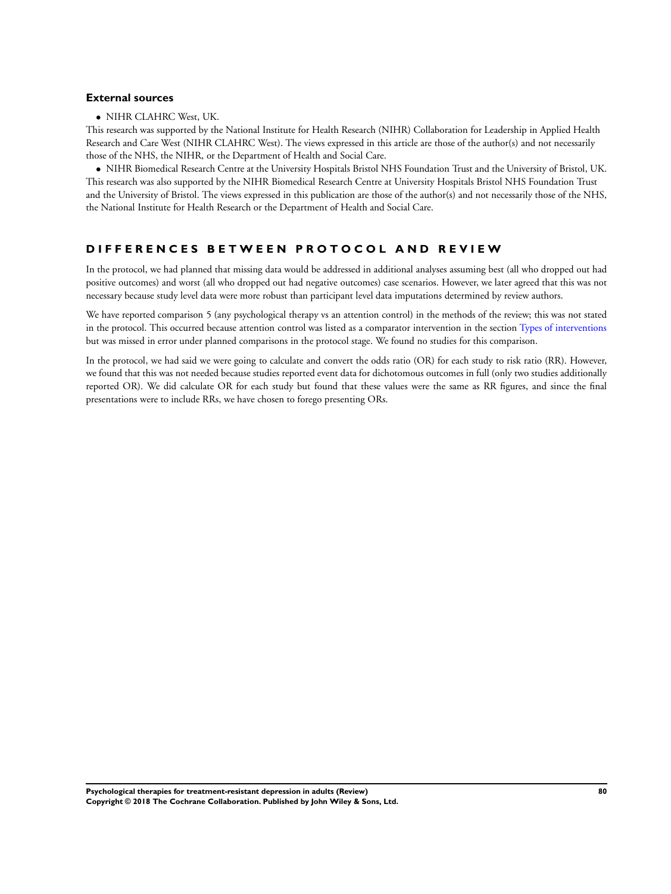### External sources

- NIHR CLAHRC West, UK.

This research was supported by the National Institute for Health Research (NIHR) Collaboration for Leadership in Applied Health Research and Care West (NIHR CLAHRC West). The views expressed in this article are those of the author(s) and not necessarily those of the NHS, the NIHR, or the Department of Health and Social Care.

- NIHR Biomedical Research Centre at the University Hospitals Bristol NHS Foundation Trust and the University of Bristol, UK.

This research was also supported by the NIHR Biomedical Research Centre at University Hospitals Bristol NHS Foundation Trust and the University of Bristol. The views expressed in this publication are those of the author(s) and not necessarily those of the NHS, the National Institute for Health Research or the Department of Health and Social Care.

## DIFFERENCES BETWEEN PROTOCOL AND REVIEW

In the protocol, we had planned that missing data would be addressed in additional analyses assuming best (all who dropped out had positive outcomes) and worst (all who dropped out had negative outcomes) case scenarios. However, we later agreed that this was not necessary because study level data were more robust than participant level data imputations determined by review authors.

We have reported comparison 5 (any psychological therapy vs an attention control) in the methods of the review; this was not stated in the protocol. This occurred because attention control was listed as a comparator intervention in the section Types of interventions but was missed in error under planned comparisons in the protocol stage. We found no studies for this comparison.

In the protocol, we had said we were going to calculate and convert the odds ratio (OR) for each study to risk ratio (RR). However, we found that this was not needed because studies reported event data for dichotomous outcomes in full (only two studies additionally reported OR). We did calculate OR for each study but found that these values were the same as RR figures, and since the final presentations were to include RRs, we have chosen to forego presenting ORs.